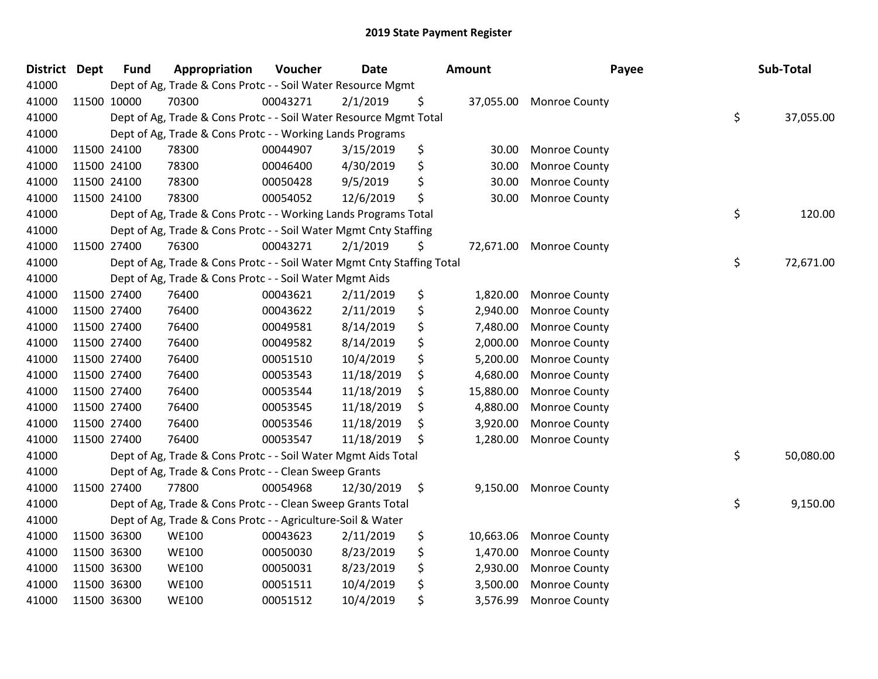# 2019 State Payment Register

| District | Dept | Fund | Appropriation | Voucher | Date | Amount | Payee | Sub-Total |
|---|---|---|---|---|---|---|---|---|
| 41000 | | Dept of Ag, Trade & Cons Protc - - Soil Water Resource Mgmt | | | | | | |
| 41000 | 11500 | 10000 | 70300 | 00043271 | 2/1/2019 | $ 37,055.00 | Monroe County | |
| 41000 | | Dept of Ag, Trade & Cons Protc - - Soil Water Resource Mgmt Total | | | | | | $ 37,055.00 |
| 41000 | | Dept of Ag, Trade & Cons Protc - - Working Lands Programs | | | | | | |
| 41000 | 11500 | 24100 | 78300 | 00044907 | 3/15/2019 | $ 30.00 | Monroe County | |
| 41000 | 11500 | 24100 | 78300 | 00046400 | 4/30/2019 | $ 30.00 | Monroe County | |
| 41000 | 11500 | 24100 | 78300 | 00050428 | 9/5/2019 | $ 30.00 | Monroe County | |
| 41000 | 11500 | 24100 | 78300 | 00054052 | 12/6/2019 | $ 30.00 | Monroe County | |
| 41000 | | Dept of Ag, Trade & Cons Protc - - Working Lands Programs Total | | | | | | $ 120.00 |
| 41000 | | Dept of Ag, Trade & Cons Protc - - Soil Water Mgmt Cnty Staffing | | | | | | |
| 41000 | 11500 | 27400 | 76300 | 00043271 | 2/1/2019 | $ 72,671.00 | Monroe County | |
| 41000 | | Dept of Ag, Trade & Cons Protc - - Soil Water Mgmt Cnty Staffing Total | | | | | | $ 72,671.00 |
| 41000 | | Dept of Ag, Trade & Cons Protc - - Soil Water Mgmt Aids | | | | | | |
| 41000 | 11500 | 27400 | 76400 | 00043621 | 2/11/2019 | $ 1,820.00 | Monroe County | |
| 41000 | 11500 | 27400 | 76400 | 00043622 | 2/11/2019 | $ 2,940.00 | Monroe County | |
| 41000 | 11500 | 27400 | 76400 | 00049581 | 8/14/2019 | $ 7,480.00 | Monroe County | |
| 41000 | 11500 | 27400 | 76400 | 00049582 | 8/14/2019 | $ 2,000.00 | Monroe County | |
| 41000 | 11500 | 27400 | 76400 | 00051510 | 10/4/2019 | $ 5,200.00 | Monroe County | |
| 41000 | 11500 | 27400 | 76400 | 00053543 | 11/18/2019 | $ 4,680.00 | Monroe County | |
| 41000 | 11500 | 27400 | 76400 | 00053544 | 11/18/2019 | $ 15,880.00 | Monroe County | |
| 41000 | 11500 | 27400 | 76400 | 00053545 | 11/18/2019 | $ 4,880.00 | Monroe County | |
| 41000 | 11500 | 27400 | 76400 | 00053546 | 11/18/2019 | $ 3,920.00 | Monroe County | |
| 41000 | 11500 | 27400 | 76400 | 00053547 | 11/18/2019 | $ 1,280.00 | Monroe County | |
| 41000 | | Dept of Ag, Trade & Cons Protc - - Soil Water Mgmt Aids Total | | | | | | $ 50,080.00 |
| 41000 | | Dept of Ag, Trade & Cons Protc - - Clean Sweep Grants | | | | | | |
| 41000 | 11500 | 27400 | 77800 | 00054968 | 12/30/2019 | $ 9,150.00 | Monroe County | |
| 41000 | | Dept of Ag, Trade & Cons Protc - - Clean Sweep Grants Total | | | | | | $ 9,150.00 |
| 41000 | | Dept of Ag, Trade & Cons Protc - - Agriculture-Soil & Water | | | | | | |
| 41000 | 11500 | 36300 | WE100 | 00043623 | 2/11/2019 | $ 10,663.06 | Monroe County | |
| 41000 | 11500 | 36300 | WE100 | 00050030 | 8/23/2019 | $ 1,470.00 | Monroe County | |
| 41000 | 11500 | 36300 | WE100 | 00050031 | 8/23/2019 | $ 2,930.00 | Monroe County | |
| 41000 | 11500 | 36300 | WE100 | 00051511 | 10/4/2019 | $ 3,500.00 | Monroe County | |
| 41000 | 11500 | 36300 | WE100 | 00051512 | 10/4/2019 | $ 3,576.99 | Monroe County | |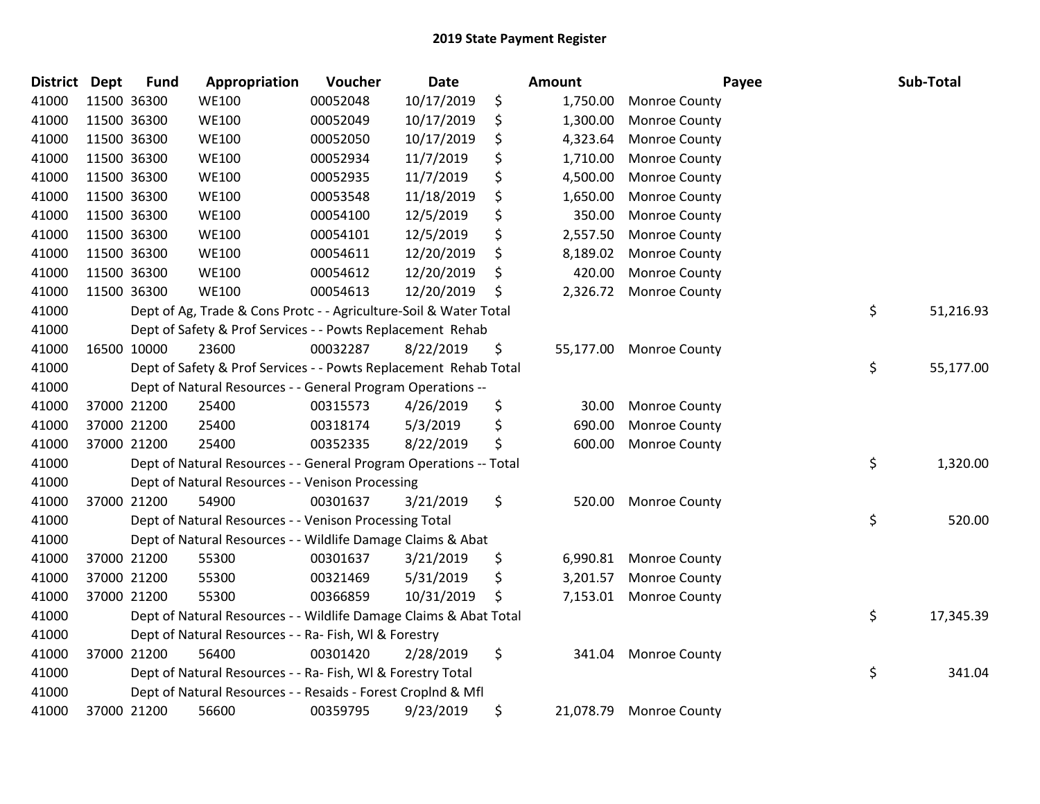# 2019 State Payment Register

| District | Dept | Fund | Appropriation | Voucher | Date | Amount | Payee | Sub-Total |
|---|---|---|---|---|---|---|---|---|
| 41000 | 11500 | 36300 | WE100 | 00052048 | 10/17/2019 | $ 1,750.00 | Monroe County | |
| 41000 | 11500 | 36300 | WE100 | 00052049 | 10/17/2019 | $ 1,300.00 | Monroe County | |
| 41000 | 11500 | 36300 | WE100 | 00052050 | 10/17/2019 | $ 4,323.64 | Monroe County | |
| 41000 | 11500 | 36300 | WE100 | 00052934 | 11/7/2019 | $ 1,710.00 | Monroe County | |
| 41000 | 11500 | 36300 | WE100 | 00052935 | 11/7/2019 | $ 4,500.00 | Monroe County | |
| 41000 | 11500 | 36300 | WE100 | 00053548 | 11/18/2019 | $ 1,650.00 | Monroe County | |
| 41000 | 11500 | 36300 | WE100 | 00054100 | 12/5/2019 | $ 350.00 | Monroe County | |
| 41000 | 11500 | 36300 | WE100 | 00054101 | 12/5/2019 | $ 2,557.50 | Monroe County | |
| 41000 | 11500 | 36300 | WE100 | 00054611 | 12/20/2019 | $ 8,189.02 | Monroe County | |
| 41000 | 11500 | 36300 | WE100 | 00054612 | 12/20/2019 | $ 420.00 | Monroe County | |
| 41000 | 11500 | 36300 | WE100 | 00054613 | 12/20/2019 | $ 2,326.72 | Monroe County | |
| 41000 | | | Dept of Ag, Trade & Cons Protc - - Agriculture-Soil & Water Total | | | | | $ 51,216.93 |
| 41000 | | | Dept of Safety & Prof Services - - Powts Replacement Rehab | | | | | |
| 41000 | 16500 | 10000 | 23600 | 00032287 | 8/22/2019 | $ 55,177.00 | Monroe County | |
| 41000 | | | Dept of Safety & Prof Services - - Powts Replacement Rehab Total | | | | | $ 55,177.00 |
| 41000 | | | Dept of Natural Resources - - General Program Operations -- | | | | | |
| 41000 | 37000 | 21200 | 25400 | 00315573 | 4/26/2019 | $ 30.00 | Monroe County | |
| 41000 | 37000 | 21200 | 25400 | 00318174 | 5/3/2019 | $ 690.00 | Monroe County | |
| 41000 | 37000 | 21200 | 25400 | 00352335 | 8/22/2019 | $ 600.00 | Monroe County | |
| 41000 | | | Dept of Natural Resources - - General Program Operations -- Total | | | | | $ 1,320.00 |
| 41000 | | | Dept of Natural Resources - - Venison Processing | | | | | |
| 41000 | 37000 | 21200 | 54900 | 00301637 | 3/21/2019 | $ 520.00 | Monroe County | |
| 41000 | | | Dept of Natural Resources - - Venison Processing Total | | | | | $ 520.00 |
| 41000 | | | Dept of Natural Resources - - Wildlife Damage Claims & Abat | | | | | |
| 41000 | 37000 | 21200 | 55300 | 00301637 | 3/21/2019 | $ 6,990.81 | Monroe County | |
| 41000 | 37000 | 21200 | 55300 | 00321469 | 5/31/2019 | $ 3,201.57 | Monroe County | |
| 41000 | 37000 | 21200 | 55300 | 00366859 | 10/31/2019 | $ 7,153.01 | Monroe County | |
| 41000 | | | Dept of Natural Resources - - Wildlife Damage Claims & Abat Total | | | | | $ 17,345.39 |
| 41000 | | | Dept of Natural Resources - - Ra- Fish, Wl & Forestry | | | | | |
| 41000 | 37000 | 21200 | 56400 | 00301420 | 2/28/2019 | $ 341.04 | Monroe County | |
| 41000 | | | Dept of Natural Resources - - Ra- Fish, Wl & Forestry Total | | | | | $ 341.04 |
| 41000 | | | Dept of Natural Resources - - Resaids - Forest Croplnd & Mfl | | | | | |
| 41000 | 37000 | 21200 | 56600 | 00359795 | 9/23/2019 | $ 21,078.79 | Monroe County | |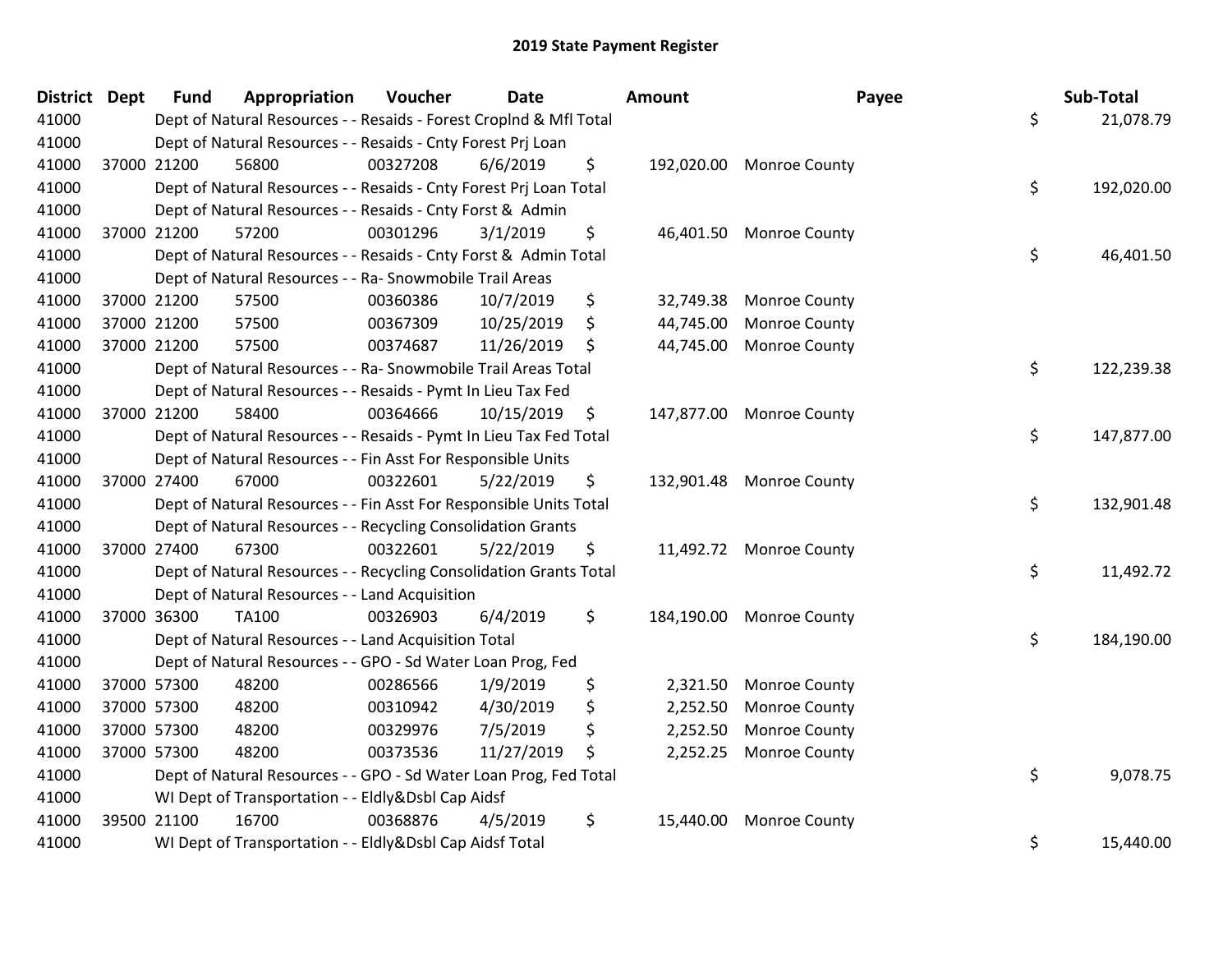# 2019 State Payment Register

| District | Dept | Fund | Appropriation | Voucher | Date | Amount | Payee | Sub-Total |
|---|---|---|---|---|---|---|---|---|
| 41000 | | | Dept of Natural Resources - - Resaids - Forest Croplnd & Mfl Total | | | | | $ 21,078.79 |
| 41000 | | | Dept of Natural Resources - - Resaids - Cnty Forest Prj Loan | | | | | |
| 41000 | 37000 | 21200 | 56800 | 00327208 | 6/6/2019 | $ 192,020.00 | Monroe County | |
| 41000 | | | Dept of Natural Resources - - Resaids - Cnty Forest Prj Loan Total | | | | | $ 192,020.00 |
| 41000 | | | Dept of Natural Resources - - Resaids - Cnty Forst & Admin | | | | | |
| 41000 | 37000 | 21200 | 57200 | 00301296 | 3/1/2019 | $ 46,401.50 | Monroe County | |
| 41000 | | | Dept of Natural Resources - - Resaids - Cnty Forst & Admin Total | | | | | $ 46,401.50 |
| 41000 | | | Dept of Natural Resources - - Ra- Snowmobile Trail Areas | | | | | |
| 41000 | 37000 | 21200 | 57500 | 00360386 | 10/7/2019 | $ 32,749.38 | Monroe County | |
| 41000 | 37000 | 21200 | 57500 | 00367309 | 10/25/2019 | $ 44,745.00 | Monroe County | |
| 41000 | 37000 | 21200 | 57500 | 00374687 | 11/26/2019 | $ 44,745.00 | Monroe County | |
| 41000 | | | Dept of Natural Resources - - Ra- Snowmobile Trail Areas Total | | | | | $ 122,239.38 |
| 41000 | | | Dept of Natural Resources - - Resaids - Pymt In Lieu Tax Fed | | | | | |
| 41000 | 37000 | 21200 | 58400 | 00364666 | 10/15/2019 | $ 147,877.00 | Monroe County | |
| 41000 | | | Dept of Natural Resources - - Resaids - Pymt In Lieu Tax Fed Total | | | | | $ 147,877.00 |
| 41000 | | | Dept of Natural Resources - - Fin Asst For Responsible Units | | | | | |
| 41000 | 37000 | 27400 | 67000 | 00322601 | 5/22/2019 | $ 132,901.48 | Monroe County | |
| 41000 | | | Dept of Natural Resources - - Fin Asst For Responsible Units Total | | | | | $ 132,901.48 |
| 41000 | | | Dept of Natural Resources - - Recycling Consolidation Grants | | | | | |
| 41000 | 37000 | 27400 | 67300 | 00322601 | 5/22/2019 | $ 11,492.72 | Monroe County | |
| 41000 | | | Dept of Natural Resources - - Recycling Consolidation Grants Total | | | | | $ 11,492.72 |
| 41000 | | | Dept of Natural Resources - - Land Acquisition | | | | | |
| 41000 | 37000 | 36300 | TA100 | 00326903 | 6/4/2019 | $ 184,190.00 | Monroe County | |
| 41000 | | | Dept of Natural Resources - - Land Acquisition Total | | | | | $ 184,190.00 |
| 41000 | | | Dept of Natural Resources - - GPO - Sd Water Loan Prog, Fed | | | | | |
| 41000 | 37000 | 57300 | 48200 | 00286566 | 1/9/2019 | $ 2,321.50 | Monroe County | |
| 41000 | 37000 | 57300 | 48200 | 00310942 | 4/30/2019 | $ 2,252.50 | Monroe County | |
| 41000 | 37000 | 57300 | 48200 | 00329976 | 7/5/2019 | $ 2,252.50 | Monroe County | |
| 41000 | 37000 | 57300 | 48200 | 00373536 | 11/27/2019 | $ 2,252.25 | Monroe County | |
| 41000 | | | Dept of Natural Resources - - GPO - Sd Water Loan Prog, Fed Total | | | | | $ 9,078.75 |
| 41000 | | | WI Dept of Transportation - - Eldly&Dsbl Cap Aidsf | | | | | |
| 41000 | 39500 | 21100 | 16700 | 00368876 | 4/5/2019 | $ 15,440.00 | Monroe County | |
| 41000 | | | WI Dept of Transportation - - Eldly&Dsbl Cap Aidsf Total | | | | | $ 15,440.00 |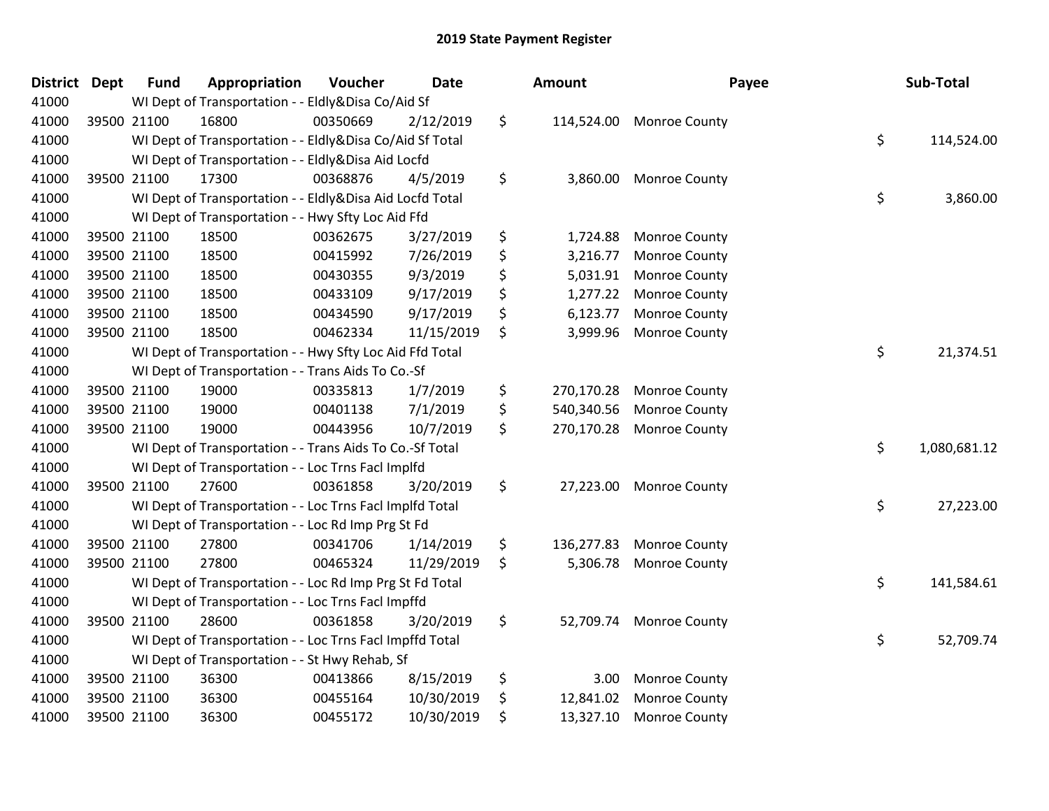## 2019 State Payment Register

| District | Dept | Fund | Appropriation | Voucher | Date | Amount | Payee | Sub-Total |
|---|---|---|---|---|---|---|---|---|
| 41000 | | WI Dept of Transportation - - Eldly&Disa Co/Aid Sf | | | | | | |
| 41000 | 39500 | 21100 | 16800 | 00350669 | 2/12/2019 | $ 114,524.00 | Monroe County | |
| 41000 | | WI Dept of Transportation - - Eldly&Disa Co/Aid Sf Total | | | | | | $ 114,524.00 |
| 41000 | | WI Dept of Transportation - - Eldly&Disa Aid Locfd | | | | | | |
| 41000 | 39500 | 21100 | 17300 | 00368876 | 4/5/2019 | $ 3,860.00 | Monroe County | |
| 41000 | | WI Dept of Transportation - - Eldly&Disa Aid Locfd Total | | | | | | $ 3,860.00 |
| 41000 | | WI Dept of Transportation - - Hwy Sfty Loc Aid Ffd | | | | | | |
| 41000 | 39500 | 21100 | 18500 | 00362675 | 3/27/2019 | $ 1,724.88 | Monroe County | |
| 41000 | 39500 | 21100 | 18500 | 00415992 | 7/26/2019 | $ 3,216.77 | Monroe County | |
| 41000 | 39500 | 21100 | 18500 | 00430355 | 9/3/2019 | $ 5,031.91 | Monroe County | |
| 41000 | 39500 | 21100 | 18500 | 00433109 | 9/17/2019 | $ 1,277.22 | Monroe County | |
| 41000 | 39500 | 21100 | 18500 | 00434590 | 9/17/2019 | $ 6,123.77 | Monroe County | |
| 41000 | 39500 | 21100 | 18500 | 00462334 | 11/15/2019 | $ 3,999.96 | Monroe County | |
| 41000 | | WI Dept of Transportation - - Hwy Sfty Loc Aid Ffd Total | | | | | | $ 21,374.51 |
| 41000 | | WI Dept of Transportation - - Trans Aids To Co.-Sf | | | | | | |
| 41000 | 39500 | 21100 | 19000 | 00335813 | 1/7/2019 | $ 270,170.28 | Monroe County | |
| 41000 | 39500 | 21100 | 19000 | 00401138 | 7/1/2019 | $ 540,340.56 | Monroe County | |
| 41000 | 39500 | 21100 | 19000 | 00443956 | 10/7/2019 | $ 270,170.28 | Monroe County | |
| 41000 | | WI Dept of Transportation - - Trans Aids To Co.-Sf Total | | | | | | $ 1,080,681.12 |
| 41000 | | WI Dept of Transportation - - Loc Trns Facl Implfd | | | | | | |
| 41000 | 39500 | 21100 | 27600 | 00361858 | 3/20/2019 | $ 27,223.00 | Monroe County | |
| 41000 | | WI Dept of Transportation - - Loc Trns Facl Implfd Total | | | | | | $ 27,223.00 |
| 41000 | | WI Dept of Transportation - - Loc Rd Imp Prg St Fd | | | | | | |
| 41000 | 39500 | 21100 | 27800 | 00341706 | 1/14/2019 | $ 136,277.83 | Monroe County | |
| 41000 | 39500 | 21100 | 27800 | 00465324 | 11/29/2019 | $ 5,306.78 | Monroe County | |
| 41000 | | WI Dept of Transportation - - Loc Rd Imp Prg St Fd Total | | | | | | $ 141,584.61 |
| 41000 | | WI Dept of Transportation - - Loc Trns Facl Impffd | | | | | | |
| 41000 | 39500 | 21100 | 28600 | 00361858 | 3/20/2019 | $ 52,709.74 | Monroe County | |
| 41000 | | WI Dept of Transportation - - Loc Trns Facl Impffd Total | | | | | | $ 52,709.74 |
| 41000 | | WI Dept of Transportation - - St Hwy Rehab, Sf | | | | | | |
| 41000 | 39500 | 21100 | 36300 | 00413866 | 8/15/2019 | $ 3.00 | Monroe County | |
| 41000 | 39500 | 21100 | 36300 | 00455164 | 10/30/2019 | $ 12,841.02 | Monroe County | |
| 41000 | 39500 | 21100 | 36300 | 00455172 | 10/30/2019 | $ 13,327.10 | Monroe County | |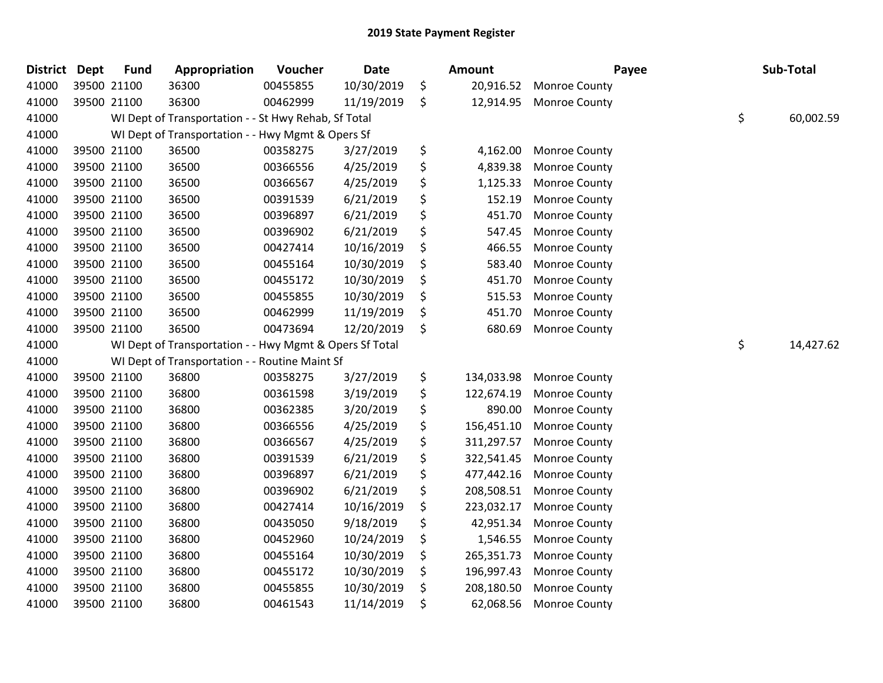## 2019 State Payment Register

| District | Dept | Fund | Appropriation | Voucher | Date | | Amount | Payee | | Sub-Total |
|---|---|---|---|---|---|---|---|---|---|---|
| 41000 | 39500 | 21100 | 36300 | 00455855 | 10/30/2019 | $ | 20,916.52 | Monroe County | | |
| 41000 | 39500 | 21100 | 36300 | 00462999 | 11/19/2019 | $ | 12,914.95 | Monroe County | | |
| 41000 | | WI Dept of Transportation - - St Hwy Rehab, Sf Total | | | | | | | $ | 60,002.59 |
| 41000 | | WI Dept of Transportation - - Hwy Mgmt & Opers Sf | | | | | | | | |
| 41000 | 39500 | 21100 | 36500 | 00358275 | 3/27/2019 | $ | 4,162.00 | Monroe County | | |
| 41000 | 39500 | 21100 | 36500 | 00366556 | 4/25/2019 | $ | 4,839.38 | Monroe County | | |
| 41000 | 39500 | 21100 | 36500 | 00366567 | 4/25/2019 | $ | 1,125.33 | Monroe County | | |
| 41000 | 39500 | 21100 | 36500 | 00391539 | 6/21/2019 | $ | 152.19 | Monroe County | | |
| 41000 | 39500 | 21100 | 36500 | 00396897 | 6/21/2019 | $ | 451.70 | Monroe County | | |
| 41000 | 39500 | 21100 | 36500 | 00396902 | 6/21/2019 | $ | 547.45 | Monroe County | | |
| 41000 | 39500 | 21100 | 36500 | 00427414 | 10/16/2019 | $ | 466.55 | Monroe County | | |
| 41000 | 39500 | 21100 | 36500 | 00455164 | 10/30/2019 | $ | 583.40 | Monroe County | | |
| 41000 | 39500 | 21100 | 36500 | 00455172 | 10/30/2019 | $ | 451.70 | Monroe County | | |
| 41000 | 39500 | 21100 | 36500 | 00455855 | 10/30/2019 | $ | 515.53 | Monroe County | | |
| 41000 | 39500 | 21100 | 36500 | 00462999 | 11/19/2019 | $ | 451.70 | Monroe County | | |
| 41000 | 39500 | 21100 | 36500 | 00473694 | 12/20/2019 | $ | 680.69 | Monroe County | | |
| 41000 | | WI Dept of Transportation - - Hwy Mgmt & Opers Sf Total | | | | | | | $ | 14,427.62 |
| 41000 | | WI Dept of Transportation - - Routine Maint Sf | | | | | | | | |
| 41000 | 39500 | 21100 | 36800 | 00358275 | 3/27/2019 | $ | 134,033.98 | Monroe County | | |
| 41000 | 39500 | 21100 | 36800 | 00361598 | 3/19/2019 | $ | 122,674.19 | Monroe County | | |
| 41000 | 39500 | 21100 | 36800 | 00362385 | 3/20/2019 | $ | 890.00 | Monroe County | | |
| 41000 | 39500 | 21100 | 36800 | 00366556 | 4/25/2019 | $ | 156,451.10 | Monroe County | | |
| 41000 | 39500 | 21100 | 36800 | 00366567 | 4/25/2019 | $ | 311,297.57 | Monroe County | | |
| 41000 | 39500 | 21100 | 36800 | 00391539 | 6/21/2019 | $ | 322,541.45 | Monroe County | | |
| 41000 | 39500 | 21100 | 36800 | 00396897 | 6/21/2019 | $ | 477,442.16 | Monroe County | | |
| 41000 | 39500 | 21100 | 36800 | 00396902 | 6/21/2019 | $ | 208,508.51 | Monroe County | | |
| 41000 | 39500 | 21100 | 36800 | 00427414 | 10/16/2019 | $ | 223,032.17 | Monroe County | | |
| 41000 | 39500 | 21100 | 36800 | 00435050 | 9/18/2019 | $ | 42,951.34 | Monroe County | | |
| 41000 | 39500 | 21100 | 36800 | 00452960 | 10/24/2019 | $ | 1,546.55 | Monroe County | | |
| 41000 | 39500 | 21100 | 36800 | 00455164 | 10/30/2019 | $ | 265,351.73 | Monroe County | | |
| 41000 | 39500 | 21100 | 36800 | 00455172 | 10/30/2019 | $ | 196,997.43 | Monroe County | | |
| 41000 | 39500 | 21100 | 36800 | 00455855 | 10/30/2019 | $ | 208,180.50 | Monroe County | | |
| 41000 | 39500 | 21100 | 36800 | 00461543 | 11/14/2019 | $ | 62,068.56 | Monroe County | | |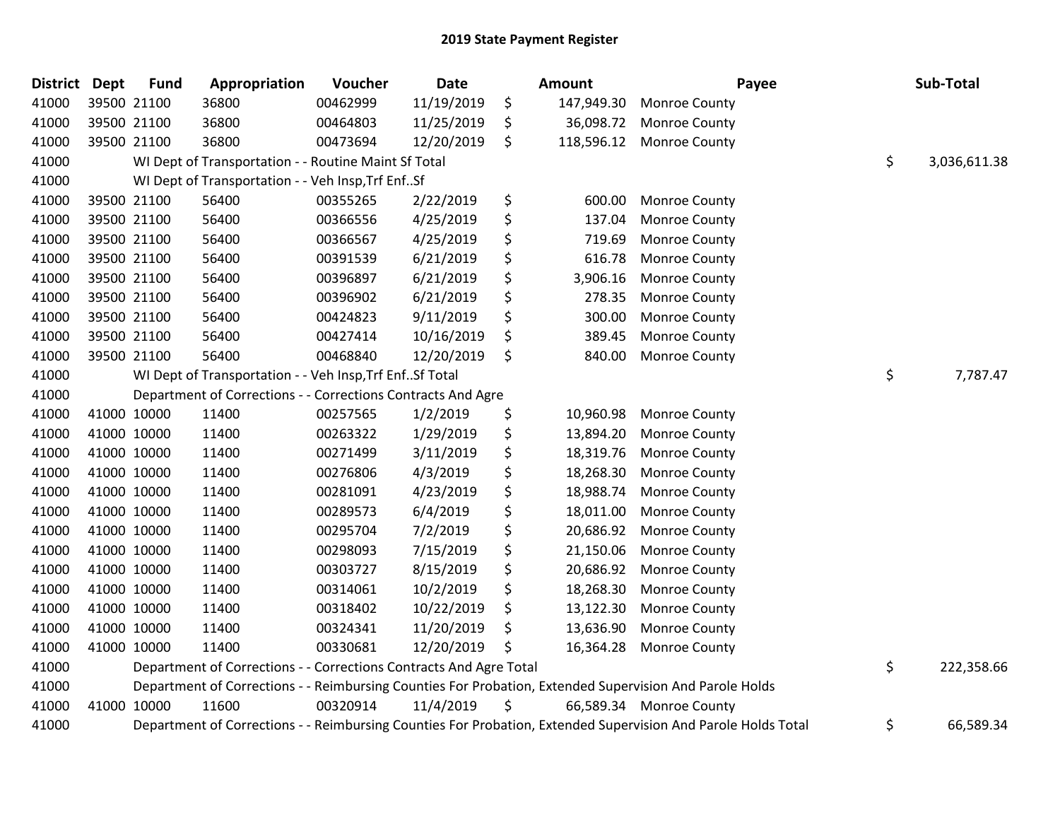## 2019 State Payment Register

| District | Dept | Fund | Appropriation | Voucher | Date | | Amount | Payee | | Sub-Total |
|---|---|---|---|---|---|---|---|---|---|---|
| 41000 | 39500 | 21100 | 36800 | 00462999 | 11/19/2019 | $ | 147,949.30 | Monroe County | | |
| 41000 | 39500 | 21100 | 36800 | 00464803 | 11/25/2019 | $ | 36,098.72 | Monroe County | | |
| 41000 | 39500 | 21100 | 36800 | 00473694 | 12/20/2019 | $ | 118,596.12 | Monroe County | | |
| 41000 | | WI Dept of Transportation - - Routine Maint Sf Total | | | | | | | $ | 3,036,611.38 |
| 41000 | | WI Dept of Transportation - - Veh Insp,Trf Enf..Sf | | | | | | | | |
| 41000 | 39500 | 21100 | 56400 | 00355265 | 2/22/2019 | $ | 600.00 | Monroe County | | |
| 41000 | 39500 | 21100 | 56400 | 00366556 | 4/25/2019 | $ | 137.04 | Monroe County | | |
| 41000 | 39500 | 21100 | 56400 | 00366567 | 4/25/2019 | $ | 719.69 | Monroe County | | |
| 41000 | 39500 | 21100 | 56400 | 00391539 | 6/21/2019 | $ | 616.78 | Monroe County | | |
| 41000 | 39500 | 21100 | 56400 | 00396897 | 6/21/2019 | $ | 3,906.16 | Monroe County | | |
| 41000 | 39500 | 21100 | 56400 | 00396902 | 6/21/2019 | $ | 278.35 | Monroe County | | |
| 41000 | 39500 | 21100 | 56400 | 00424823 | 9/11/2019 | $ | 300.00 | Monroe County | | |
| 41000 | 39500 | 21100 | 56400 | 00427414 | 10/16/2019 | $ | 389.45 | Monroe County | | |
| 41000 | 39500 | 21100 | 56400 | 00468840 | 12/20/2019 | $ | 840.00 | Monroe County | | |
| 41000 | | WI Dept of Transportation - - Veh Insp,Trf Enf..Sf Total | | | | | | | $ | 7,787.47 |
| 41000 | | Department of Corrections - - Corrections Contracts And Agre | | | | | | | | |
| 41000 | 41000 | 10000 | 11400 | 00257565 | 1/2/2019 | $ | 10,960.98 | Monroe County | | |
| 41000 | 41000 | 10000 | 11400 | 00263322 | 1/29/2019 | $ | 13,894.20 | Monroe County | | |
| 41000 | 41000 | 10000 | 11400 | 00271499 | 3/11/2019 | $ | 18,319.76 | Monroe County | | |
| 41000 | 41000 | 10000 | 11400 | 00276806 | 4/3/2019 | $ | 18,268.30 | Monroe County | | |
| 41000 | 41000 | 10000 | 11400 | 00281091 | 4/23/2019 | $ | 18,988.74 | Monroe County | | |
| 41000 | 41000 | 10000 | 11400 | 00289573 | 6/4/2019 | $ | 18,011.00 | Monroe County | | |
| 41000 | 41000 | 10000 | 11400 | 00295704 | 7/2/2019 | $ | 20,686.92 | Monroe County | | |
| 41000 | 41000 | 10000 | 11400 | 00298093 | 7/15/2019 | $ | 21,150.06 | Monroe County | | |
| 41000 | 41000 | 10000 | 11400 | 00303727 | 8/15/2019 | $ | 20,686.92 | Monroe County | | |
| 41000 | 41000 | 10000 | 11400 | 00314061 | 10/2/2019 | $ | 18,268.30 | Monroe County | | |
| 41000 | 41000 | 10000 | 11400 | 00318402 | 10/22/2019 | $ | 13,122.30 | Monroe County | | |
| 41000 | 41000 | 10000 | 11400 | 00324341 | 11/20/2019 | $ | 13,636.90 | Monroe County | | |
| 41000 | 41000 | 10000 | 11400 | 00330681 | 12/20/2019 | $ | 16,364.28 | Monroe County | | |
| 41000 | | Department of Corrections - - Corrections Contracts And Agre Total | | | | | | | $ | 222,358.66 |
| 41000 | | Department of Corrections - - Reimbursing Counties For Probation, Extended Supervision And Parole Holds | | | | | | | | |
| 41000 | 41000 | 10000 | 11600 | 00320914 | 11/4/2019 | $ | 66,589.34 | Monroe County | | |
| 41000 | | Department of Corrections - - Reimbursing Counties For Probation, Extended Supervision And Parole Holds Total | | | | | | | $ | 66,589.34 |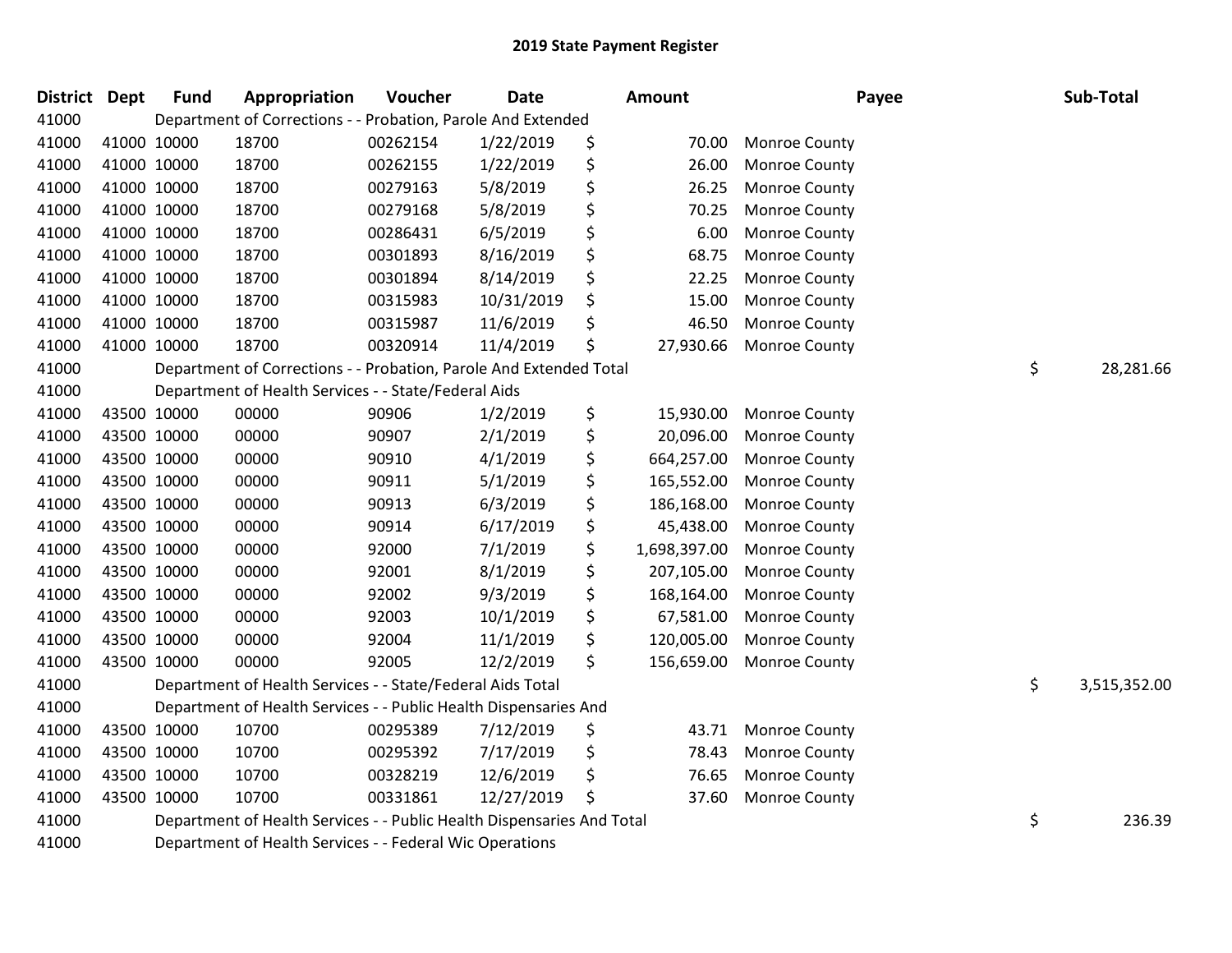# 2019 State Payment Register

| District | Dept | Fund | Appropriation | Voucher | Date | Amount | Payee | Sub-Total |
|---|---|---|---|---|---|---|---|---|
| 41000 | | Department of Corrections - - Probation, Parole And Extended | | | | | | |
| 41000 | 41000 | 10000 | 18700 | 00262154 | 1/22/2019 | $ 70.00 | Monroe County | |
| 41000 | 41000 | 10000 | 18700 | 00262155 | 1/22/2019 | $ 26.00 | Monroe County | |
| 41000 | 41000 | 10000 | 18700 | 00279163 | 5/8/2019 | $ 26.25 | Monroe County | |
| 41000 | 41000 | 10000 | 18700 | 00279168 | 5/8/2019 | $ 70.25 | Monroe County | |
| 41000 | 41000 | 10000 | 18700 | 00286431 | 6/5/2019 | $ 6.00 | Monroe County | |
| 41000 | 41000 | 10000 | 18700 | 00301893 | 8/16/2019 | $ 68.75 | Monroe County | |
| 41000 | 41000 | 10000 | 18700 | 00301894 | 8/14/2019 | $ 22.25 | Monroe County | |
| 41000 | 41000 | 10000 | 18700 | 00315983 | 10/31/2019 | $ 15.00 | Monroe County | |
| 41000 | 41000 | 10000 | 18700 | 00315987 | 11/6/2019 | $ 46.50 | Monroe County | |
| 41000 | 41000 | 10000 | 18700 | 00320914 | 11/4/2019 | $ 27,930.66 | Monroe County | |
| 41000 | | Department of Corrections - - Probation, Parole And Extended Total | | | | | | $ 28,281.66 |
| 41000 | | Department of Health Services - - State/Federal Aids | | | | | | |
| 41000 | 43500 | 10000 | 00000 | 90906 | 1/2/2019 | $ 15,930.00 | Monroe County | |
| 41000 | 43500 | 10000 | 00000 | 90907 | 2/1/2019 | $ 20,096.00 | Monroe County | |
| 41000 | 43500 | 10000 | 00000 | 90910 | 4/1/2019 | $ 664,257.00 | Monroe County | |
| 41000 | 43500 | 10000 | 00000 | 90911 | 5/1/2019 | $ 165,552.00 | Monroe County | |
| 41000 | 43500 | 10000 | 00000 | 90913 | 6/3/2019 | $ 186,168.00 | Monroe County | |
| 41000 | 43500 | 10000 | 00000 | 90914 | 6/17/2019 | $ 45,438.00 | Monroe County | |
| 41000 | 43500 | 10000 | 00000 | 92000 | 7/1/2019 | $ 1,698,397.00 | Monroe County | |
| 41000 | 43500 | 10000 | 00000 | 92001 | 8/1/2019 | $ 207,105.00 | Monroe County | |
| 41000 | 43500 | 10000 | 00000 | 92002 | 9/3/2019 | $ 168,164.00 | Monroe County | |
| 41000 | 43500 | 10000 | 00000 | 92003 | 10/1/2019 | $ 67,581.00 | Monroe County | |
| 41000 | 43500 | 10000 | 00000 | 92004 | 11/1/2019 | $ 120,005.00 | Monroe County | |
| 41000 | 43500 | 10000 | 00000 | 92005 | 12/2/2019 | $ 156,659.00 | Monroe County | |
| 41000 | | Department of Health Services - - State/Federal Aids Total | | | | | | $ 3,515,352.00 |
| 41000 | | Department of Health Services - - Public Health Dispensaries And | | | | | | |
| 41000 | 43500 | 10000 | 10700 | 00295389 | 7/12/2019 | $ 43.71 | Monroe County | |
| 41000 | 43500 | 10000 | 10700 | 00295392 | 7/17/2019 | $ 78.43 | Monroe County | |
| 41000 | 43500 | 10000 | 10700 | 00328219 | 12/6/2019 | $ 76.65 | Monroe County | |
| 41000 | 43500 | 10000 | 10700 | 00331861 | 12/27/2019 | $ 37.60 | Monroe County | |
| 41000 | | Department of Health Services - - Public Health Dispensaries And Total | | | | | | $ 236.39 |
| 41000 | | Department of Health Services - - Federal Wic Operations | | | | | | |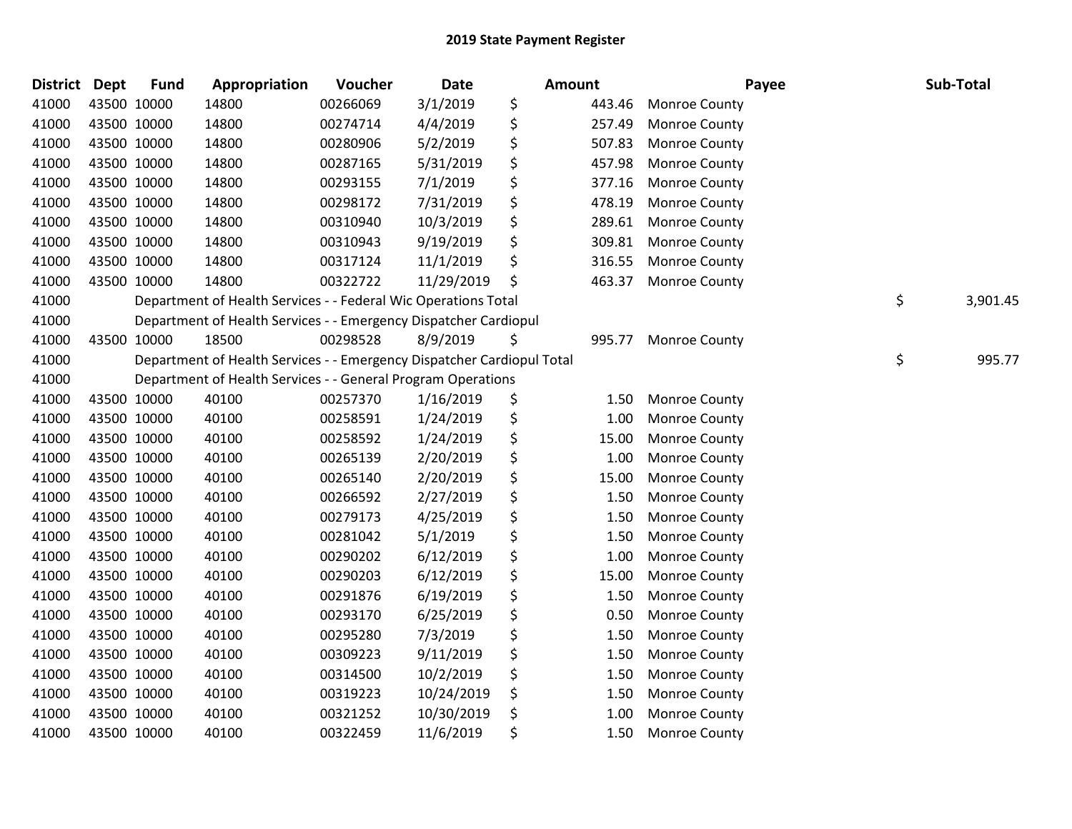# 2019 State Payment Register

| District | Dept | Fund | Appropriation | Voucher | Date | Amount | Payee | Sub-Total |
|---|---|---|---|---|---|---|---|---|
| 41000 | 43500 | 10000 | 14800 | 00266069 | 3/1/2019 | $ 443.46 | Monroe County | |
| 41000 | 43500 | 10000 | 14800 | 00274714 | 4/4/2019 | $ 257.49 | Monroe County | |
| 41000 | 43500 | 10000 | 14800 | 00280906 | 5/2/2019 | $ 507.83 | Monroe County | |
| 41000 | 43500 | 10000 | 14800 | 00287165 | 5/31/2019 | $ 457.98 | Monroe County | |
| 41000 | 43500 | 10000 | 14800 | 00293155 | 7/1/2019 | $ 377.16 | Monroe County | |
| 41000 | 43500 | 10000 | 14800 | 00298172 | 7/31/2019 | $ 478.19 | Monroe County | |
| 41000 | 43500 | 10000 | 14800 | 00310940 | 10/3/2019 | $ 289.61 | Monroe County | |
| 41000 | 43500 | 10000 | 14800 | 00310943 | 9/19/2019 | $ 309.81 | Monroe County | |
| 41000 | 43500 | 10000 | 14800 | 00317124 | 11/1/2019 | $ 316.55 | Monroe County | |
| 41000 | 43500 | 10000 | 14800 | 00322722 | 11/29/2019 | $ 463.37 | Monroe County | |
| 41000 | | Department of Health Services - - Federal Wic Operations Total | | | | | | $ 3,901.45 |
| 41000 | | Department of Health Services - - Emergency Dispatcher Cardiopul | | | | | | |
| 41000 | 43500 | 10000 | 18500 | 00298528 | 8/9/2019 | $ 995.77 | Monroe County | |
| 41000 | | Department of Health Services - - Emergency Dispatcher Cardiopul Total | | | | | | $ 995.77 |
| 41000 | | Department of Health Services - - General Program Operations | | | | | | |
| 41000 | 43500 | 10000 | 40100 | 00257370 | 1/16/2019 | $ 1.50 | Monroe County | |
| 41000 | 43500 | 10000 | 40100 | 00258591 | 1/24/2019 | $ 1.00 | Monroe County | |
| 41000 | 43500 | 10000 | 40100 | 00258592 | 1/24/2019 | $ 15.00 | Monroe County | |
| 41000 | 43500 | 10000 | 40100 | 00265139 | 2/20/2019 | $ 1.00 | Monroe County | |
| 41000 | 43500 | 10000 | 40100 | 00265140 | 2/20/2019 | $ 15.00 | Monroe County | |
| 41000 | 43500 | 10000 | 40100 | 00266592 | 2/27/2019 | $ 1.50 | Monroe County | |
| 41000 | 43500 | 10000 | 40100 | 00279173 | 4/25/2019 | $ 1.50 | Monroe County | |
| 41000 | 43500 | 10000 | 40100 | 00281042 | 5/1/2019 | $ 1.50 | Monroe County | |
| 41000 | 43500 | 10000 | 40100 | 00290202 | 6/12/2019 | $ 1.00 | Monroe County | |
| 41000 | 43500 | 10000 | 40100 | 00290203 | 6/12/2019 | $ 15.00 | Monroe County | |
| 41000 | 43500 | 10000 | 40100 | 00291876 | 6/19/2019 | $ 1.50 | Monroe County | |
| 41000 | 43500 | 10000 | 40100 | 00293170 | 6/25/2019 | $ 0.50 | Monroe County | |
| 41000 | 43500 | 10000 | 40100 | 00295280 | 7/3/2019 | $ 1.50 | Monroe County | |
| 41000 | 43500 | 10000 | 40100 | 00309223 | 9/11/2019 | $ 1.50 | Monroe County | |
| 41000 | 43500 | 10000 | 40100 | 00314500 | 10/2/2019 | $ 1.50 | Monroe County | |
| 41000 | 43500 | 10000 | 40100 | 00319223 | 10/24/2019 | $ 1.50 | Monroe County | |
| 41000 | 43500 | 10000 | 40100 | 00321252 | 10/30/2019 | $ 1.00 | Monroe County | |
| 41000 | 43500 | 10000 | 40100 | 00322459 | 11/6/2019 | $ 1.50 | Monroe County | |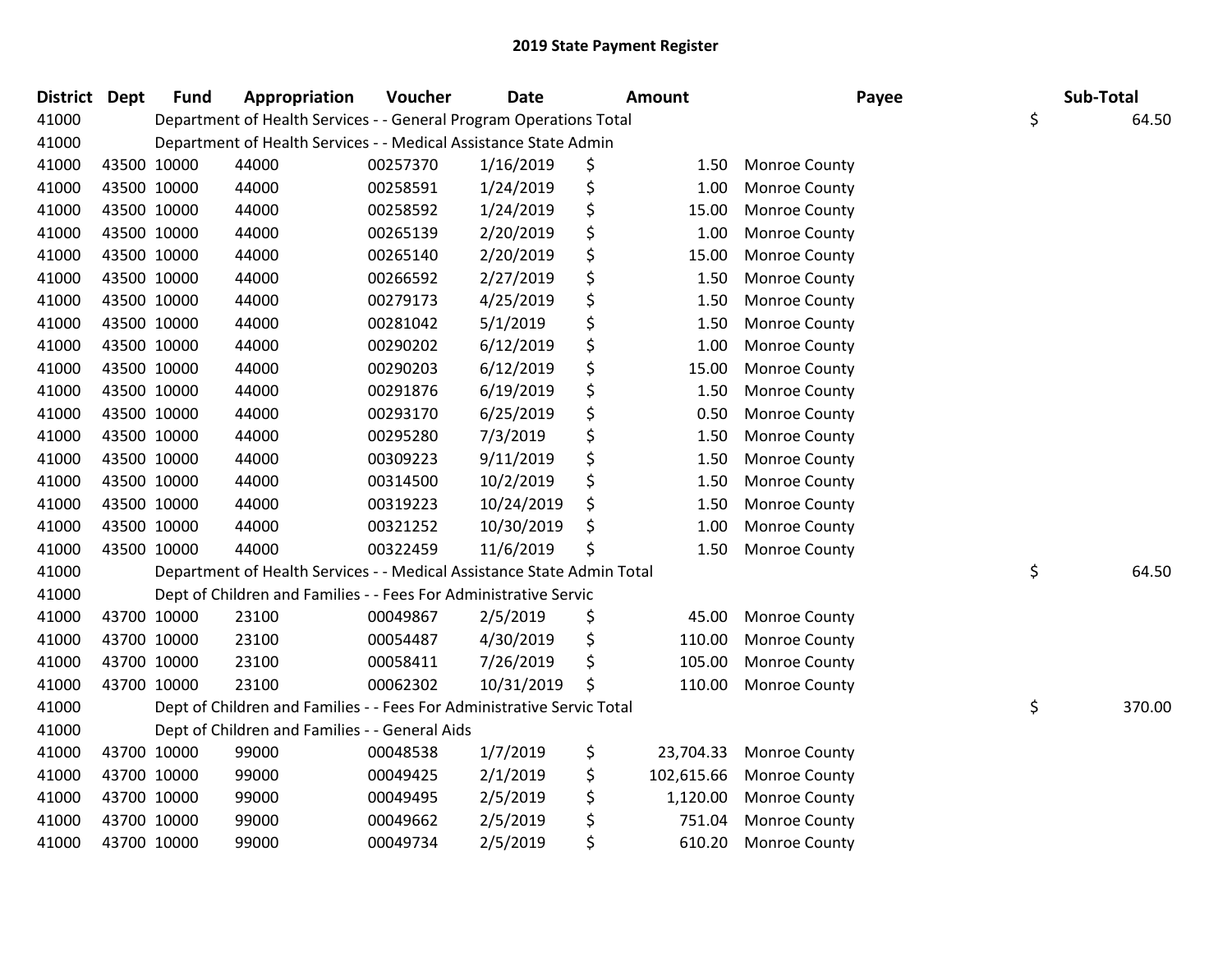# 2019 State Payment Register

| District | Dept | Fund | Appropriation | Voucher | Date | Amount | Payee | Sub-Total |
|---|---|---|---|---|---|---|---|---|
| 41000 | | Department of Health Services - - General Program Operations Total | | | | | | $ 64.50 |
| 41000 | | Department of Health Services - - Medical Assistance State Admin | | | | | | |
| 41000 | 43500 | 10000 | 44000 | 00257370 | 1/16/2019 | $ 1.50 | Monroe County | |
| 41000 | 43500 | 10000 | 44000 | 00258591 | 1/24/2019 | $ 1.00 | Monroe County | |
| 41000 | 43500 | 10000 | 44000 | 00258592 | 1/24/2019 | $ 15.00 | Monroe County | |
| 41000 | 43500 | 10000 | 44000 | 00265139 | 2/20/2019 | $ 1.00 | Monroe County | |
| 41000 | 43500 | 10000 | 44000 | 00265140 | 2/20/2019 | $ 15.00 | Monroe County | |
| 41000 | 43500 | 10000 | 44000 | 00266592 | 2/27/2019 | $ 1.50 | Monroe County | |
| 41000 | 43500 | 10000 | 44000 | 00279173 | 4/25/2019 | $ 1.50 | Monroe County | |
| 41000 | 43500 | 10000 | 44000 | 00281042 | 5/1/2019 | $ 1.50 | Monroe County | |
| 41000 | 43500 | 10000 | 44000 | 00290202 | 6/12/2019 | $ 1.00 | Monroe County | |
| 41000 | 43500 | 10000 | 44000 | 00290203 | 6/12/2019 | $ 15.00 | Monroe County | |
| 41000 | 43500 | 10000 | 44000 | 00291876 | 6/19/2019 | $ 1.50 | Monroe County | |
| 41000 | 43500 | 10000 | 44000 | 00293170 | 6/25/2019 | $ 0.50 | Monroe County | |
| 41000 | 43500 | 10000 | 44000 | 00295280 | 7/3/2019 | $ 1.50 | Monroe County | |
| 41000 | 43500 | 10000 | 44000 | 00309223 | 9/11/2019 | $ 1.50 | Monroe County | |
| 41000 | 43500 | 10000 | 44000 | 00314500 | 10/2/2019 | $ 1.50 | Monroe County | |
| 41000 | 43500 | 10000 | 44000 | 00319223 | 10/24/2019 | $ 1.50 | Monroe County | |
| 41000 | 43500 | 10000 | 44000 | 00321252 | 10/30/2019 | $ 1.00 | Monroe County | |
| 41000 | 43500 | 10000 | 44000 | 00322459 | 11/6/2019 | $ 1.50 | Monroe County | |
| 41000 | | Department of Health Services - - Medical Assistance State Admin Total | | | | | | $ 64.50 |
| 41000 | | Dept of Children and Families - - Fees For Administrative Servic | | | | | | |
| 41000 | 43700 | 10000 | 23100 | 00049867 | 2/5/2019 | $ 45.00 | Monroe County | |
| 41000 | 43700 | 10000 | 23100 | 00054487 | 4/30/2019 | $ 110.00 | Monroe County | |
| 41000 | 43700 | 10000 | 23100 | 00058411 | 7/26/2019 | $ 105.00 | Monroe County | |
| 41000 | 43700 | 10000 | 23100 | 00062302 | 10/31/2019 | $ 110.00 | Monroe County | |
| 41000 | | Dept of Children and Families - - Fees For Administrative Servic Total | | | | | | $ 370.00 |
| 41000 | | Dept of Children and Families - - General Aids | | | | | | |
| 41000 | 43700 | 10000 | 99000 | 00048538 | 1/7/2019 | $ 23,704.33 | Monroe County | |
| 41000 | 43700 | 10000 | 99000 | 00049425 | 2/1/2019 | $ 102,615.66 | Monroe County | |
| 41000 | 43700 | 10000 | 99000 | 00049495 | 2/5/2019 | $ 1,120.00 | Monroe County | |
| 41000 | 43700 | 10000 | 99000 | 00049662 | 2/5/2019 | $ 751.04 | Monroe County | |
| 41000 | 43700 | 10000 | 99000 | 00049734 | 2/5/2019 | $ 610.20 | Monroe County | |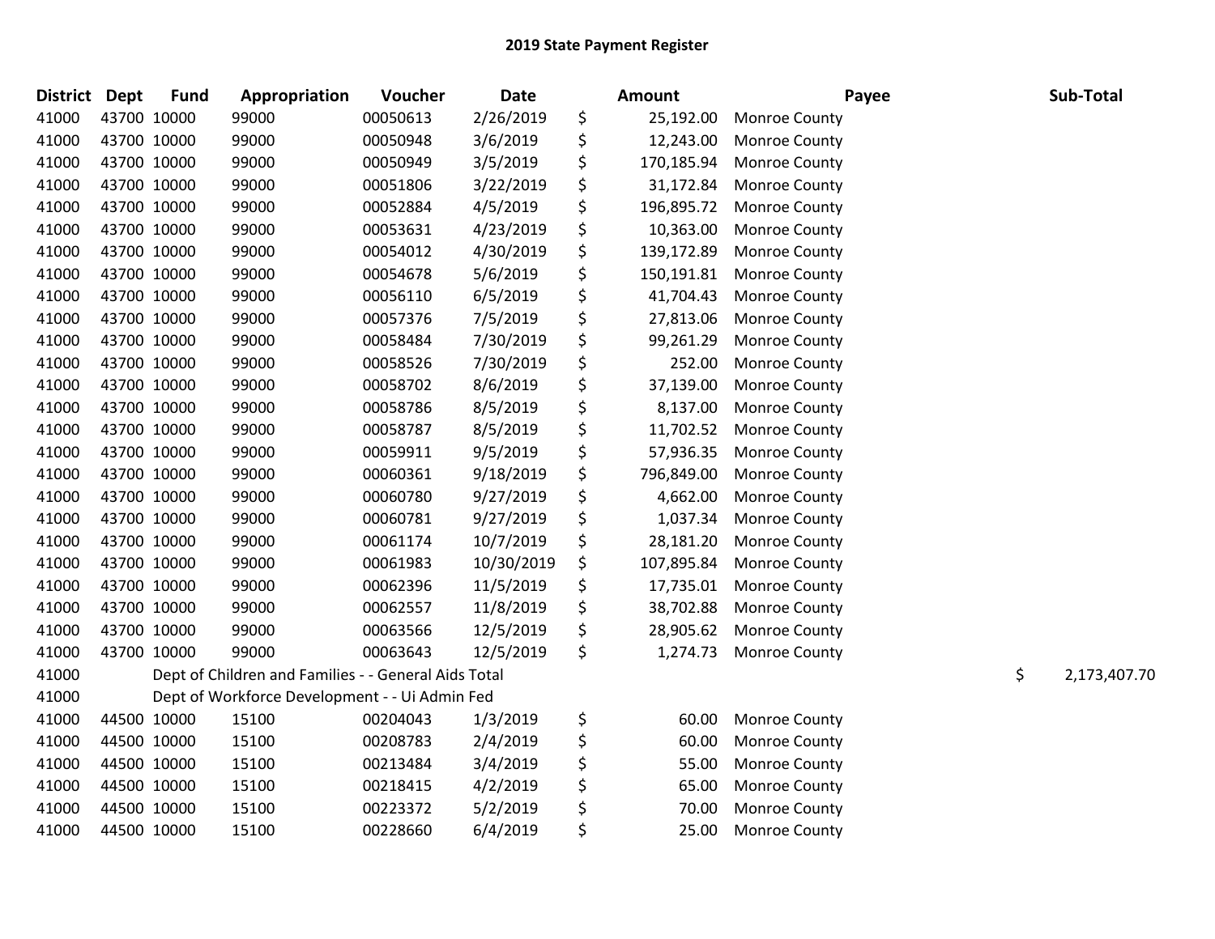## 2019 State Payment Register

| District | Dept | Fund | Appropriation | Voucher | Date | Amount | Payee | Sub-Total |
|---|---|---|---|---|---|---|---|---|
| 41000 | 43700 | 10000 | 99000 | 00050613 | 2/26/2019 | $ 25,192.00 | Monroe County | |
| 41000 | 43700 | 10000 | 99000 | 00050948 | 3/6/2019 | $ 12,243.00 | Monroe County | |
| 41000 | 43700 | 10000 | 99000 | 00050949 | 3/5/2019 | $ 170,185.94 | Monroe County | |
| 41000 | 43700 | 10000 | 99000 | 00051806 | 3/22/2019 | $ 31,172.84 | Monroe County | |
| 41000 | 43700 | 10000 | 99000 | 00052884 | 4/5/2019 | $ 196,895.72 | Monroe County | |
| 41000 | 43700 | 10000 | 99000 | 00053631 | 4/23/2019 | $ 10,363.00 | Monroe County | |
| 41000 | 43700 | 10000 | 99000 | 00054012 | 4/30/2019 | $ 139,172.89 | Monroe County | |
| 41000 | 43700 | 10000 | 99000 | 00054678 | 5/6/2019 | $ 150,191.81 | Monroe County | |
| 41000 | 43700 | 10000 | 99000 | 00056110 | 6/5/2019 | $ 41,704.43 | Monroe County | |
| 41000 | 43700 | 10000 | 99000 | 00057376 | 7/5/2019 | $ 27,813.06 | Monroe County | |
| 41000 | 43700 | 10000 | 99000 | 00058484 | 7/30/2019 | $ 99,261.29 | Monroe County | |
| 41000 | 43700 | 10000 | 99000 | 00058526 | 7/30/2019 | $ 252.00 | Monroe County | |
| 41000 | 43700 | 10000 | 99000 | 00058702 | 8/6/2019 | $ 37,139.00 | Monroe County | |
| 41000 | 43700 | 10000 | 99000 | 00058786 | 8/5/2019 | $ 8,137.00 | Monroe County | |
| 41000 | 43700 | 10000 | 99000 | 00058787 | 8/5/2019 | $ 11,702.52 | Monroe County | |
| 41000 | 43700 | 10000 | 99000 | 00059911 | 9/5/2019 | $ 57,936.35 | Monroe County | |
| 41000 | 43700 | 10000 | 99000 | 00060361 | 9/18/2019 | $ 796,849.00 | Monroe County | |
| 41000 | 43700 | 10000 | 99000 | 00060780 | 9/27/2019 | $ 4,662.00 | Monroe County | |
| 41000 | 43700 | 10000 | 99000 | 00060781 | 9/27/2019 | $ 1,037.34 | Monroe County | |
| 41000 | 43700 | 10000 | 99000 | 00061174 | 10/7/2019 | $ 28,181.20 | Monroe County | |
| 41000 | 43700 | 10000 | 99000 | 00061983 | 10/30/2019 | $ 107,895.84 | Monroe County | |
| 41000 | 43700 | 10000 | 99000 | 00062396 | 11/5/2019 | $ 17,735.01 | Monroe County | |
| 41000 | 43700 | 10000 | 99000 | 00062557 | 11/8/2019 | $ 38,702.88 | Monroe County | |
| 41000 | 43700 | 10000 | 99000 | 00063566 | 12/5/2019 | $ 28,905.62 | Monroe County | |
| 41000 | 43700 | 10000 | 99000 | 00063643 | 12/5/2019 | $ 1,274.73 | Monroe County | |
| 41000 | | Dept of Children and Families - - General Aids Total | | | | | | $ 2,173,407.70 |
| 41000 | | Dept of Workforce Development - - Ui Admin Fed | | | | | | |
| 41000 | 44500 | 10000 | 15100 | 00204043 | 1/3/2019 | $ 60.00 | Monroe County | |
| 41000 | 44500 | 10000 | 15100 | 00208783 | 2/4/2019 | $ 60.00 | Monroe County | |
| 41000 | 44500 | 10000 | 15100 | 00213484 | 3/4/2019 | $ 55.00 | Monroe County | |
| 41000 | 44500 | 10000 | 15100 | 00218415 | 4/2/2019 | $ 65.00 | Monroe County | |
| 41000 | 44500 | 10000 | 15100 | 00223372 | 5/2/2019 | $ 70.00 | Monroe County | |
| 41000 | 44500 | 10000 | 15100 | 00228660 | 6/4/2019 | $ 25.00 | Monroe County | |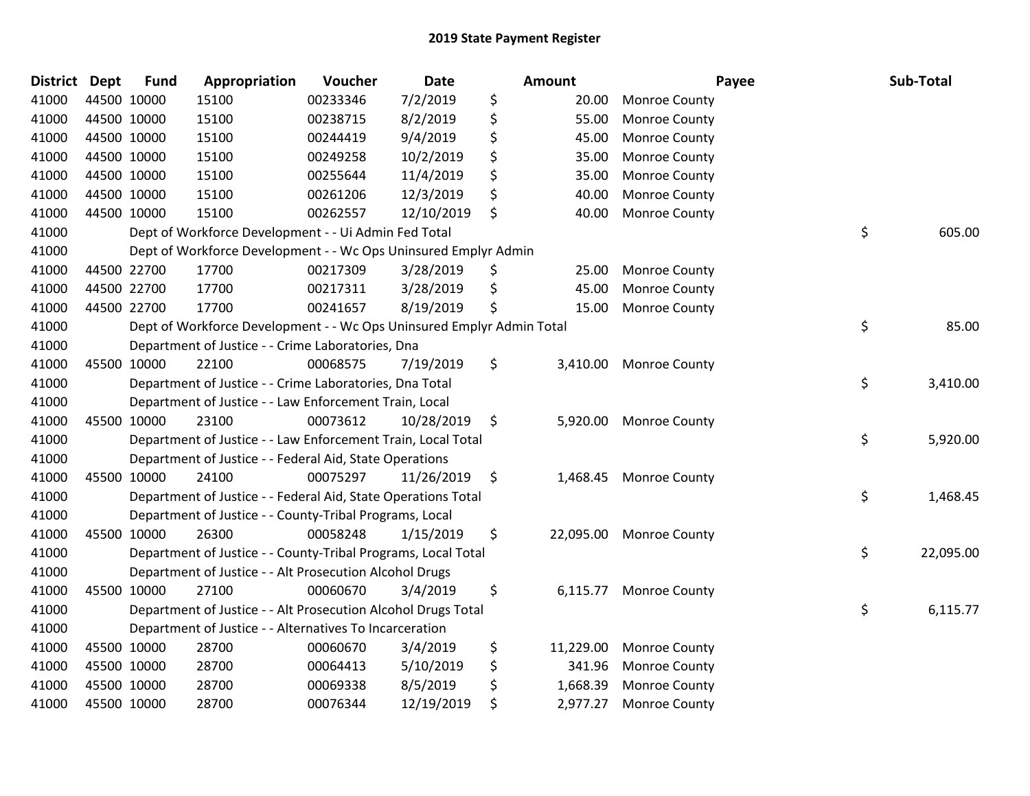## 2019 State Payment Register

| District | Dept | Fund | Appropriation | Voucher | Date | Amount | Payee | Sub-Total |
|---|---|---|---|---|---|---|---|---|
| 41000 | 44500 | 10000 | 15100 | 00233346 | 7/2/2019 | $ 20.00 | Monroe County | |
| 41000 | 44500 | 10000 | 15100 | 00238715 | 8/2/2019 | $ 55.00 | Monroe County | |
| 41000 | 44500 | 10000 | 15100 | 00244419 | 9/4/2019 | $ 45.00 | Monroe County | |
| 41000 | 44500 | 10000 | 15100 | 00249258 | 10/2/2019 | $ 35.00 | Monroe County | |
| 41000 | 44500 | 10000 | 15100 | 00255644 | 11/4/2019 | $ 35.00 | Monroe County | |
| 41000 | 44500 | 10000 | 15100 | 00261206 | 12/3/2019 | $ 40.00 | Monroe County | |
| 41000 | 44500 | 10000 | 15100 | 00262557 | 12/10/2019 | $ 40.00 | Monroe County | |
| 41000 | | Dept of Workforce Development - - Ui Admin Fed Total | | | | | | $ 605.00 |
| 41000 | | Dept of Workforce Development - - Wc Ops Uninsured Emplyr Admin | | | | | | |
| 41000 | 44500 | 22700 | 17700 | 00217309 | 3/28/2019 | $ 25.00 | Monroe County | |
| 41000 | 44500 | 22700 | 17700 | 00217311 | 3/28/2019 | $ 45.00 | Monroe County | |
| 41000 | 44500 | 22700 | 17700 | 00241657 | 8/19/2019 | $ 15.00 | Monroe County | |
| 41000 | | Dept of Workforce Development - - Wc Ops Uninsured Emplyr Admin Total | | | | | | $ 85.00 |
| 41000 | | Department of Justice - - Crime Laboratories, Dna | | | | | | |
| 41000 | 45500 | 10000 | 22100 | 00068575 | 7/19/2019 | $ 3,410.00 | Monroe County | |
| 41000 | | Department of Justice - - Crime Laboratories, Dna Total | | | | | | $ 3,410.00 |
| 41000 | | Department of Justice - - Law Enforcement Train, Local | | | | | | |
| 41000 | 45500 | 10000 | 23100 | 00073612 | 10/28/2019 | $ 5,920.00 | Monroe County | |
| 41000 | | Department of Justice - - Law Enforcement Train, Local Total | | | | | | $ 5,920.00 |
| 41000 | | Department of Justice - - Federal Aid, State Operations | | | | | | |
| 41000 | 45500 | 10000 | 24100 | 00075297 | 11/26/2019 | $ 1,468.45 | Monroe County | |
| 41000 | | Department of Justice - - Federal Aid, State Operations Total | | | | | | $ 1,468.45 |
| 41000 | | Department of Justice - - County-Tribal Programs, Local | | | | | | |
| 41000 | 45500 | 10000 | 26300 | 00058248 | 1/15/2019 | $ 22,095.00 | Monroe County | |
| 41000 | | Department of Justice - - County-Tribal Programs, Local Total | | | | | | $ 22,095.00 |
| 41000 | | Department of Justice - - Alt Prosecution Alcohol Drugs | | | | | | |
| 41000 | 45500 | 10000 | 27100 | 00060670 | 3/4/2019 | $ 6,115.77 | Monroe County | |
| 41000 | | Department of Justice - - Alt Prosecution Alcohol Drugs Total | | | | | | $ 6,115.77 |
| 41000 | | Department of Justice - - Alternatives To Incarceration | | | | | | |
| 41000 | 45500 | 10000 | 28700 | 00060670 | 3/4/2019 | $ 11,229.00 | Monroe County | |
| 41000 | 45500 | 10000 | 28700 | 00064413 | 5/10/2019 | $ 341.96 | Monroe County | |
| 41000 | 45500 | 10000 | 28700 | 00069338 | 8/5/2019 | $ 1,668.39 | Monroe County | |
| 41000 | 45500 | 10000 | 28700 | 00076344 | 12/19/2019 | $ 2,977.27 | Monroe County | |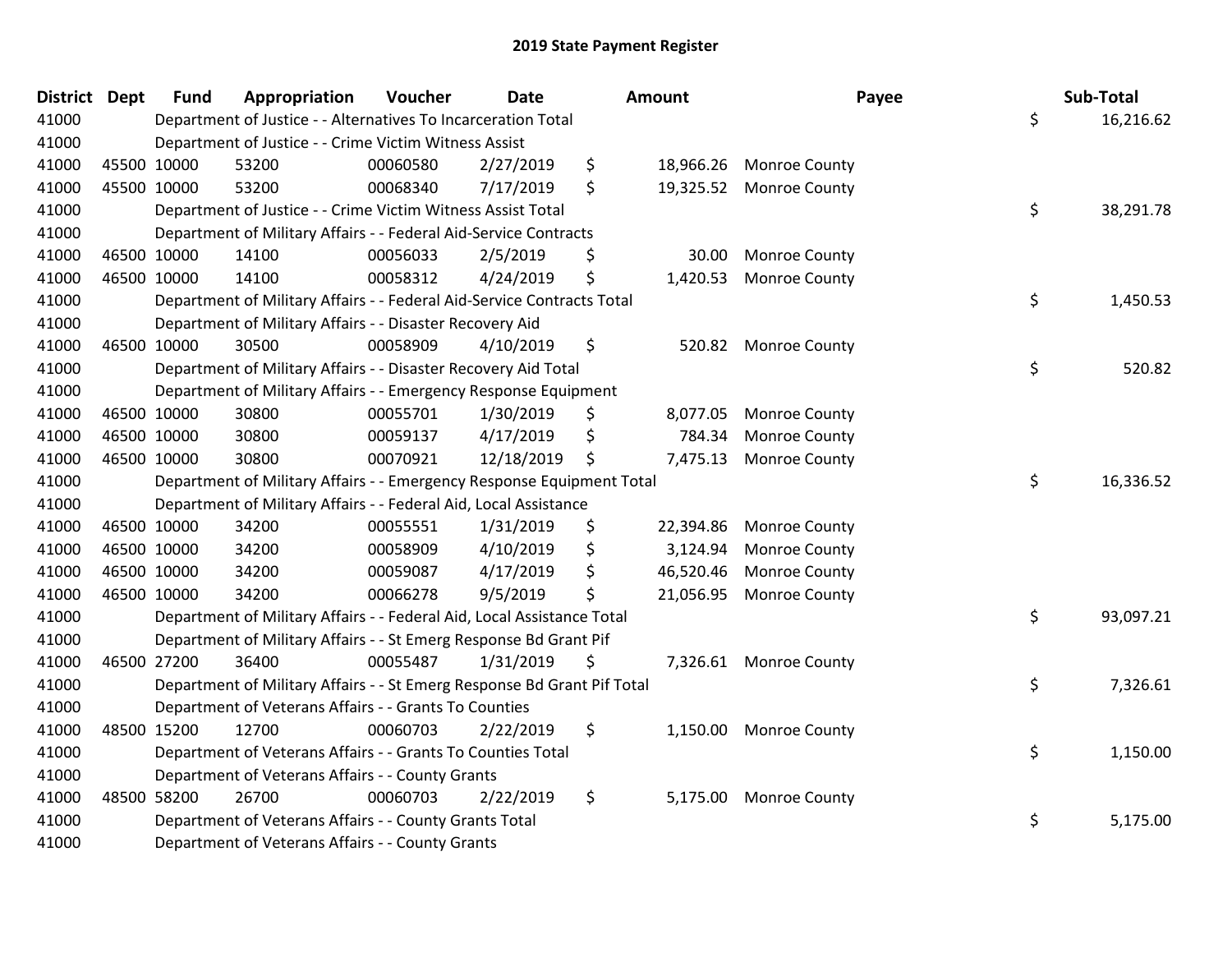# 2019 State Payment Register

| District | Dept | Fund | Appropriation | Voucher | Date | Amount | Payee | Sub-Total |
|---|---|---|---|---|---|---|---|---|
| 41000 | | | Department of Justice - - Alternatives To Incarceration Total | | | | | $ 16,216.62 |
| 41000 | | | Department of Justice - - Crime Victim Witness Assist | | | | | |
| 41000 | 45500 | 10000 | 53200 | 00060580 | 2/27/2019 | $ 18,966.26 | Monroe County | |
| 41000 | 45500 | 10000 | 53200 | 00068340 | 7/17/2019 | $ 19,325.52 | Monroe County | |
| 41000 | | | Department of Justice - - Crime Victim Witness Assist Total | | | | | $ 38,291.78 |
| 41000 | | | Department of Military Affairs - - Federal Aid-Service Contracts | | | | | |
| 41000 | 46500 | 10000 | 14100 | 00056033 | 2/5/2019 | $ 30.00 | Monroe County | |
| 41000 | 46500 | 10000 | 14100 | 00058312 | 4/24/2019 | $ 1,420.53 | Monroe County | |
| 41000 | | | Department of Military Affairs - - Federal Aid-Service Contracts Total | | | | | $ 1,450.53 |
| 41000 | | | Department of Military Affairs - - Disaster Recovery Aid | | | | | |
| 41000 | 46500 | 10000 | 30500 | 00058909 | 4/10/2019 | $ 520.82 | Monroe County | |
| 41000 | | | Department of Military Affairs - - Disaster Recovery Aid Total | | | | | $ 520.82 |
| 41000 | | | Department of Military Affairs - - Emergency Response Equipment | | | | | |
| 41000 | 46500 | 10000 | 30800 | 00055701 | 1/30/2019 | $ 8,077.05 | Monroe County | |
| 41000 | 46500 | 10000 | 30800 | 00059137 | 4/17/2019 | $ 784.34 | Monroe County | |
| 41000 | 46500 | 10000 | 30800 | 00070921 | 12/18/2019 | $ 7,475.13 | Monroe County | |
| 41000 | | | Department of Military Affairs - - Emergency Response Equipment Total | | | | | $ 16,336.52 |
| 41000 | | | Department of Military Affairs - - Federal Aid, Local Assistance | | | | | |
| 41000 | 46500 | 10000 | 34200 | 00055551 | 1/31/2019 | $ 22,394.86 | Monroe County | |
| 41000 | 46500 | 10000 | 34200 | 00058909 | 4/10/2019 | $ 3,124.94 | Monroe County | |
| 41000 | 46500 | 10000 | 34200 | 00059087 | 4/17/2019 | $ 46,520.46 | Monroe County | |
| 41000 | 46500 | 10000 | 34200 | 00066278 | 9/5/2019 | $ 21,056.95 | Monroe County | |
| 41000 | | | Department of Military Affairs - - Federal Aid, Local Assistance Total | | | | | $ 93,097.21 |
| 41000 | | | Department of Military Affairs - - St Emerg Response Bd Grant Pif | | | | | |
| 41000 | 46500 | 27200 | 36400 | 00055487 | 1/31/2019 | $ 7,326.61 | Monroe County | |
| 41000 | | | Department of Military Affairs - - St Emerg Response Bd Grant Pif Total | | | | | $ 7,326.61 |
| 41000 | | | Department of Veterans Affairs - - Grants To Counties | | | | | |
| 41000 | 48500 | 15200 | 12700 | 00060703 | 2/22/2019 | $ 1,150.00 | Monroe County | |
| 41000 | | | Department of Veterans Affairs - - Grants To Counties Total | | | | | $ 1,150.00 |
| 41000 | | | Department of Veterans Affairs - - County Grants | | | | | |
| 41000 | 48500 | 58200 | 26700 | 00060703 | 2/22/2019 | $ 5,175.00 | Monroe County | |
| 41000 | | | Department of Veterans Affairs - - County Grants Total | | | | | $ 5,175.00 |
| 41000 | | | Department of Veterans Affairs - - County Grants | | | | | |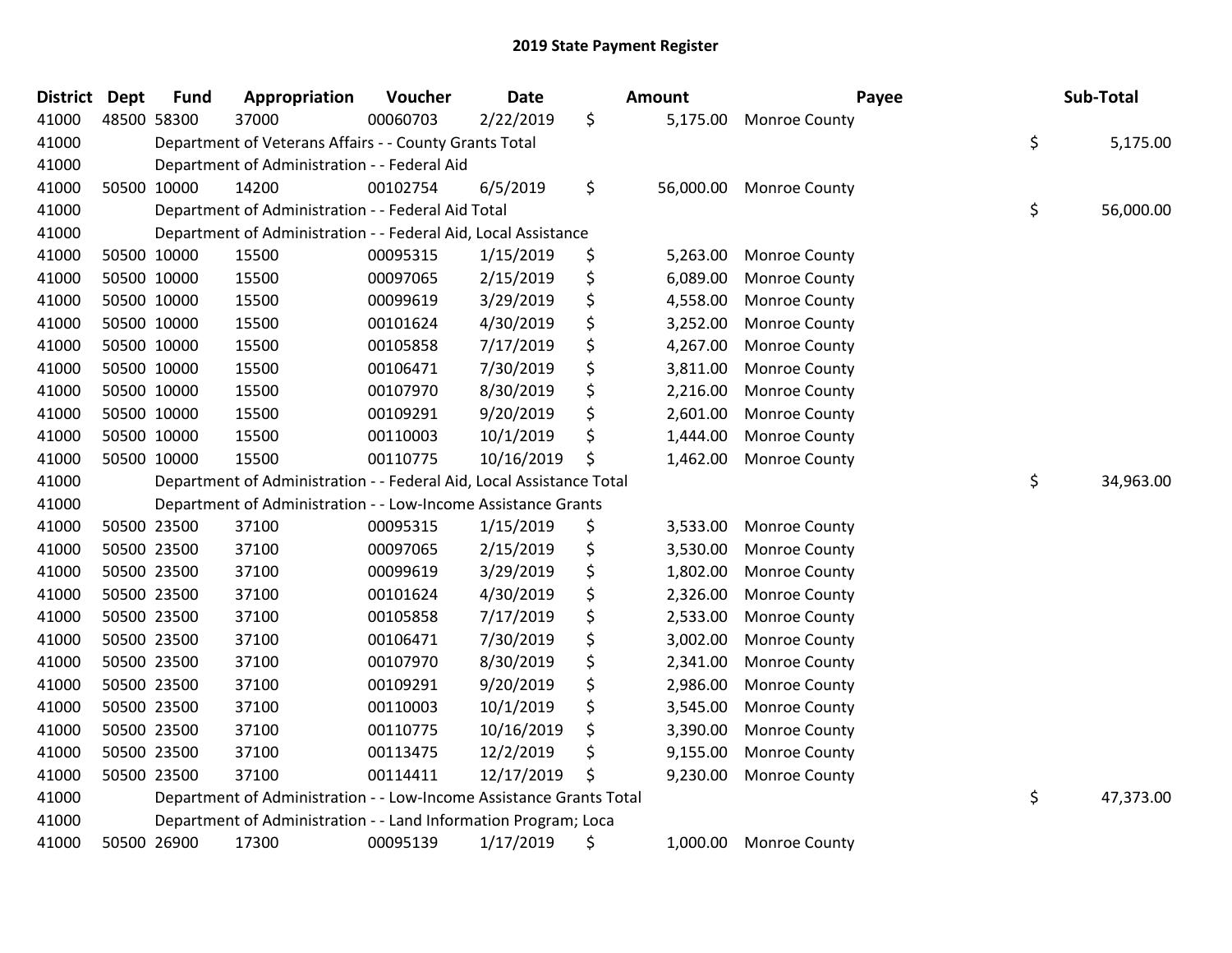## 2019 State Payment Register

| District | Dept | Fund | Appropriation | Voucher | Date | Amount | Payee | Sub-Total |
|---|---|---|---|---|---|---|---|---|
| 41000 | 48500 | 58300 | 37000 | 00060703 | 2/22/2019 | $ 5,175.00 | Monroe County | |
| 41000 | | Department of Veterans Affairs - - County Grants Total | | | | | | $ 5,175.00 |
| 41000 | | Department of Administration - - Federal Aid | | | | | | |
| 41000 | 50500 | 10000 | 14200 | 00102754 | 6/5/2019 | $ 56,000.00 | Monroe County | |
| 41000 | | Department of Administration - - Federal Aid Total | | | | | | $ 56,000.00 |
| 41000 | | Department of Administration - - Federal Aid, Local Assistance | | | | | | |
| 41000 | 50500 | 10000 | 15500 | 00095315 | 1/15/2019 | $ 5,263.00 | Monroe County | |
| 41000 | 50500 | 10000 | 15500 | 00097065 | 2/15/2019 | $ 6,089.00 | Monroe County | |
| 41000 | 50500 | 10000 | 15500 | 00099619 | 3/29/2019 | $ 4,558.00 | Monroe County | |
| 41000 | 50500 | 10000 | 15500 | 00101624 | 4/30/2019 | $ 3,252.00 | Monroe County | |
| 41000 | 50500 | 10000 | 15500 | 00105858 | 7/17/2019 | $ 4,267.00 | Monroe County | |
| 41000 | 50500 | 10000 | 15500 | 00106471 | 7/30/2019 | $ 3,811.00 | Monroe County | |
| 41000 | 50500 | 10000 | 15500 | 00107970 | 8/30/2019 | $ 2,216.00 | Monroe County | |
| 41000 | 50500 | 10000 | 15500 | 00109291 | 9/20/2019 | $ 2,601.00 | Monroe County | |
| 41000 | 50500 | 10000 | 15500 | 00110003 | 10/1/2019 | $ 1,444.00 | Monroe County | |
| 41000 | 50500 | 10000 | 15500 | 00110775 | 10/16/2019 | $ 1,462.00 | Monroe County | |
| 41000 | | Department of Administration - - Federal Aid, Local Assistance Total | | | | | | $ 34,963.00 |
| 41000 | | Department of Administration - - Low-Income Assistance Grants | | | | | | |
| 41000 | 50500 | 23500 | 37100 | 00095315 | 1/15/2019 | $ 3,533.00 | Monroe County | |
| 41000 | 50500 | 23500 | 37100 | 00097065 | 2/15/2019 | $ 3,530.00 | Monroe County | |
| 41000 | 50500 | 23500 | 37100 | 00099619 | 3/29/2019 | $ 1,802.00 | Monroe County | |
| 41000 | 50500 | 23500 | 37100 | 00101624 | 4/30/2019 | $ 2,326.00 | Monroe County | |
| 41000 | 50500 | 23500 | 37100 | 00105858 | 7/17/2019 | $ 2,533.00 | Monroe County | |
| 41000 | 50500 | 23500 | 37100 | 00106471 | 7/30/2019 | $ 3,002.00 | Monroe County | |
| 41000 | 50500 | 23500 | 37100 | 00107970 | 8/30/2019 | $ 2,341.00 | Monroe County | |
| 41000 | 50500 | 23500 | 37100 | 00109291 | 9/20/2019 | $ 2,986.00 | Monroe County | |
| 41000 | 50500 | 23500 | 37100 | 00110003 | 10/1/2019 | $ 3,545.00 | Monroe County | |
| 41000 | 50500 | 23500 | 37100 | 00110775 | 10/16/2019 | $ 3,390.00 | Monroe County | |
| 41000 | 50500 | 23500 | 37100 | 00113475 | 12/2/2019 | $ 9,155.00 | Monroe County | |
| 41000 | 50500 | 23500 | 37100 | 00114411 | 12/17/2019 | $ 9,230.00 | Monroe County | |
| 41000 | | Department of Administration - - Low-Income Assistance Grants Total | | | | | | $ 47,373.00 |
| 41000 | | Department of Administration - - Land Information Program; Loca | | | | | | |
| 41000 | 50500 | 26900 | 17300 | 00095139 | 1/17/2019 | $ 1,000.00 | Monroe County | |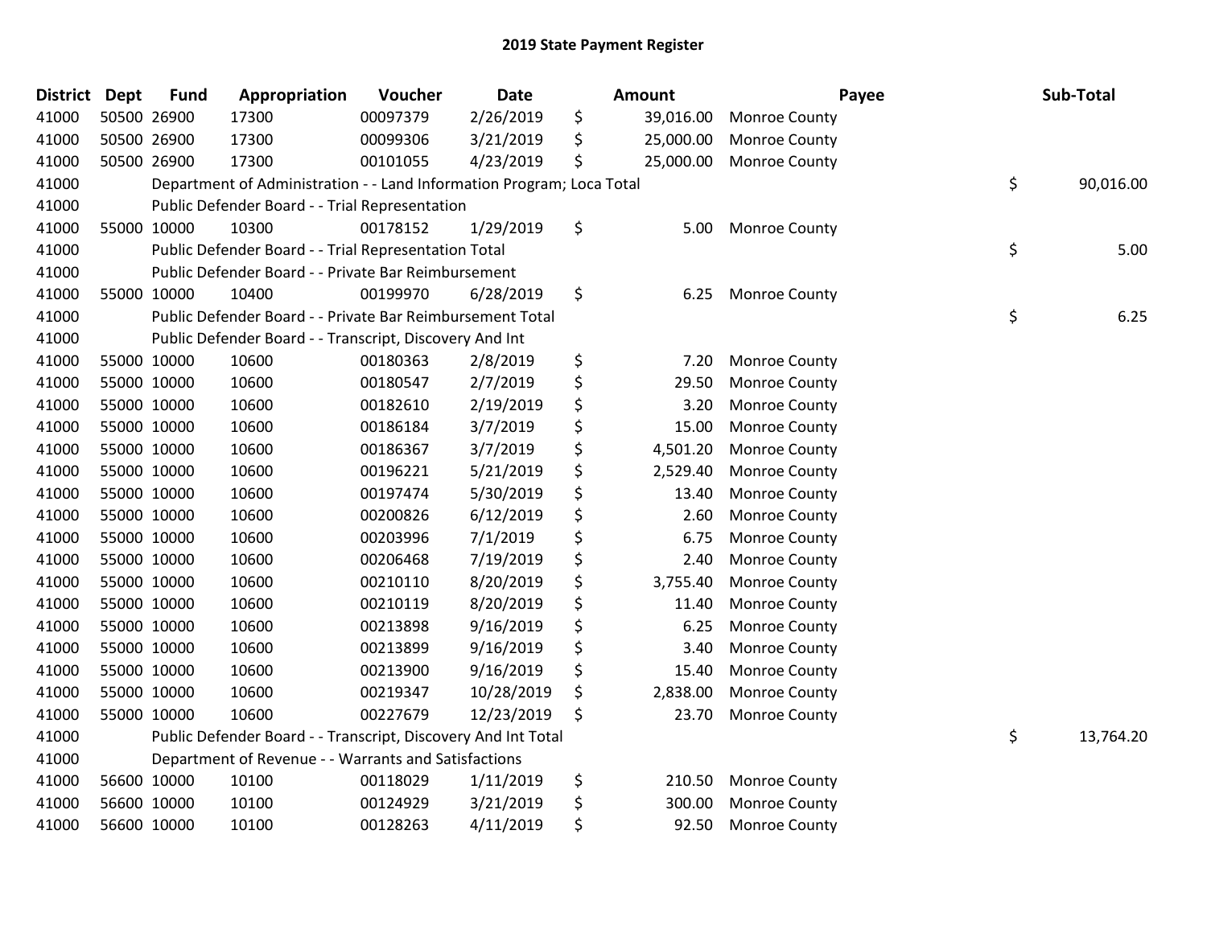## 2019 State Payment Register

| District | Dept | Fund | Appropriation | Voucher | Date | Amount | Payee | Sub-Total |
|---|---|---|---|---|---|---|---|---|
| 41000 | 50500 | 26900 | 17300 | 00097379 | 2/26/2019 | $ 39,016.00 | Monroe County | |
| 41000 | 50500 | 26900 | 17300 | 00099306 | 3/21/2019 | $ 25,000.00 | Monroe County | |
| 41000 | 50500 | 26900 | 17300 | 00101055 | 4/23/2019 | $ 25,000.00 | Monroe County | |
| 41000 | | Department of Administration - - Land Information Program; Loca Total | | | | | | $ 90,016.00 |
| 41000 | | Public Defender Board - - Trial Representation | | | | | | |
| 41000 | 55000 | 10000 | 10300 | 00178152 | 1/29/2019 | $ 5.00 | Monroe County | |
| 41000 | | Public Defender Board - - Trial Representation Total | | | | | | $ 5.00 |
| 41000 | | Public Defender Board - - Private Bar Reimbursement | | | | | | |
| 41000 | 55000 | 10000 | 10400 | 00199970 | 6/28/2019 | $ 6.25 | Monroe County | |
| 41000 | | Public Defender Board - - Private Bar Reimbursement Total | | | | | | $ 6.25 |
| 41000 | | Public Defender Board - - Transcript, Discovery And Int | | | | | | |
| 41000 | 55000 | 10000 | 10600 | 00180363 | 2/8/2019 | $ 7.20 | Monroe County | |
| 41000 | 55000 | 10000 | 10600 | 00180547 | 2/7/2019 | $ 29.50 | Monroe County | |
| 41000 | 55000 | 10000 | 10600 | 00182610 | 2/19/2019 | $ 3.20 | Monroe County | |
| 41000 | 55000 | 10000 | 10600 | 00186184 | 3/7/2019 | $ 15.00 | Monroe County | |
| 41000 | 55000 | 10000 | 10600 | 00186367 | 3/7/2019 | $ 4,501.20 | Monroe County | |
| 41000 | 55000 | 10000 | 10600 | 00196221 | 5/21/2019 | $ 2,529.40 | Monroe County | |
| 41000 | 55000 | 10000 | 10600 | 00197474 | 5/30/2019 | $ 13.40 | Monroe County | |
| 41000 | 55000 | 10000 | 10600 | 00200826 | 6/12/2019 | $ 2.60 | Monroe County | |
| 41000 | 55000 | 10000 | 10600 | 00203996 | 7/1/2019 | $ 6.75 | Monroe County | |
| 41000 | 55000 | 10000 | 10600 | 00206468 | 7/19/2019 | $ 2.40 | Monroe County | |
| 41000 | 55000 | 10000 | 10600 | 00210110 | 8/20/2019 | $ 3,755.40 | Monroe County | |
| 41000 | 55000 | 10000 | 10600 | 00210119 | 8/20/2019 | $ 11.40 | Monroe County | |
| 41000 | 55000 | 10000 | 10600 | 00213898 | 9/16/2019 | $ 6.25 | Monroe County | |
| 41000 | 55000 | 10000 | 10600 | 00213899 | 9/16/2019 | $ 3.40 | Monroe County | |
| 41000 | 55000 | 10000 | 10600 | 00213900 | 9/16/2019 | $ 15.40 | Monroe County | |
| 41000 | 55000 | 10000 | 10600 | 00219347 | 10/28/2019 | $ 2,838.00 | Monroe County | |
| 41000 | 55000 | 10000 | 10600 | 00227679 | 12/23/2019 | $ 23.70 | Monroe County | |
| 41000 | | Public Defender Board - - Transcript, Discovery And Int Total | | | | | | $ 13,764.20 |
| 41000 | | Department of Revenue - - Warrants and Satisfactions | | | | | | |
| 41000 | 56600 | 10000 | 10100 | 00118029 | 1/11/2019 | $ 210.50 | Monroe County | |
| 41000 | 56600 | 10000 | 10100 | 00124929 | 3/21/2019 | $ 300.00 | Monroe County | |
| 41000 | 56600 | 10000 | 10100 | 00128263 | 4/11/2019 | $ 92.50 | Monroe County | |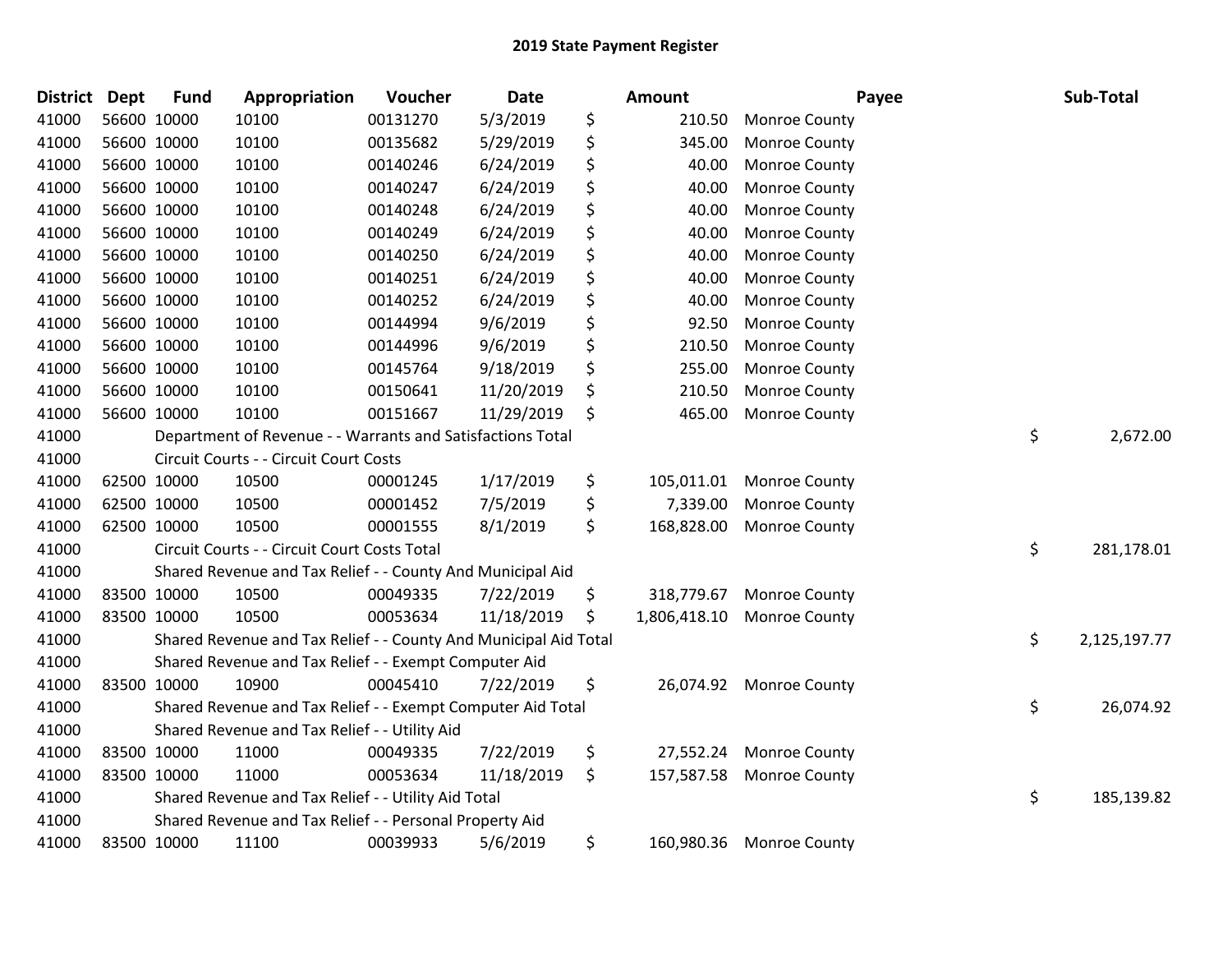# 2019 State Payment Register

| District | Dept | Fund | Appropriation | Voucher | Date | Amount | Payee | Sub-Total |
|---|---|---|---|---|---|---|---|---|
| 41000 | 56600 | 10000 | 10100 | 00131270 | 5/3/2019 | $ 210.50 | Monroe County | |
| 41000 | 56600 | 10000 | 10100 | 00135682 | 5/29/2019 | $ 345.00 | Monroe County | |
| 41000 | 56600 | 10000 | 10100 | 00140246 | 6/24/2019 | $ 40.00 | Monroe County | |
| 41000 | 56600 | 10000 | 10100 | 00140247 | 6/24/2019 | $ 40.00 | Monroe County | |
| 41000 | 56600 | 10000 | 10100 | 00140248 | 6/24/2019 | $ 40.00 | Monroe County | |
| 41000 | 56600 | 10000 | 10100 | 00140249 | 6/24/2019 | $ 40.00 | Monroe County | |
| 41000 | 56600 | 10000 | 10100 | 00140250 | 6/24/2019 | $ 40.00 | Monroe County | |
| 41000 | 56600 | 10000 | 10100 | 00140251 | 6/24/2019 | $ 40.00 | Monroe County | |
| 41000 | 56600 | 10000 | 10100 | 00140252 | 6/24/2019 | $ 40.00 | Monroe County | |
| 41000 | 56600 | 10000 | 10100 | 00144994 | 9/6/2019 | $ 92.50 | Monroe County | |
| 41000 | 56600 | 10000 | 10100 | 00144996 | 9/6/2019 | $ 210.50 | Monroe County | |
| 41000 | 56600 | 10000 | 10100 | 00145764 | 9/18/2019 | $ 255.00 | Monroe County | |
| 41000 | 56600 | 10000 | 10100 | 00150641 | 11/20/2019 | $ 210.50 | Monroe County | |
| 41000 | 56600 | 10000 | 10100 | 00151667 | 11/29/2019 | $ 465.00 | Monroe County | |
| 41000 | | Department of Revenue - - Warrants and Satisfactions Total | | | | | | $ 2,672.00 |
| 41000 | | Circuit Courts - - Circuit Court Costs | | | | | | |
| 41000 | 62500 | 10000 | 10500 | 00001245 | 1/17/2019 | $ 105,011.01 | Monroe County | |
| 41000 | 62500 | 10000 | 10500 | 00001452 | 7/5/2019 | $ 7,339.00 | Monroe County | |
| 41000 | 62500 | 10000 | 10500 | 00001555 | 8/1/2019 | $ 168,828.00 | Monroe County | |
| 41000 | | Circuit Courts - - Circuit Court Costs Total | | | | | | $ 281,178.01 |
| 41000 | | Shared Revenue and Tax Relief - - County And Municipal Aid | | | | | | |
| 41000 | 83500 | 10000 | 10500 | 00049335 | 7/22/2019 | $ 318,779.67 | Monroe County | |
| 41000 | 83500 | 10000 | 10500 | 00053634 | 11/18/2019 | $ 1,806,418.10 | Monroe County | |
| 41000 | | Shared Revenue and Tax Relief - - County And Municipal Aid Total | | | | | | $ 2,125,197.77 |
| 41000 | | Shared Revenue and Tax Relief - - Exempt Computer Aid | | | | | | |
| 41000 | 83500 | 10000 | 10900 | 00045410 | 7/22/2019 | $ 26,074.92 | Monroe County | |
| 41000 | | Shared Revenue and Tax Relief - - Exempt Computer Aid Total | | | | | | $ 26,074.92 |
| 41000 | | Shared Revenue and Tax Relief - - Utility Aid | | | | | | |
| 41000 | 83500 | 10000 | 11000 | 00049335 | 7/22/2019 | $ 27,552.24 | Monroe County | |
| 41000 | 83500 | 10000 | 11000 | 00053634 | 11/18/2019 | $ 157,587.58 | Monroe County | |
| 41000 | | Shared Revenue and Tax Relief - - Utility Aid Total | | | | | | $ 185,139.82 |
| 41000 | | Shared Revenue and Tax Relief - - Personal Property Aid | | | | | | |
| 41000 | 83500 | 10000 | 11100 | 00039933 | 5/6/2019 | $ 160,980.36 | Monroe County | |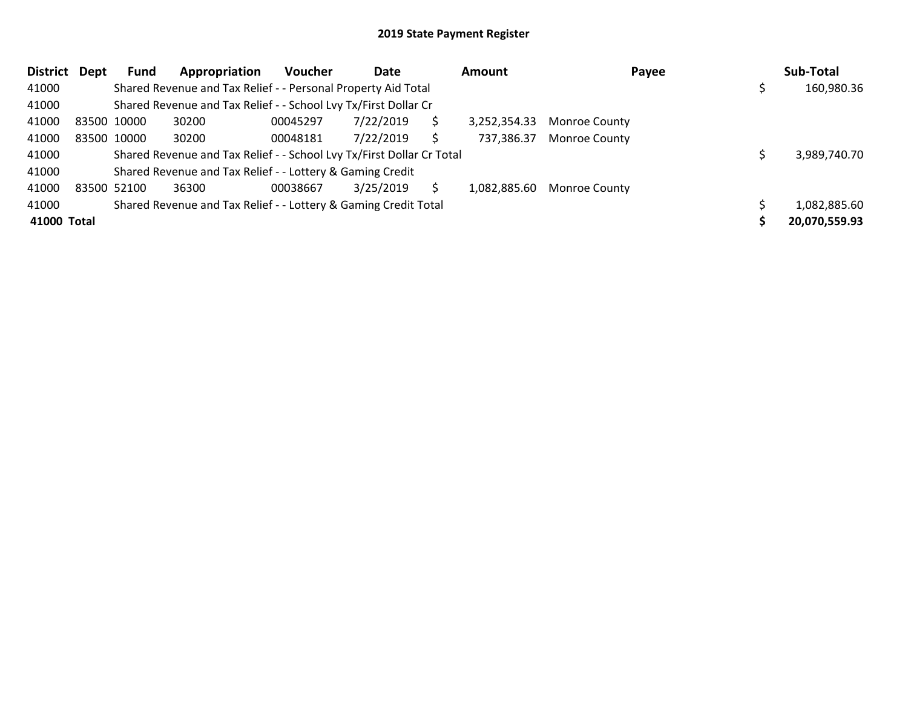## 2019 State Payment Register

| District | Dept | Fund | Appropriation | Voucher | Date | Amount | Payee | Sub-Total |
|---|---|---|---|---|---|---|---|---|
| 41000 | | Shared Revenue and Tax Relief - - Personal Property Aid Total | | | | | | $ 160,980.36 |
| 41000 | | Shared Revenue and Tax Relief - - School Lvy Tx/First Dollar Cr | | | | | | |
| 41000 | 83500 | 10000 | 30200 | 00045297 | 7/22/2019 | $ 3,252,354.33 | Monroe County | |
| 41000 | 83500 | 10000 | 30200 | 00048181 | 7/22/2019 | $ 737,386.37 | Monroe County | |
| 41000 | | Shared Revenue and Tax Relief - - School Lvy Tx/First Dollar Cr Total | | | | | | $ 3,989,740.70 |
| 41000 | | Shared Revenue and Tax Relief - - Lottery & Gaming Credit | | | | | | |
| 41000 | 83500 | 52100 | 36300 | 00038667 | 3/25/2019 | $ 1,082,885.60 | Monroe County | |
| 41000 | | Shared Revenue and Tax Relief - - Lottery & Gaming Credit Total | | | | | | $ 1,082,885.60 |
| **41000 Total** | | | | | | | | **$ 20,070,559.93** |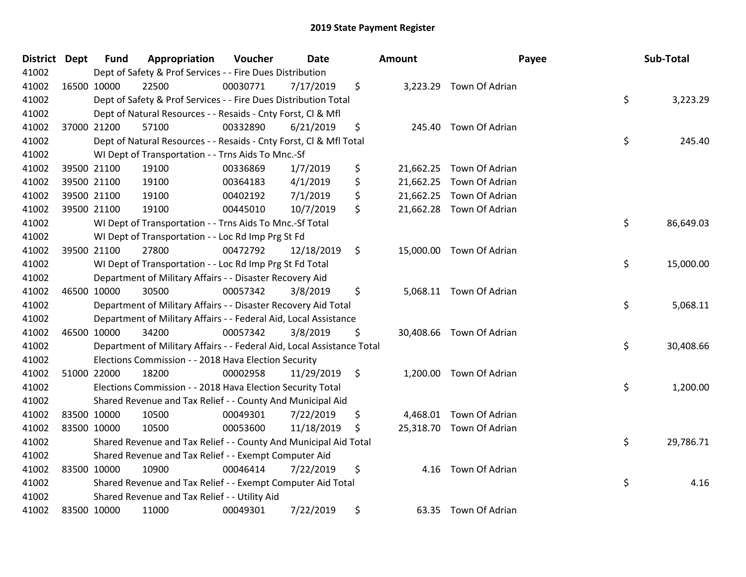# 2019 State Payment Register

| District | Dept | Fund | Appropriation | Voucher | Date | Amount | Payee | Sub-Total |
|---|---|---|---|---|---|---|---|---|
| 41002 | | Dept of Safety & Prof Services - - Fire Dues Distribution | | | | | | |
| 41002 | 16500 | 10000 | 22500 | 00030771 | 7/17/2019 | $ 3,223.29 | Town Of Adrian | |
| 41002 | | Dept of Safety & Prof Services - - Fire Dues Distribution Total | | | | | | $ 3,223.29 |
| 41002 | | Dept of Natural Resources - - Resaids - Cnty Forst, Cl & Mfl | | | | | | |
| 41002 | 37000 | 21200 | 57100 | 00332890 | 6/21/2019 | $ 245.40 | Town Of Adrian | |
| 41002 | | Dept of Natural Resources - - Resaids - Cnty Forst, Cl & Mfl Total | | | | | | $ 245.40 |
| 41002 | | WI Dept of Transportation - - Trns Aids To Mnc.-Sf | | | | | | |
| 41002 | 39500 | 21100 | 19100 | 00336869 | 1/7/2019 | $ 21,662.25 | Town Of Adrian | |
| 41002 | 39500 | 21100 | 19100 | 00364183 | 4/1/2019 | $ 21,662.25 | Town Of Adrian | |
| 41002 | 39500 | 21100 | 19100 | 00402192 | 7/1/2019 | $ 21,662.25 | Town Of Adrian | |
| 41002 | 39500 | 21100 | 19100 | 00445010 | 10/7/2019 | $ 21,662.28 | Town Of Adrian | |
| 41002 | | WI Dept of Transportation - - Trns Aids To Mnc.-Sf Total | | | | | | $ 86,649.03 |
| 41002 | | WI Dept of Transportation - - Loc Rd Imp Prg St Fd | | | | | | |
| 41002 | 39500 | 21100 | 27800 | 00472792 | 12/18/2019 | $ 15,000.00 | Town Of Adrian | |
| 41002 | | WI Dept of Transportation - - Loc Rd Imp Prg St Fd Total | | | | | | $ 15,000.00 |
| 41002 | | Department of Military Affairs - - Disaster Recovery Aid | | | | | | |
| 41002 | 46500 | 10000 | 30500 | 00057342 | 3/8/2019 | $ 5,068.11 | Town Of Adrian | |
| 41002 | | Department of Military Affairs - - Disaster Recovery Aid Total | | | | | | $ 5,068.11 |
| 41002 | | Department of Military Affairs - - Federal Aid, Local Assistance | | | | | | |
| 41002 | 46500 | 10000 | 34200 | 00057342 | 3/8/2019 | $ 30,408.66 | Town Of Adrian | |
| 41002 | | Department of Military Affairs - - Federal Aid, Local Assistance Total | | | | | | $ 30,408.66 |
| 41002 | | Elections Commission - - 2018 Hava Election Security | | | | | | |
| 41002 | 51000 | 22000 | 18200 | 00002958 | 11/29/2019 | $ 1,200.00 | Town Of Adrian | |
| 41002 | | Elections Commission - - 2018 Hava Election Security Total | | | | | | $ 1,200.00 |
| 41002 | | Shared Revenue and Tax Relief - - County And Municipal Aid | | | | | | |
| 41002 | 83500 | 10000 | 10500 | 00049301 | 7/22/2019 | $ 4,468.01 | Town Of Adrian | |
| 41002 | 83500 | 10000 | 10500 | 00053600 | 11/18/2019 | $ 25,318.70 | Town Of Adrian | |
| 41002 | | Shared Revenue and Tax Relief - - County And Municipal Aid Total | | | | | | $ 29,786.71 |
| 41002 | | Shared Revenue and Tax Relief - - Exempt Computer Aid | | | | | | |
| 41002 | 83500 | 10000 | 10900 | 00046414 | 7/22/2019 | $ 4.16 | Town Of Adrian | |
| 41002 | | Shared Revenue and Tax Relief - - Exempt Computer Aid Total | | | | | | $ 4.16 |
| 41002 | | Shared Revenue and Tax Relief - - Utility Aid | | | | | | |
| 41002 | 83500 | 10000 | 11000 | 00049301 | 7/22/2019 | $ 63.35 | Town Of Adrian | |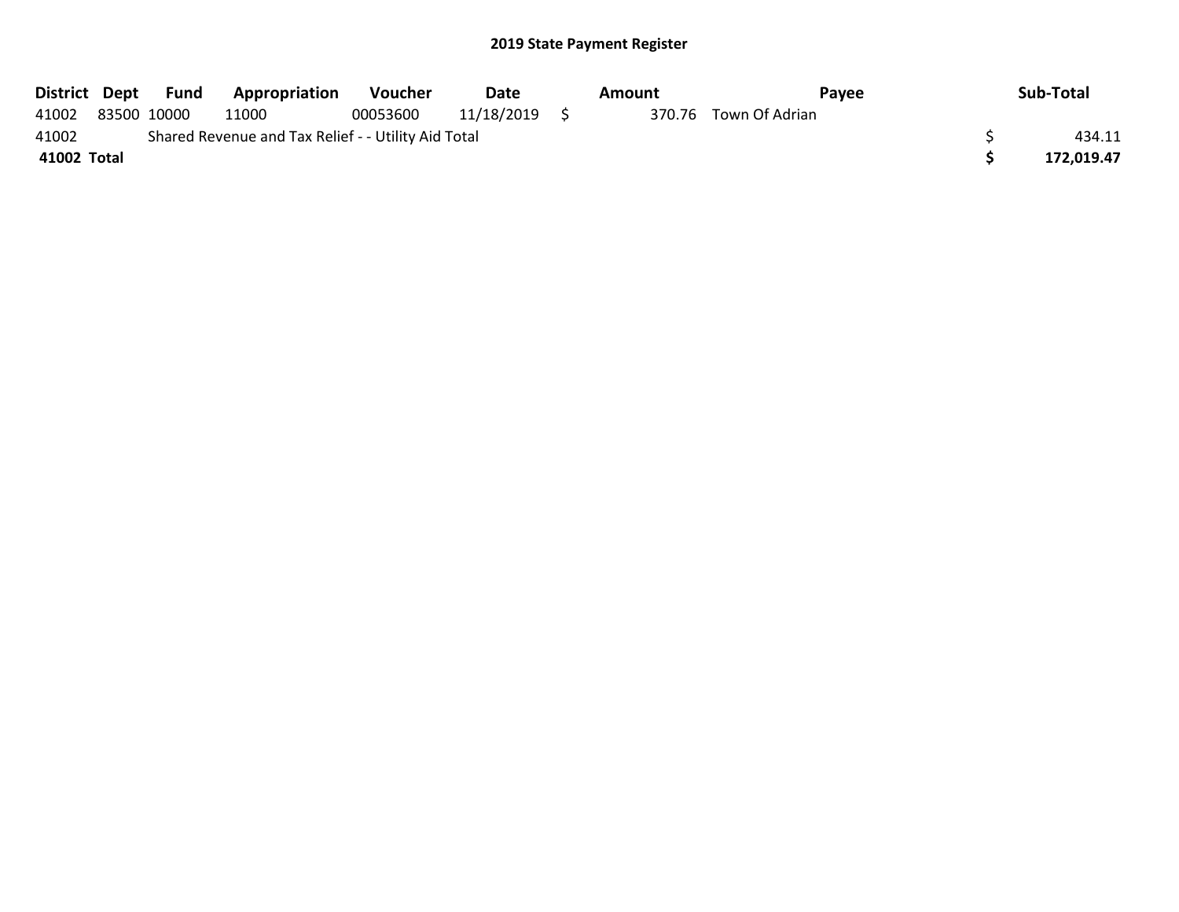## 2019 State Payment Register

| District | Dept | Fund | Appropriation | Voucher | Date | Amount | Payee | Sub-Total |
|---|---|---|---|---|---|---|---|---|
| 41002 | 83500 | 10000 | 11000 | 00053600 | 11/18/2019 | $ 370.76 | Town Of Adrian | |
| 41002 | | Shared Revenue and Tax Relief - - Utility Aid Total | | | | | | $ 434.11 |
| **41002 Total** | | | | | | | | **$ 172,019.47** |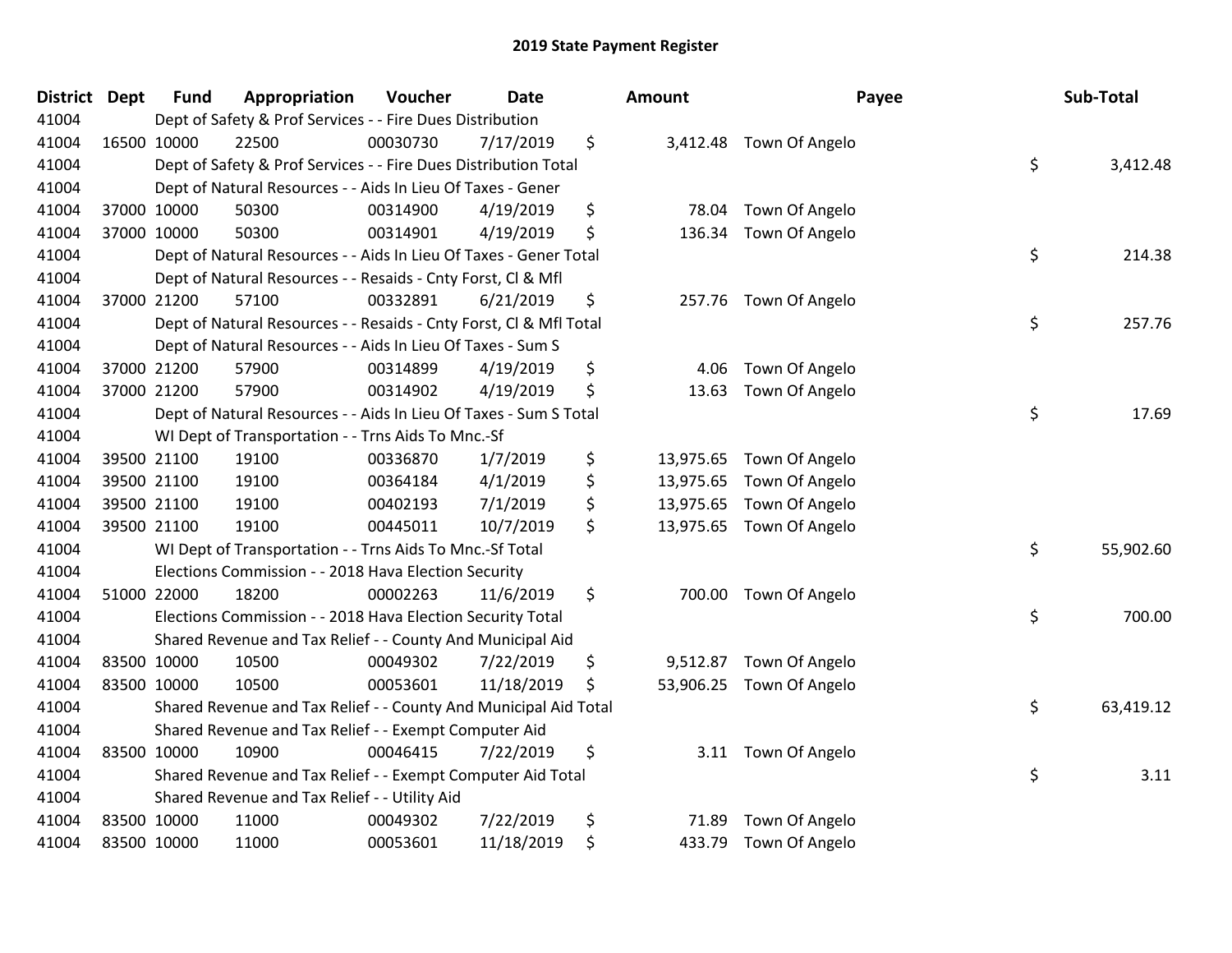# 2019 State Payment Register

| District | Dept | Fund | Appropriation | Voucher | Date | Amount | Payee | Sub-Total |
|---|---|---|---|---|---|---|---|---|
| 41004 | | Dept of Safety & Prof Services - - Fire Dues Distribution | | | | | | |
| 41004 | 16500 | 10000 | 22500 | 00030730 | 7/17/2019 | $ 3,412.48 | Town Of Angelo | |
| 41004 | | Dept of Safety & Prof Services - - Fire Dues Distribution Total | | | | | | $ 3,412.48 |
| 41004 | | Dept of Natural Resources - - Aids In Lieu Of Taxes - Gener | | | | | | |
| 41004 | 37000 | 10000 | 50300 | 00314900 | 4/19/2019 | $ 78.04 | Town Of Angelo | |
| 41004 | 37000 | 10000 | 50300 | 00314901 | 4/19/2019 | $ 136.34 | Town Of Angelo | |
| 41004 | | Dept of Natural Resources - - Aids In Lieu Of Taxes - Gener Total | | | | | | $ 214.38 |
| 41004 | | Dept of Natural Resources - - Resaids - Cnty Forst, Cl & Mfl | | | | | | |
| 41004 | 37000 | 21200 | 57100 | 00332891 | 6/21/2019 | $ 257.76 | Town Of Angelo | |
| 41004 | | Dept of Natural Resources - - Resaids - Cnty Forst, Cl & Mfl Total | | | | | | $ 257.76 |
| 41004 | | Dept of Natural Resources - - Aids In Lieu Of Taxes - Sum S | | | | | | |
| 41004 | 37000 | 21200 | 57900 | 00314899 | 4/19/2019 | $ 4.06 | Town Of Angelo | |
| 41004 | 37000 | 21200 | 57900 | 00314902 | 4/19/2019 | $ 13.63 | Town Of Angelo | |
| 41004 | | Dept of Natural Resources - - Aids In Lieu Of Taxes - Sum S Total | | | | | | $ 17.69 |
| 41004 | | WI Dept of Transportation - - Trns Aids To Mnc.-Sf | | | | | | |
| 41004 | 39500 | 21100 | 19100 | 00336870 | 1/7/2019 | $ 13,975.65 | Town Of Angelo | |
| 41004 | 39500 | 21100 | 19100 | 00364184 | 4/1/2019 | $ 13,975.65 | Town Of Angelo | |
| 41004 | 39500 | 21100 | 19100 | 00402193 | 7/1/2019 | $ 13,975.65 | Town Of Angelo | |
| 41004 | 39500 | 21100 | 19100 | 00445011 | 10/7/2019 | $ 13,975.65 | Town Of Angelo | |
| 41004 | | WI Dept of Transportation - - Trns Aids To Mnc.-Sf Total | | | | | | $ 55,902.60 |
| 41004 | | Elections Commission - - 2018 Hava Election Security | | | | | | |
| 41004 | 51000 | 22000 | 18200 | 00002263 | 11/6/2019 | $ 700.00 | Town Of Angelo | |
| 41004 | | Elections Commission - - 2018 Hava Election Security Total | | | | | | $ 700.00 |
| 41004 | | Shared Revenue and Tax Relief - - County And Municipal Aid | | | | | | |
| 41004 | 83500 | 10000 | 10500 | 00049302 | 7/22/2019 | $ 9,512.87 | Town Of Angelo | |
| 41004 | 83500 | 10000 | 10500 | 00053601 | 11/18/2019 | $ 53,906.25 | Town Of Angelo | |
| 41004 | | Shared Revenue and Tax Relief - - County And Municipal Aid Total | | | | | | $ 63,419.12 |
| 41004 | | Shared Revenue and Tax Relief - - Exempt Computer Aid | | | | | | |
| 41004 | 83500 | 10000 | 10900 | 00046415 | 7/22/2019 | $ 3.11 | Town Of Angelo | |
| 41004 | | Shared Revenue and Tax Relief - - Exempt Computer Aid Total | | | | | | $ 3.11 |
| 41004 | | Shared Revenue and Tax Relief - - Utility Aid | | | | | | |
| 41004 | 83500 | 10000 | 11000 | 00049302 | 7/22/2019 | $ 71.89 | Town Of Angelo | |
| 41004 | 83500 | 10000 | 11000 | 00053601 | 11/18/2019 | $ 433.79 | Town Of Angelo | |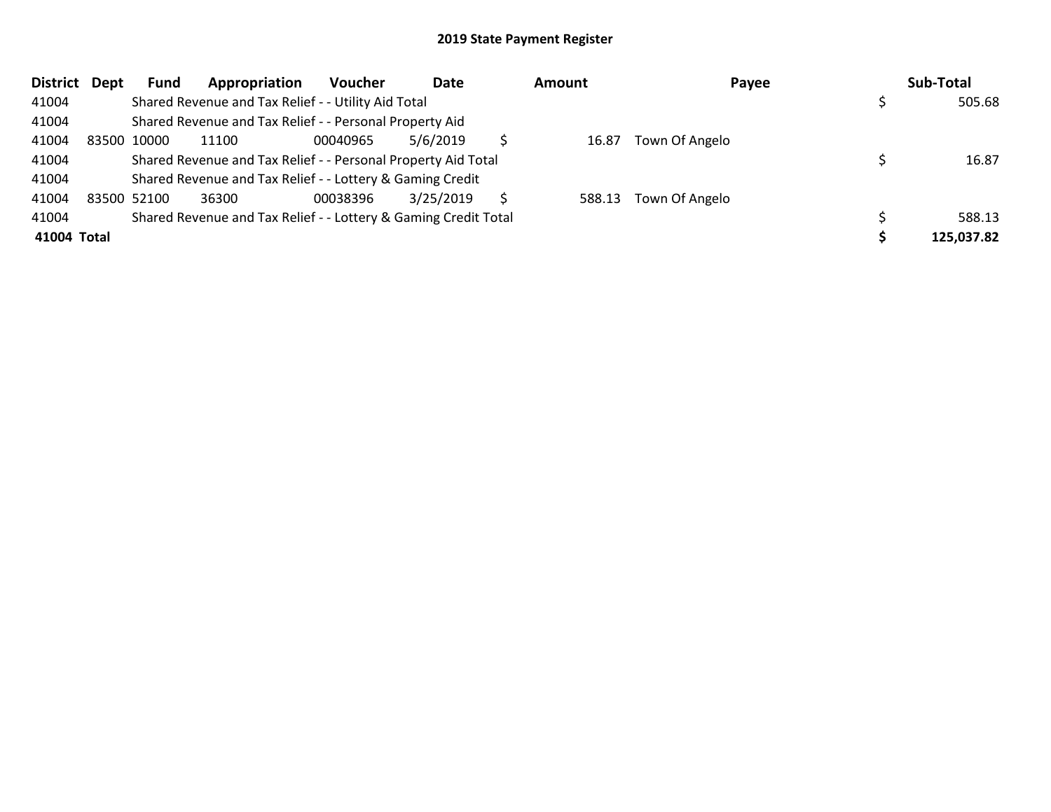## 2019 State Payment Register

| District | Dept | Fund | Appropriation | Voucher | Date | Amount | Payee | Sub-Total |
|---|---|---|---|---|---|---|---|---|
| 41004 | | Shared Revenue and Tax Relief - - Utility Aid Total | | | | | | $ 505.68 |
| 41004 | | Shared Revenue and Tax Relief - - Personal Property Aid | | | | | | |
| 41004 | 83500 | 10000 | 11100 | 00040965 | 5/6/2019 | $ 16.87 | Town Of Angelo | |
| 41004 | | Shared Revenue and Tax Relief - - Personal Property Aid Total | | | | | | $ 16.87 |
| 41004 | | Shared Revenue and Tax Relief - - Lottery & Gaming Credit | | | | | | |
| 41004 | 83500 | 52100 | 36300 | 00038396 | 3/25/2019 | $ 588.13 | Town Of Angelo | |
| 41004 | | Shared Revenue and Tax Relief - - Lottery & Gaming Credit Total | | | | | | $ 588.13 |
| **41004 Total** | | | | | | | | **$ 125,037.82** |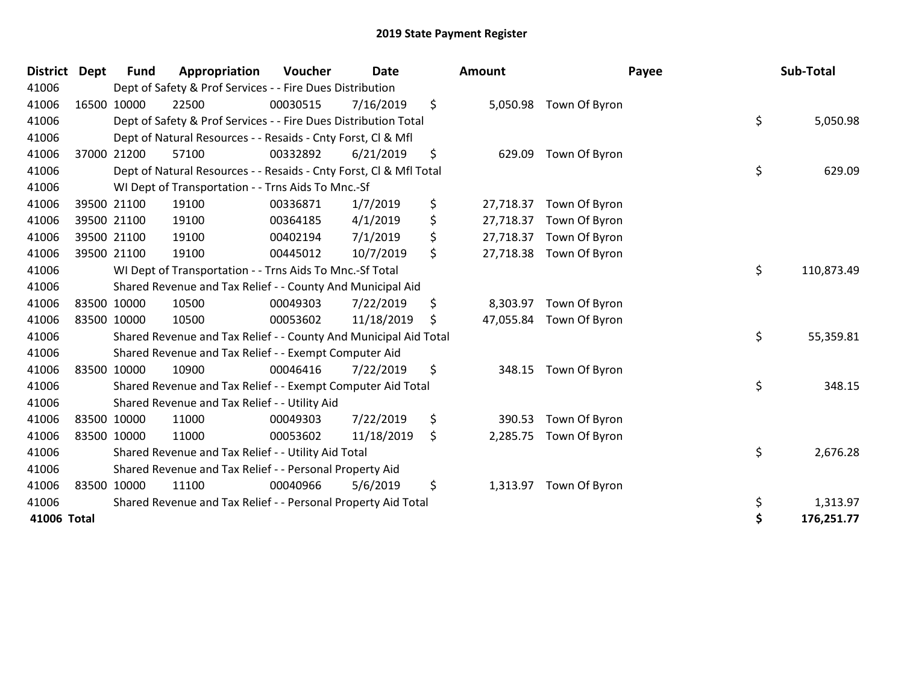# 2019 State Payment Register

| District | Dept | Fund | Appropriation | Voucher | Date | Amount | Payee | Sub-Total |
|---|---|---|---|---|---|---|---|---|
| 41006 | | Dept of Safety & Prof Services - - Fire Dues Distribution | | | | | | |
| 41006 | 16500 | 10000 | 22500 | 00030515 | 7/16/2019 | $ 5,050.98 | Town Of Byron | |
| 41006 | | Dept of Safety & Prof Services - - Fire Dues Distribution Total | | | | | | $ 5,050.98 |
| 41006 | | Dept of Natural Resources - - Resaids - Cnty Forst, Cl & Mfl | | | | | | |
| 41006 | 37000 | 21200 | 57100 | 00332892 | 6/21/2019 | $ 629.09 | Town Of Byron | |
| 41006 | | Dept of Natural Resources - - Resaids - Cnty Forst, Cl & Mfl Total | | | | | | $ 629.09 |
| 41006 | | WI Dept of Transportation - - Trns Aids To Mnc.-Sf | | | | | | |
| 41006 | 39500 | 21100 | 19100 | 00336871 | 1/7/2019 | $ 27,718.37 | Town Of Byron | |
| 41006 | 39500 | 21100 | 19100 | 00364185 | 4/1/2019 | $ 27,718.37 | Town Of Byron | |
| 41006 | 39500 | 21100 | 19100 | 00402194 | 7/1/2019 | $ 27,718.37 | Town Of Byron | |
| 41006 | 39500 | 21100 | 19100 | 00445012 | 10/7/2019 | $ 27,718.38 | Town Of Byron | |
| 41006 | | WI Dept of Transportation - - Trns Aids To Mnc.-Sf Total | | | | | | $ 110,873.49 |
| 41006 | | Shared Revenue and Tax Relief - - County And Municipal Aid | | | | | | |
| 41006 | 83500 | 10000 | 10500 | 00049303 | 7/22/2019 | $ 8,303.97 | Town Of Byron | |
| 41006 | 83500 | 10000 | 10500 | 00053602 | 11/18/2019 | $ 47,055.84 | Town Of Byron | |
| 41006 | | Shared Revenue and Tax Relief - - County And Municipal Aid Total | | | | | | $ 55,359.81 |
| 41006 | | Shared Revenue and Tax Relief - - Exempt Computer Aid | | | | | | |
| 41006 | 83500 | 10000 | 10900 | 00046416 | 7/22/2019 | $ 348.15 | Town Of Byron | |
| 41006 | | Shared Revenue and Tax Relief - - Exempt Computer Aid Total | | | | | | $ 348.15 |
| 41006 | | Shared Revenue and Tax Relief - - Utility Aid | | | | | | |
| 41006 | 83500 | 10000 | 11000 | 00049303 | 7/22/2019 | $ 390.53 | Town Of Byron | |
| 41006 | 83500 | 10000 | 11000 | 00053602 | 11/18/2019 | $ 2,285.75 | Town Of Byron | |
| 41006 | | Shared Revenue and Tax Relief - - Utility Aid Total | | | | | | $ 2,676.28 |
| 41006 | | Shared Revenue and Tax Relief - - Personal Property Aid | | | | | | |
| 41006 | 83500 | 10000 | 11100 | 00040966 | 5/6/2019 | $ 1,313.97 | Town Of Byron | |
| 41006 | | Shared Revenue and Tax Relief - - Personal Property Aid Total | | | | | | $ 1,313.97 |
| **41006 Total** | | | | | | | | **$ 176,251.77** |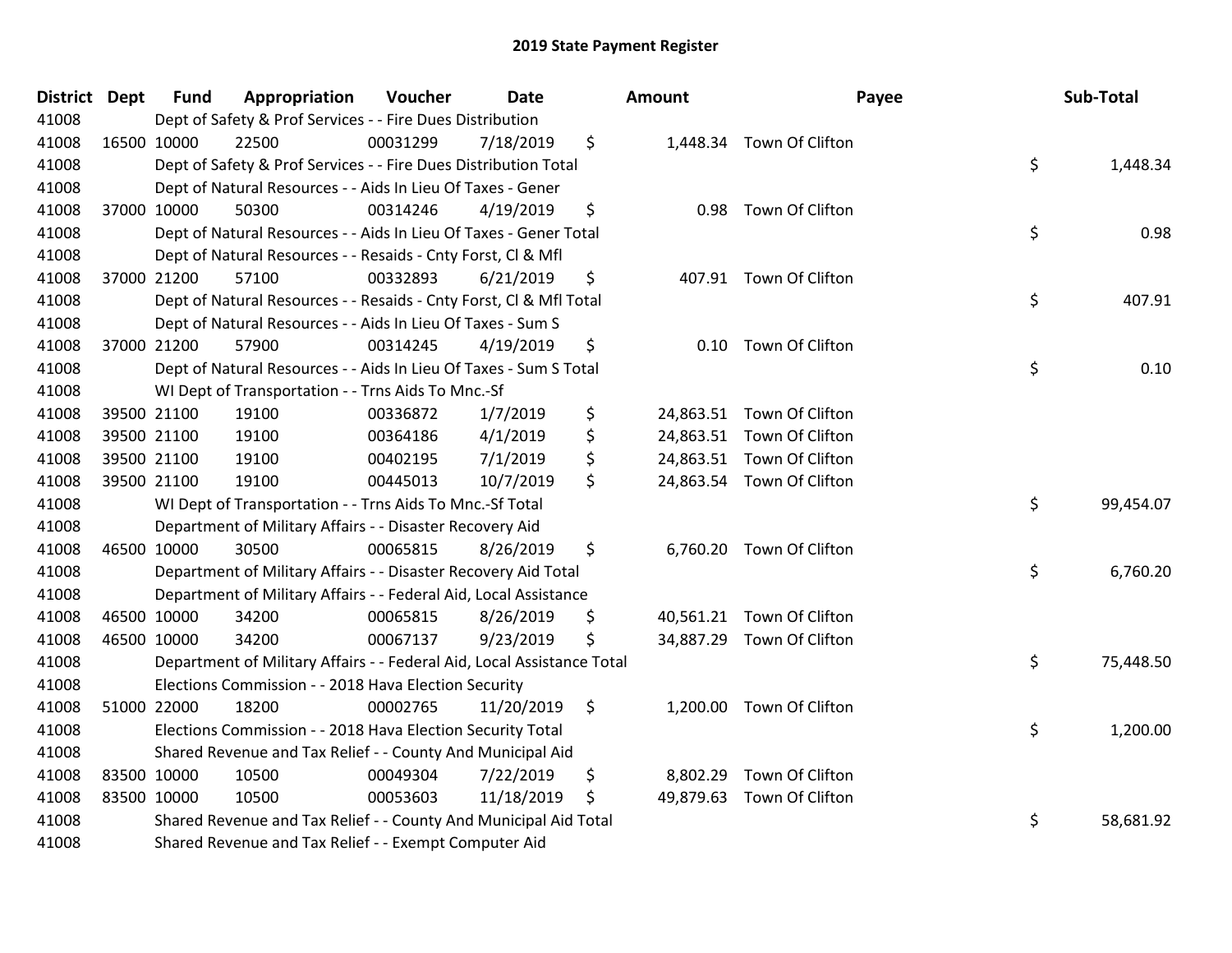# 2019 State Payment Register

| District | Dept | Fund | Appropriation | Voucher | Date | Amount | Payee | Sub-Total |
|---|---|---|---|---|---|---|---|---|
| 41008 | | Dept of Safety & Prof Services - - Fire Dues Distribution | | | | | | |
| 41008 | 16500 | 10000 | 22500 | 00031299 | 7/18/2019 | $ 1,448.34 | Town Of Clifton | |
| 41008 | | Dept of Safety & Prof Services - - Fire Dues Distribution Total | | | | | | $ 1,448.34 |
| 41008 | | Dept of Natural Resources - - Aids In Lieu Of Taxes - Gener | | | | | | |
| 41008 | 37000 | 10000 | 50300 | 00314246 | 4/19/2019 | $ 0.98 | Town Of Clifton | |
| 41008 | | Dept of Natural Resources - - Aids In Lieu Of Taxes - Gener Total | | | | | | $ 0.98 |
| 41008 | | Dept of Natural Resources - - Resaids - Cnty Forst, Cl & Mfl | | | | | | |
| 41008 | 37000 | 21200 | 57100 | 00332893 | 6/21/2019 | $ 407.91 | Town Of Clifton | |
| 41008 | | Dept of Natural Resources - - Resaids - Cnty Forst, Cl & Mfl Total | | | | | | $ 407.91 |
| 41008 | | Dept of Natural Resources - - Aids In Lieu Of Taxes - Sum S | | | | | | |
| 41008 | 37000 | 21200 | 57900 | 00314245 | 4/19/2019 | $ 0.10 | Town Of Clifton | |
| 41008 | | Dept of Natural Resources - - Aids In Lieu Of Taxes - Sum S Total | | | | | | $ 0.10 |
| 41008 | | WI Dept of Transportation - - Trns Aids To Mnc.-Sf | | | | | | |
| 41008 | 39500 | 21100 | 19100 | 00336872 | 1/7/2019 | $ 24,863.51 | Town Of Clifton | |
| 41008 | 39500 | 21100 | 19100 | 00364186 | 4/1/2019 | $ 24,863.51 | Town Of Clifton | |
| 41008 | 39500 | 21100 | 19100 | 00402195 | 7/1/2019 | $ 24,863.51 | Town Of Clifton | |
| 41008 | 39500 | 21100 | 19100 | 00445013 | 10/7/2019 | $ 24,863.54 | Town Of Clifton | |
| 41008 | | WI Dept of Transportation - - Trns Aids To Mnc.-Sf Total | | | | | | $ 99,454.07 |
| 41008 | | Department of Military Affairs - - Disaster Recovery Aid | | | | | | |
| 41008 | 46500 | 10000 | 30500 | 00065815 | 8/26/2019 | $ 6,760.20 | Town Of Clifton | |
| 41008 | | Department of Military Affairs - - Disaster Recovery Aid Total | | | | | | $ 6,760.20 |
| 41008 | | Department of Military Affairs - - Federal Aid, Local Assistance | | | | | | |
| 41008 | 46500 | 10000 | 34200 | 00065815 | 8/26/2019 | $ 40,561.21 | Town Of Clifton | |
| 41008 | 46500 | 10000 | 34200 | 00067137 | 9/23/2019 | $ 34,887.29 | Town Of Clifton | |
| 41008 | | Department of Military Affairs - - Federal Aid, Local Assistance Total | | | | | | $ 75,448.50 |
| 41008 | | Elections Commission - - 2018 Hava Election Security | | | | | | |
| 41008 | 51000 | 22000 | 18200 | 00002765 | 11/20/2019 | $ 1,200.00 | Town Of Clifton | |
| 41008 | | Elections Commission - - 2018 Hava Election Security Total | | | | | | $ 1,200.00 |
| 41008 | | Shared Revenue and Tax Relief - - County And Municipal Aid | | | | | | |
| 41008 | 83500 | 10000 | 10500 | 00049304 | 7/22/2019 | $ 8,802.29 | Town Of Clifton | |
| 41008 | 83500 | 10000 | 10500 | 00053603 | 11/18/2019 | $ 49,879.63 | Town Of Clifton | |
| 41008 | | Shared Revenue and Tax Relief - - County And Municipal Aid Total | | | | | | $ 58,681.92 |
| 41008 | | Shared Revenue and Tax Relief - - Exempt Computer Aid | | | | | | |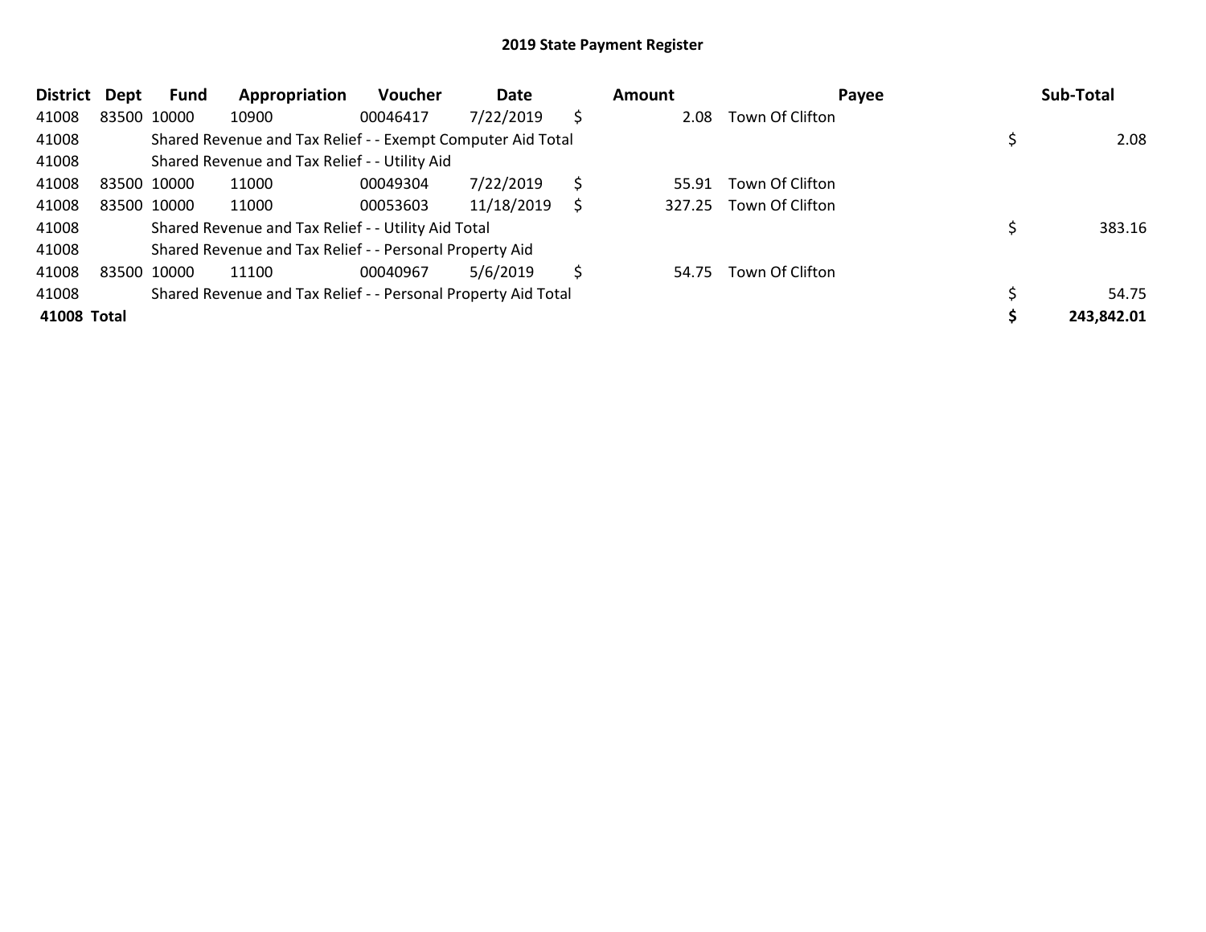## 2019 State Payment Register

| District | Dept | Fund | Appropriation | Voucher | Date | Amount | Payee | Sub-Total |
|---|---|---|---|---|---|---|---|---|
| 41008 | 83500 | 10000 | 10900 | 00046417 | 7/22/2019 | $ 2.08 | Town Of Clifton | |
| 41008 | | Shared Revenue and Tax Relief - - Exempt Computer Aid Total | | | | | | $ 2.08 |
| 41008 | | Shared Revenue and Tax Relief - - Utility Aid | | | | | | |
| 41008 | 83500 | 10000 | 11000 | 00049304 | 7/22/2019 | $ 55.91 | Town Of Clifton | |
| 41008 | 83500 | 10000 | 11000 | 00053603 | 11/18/2019 | $ 327.25 | Town Of Clifton | |
| 41008 | | Shared Revenue and Tax Relief - - Utility Aid Total | | | | | | $ 383.16 |
| 41008 | | Shared Revenue and Tax Relief - - Personal Property Aid | | | | | | |
| 41008 | 83500 | 10000 | 11100 | 00040967 | 5/6/2019 | $ 54.75 | Town Of Clifton | |
| 41008 | | Shared Revenue and Tax Relief - - Personal Property Aid Total | | | | | | $ 54.75 |
| **41008 Total** | | | | | | | | **$ 243,842.01** |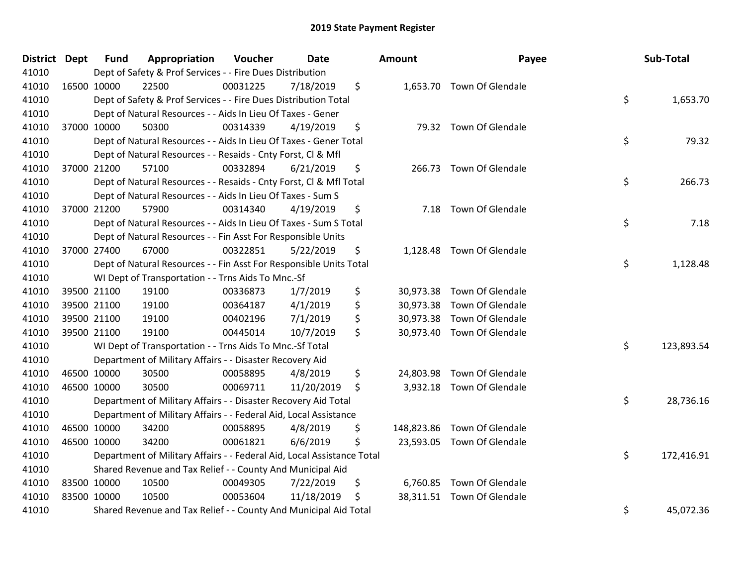# 2019 State Payment Register

| District | Dept | Fund | Appropriation | Voucher | Date | Amount | Payee | Sub-Total |
|---|---|---|---|---|---|---|---|---|
| 41010 | | Dept of Safety & Prof Services - - Fire Dues Distribution | | | | | | |
| 41010 | 16500 | 10000 | 22500 | 00031225 | 7/18/2019 | $ 1,653.70 | Town Of Glendale | |
| 41010 | | Dept of Safety & Prof Services - - Fire Dues Distribution Total | | | | | | $ 1,653.70 |
| 41010 | | Dept of Natural Resources - - Aids In Lieu Of Taxes - Gener | | | | | | |
| 41010 | 37000 | 10000 | 50300 | 00314339 | 4/19/2019 | $ 79.32 | Town Of Glendale | |
| 41010 | | Dept of Natural Resources - - Aids In Lieu Of Taxes - Gener Total | | | | | | $ 79.32 |
| 41010 | | Dept of Natural Resources - - Resaids - Cnty Forst, Cl & Mfl | | | | | | |
| 41010 | 37000 | 21200 | 57100 | 00332894 | 6/21/2019 | $ 266.73 | Town Of Glendale | |
| 41010 | | Dept of Natural Resources - - Resaids - Cnty Forst, Cl & Mfl Total | | | | | | $ 266.73 |
| 41010 | | Dept of Natural Resources - - Aids In Lieu Of Taxes - Sum S | | | | | | |
| 41010 | 37000 | 21200 | 57900 | 00314340 | 4/19/2019 | $ 7.18 | Town Of Glendale | |
| 41010 | | Dept of Natural Resources - - Aids In Lieu Of Taxes - Sum S Total | | | | | | $ 7.18 |
| 41010 | | Dept of Natural Resources - - Fin Asst For Responsible Units | | | | | | |
| 41010 | 37000 | 27400 | 67000 | 00322851 | 5/22/2019 | $ 1,128.48 | Town Of Glendale | |
| 41010 | | Dept of Natural Resources - - Fin Asst For Responsible Units Total | | | | | | $ 1,128.48 |
| 41010 | | WI Dept of Transportation - - Trns Aids To Mnc.-Sf | | | | | | |
| 41010 | 39500 | 21100 | 19100 | 00336873 | 1/7/2019 | $ 30,973.38 | Town Of Glendale | |
| 41010 | 39500 | 21100 | 19100 | 00364187 | 4/1/2019 | $ 30,973.38 | Town Of Glendale | |
| 41010 | 39500 | 21100 | 19100 | 00402196 | 7/1/2019 | $ 30,973.38 | Town Of Glendale | |
| 41010 | 39500 | 21100 | 19100 | 00445014 | 10/7/2019 | $ 30,973.40 | Town Of Glendale | |
| 41010 | | WI Dept of Transportation - - Trns Aids To Mnc.-Sf Total | | | | | | $ 123,893.54 |
| 41010 | | Department of Military Affairs - - Disaster Recovery Aid | | | | | | |
| 41010 | 46500 | 10000 | 30500 | 00058895 | 4/8/2019 | $ 24,803.98 | Town Of Glendale | |
| 41010 | 46500 | 10000 | 30500 | 00069711 | 11/20/2019 | $ 3,932.18 | Town Of Glendale | |
| 41010 | | Department of Military Affairs - - Disaster Recovery Aid Total | | | | | | $ 28,736.16 |
| 41010 | | Department of Military Affairs - - Federal Aid, Local Assistance | | | | | | |
| 41010 | 46500 | 10000 | 34200 | 00058895 | 4/8/2019 | $ 148,823.86 | Town Of Glendale | |
| 41010 | 46500 | 10000 | 34200 | 00061821 | 6/6/2019 | $ 23,593.05 | Town Of Glendale | |
| 41010 | | Department of Military Affairs - - Federal Aid, Local Assistance Total | | | | | | $ 172,416.91 |
| 41010 | | Shared Revenue and Tax Relief - - County And Municipal Aid | | | | | | |
| 41010 | 83500 | 10000 | 10500 | 00049305 | 7/22/2019 | $ 6,760.85 | Town Of Glendale | |
| 41010 | 83500 | 10000 | 10500 | 00053604 | 11/18/2019 | $ 38,311.51 | Town Of Glendale | |
| 41010 | | Shared Revenue and Tax Relief - - County And Municipal Aid Total | | | | | | $ 45,072.36 |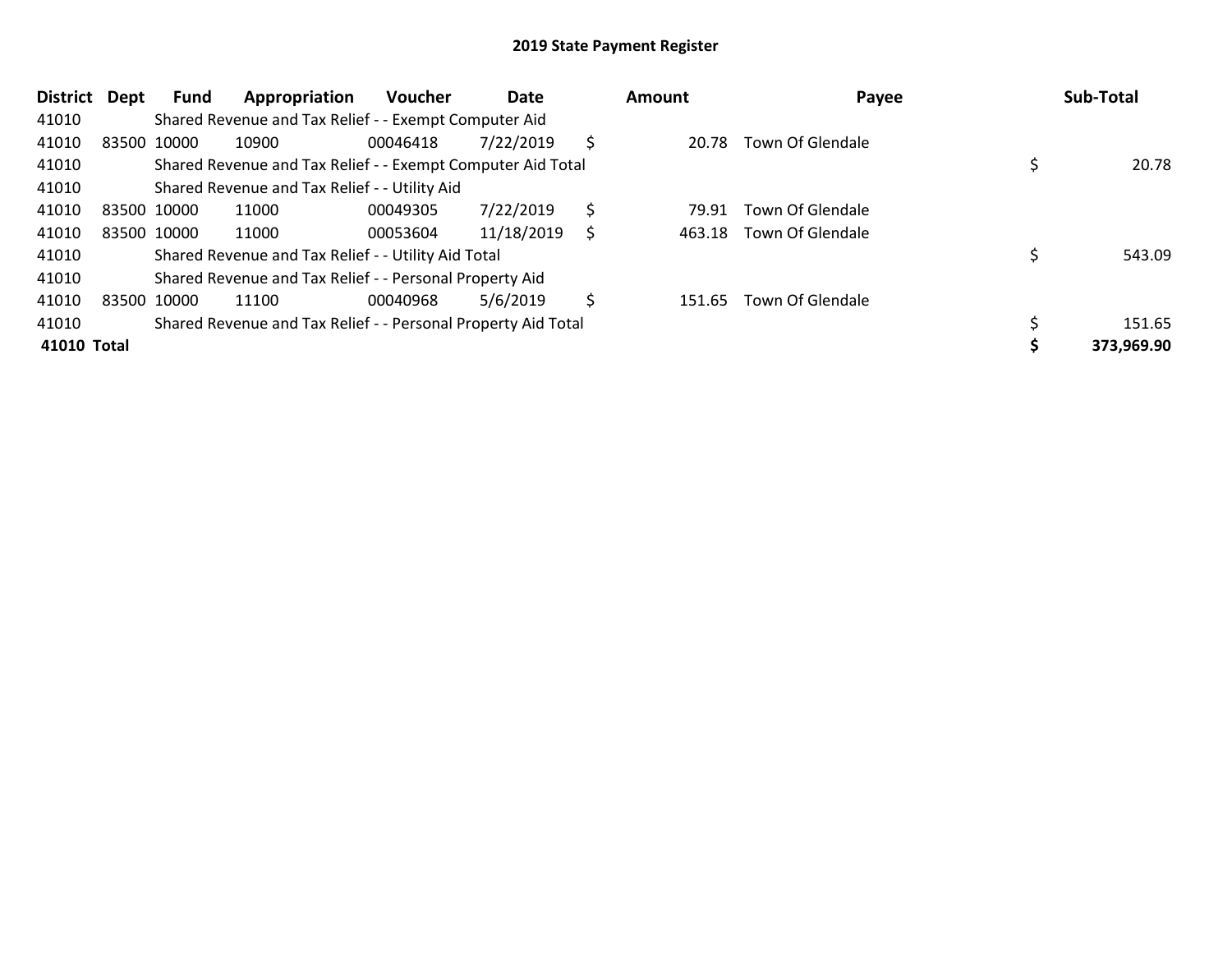# 2019 State Payment Register

| District | Dept | Fund | Appropriation | Voucher | Date | Amount | Payee | Sub-Total |
|---|---|---|---|---|---|---|---|---|
| 41010 | | Shared Revenue and Tax Relief - - Exempt Computer Aid | | | | | | |
| 41010 | 83500 | 10000 | 10900 | 00046418 | 7/22/2019 | $ 20.78 | Town Of Glendale | |
| 41010 | | Shared Revenue and Tax Relief - - Exempt Computer Aid Total | | | | | | $ 20.78 |
| 41010 | | Shared Revenue and Tax Relief - - Utility Aid | | | | | | |
| 41010 | 83500 | 10000 | 11000 | 00049305 | 7/22/2019 | $ 79.91 | Town Of Glendale | |
| 41010 | 83500 | 10000 | 11000 | 00053604 | 11/18/2019 | $ 463.18 | Town Of Glendale | |
| 41010 | | Shared Revenue and Tax Relief - - Utility Aid Total | | | | | | $ 543.09 |
| 41010 | | Shared Revenue and Tax Relief - - Personal Property Aid | | | | | | |
| 41010 | 83500 | 10000 | 11100 | 00040968 | 5/6/2019 | $ 151.65 | Town Of Glendale | |
| 41010 | | Shared Revenue and Tax Relief - - Personal Property Aid Total | | | | | | $ 151.65 |
| **41010 Total** | | | | | | | | **$ 373,969.90** |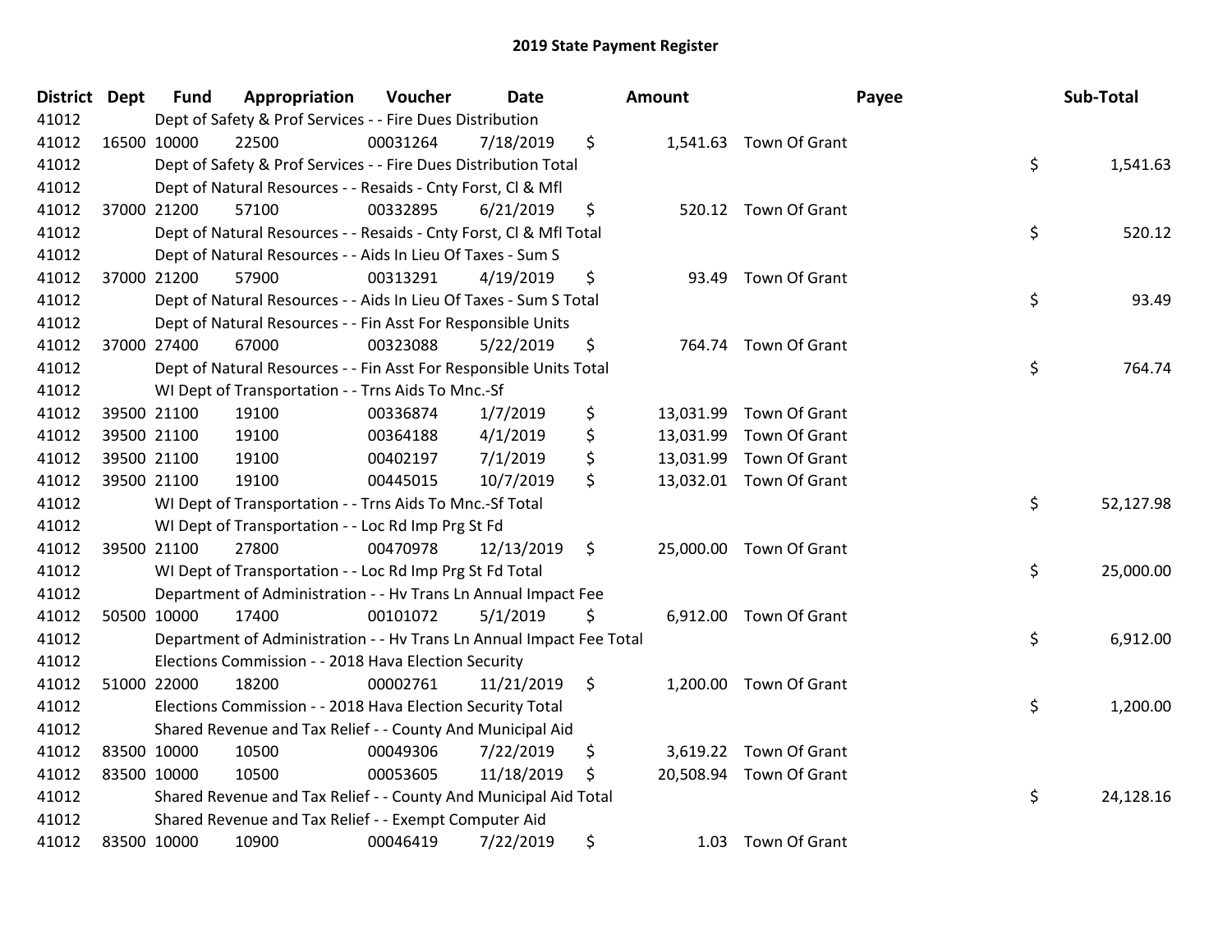# 2019 State Payment Register

| District | Dept | Fund | Appropriation | Voucher | Date | Amount | Payee | Sub-Total |
|---|---|---|---|---|---|---|---|---|
| 41012 | Dept of Safety & Prof Services - - Fire Dues Distribution | | | | | | | |
| 41012 | 16500 | 10000 | 22500 | 00031264 | 7/18/2019 | $ 1,541.63 | Town Of Grant | |
| 41012 | Dept of Safety & Prof Services - - Fire Dues Distribution Total | | | | | | | $ 1,541.63 |
| 41012 | Dept of Natural Resources - - Resaids - Cnty Forst, Cl & Mfl | | | | | | | |
| 41012 | 37000 | 21200 | 57100 | 00332895 | 6/21/2019 | $ 520.12 | Town Of Grant | |
| 41012 | Dept of Natural Resources - - Resaids - Cnty Forst, Cl & Mfl Total | | | | | | | $ 520.12 |
| 41012 | Dept of Natural Resources - - Aids In Lieu Of Taxes - Sum S | | | | | | | |
| 41012 | 37000 | 21200 | 57900 | 00313291 | 4/19/2019 | $ 93.49 | Town Of Grant | |
| 41012 | Dept of Natural Resources - - Aids In Lieu Of Taxes - Sum S Total | | | | | | | $ 93.49 |
| 41012 | Dept of Natural Resources - - Fin Asst For Responsible Units | | | | | | | |
| 41012 | 37000 | 27400 | 67000 | 00323088 | 5/22/2019 | $ 764.74 | Town Of Grant | |
| 41012 | Dept of Natural Resources - - Fin Asst For Responsible Units Total | | | | | | | $ 764.74 |
| 41012 | WI Dept of Transportation - - Trns Aids To Mnc.-Sf | | | | | | | |
| 41012 | 39500 | 21100 | 19100 | 00336874 | 1/7/2019 | $ 13,031.99 | Town Of Grant | |
| 41012 | 39500 | 21100 | 19100 | 00364188 | 4/1/2019 | $ 13,031.99 | Town Of Grant | |
| 41012 | 39500 | 21100 | 19100 | 00402197 | 7/1/2019 | $ 13,031.99 | Town Of Grant | |
| 41012 | 39500 | 21100 | 19100 | 00445015 | 10/7/2019 | $ 13,032.01 | Town Of Grant | |
| 41012 | WI Dept of Transportation - - Trns Aids To Mnc.-Sf Total | | | | | | | $ 52,127.98 |
| 41012 | WI Dept of Transportation - - Loc Rd Imp Prg St Fd | | | | | | | |
| 41012 | 39500 | 21100 | 27800 | 00470978 | 12/13/2019 | $ 25,000.00 | Town Of Grant | |
| 41012 | WI Dept of Transportation - - Loc Rd Imp Prg St Fd Total | | | | | | | $ 25,000.00 |
| 41012 | Department of Administration - - Hv Trans Ln Annual Impact Fee | | | | | | | |
| 41012 | 50500 | 10000 | 17400 | 00101072 | 5/1/2019 | $ 6,912.00 | Town Of Grant | |
| 41012 | Department of Administration - - Hv Trans Ln Annual Impact Fee Total | | | | | | | $ 6,912.00 |
| 41012 | Elections Commission - - 2018 Hava Election Security | | | | | | | |
| 41012 | 51000 | 22000 | 18200 | 00002761 | 11/21/2019 | $ 1,200.00 | Town Of Grant | |
| 41012 | Elections Commission - - 2018 Hava Election Security Total | | | | | | | $ 1,200.00 |
| 41012 | Shared Revenue and Tax Relief - - County And Municipal Aid | | | | | | | |
| 41012 | 83500 | 10000 | 10500 | 00049306 | 7/22/2019 | $ 3,619.22 | Town Of Grant | |
| 41012 | 83500 | 10000 | 10500 | 00053605 | 11/18/2019 | $ 20,508.94 | Town Of Grant | |
| 41012 | Shared Revenue and Tax Relief - - County And Municipal Aid Total | | | | | | | $ 24,128.16 |
| 41012 | Shared Revenue and Tax Relief - - Exempt Computer Aid | | | | | | | |
| 41012 | 83500 | 10000 | 10900 | 00046419 | 7/22/2019 | $ 1.03 | Town Of Grant | |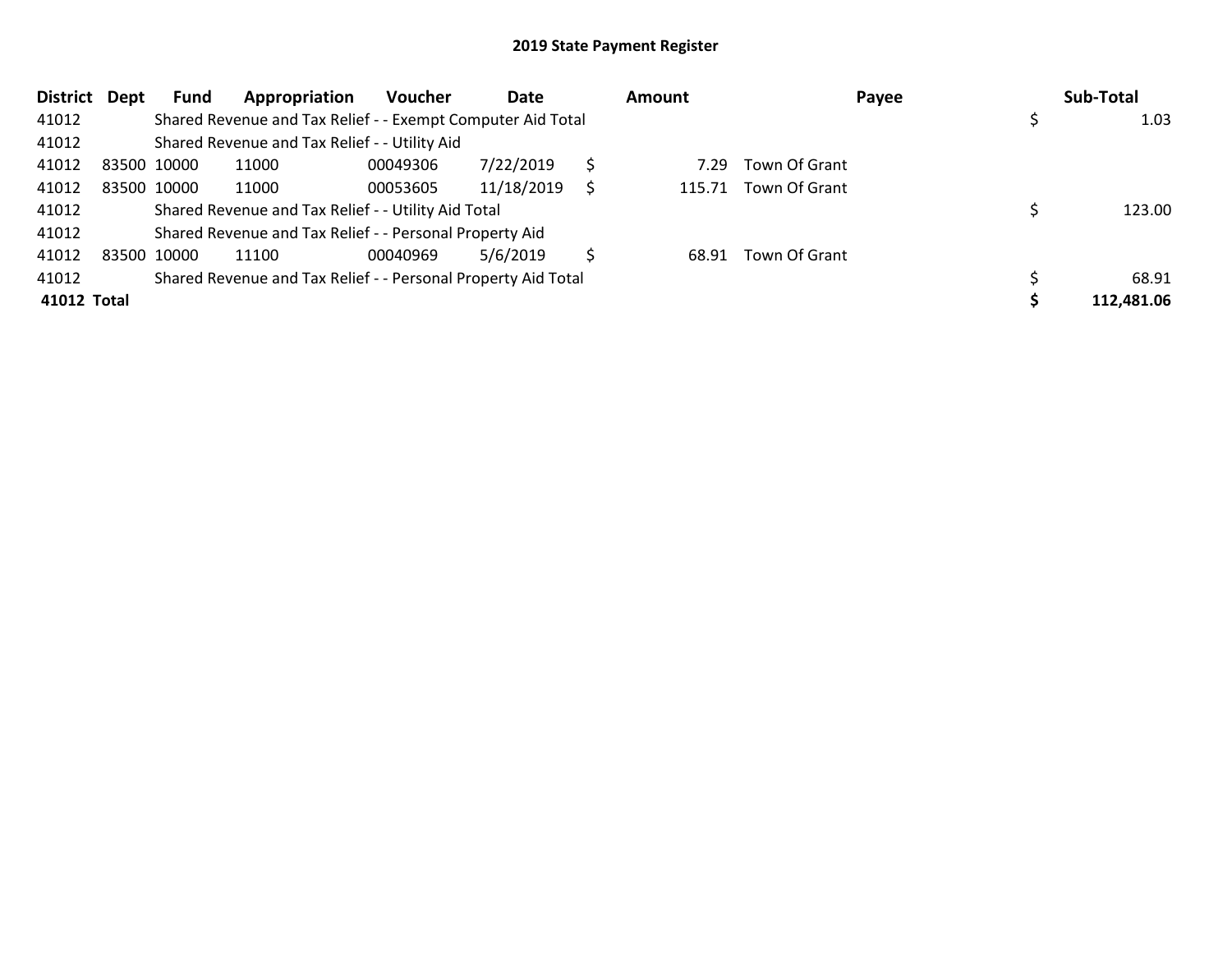## 2019 State Payment Register

| District | Dept | Fund | Appropriation | Voucher | Date | Amount | Payee | Sub-Total |
|---|---|---|---|---|---|---|---|---|
| 41012 | | Shared Revenue and Tax Relief - - Exempt Computer Aid Total | | | | | | $ 1.03 |
| 41012 | | Shared Revenue and Tax Relief - - Utility Aid | | | | | | |
| 41012 | 83500 | 10000 | 11000 | 00049306 | 7/22/2019 | $ 7.29 | Town Of Grant | |
| 41012 | 83500 | 10000 | 11000 | 00053605 | 11/18/2019 | $ 115.71 | Town Of Grant | |
| 41012 | | Shared Revenue and Tax Relief - - Utility Aid Total | | | | | | $ 123.00 |
| 41012 | | Shared Revenue and Tax Relief - - Personal Property Aid | | | | | | |
| 41012 | 83500 | 10000 | 11100 | 00040969 | 5/6/2019 | $ 68.91 | Town Of Grant | |
| 41012 | | Shared Revenue and Tax Relief - - Personal Property Aid Total | | | | | | $ 68.91 |
| **41012** | **Total** | | | | | | | **$ 112,481.06** |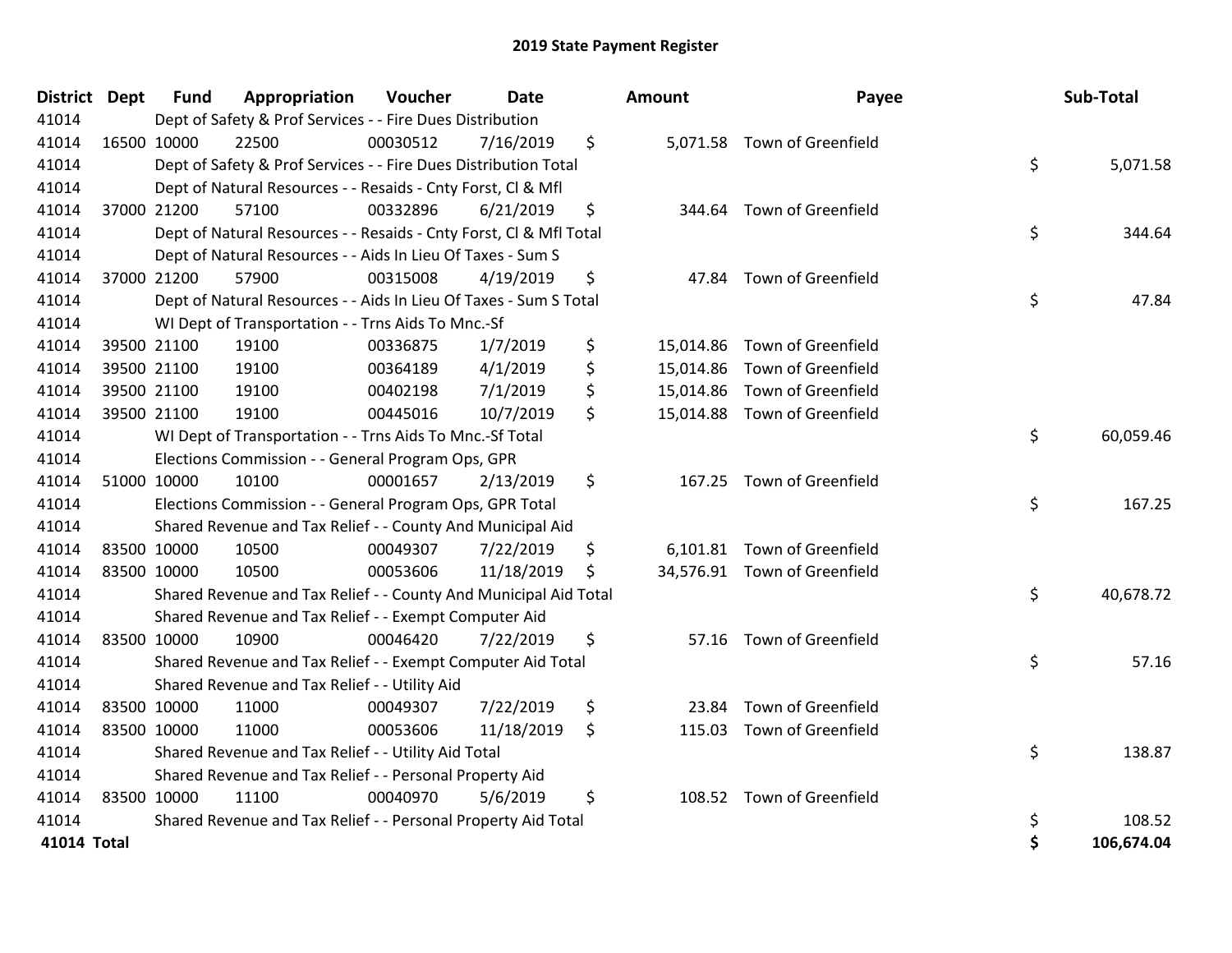# 2019 State Payment Register

| District | Dept | Fund | Appropriation | Voucher | Date | Amount | Payee | Sub-Total |
|---|---|---|---|---|---|---|---|---|
| 41014 | | Dept of Safety & Prof Services - - Fire Dues Distribution | | | | | | |
| 41014 | 16500 | 10000 | 22500 | 00030512 | 7/16/2019 | $ 5,071.58 | Town of Greenfield | |
| 41014 | | Dept of Safety & Prof Services - - Fire Dues Distribution Total | | | | | | $ 5,071.58 |
| 41014 | | Dept of Natural Resources - - Resaids - Cnty Forst, Cl & Mfl | | | | | | |
| 41014 | 37000 | 21200 | 57100 | 00332896 | 6/21/2019 | $ 344.64 | Town of Greenfield | |
| 41014 | | Dept of Natural Resources - - Resaids - Cnty Forst, Cl & Mfl Total | | | | | | $ 344.64 |
| 41014 | | Dept of Natural Resources - - Aids In Lieu Of Taxes - Sum S | | | | | | |
| 41014 | 37000 | 21200 | 57900 | 00315008 | 4/19/2019 | $ 47.84 | Town of Greenfield | |
| 41014 | | Dept of Natural Resources - - Aids In Lieu Of Taxes - Sum S Total | | | | | | $ 47.84 |
| 41014 | | WI Dept of Transportation - - Trns Aids To Mnc.-Sf | | | | | | |
| 41014 | 39500 | 21100 | 19100 | 00336875 | 1/7/2019 | $ 15,014.86 | Town of Greenfield | |
| 41014 | 39500 | 21100 | 19100 | 00364189 | 4/1/2019 | $ 15,014.86 | Town of Greenfield | |
| 41014 | 39500 | 21100 | 19100 | 00402198 | 7/1/2019 | $ 15,014.86 | Town of Greenfield | |
| 41014 | 39500 | 21100 | 19100 | 00445016 | 10/7/2019 | $ 15,014.88 | Town of Greenfield | |
| 41014 | | WI Dept of Transportation - - Trns Aids To Mnc.-Sf Total | | | | | | $ 60,059.46 |
| 41014 | | Elections Commission - - General Program Ops, GPR | | | | | | |
| 41014 | 51000 | 10000 | 10100 | 00001657 | 2/13/2019 | $ 167.25 | Town of Greenfield | |
| 41014 | | Elections Commission - - General Program Ops, GPR Total | | | | | | $ 167.25 |
| 41014 | | Shared Revenue and Tax Relief - - County And Municipal Aid | | | | | | |
| 41014 | 83500 | 10000 | 10500 | 00049307 | 7/22/2019 | $ 6,101.81 | Town of Greenfield | |
| 41014 | 83500 | 10000 | 10500 | 00053606 | 11/18/2019 | $ 34,576.91 | Town of Greenfield | |
| 41014 | | Shared Revenue and Tax Relief - - County And Municipal Aid Total | | | | | | $ 40,678.72 |
| 41014 | | Shared Revenue and Tax Relief - - Exempt Computer Aid | | | | | | |
| 41014 | 83500 | 10000 | 10900 | 00046420 | 7/22/2019 | $ 57.16 | Town of Greenfield | |
| 41014 | | Shared Revenue and Tax Relief - - Exempt Computer Aid Total | | | | | | $ 57.16 |
| 41014 | | Shared Revenue and Tax Relief - - Utility Aid | | | | | | |
| 41014 | 83500 | 10000 | 11000 | 00049307 | 7/22/2019 | $ 23.84 | Town of Greenfield | |
| 41014 | 83500 | 10000 | 11000 | 00053606 | 11/18/2019 | $ 115.03 | Town of Greenfield | |
| 41014 | | Shared Revenue and Tax Relief - - Utility Aid Total | | | | | | $ 138.87 |
| 41014 | | Shared Revenue and Tax Relief - - Personal Property Aid | | | | | | |
| 41014 | 83500 | 10000 | 11100 | 00040970 | 5/6/2019 | $ 108.52 | Town of Greenfield | |
| 41014 | | Shared Revenue and Tax Relief - - Personal Property Aid Total | | | | | | $ 108.52 |
| **41014 Total** | | | | | | | | **$ 106,674.04** |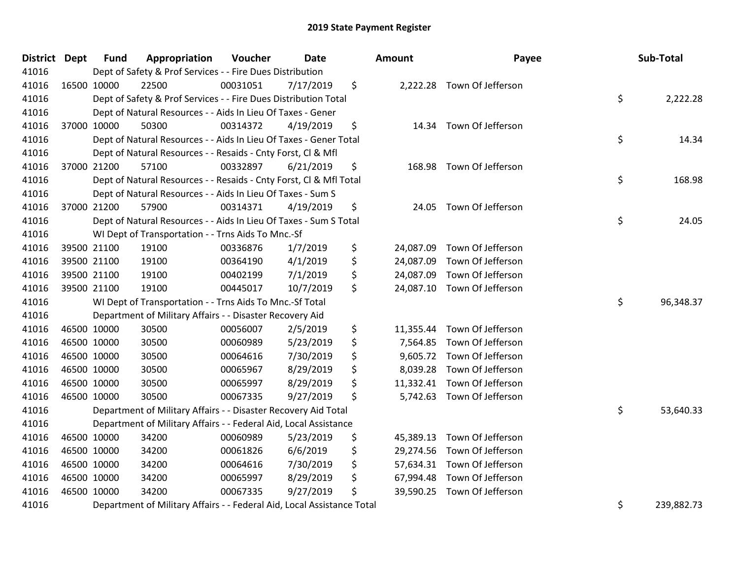# 2019 State Payment Register

| District | Dept | Fund | Appropriation | Voucher | Date | Amount | Payee | Sub-Total |
|---|---|---|---|---|---|---|---|---|
| 41016 | | Dept of Safety & Prof Services - - Fire Dues Distribution | | | | | | |
| 41016 | 16500 | 10000 | 22500 | 00031051 | 7/17/2019 | $ 2,222.28 | Town Of Jefferson | |
| 41016 | | Dept of Safety & Prof Services - - Fire Dues Distribution Total | | | | | | $ 2,222.28 |
| 41016 | | Dept of Natural Resources - - Aids In Lieu Of Taxes - Gener | | | | | | |
| 41016 | 37000 | 10000 | 50300 | 00314372 | 4/19/2019 | $ 14.34 | Town Of Jefferson | |
| 41016 | | Dept of Natural Resources - - Aids In Lieu Of Taxes - Gener Total | | | | | | $ 14.34 |
| 41016 | | Dept of Natural Resources - - Resaids - Cnty Forst, Cl & Mfl | | | | | | |
| 41016 | 37000 | 21200 | 57100 | 00332897 | 6/21/2019 | $ 168.98 | Town Of Jefferson | |
| 41016 | | Dept of Natural Resources - - Resaids - Cnty Forst, Cl & Mfl Total | | | | | | $ 168.98 |
| 41016 | | Dept of Natural Resources - - Aids In Lieu Of Taxes - Sum S | | | | | | |
| 41016 | 37000 | 21200 | 57900 | 00314371 | 4/19/2019 | $ 24.05 | Town Of Jefferson | |
| 41016 | | Dept of Natural Resources - - Aids In Lieu Of Taxes - Sum S Total | | | | | | $ 24.05 |
| 41016 | | WI Dept of Transportation - - Trns Aids To Mnc.-Sf | | | | | | |
| 41016 | 39500 | 21100 | 19100 | 00336876 | 1/7/2019 | $ 24,087.09 | Town Of Jefferson | |
| 41016 | 39500 | 21100 | 19100 | 00364190 | 4/1/2019 | $ 24,087.09 | Town Of Jefferson | |
| 41016 | 39500 | 21100 | 19100 | 00402199 | 7/1/2019 | $ 24,087.09 | Town Of Jefferson | |
| 41016 | 39500 | 21100 | 19100 | 00445017 | 10/7/2019 | $ 24,087.10 | Town Of Jefferson | |
| 41016 | | WI Dept of Transportation - - Trns Aids To Mnc.-Sf Total | | | | | | $ 96,348.37 |
| 41016 | | Department of Military Affairs - - Disaster Recovery Aid | | | | | | |
| 41016 | 46500 | 10000 | 30500 | 00056007 | 2/5/2019 | $ 11,355.44 | Town Of Jefferson | |
| 41016 | 46500 | 10000 | 30500 | 00060989 | 5/23/2019 | $ 7,564.85 | Town Of Jefferson | |
| 41016 | 46500 | 10000 | 30500 | 00064616 | 7/30/2019 | $ 9,605.72 | Town Of Jefferson | |
| 41016 | 46500 | 10000 | 30500 | 00065967 | 8/29/2019 | $ 8,039.28 | Town Of Jefferson | |
| 41016 | 46500 | 10000 | 30500 | 00065997 | 8/29/2019 | $ 11,332.41 | Town Of Jefferson | |
| 41016 | 46500 | 10000 | 30500 | 00067335 | 9/27/2019 | $ 5,742.63 | Town Of Jefferson | |
| 41016 | | Department of Military Affairs - - Disaster Recovery Aid Total | | | | | | $ 53,640.33 |
| 41016 | | Department of Military Affairs - - Federal Aid, Local Assistance | | | | | | |
| 41016 | 46500 | 10000 | 34200 | 00060989 | 5/23/2019 | $ 45,389.13 | Town Of Jefferson | |
| 41016 | 46500 | 10000 | 34200 | 00061826 | 6/6/2019 | $ 29,274.56 | Town Of Jefferson | |
| 41016 | 46500 | 10000 | 34200 | 00064616 | 7/30/2019 | $ 57,634.31 | Town Of Jefferson | |
| 41016 | 46500 | 10000 | 34200 | 00065997 | 8/29/2019 | $ 67,994.48 | Town Of Jefferson | |
| 41016 | 46500 | 10000 | 34200 | 00067335 | 9/27/2019 | $ 39,590.25 | Town Of Jefferson | |
| 41016 | | Department of Military Affairs - - Federal Aid, Local Assistance Total | | | | | | $ 239,882.73 |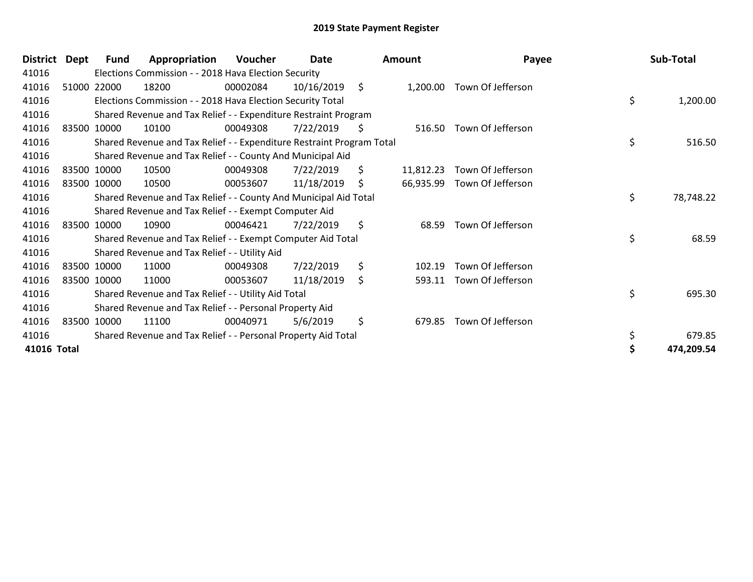# 2019 State Payment Register

| District | Dept | Fund | Appropriation | Voucher | Date | Amount | Payee | Sub-Total |
|---|---|---|---|---|---|---|---|---|
| 41016 | | Elections Commission - - 2018 Hava Election Security | | | | | | |
| 41016 | 51000 | 22000 | 18200 | 00002084 | 10/16/2019 | $ 1,200.00 | Town Of Jefferson | |
| 41016 | | Elections Commission - - 2018 Hava Election Security Total | | | | | | $ 1,200.00 |
| 41016 | | Shared Revenue and Tax Relief - - Expenditure Restraint Program | | | | | | |
| 41016 | 83500 | 10000 | 10100 | 00049308 | 7/22/2019 | $ 516.50 | Town Of Jefferson | |
| 41016 | | Shared Revenue and Tax Relief - - Expenditure Restraint Program Total | | | | | | $ 516.50 |
| 41016 | | Shared Revenue and Tax Relief - - County And Municipal Aid | | | | | | |
| 41016 | 83500 | 10000 | 10500 | 00049308 | 7/22/2019 | $ 11,812.23 | Town Of Jefferson | |
| 41016 | 83500 | 10000 | 10500 | 00053607 | 11/18/2019 | $ 66,935.99 | Town Of Jefferson | |
| 41016 | | Shared Revenue and Tax Relief - - County And Municipal Aid Total | | | | | | $ 78,748.22 |
| 41016 | | Shared Revenue and Tax Relief - - Exempt Computer Aid | | | | | | |
| 41016 | 83500 | 10000 | 10900 | 00046421 | 7/22/2019 | $ 68.59 | Town Of Jefferson | |
| 41016 | | Shared Revenue and Tax Relief - - Exempt Computer Aid Total | | | | | | $ 68.59 |
| 41016 | | Shared Revenue and Tax Relief - - Utility Aid | | | | | | |
| 41016 | 83500 | 10000 | 11000 | 00049308 | 7/22/2019 | $ 102.19 | Town Of Jefferson | |
| 41016 | 83500 | 10000 | 11000 | 00053607 | 11/18/2019 | $ 593.11 | Town Of Jefferson | |
| 41016 | | Shared Revenue and Tax Relief - - Utility Aid Total | | | | | | $ 695.30 |
| 41016 | | Shared Revenue and Tax Relief - - Personal Property Aid | | | | | | |
| 41016 | 83500 | 10000 | 11100 | 00040971 | 5/6/2019 | $ 679.85 | Town Of Jefferson | |
| 41016 | | Shared Revenue and Tax Relief - - Personal Property Aid Total | | | | | | $ 679.85 |
| **41016 Total** | | | | | | | | **$ 474,209.54** |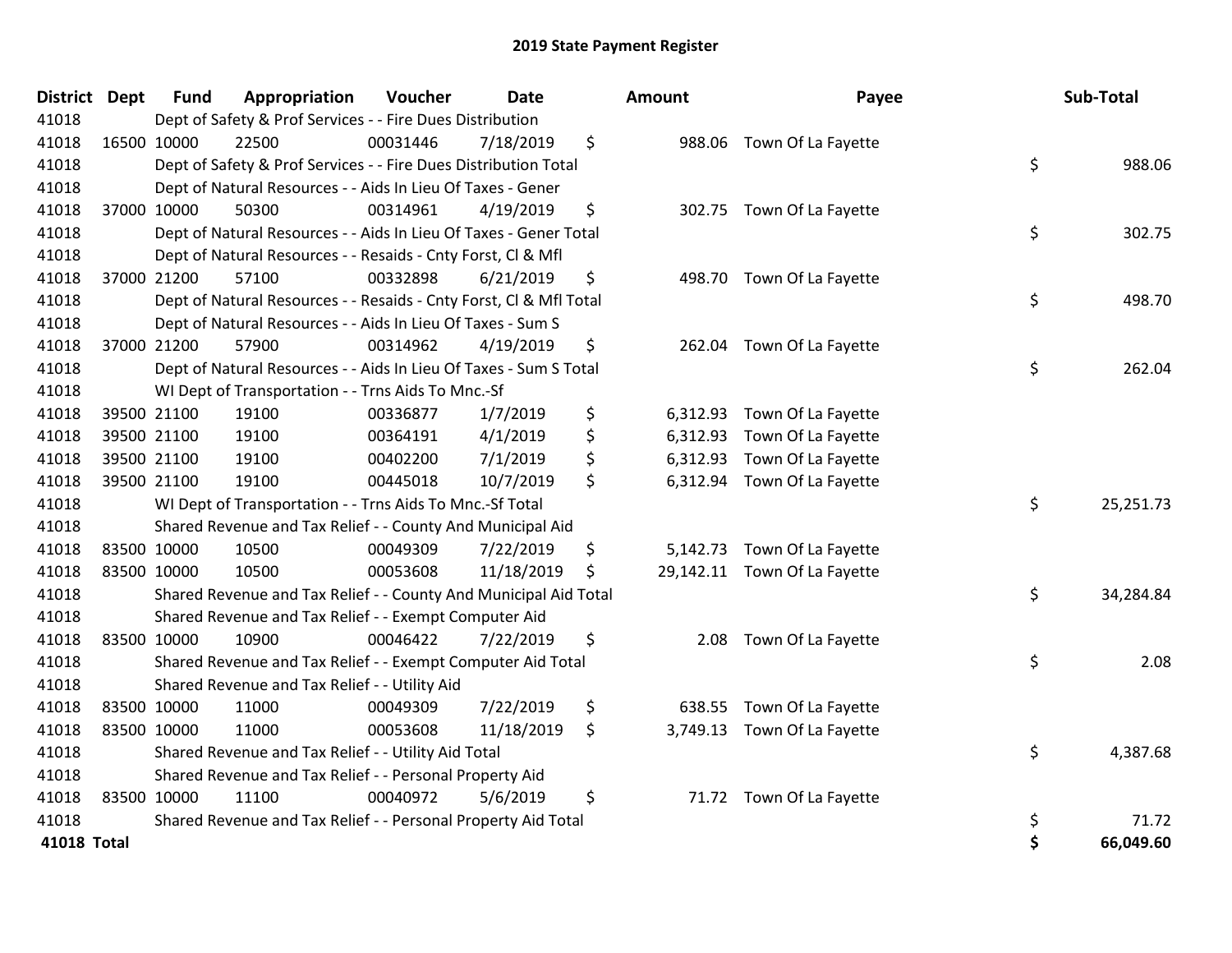# 2019 State Payment Register

| District | Dept | Fund | Appropriation | Voucher | Date | Amount | Payee | Sub-Total |
|---|---|---|---|---|---|---|---|---|
| 41018 | | Dept of Safety & Prof Services - - Fire Dues Distribution | | | | | | |
| 41018 | 16500 | 10000 | 22500 | 00031446 | 7/18/2019 | $ 988.06 | Town Of La Fayette | |
| 41018 | | Dept of Safety & Prof Services - - Fire Dues Distribution Total | | | | | | $ 988.06 |
| 41018 | | Dept of Natural Resources - - Aids In Lieu Of Taxes - Gener | | | | | | |
| 41018 | 37000 | 10000 | 50300 | 00314961 | 4/19/2019 | $ 302.75 | Town Of La Fayette | |
| 41018 | | Dept of Natural Resources - - Aids In Lieu Of Taxes - Gener Total | | | | | | $ 302.75 |
| 41018 | | Dept of Natural Resources - - Resaids - Cnty Forst, Cl & Mfl | | | | | | |
| 41018 | 37000 | 21200 | 57100 | 00332898 | 6/21/2019 | $ 498.70 | Town Of La Fayette | |
| 41018 | | Dept of Natural Resources - - Resaids - Cnty Forst, Cl & Mfl Total | | | | | | $ 498.70 |
| 41018 | | Dept of Natural Resources - - Aids In Lieu Of Taxes - Sum S | | | | | | |
| 41018 | 37000 | 21200 | 57900 | 00314962 | 4/19/2019 | $ 262.04 | Town Of La Fayette | |
| 41018 | | Dept of Natural Resources - - Aids In Lieu Of Taxes - Sum S Total | | | | | | $ 262.04 |
| 41018 | | WI Dept of Transportation - - Trns Aids To Mnc.-Sf | | | | | | |
| 41018 | 39500 | 21100 | 19100 | 00336877 | 1/7/2019 | $ 6,312.93 | Town Of La Fayette | |
| 41018 | 39500 | 21100 | 19100 | 00364191 | 4/1/2019 | $ 6,312.93 | Town Of La Fayette | |
| 41018 | 39500 | 21100 | 19100 | 00402200 | 7/1/2019 | $ 6,312.93 | Town Of La Fayette | |
| 41018 | 39500 | 21100 | 19100 | 00445018 | 10/7/2019 | $ 6,312.94 | Town Of La Fayette | |
| 41018 | | WI Dept of Transportation - - Trns Aids To Mnc.-Sf Total | | | | | | $ 25,251.73 |
| 41018 | | Shared Revenue and Tax Relief - - County And Municipal Aid | | | | | | |
| 41018 | 83500 | 10000 | 10500 | 00049309 | 7/22/2019 | $ 5,142.73 | Town Of La Fayette | |
| 41018 | 83500 | 10000 | 10500 | 00053608 | 11/18/2019 | $ 29,142.11 | Town Of La Fayette | |
| 41018 | | Shared Revenue and Tax Relief - - County And Municipal Aid Total | | | | | | $ 34,284.84 |
| 41018 | | Shared Revenue and Tax Relief - - Exempt Computer Aid | | | | | | |
| 41018 | 83500 | 10000 | 10900 | 00046422 | 7/22/2019 | $ 2.08 | Town Of La Fayette | |
| 41018 | | Shared Revenue and Tax Relief - - Exempt Computer Aid Total | | | | | | $ 2.08 |
| 41018 | | Shared Revenue and Tax Relief - - Utility Aid | | | | | | |
| 41018 | 83500 | 10000 | 11000 | 00049309 | 7/22/2019 | $ 638.55 | Town Of La Fayette | |
| 41018 | 83500 | 10000 | 11000 | 00053608 | 11/18/2019 | $ 3,749.13 | Town Of La Fayette | |
| 41018 | | Shared Revenue and Tax Relief - - Utility Aid Total | | | | | | $ 4,387.68 |
| 41018 | | Shared Revenue and Tax Relief - - Personal Property Aid | | | | | | |
| 41018 | 83500 | 10000 | 11100 | 00040972 | 5/6/2019 | $ 71.72 | Town Of La Fayette | |
| 41018 | | Shared Revenue and Tax Relief - - Personal Property Aid Total | | | | | | $ 71.72 |
| **41018 Total** | | | | | | | | **$ 66,049.60** |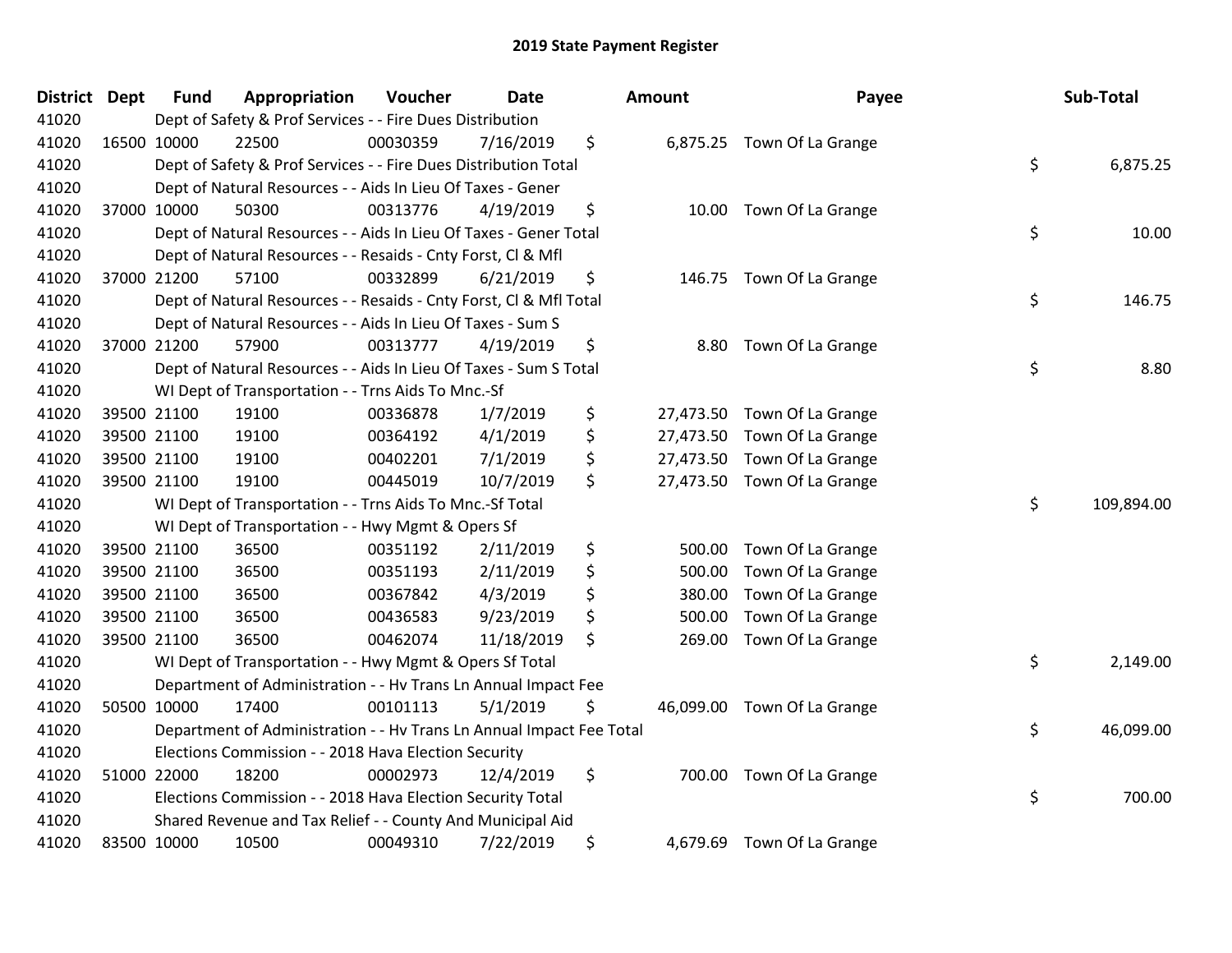## 2019 State Payment Register

| District | Dept | Fund | Appropriation | Voucher | Date | Amount | Payee | Sub-Total |
|---|---|---|---|---|---|---|---|---|
| 41020 | | | Dept of Safety & Prof Services - - Fire Dues Distribution | | | | | |
| 41020 | 16500 | 10000 | 22500 | 00030359 | 7/16/2019 | $ 6,875.25 | Town Of La Grange | |
| 41020 | | | Dept of Safety & Prof Services - - Fire Dues Distribution Total | | | | | $ 6,875.25 |
| 41020 | | | Dept of Natural Resources - - Aids In Lieu Of Taxes - Gener | | | | | |
| 41020 | 37000 | 10000 | 50300 | 00313776 | 4/19/2019 | $ 10.00 | Town Of La Grange | |
| 41020 | | | Dept of Natural Resources - - Aids In Lieu Of Taxes - Gener Total | | | | | $ 10.00 |
| 41020 | | | Dept of Natural Resources - - Resaids - Cnty Forst, Cl & Mfl | | | | | |
| 41020 | 37000 | 21200 | 57100 | 00332899 | 6/21/2019 | $ 146.75 | Town Of La Grange | |
| 41020 | | | Dept of Natural Resources - - Resaids - Cnty Forst, Cl & Mfl Total | | | | | $ 146.75 |
| 41020 | | | Dept of Natural Resources - - Aids In Lieu Of Taxes - Sum S | | | | | |
| 41020 | 37000 | 21200 | 57900 | 00313777 | 4/19/2019 | $ 8.80 | Town Of La Grange | |
| 41020 | | | Dept of Natural Resources - - Aids In Lieu Of Taxes - Sum S Total | | | | | $ 8.80 |
| 41020 | | | WI Dept of Transportation - - Trns Aids To Mnc.-Sf | | | | | |
| 41020 | 39500 | 21100 | 19100 | 00336878 | 1/7/2019 | $ 27,473.50 | Town Of La Grange | |
| 41020 | 39500 | 21100 | 19100 | 00364192 | 4/1/2019 | $ 27,473.50 | Town Of La Grange | |
| 41020 | 39500 | 21100 | 19100 | 00402201 | 7/1/2019 | $ 27,473.50 | Town Of La Grange | |
| 41020 | 39500 | 21100 | 19100 | 00445019 | 10/7/2019 | $ 27,473.50 | Town Of La Grange | |
| 41020 | | | WI Dept of Transportation - - Trns Aids To Mnc.-Sf Total | | | | | $ 109,894.00 |
| 41020 | | | WI Dept of Transportation - - Hwy Mgmt & Opers Sf | | | | | |
| 41020 | 39500 | 21100 | 36500 | 00351192 | 2/11/2019 | $ 500.00 | Town Of La Grange | |
| 41020 | 39500 | 21100 | 36500 | 00351193 | 2/11/2019 | $ 500.00 | Town Of La Grange | |
| 41020 | 39500 | 21100 | 36500 | 00367842 | 4/3/2019 | $ 380.00 | Town Of La Grange | |
| 41020 | 39500 | 21100 | 36500 | 00436583 | 9/23/2019 | $ 500.00 | Town Of La Grange | |
| 41020 | 39500 | 21100 | 36500 | 00462074 | 11/18/2019 | $ 269.00 | Town Of La Grange | |
| 41020 | | | WI Dept of Transportation - - Hwy Mgmt & Opers Sf Total | | | | | $ 2,149.00 |
| 41020 | | | Department of Administration - - Hv Trans Ln Annual Impact Fee | | | | | |
| 41020 | 50500 | 10000 | 17400 | 00101113 | 5/1/2019 | $ 46,099.00 | Town Of La Grange | |
| 41020 | | | Department of Administration - - Hv Trans Ln Annual Impact Fee Total | | | | | $ 46,099.00 |
| 41020 | | | Elections Commission - - 2018 Hava Election Security | | | | | |
| 41020 | 51000 | 22000 | 18200 | 00002973 | 12/4/2019 | $ 700.00 | Town Of La Grange | |
| 41020 | | | Elections Commission - - 2018 Hava Election Security Total | | | | | $ 700.00 |
| 41020 | | | Shared Revenue and Tax Relief - - County And Municipal Aid | | | | | |
| 41020 | 83500 | 10000 | 10500 | 00049310 | 7/22/2019 | $ 4,679.69 | Town Of La Grange | |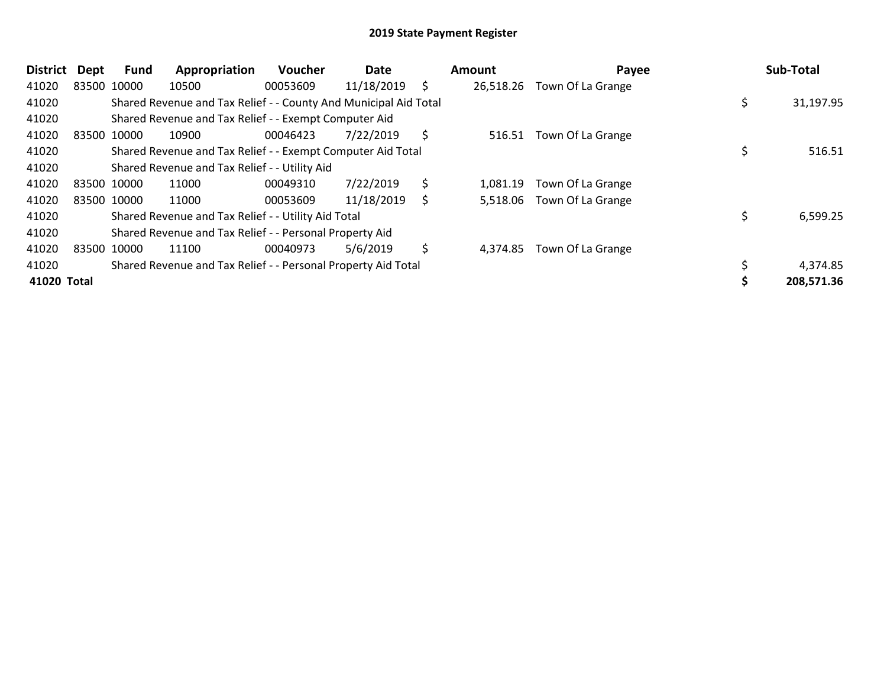## 2019 State Payment Register

| District | Dept | Fund | Appropriation | Voucher | Date | Amount | Payee | Sub-Total |
|---|---|---|---|---|---|---|---|---|
| 41020 | 83500 | 10000 | 10500 | 00053609 | 11/18/2019 | $ 26,518.26 | Town Of La Grange | |
| 41020 | | Shared Revenue and Tax Relief - - County And Municipal Aid Total | | | | | | $ 31,197.95 |
| 41020 | | Shared Revenue and Tax Relief - - Exempt Computer Aid | | | | | | |
| 41020 | 83500 | 10000 | 10900 | 00046423 | 7/22/2019 | $ 516.51 | Town Of La Grange | |
| 41020 | | Shared Revenue and Tax Relief - - Exempt Computer Aid Total | | | | | | $ 516.51 |
| 41020 | | Shared Revenue and Tax Relief - - Utility Aid | | | | | | |
| 41020 | 83500 | 10000 | 11000 | 00049310 | 7/22/2019 | $ 1,081.19 | Town Of La Grange | |
| 41020 | 83500 | 10000 | 11000 | 00053609 | 11/18/2019 | $ 5,518.06 | Town Of La Grange | |
| 41020 | | Shared Revenue and Tax Relief - - Utility Aid Total | | | | | | $ 6,599.25 |
| 41020 | | Shared Revenue and Tax Relief - - Personal Property Aid | | | | | | |
| 41020 | 83500 | 10000 | 11100 | 00040973 | 5/6/2019 | $ 4,374.85 | Town Of La Grange | |
| 41020 | | Shared Revenue and Tax Relief - - Personal Property Aid Total | | | | | | $ 4,374.85 |
| **41020 Total** | | | | | | | | **$ 208,571.36** |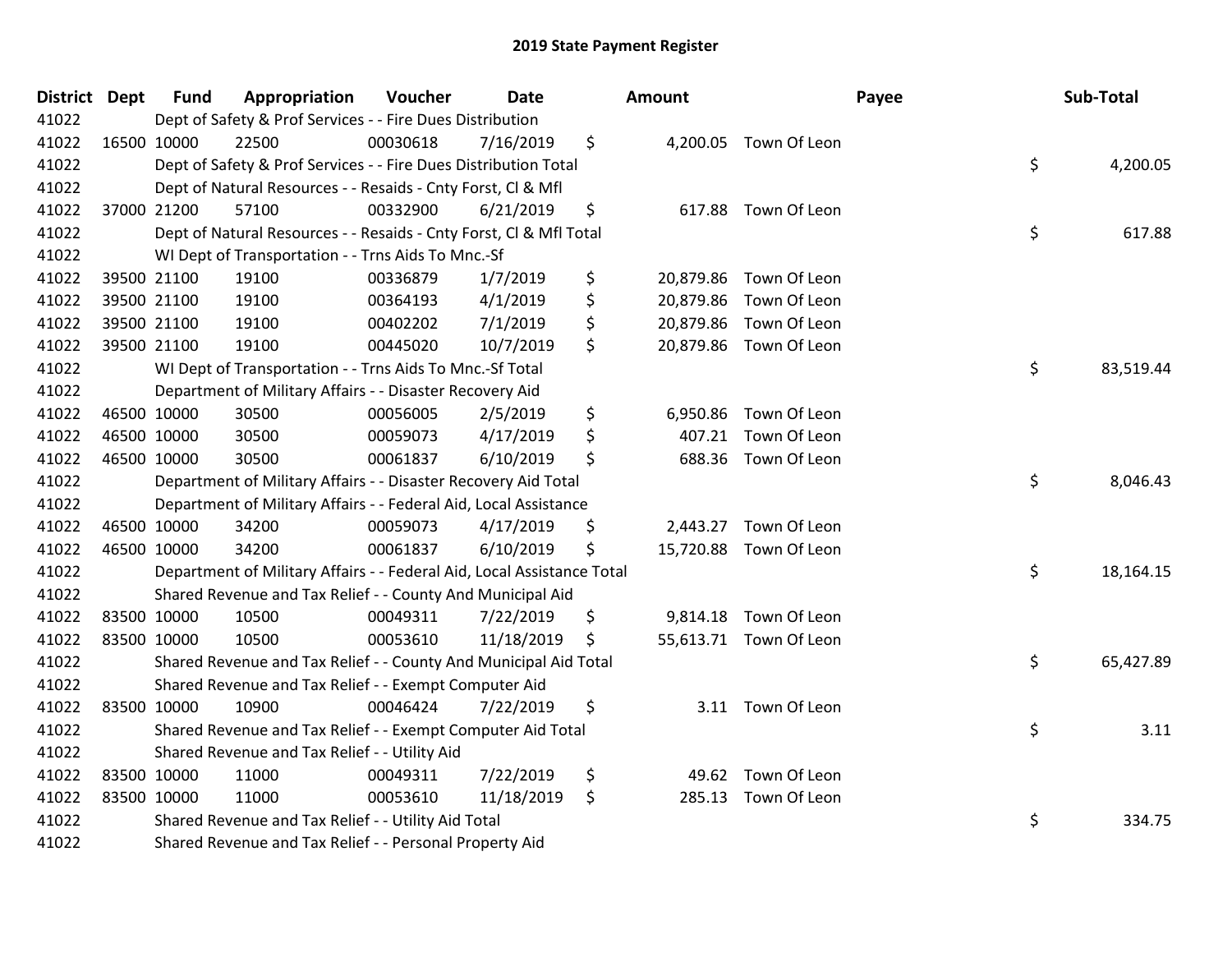# 2019 State Payment Register

| District | Dept | Fund | Appropriation | Voucher | Date | Amount | Payee | Sub-Total |
|---|---|---|---|---|---|---|---|---|
| 41022 | Dept of Safety & Prof Services - - Fire Dues Distribution | | | | | | | |
| 41022 | 16500 | 10000 | 22500 | 00030618 | 7/16/2019 | $ 4,200.05 | Town Of Leon | |
| 41022 | Dept of Safety & Prof Services - - Fire Dues Distribution Total | | | | | | | $ 4,200.05 |
| 41022 | Dept of Natural Resources - - Resaids - Cnty Forst, Cl & Mfl | | | | | | | |
| 41022 | 37000 | 21200 | 57100 | 00332900 | 6/21/2019 | $ 617.88 | Town Of Leon | |
| 41022 | Dept of Natural Resources - - Resaids - Cnty Forst, Cl & Mfl Total | | | | | | | $ 617.88 |
| 41022 | WI Dept of Transportation - - Trns Aids To Mnc.-Sf | | | | | | | |
| 41022 | 39500 | 21100 | 19100 | 00336879 | 1/7/2019 | $ 20,879.86 | Town Of Leon | |
| 41022 | 39500 | 21100 | 19100 | 00364193 | 4/1/2019 | $ 20,879.86 | Town Of Leon | |
| 41022 | 39500 | 21100 | 19100 | 00402202 | 7/1/2019 | $ 20,879.86 | Town Of Leon | |
| 41022 | 39500 | 21100 | 19100 | 00445020 | 10/7/2019 | $ 20,879.86 | Town Of Leon | |
| 41022 | WI Dept of Transportation - - Trns Aids To Mnc.-Sf Total | | | | | | | $ 83,519.44 |
| 41022 | Department of Military Affairs - - Disaster Recovery Aid | | | | | | | |
| 41022 | 46500 | 10000 | 30500 | 00056005 | 2/5/2019 | $ 6,950.86 | Town Of Leon | |
| 41022 | 46500 | 10000 | 30500 | 00059073 | 4/17/2019 | $ 407.21 | Town Of Leon | |
| 41022 | 46500 | 10000 | 30500 | 00061837 | 6/10/2019 | $ 688.36 | Town Of Leon | |
| 41022 | Department of Military Affairs - - Disaster Recovery Aid Total | | | | | | | $ 8,046.43 |
| 41022 | Department of Military Affairs - - Federal Aid, Local Assistance | | | | | | | |
| 41022 | 46500 | 10000 | 34200 | 00059073 | 4/17/2019 | $ 2,443.27 | Town Of Leon | |
| 41022 | 46500 | 10000 | 34200 | 00061837 | 6/10/2019 | $ 15,720.88 | Town Of Leon | |
| 41022 | Department of Military Affairs - - Federal Aid, Local Assistance Total | | | | | | | $ 18,164.15 |
| 41022 | Shared Revenue and Tax Relief - - County And Municipal Aid | | | | | | | |
| 41022 | 83500 | 10000 | 10500 | 00049311 | 7/22/2019 | $ 9,814.18 | Town Of Leon | |
| 41022 | 83500 | 10000 | 10500 | 00053610 | 11/18/2019 | $ 55,613.71 | Town Of Leon | |
| 41022 | Shared Revenue and Tax Relief - - County And Municipal Aid Total | | | | | | | $ 65,427.89 |
| 41022 | Shared Revenue and Tax Relief - - Exempt Computer Aid | | | | | | | |
| 41022 | 83500 | 10000 | 10900 | 00046424 | 7/22/2019 | $ 3.11 | Town Of Leon | |
| 41022 | Shared Revenue and Tax Relief - - Exempt Computer Aid Total | | | | | | | $ 3.11 |
| 41022 | Shared Revenue and Tax Relief - - Utility Aid | | | | | | | |
| 41022 | 83500 | 10000 | 11000 | 00049311 | 7/22/2019 | $ 49.62 | Town Of Leon | |
| 41022 | 83500 | 10000 | 11000 | 00053610 | 11/18/2019 | $ 285.13 | Town Of Leon | |
| 41022 | Shared Revenue and Tax Relief - - Utility Aid Total | | | | | | | $ 334.75 |
| 41022 | Shared Revenue and Tax Relief - - Personal Property Aid | | | | | | | |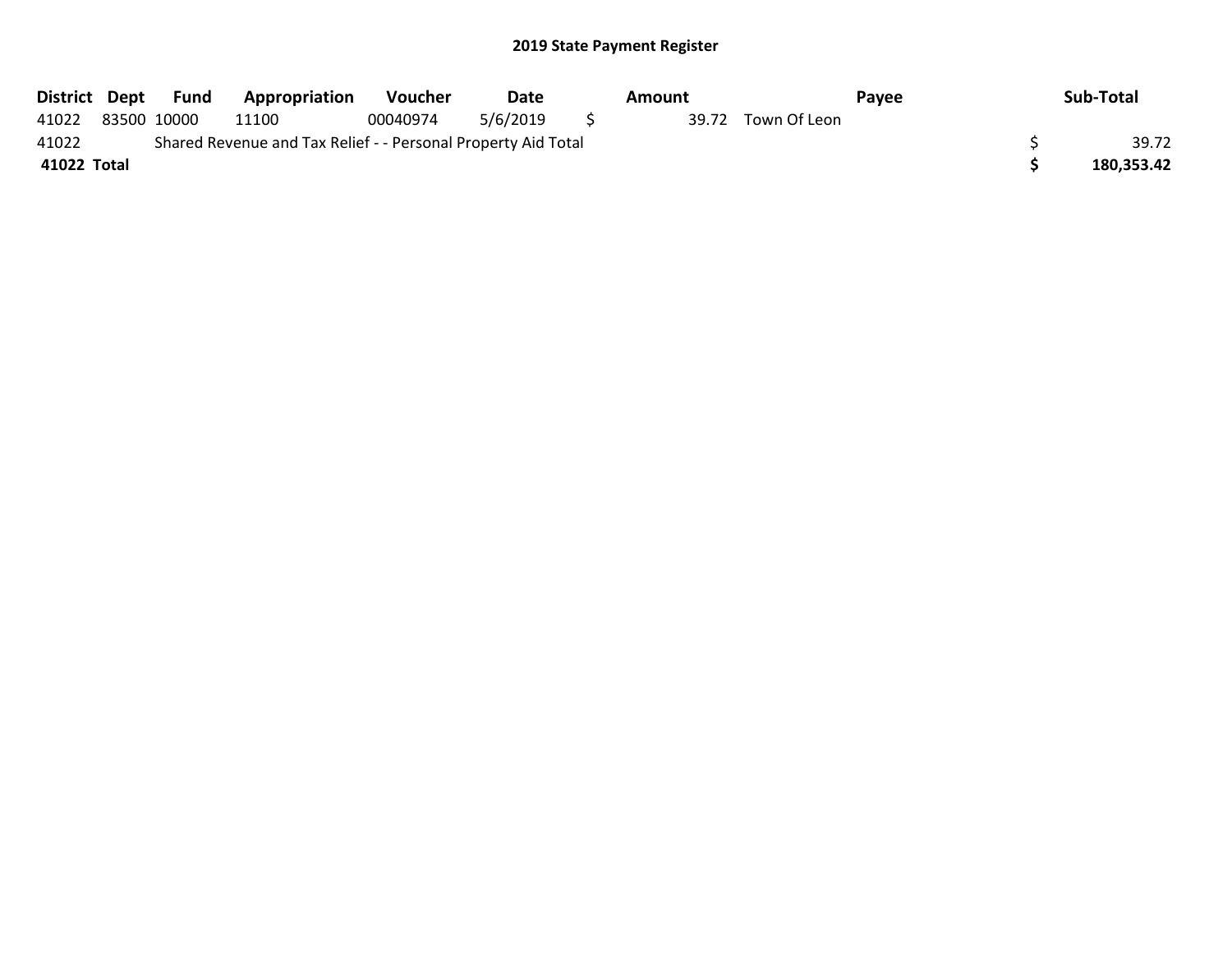## 2019 State Payment Register

| District | Dept | Fund | Appropriation | Voucher | Date | Amount | Payee | Sub-Total |
|---|---|---|---|---|---|---|---|---|
| 41022 | 83500 | 10000 | 11100 | 00040974 | 5/6/2019 | $ 39.72 | Town Of Leon | |
| 41022 | | Shared Revenue and Tax Relief - - Personal Property Aid Total | | | | | | $ 39.72 |
| **41022 Total** | | | | | | | | **$ 180,353.42** |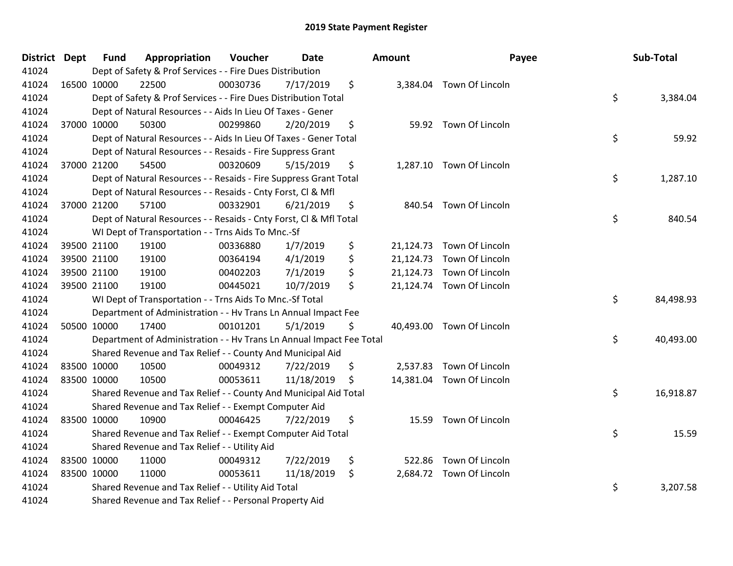## 2019 State Payment Register

| District | Dept | Fund | Appropriation | Voucher | Date | Amount | Payee | Sub-Total |
|---|---|---|---|---|---|---|---|---|
| 41024 | | | Dept of Safety & Prof Services - - Fire Dues Distribution | | | | | |
| 41024 | 16500 | 10000 | 22500 | 00030736 | 7/17/2019 | $ 3,384.04 | Town Of Lincoln | |
| 41024 | | | Dept of Safety & Prof Services - - Fire Dues Distribution Total | | | | | $ 3,384.04 |
| 41024 | | | Dept of Natural Resources - - Aids In Lieu Of Taxes - Gener | | | | | |
| 41024 | 37000 | 10000 | 50300 | 00299860 | 2/20/2019 | $ 59.92 | Town Of Lincoln | |
| 41024 | | | Dept of Natural Resources - - Aids In Lieu Of Taxes - Gener Total | | | | | $ 59.92 |
| 41024 | | | Dept of Natural Resources - - Resaids - Fire Suppress Grant | | | | | |
| 41024 | 37000 | 21200 | 54500 | 00320609 | 5/15/2019 | $ 1,287.10 | Town Of Lincoln | |
| 41024 | | | Dept of Natural Resources - - Resaids - Fire Suppress Grant Total | | | | | $ 1,287.10 |
| 41024 | | | Dept of Natural Resources - - Resaids - Cnty Forst, Cl & Mfl | | | | | |
| 41024 | 37000 | 21200 | 57100 | 00332901 | 6/21/2019 | $ 840.54 | Town Of Lincoln | |
| 41024 | | | Dept of Natural Resources - - Resaids - Cnty Forst, Cl & Mfl Total | | | | | $ 840.54 |
| 41024 | | | WI Dept of Transportation - - Trns Aids To Mnc.-Sf | | | | | |
| 41024 | 39500 | 21100 | 19100 | 00336880 | 1/7/2019 | $ 21,124.73 | Town Of Lincoln | |
| 41024 | 39500 | 21100 | 19100 | 00364194 | 4/1/2019 | $ 21,124.73 | Town Of Lincoln | |
| 41024 | 39500 | 21100 | 19100 | 00402203 | 7/1/2019 | $ 21,124.73 | Town Of Lincoln | |
| 41024 | 39500 | 21100 | 19100 | 00445021 | 10/7/2019 | $ 21,124.74 | Town Of Lincoln | |
| 41024 | | | WI Dept of Transportation - - Trns Aids To Mnc.-Sf Total | | | | | $ 84,498.93 |
| 41024 | | | Department of Administration - - Hv Trans Ln Annual Impact Fee | | | | | |
| 41024 | 50500 | 10000 | 17400 | 00101201 | 5/1/2019 | $ 40,493.00 | Town Of Lincoln | |
| 41024 | | | Department of Administration - - Hv Trans Ln Annual Impact Fee Total | | | | | $ 40,493.00 |
| 41024 | | | Shared Revenue and Tax Relief - - County And Municipal Aid | | | | | |
| 41024 | 83500 | 10000 | 10500 | 00049312 | 7/22/2019 | $ 2,537.83 | Town Of Lincoln | |
| 41024 | 83500 | 10000 | 10500 | 00053611 | 11/18/2019 | $ 14,381.04 | Town Of Lincoln | |
| 41024 | | | Shared Revenue and Tax Relief - - County And Municipal Aid Total | | | | | $ 16,918.87 |
| 41024 | | | Shared Revenue and Tax Relief - - Exempt Computer Aid | | | | | |
| 41024 | 83500 | 10000 | 10900 | 00046425 | 7/22/2019 | $ 15.59 | Town Of Lincoln | |
| 41024 | | | Shared Revenue and Tax Relief - - Exempt Computer Aid Total | | | | | $ 15.59 |
| 41024 | | | Shared Revenue and Tax Relief - - Utility Aid | | | | | |
| 41024 | 83500 | 10000 | 11000 | 00049312 | 7/22/2019 | $ 522.86 | Town Of Lincoln | |
| 41024 | 83500 | 10000 | 11000 | 00053611 | 11/18/2019 | $ 2,684.72 | Town Of Lincoln | |
| 41024 | | | Shared Revenue and Tax Relief - - Utility Aid Total | | | | | $ 3,207.58 |
| 41024 | | | Shared Revenue and Tax Relief - - Personal Property Aid | | | | | |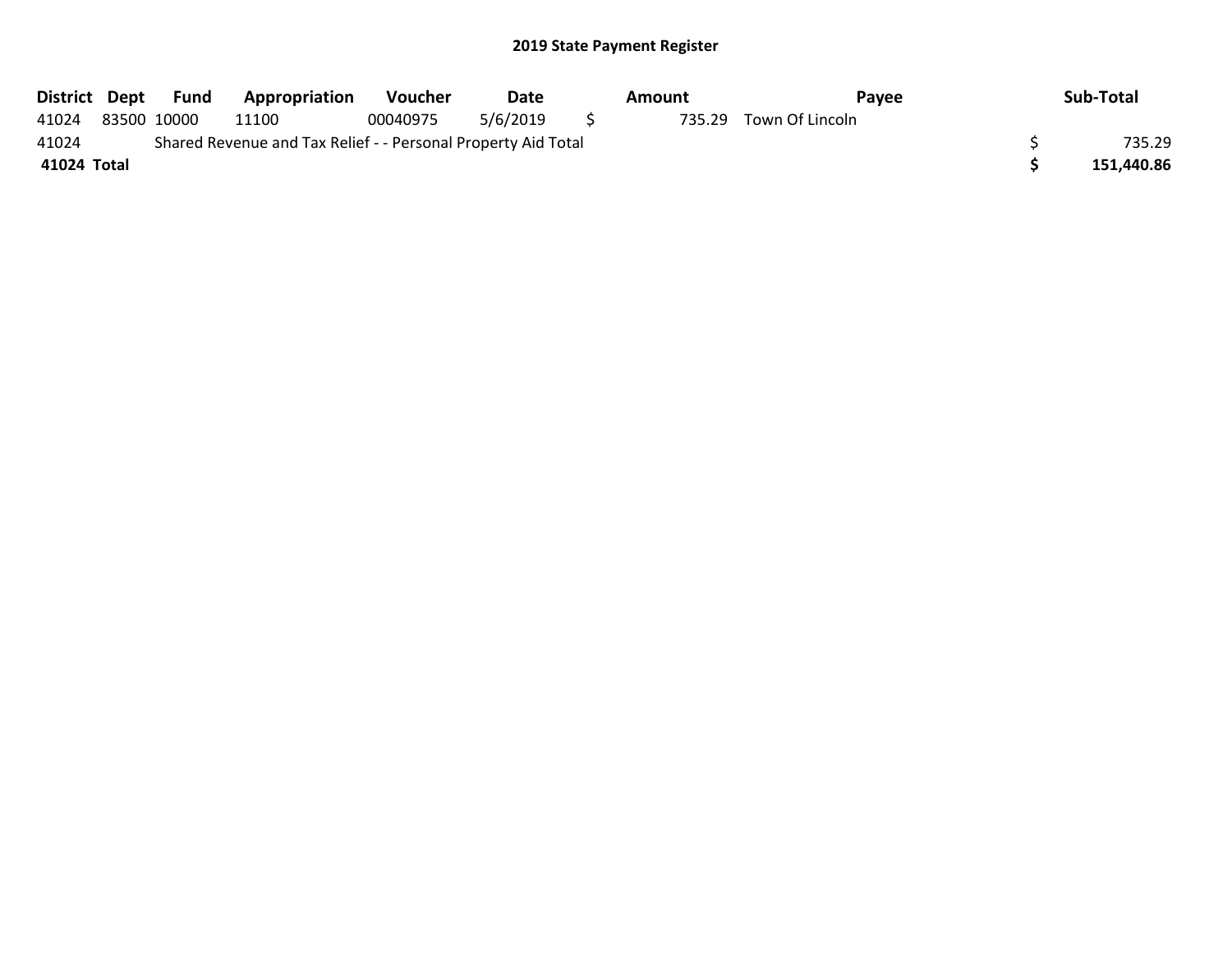## 2019 State Payment Register

| District | Dept | Fund | Appropriation | Voucher | Date | Amount | Payee | Sub-Total |
|---|---|---|---|---|---|---|---|---|
| 41024 | 83500 | 10000 | 11100 | 00040975 | 5/6/2019 | $ 735.29 | Town Of Lincoln | |
| 41024 | | Shared Revenue and Tax Relief - - Personal Property Aid Total | | | | | | $ 735.29 |
| **41024 Total** | | | | | | | | **$ 151,440.86** |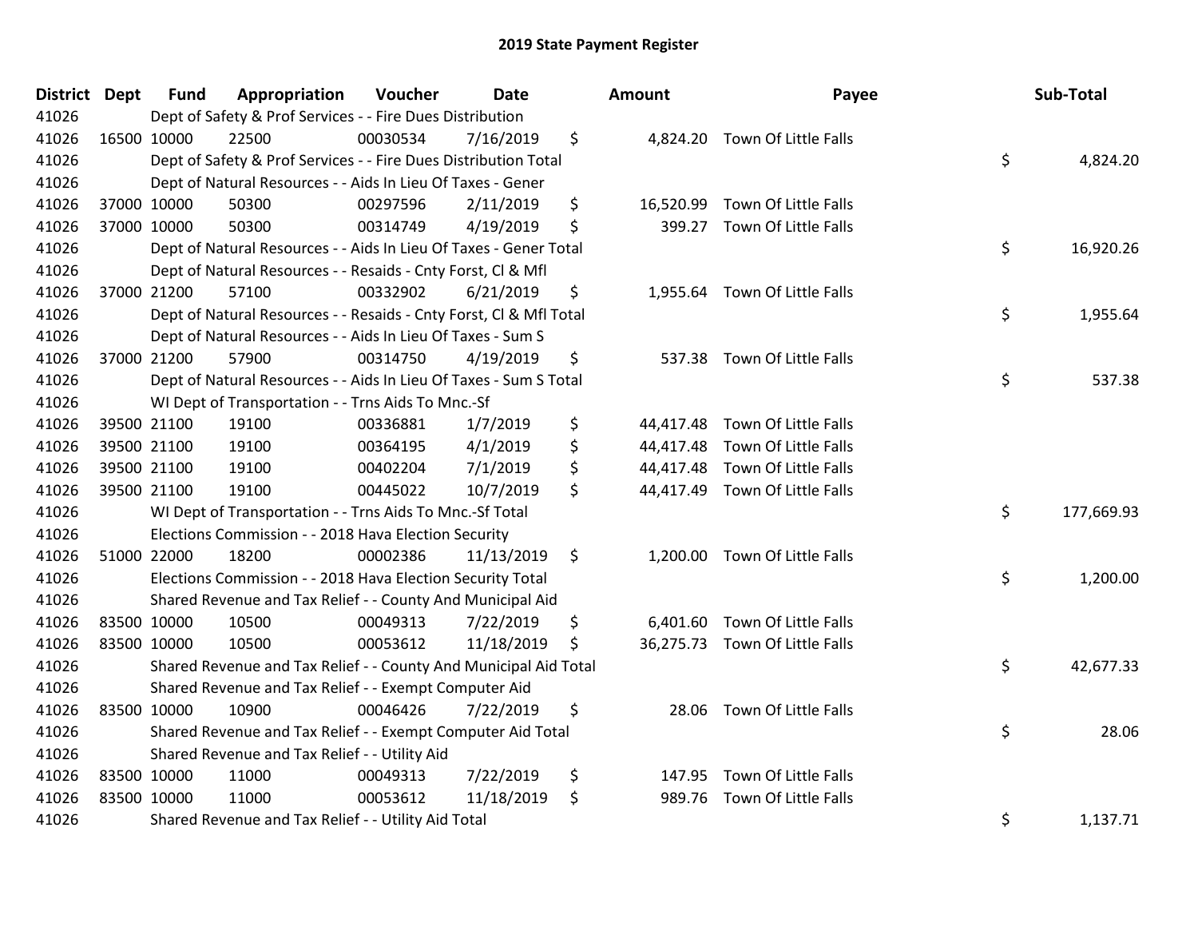# 2019 State Payment Register

| District | Dept | Fund | Appropriation | Voucher | Date | Amount | Payee | Sub-Total |
|---|---|---|---|---|---|---|---|---|
| 41026 | Dept of Safety & Prof Services - - Fire Dues Distribution | | | | | | | |
| 41026 | 16500 | 10000 | 22500 | 00030534 | 7/16/2019 | $ 4,824.20 | Town Of Little Falls | |
| 41026 | Dept of Safety & Prof Services - - Fire Dues Distribution Total | | | | | | | $ 4,824.20 |
| 41026 | Dept of Natural Resources - - Aids In Lieu Of Taxes - Gener | | | | | | | |
| 41026 | 37000 | 10000 | 50300 | 00297596 | 2/11/2019 | $ 16,520.99 | Town Of Little Falls | |
| 41026 | 37000 | 10000 | 50300 | 00314749 | 4/19/2019 | $ 399.27 | Town Of Little Falls | |
| 41026 | Dept of Natural Resources - - Aids In Lieu Of Taxes - Gener Total | | | | | | | $ 16,920.26 |
| 41026 | Dept of Natural Resources - - Resaids - Cnty Forst, Cl & Mfl | | | | | | | |
| 41026 | 37000 | 21200 | 57100 | 00332902 | 6/21/2019 | $ 1,955.64 | Town Of Little Falls | |
| 41026 | Dept of Natural Resources - - Resaids - Cnty Forst, Cl & Mfl Total | | | | | | | $ 1,955.64 |
| 41026 | Dept of Natural Resources - - Aids In Lieu Of Taxes - Sum S | | | | | | | |
| 41026 | 37000 | 21200 | 57900 | 00314750 | 4/19/2019 | $ 537.38 | Town Of Little Falls | |
| 41026 | Dept of Natural Resources - - Aids In Lieu Of Taxes - Sum S Total | | | | | | | $ 537.38 |
| 41026 | WI Dept of Transportation - - Trns Aids To Mnc.-Sf | | | | | | | |
| 41026 | 39500 | 21100 | 19100 | 00336881 | 1/7/2019 | $ 44,417.48 | Town Of Little Falls | |
| 41026 | 39500 | 21100 | 19100 | 00364195 | 4/1/2019 | $ 44,417.48 | Town Of Little Falls | |
| 41026 | 39500 | 21100 | 19100 | 00402204 | 7/1/2019 | $ 44,417.48 | Town Of Little Falls | |
| 41026 | 39500 | 21100 | 19100 | 00445022 | 10/7/2019 | $ 44,417.49 | Town Of Little Falls | |
| 41026 | WI Dept of Transportation - - Trns Aids To Mnc.-Sf Total | | | | | | | $ 177,669.93 |
| 41026 | Elections Commission - - 2018 Hava Election Security | | | | | | | |
| 41026 | 51000 | 22000 | 18200 | 00002386 | 11/13/2019 | $ 1,200.00 | Town Of Little Falls | |
| 41026 | Elections Commission - - 2018 Hava Election Security Total | | | | | | | $ 1,200.00 |
| 41026 | Shared Revenue and Tax Relief - - County And Municipal Aid | | | | | | | |
| 41026 | 83500 | 10000 | 10500 | 00049313 | 7/22/2019 | $ 6,401.60 | Town Of Little Falls | |
| 41026 | 83500 | 10000 | 10500 | 00053612 | 11/18/2019 | $ 36,275.73 | Town Of Little Falls | |
| 41026 | Shared Revenue and Tax Relief - - County And Municipal Aid Total | | | | | | | $ 42,677.33 |
| 41026 | Shared Revenue and Tax Relief - - Exempt Computer Aid | | | | | | | |
| 41026 | 83500 | 10000 | 10900 | 00046426 | 7/22/2019 | $ 28.06 | Town Of Little Falls | |
| 41026 | Shared Revenue and Tax Relief - - Exempt Computer Aid Total | | | | | | | $ 28.06 |
| 41026 | Shared Revenue and Tax Relief - - Utility Aid | | | | | | | |
| 41026 | 83500 | 10000 | 11000 | 00049313 | 7/22/2019 | $ 147.95 | Town Of Little Falls | |
| 41026 | 83500 | 10000 | 11000 | 00053612 | 11/18/2019 | $ 989.76 | Town Of Little Falls | |
| 41026 | Shared Revenue and Tax Relief - - Utility Aid Total | | | | | | | $ 1,137.71 |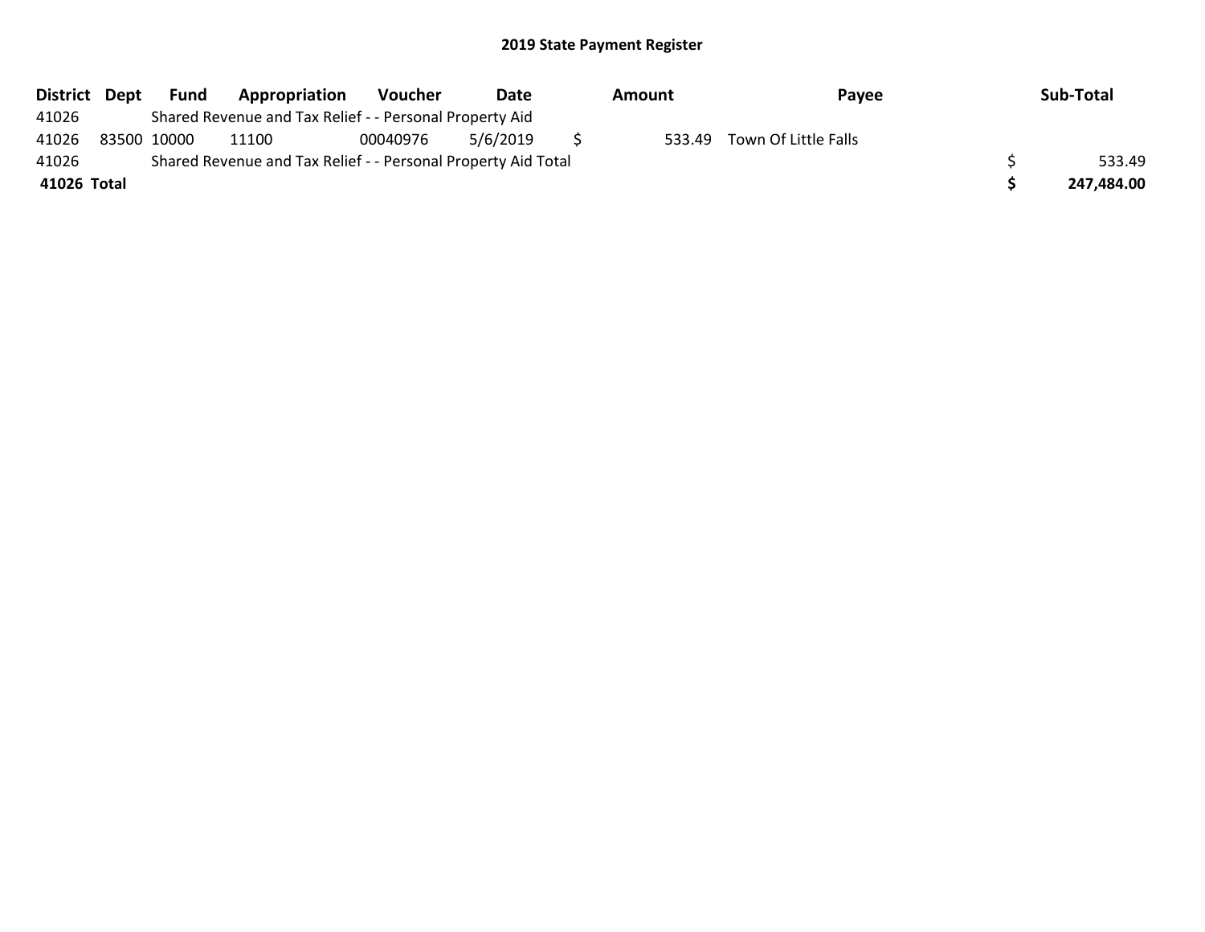## 2019 State Payment Register

| District | Dept | Fund | Appropriation | Voucher | Date | Amount | Payee | Sub-Total |
|---|---|---|---|---|---|---|---|---|
| 41026 | | Shared Revenue and Tax Relief - - Personal Property Aid | | | | | | |
| 41026 | 83500 | 10000 | 11100 | 00040976 | 5/6/2019 | $ 533.49 | Town Of Little Falls | |
| 41026 | | Shared Revenue and Tax Relief - - Personal Property Aid Total | | | | | | $ 533.49 |
| **41026** | **Total** | | | | | | | **$ 247,484.00** |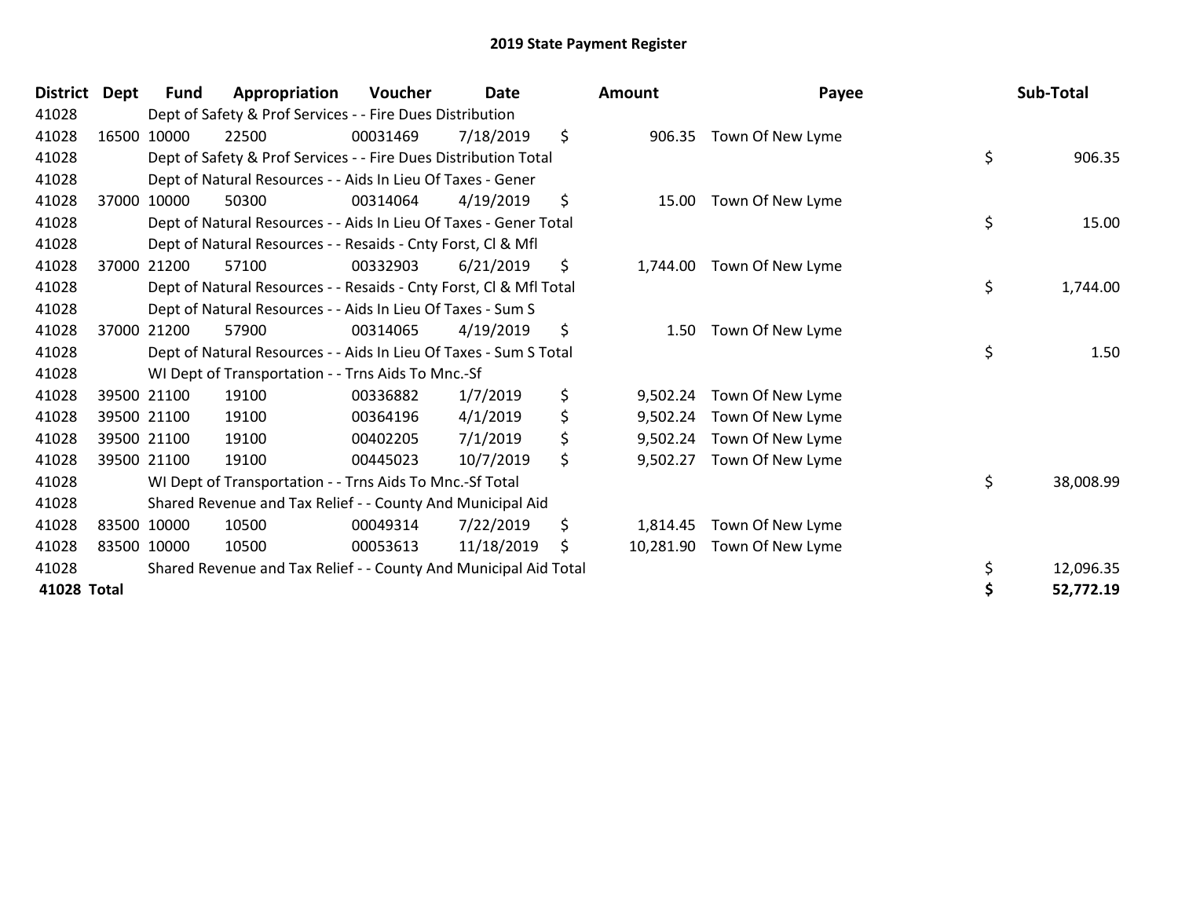# 2019 State Payment Register

| District | Dept | Fund | Appropriation | Voucher | Date | Amount | Payee | Sub-Total |
|---|---|---|---|---|---|---|---|---|
| 41028 | | Dept of Safety & Prof Services - - Fire Dues Distribution | | | | | | |
| 41028 | 16500 | 10000 | 22500 | 00031469 | 7/18/2019 | $ 906.35 | Town Of New Lyme | |
| 41028 | | Dept of Safety & Prof Services - - Fire Dues Distribution Total | | | | | | $ 906.35 |
| 41028 | | Dept of Natural Resources - - Aids In Lieu Of Taxes - Gener | | | | | | |
| 41028 | 37000 | 10000 | 50300 | 00314064 | 4/19/2019 | $ 15.00 | Town Of New Lyme | |
| 41028 | | Dept of Natural Resources - - Aids In Lieu Of Taxes - Gener Total | | | | | | $ 15.00 |
| 41028 | | Dept of Natural Resources - - Resaids - Cnty Forst, Cl & Mfl | | | | | | |
| 41028 | 37000 | 21200 | 57100 | 00332903 | 6/21/2019 | $ 1,744.00 | Town Of New Lyme | |
| 41028 | | Dept of Natural Resources - - Resaids - Cnty Forst, Cl & Mfl Total | | | | | | $ 1,744.00 |
| 41028 | | Dept of Natural Resources - - Aids In Lieu Of Taxes - Sum S | | | | | | |
| 41028 | 37000 | 21200 | 57900 | 00314065 | 4/19/2019 | $ 1.50 | Town Of New Lyme | |
| 41028 | | Dept of Natural Resources - - Aids In Lieu Of Taxes - Sum S Total | | | | | | $ 1.50 |
| 41028 | | WI Dept of Transportation - - Trns Aids To Mnc.-Sf | | | | | | |
| 41028 | 39500 | 21100 | 19100 | 00336882 | 1/7/2019 | $ 9,502.24 | Town Of New Lyme | |
| 41028 | 39500 | 21100 | 19100 | 00364196 | 4/1/2019 | $ 9,502.24 | Town Of New Lyme | |
| 41028 | 39500 | 21100 | 19100 | 00402205 | 7/1/2019 | $ 9,502.24 | Town Of New Lyme | |
| 41028 | 39500 | 21100 | 19100 | 00445023 | 10/7/2019 | $ 9,502.27 | Town Of New Lyme | |
| 41028 | | WI Dept of Transportation - - Trns Aids To Mnc.-Sf Total | | | | | | $ 38,008.99 |
| 41028 | | Shared Revenue and Tax Relief - - County And Municipal Aid | | | | | | |
| 41028 | 83500 | 10000 | 10500 | 00049314 | 7/22/2019 | $ 1,814.45 | Town Of New Lyme | |
| 41028 | 83500 | 10000 | 10500 | 00053613 | 11/18/2019 | $ 10,281.90 | Town Of New Lyme | |
| 41028 | | Shared Revenue and Tax Relief - - County And Municipal Aid Total | | | | | | $ 12,096.35 |
| **41028 Total** | | | | | | | | **$ 52,772.19** |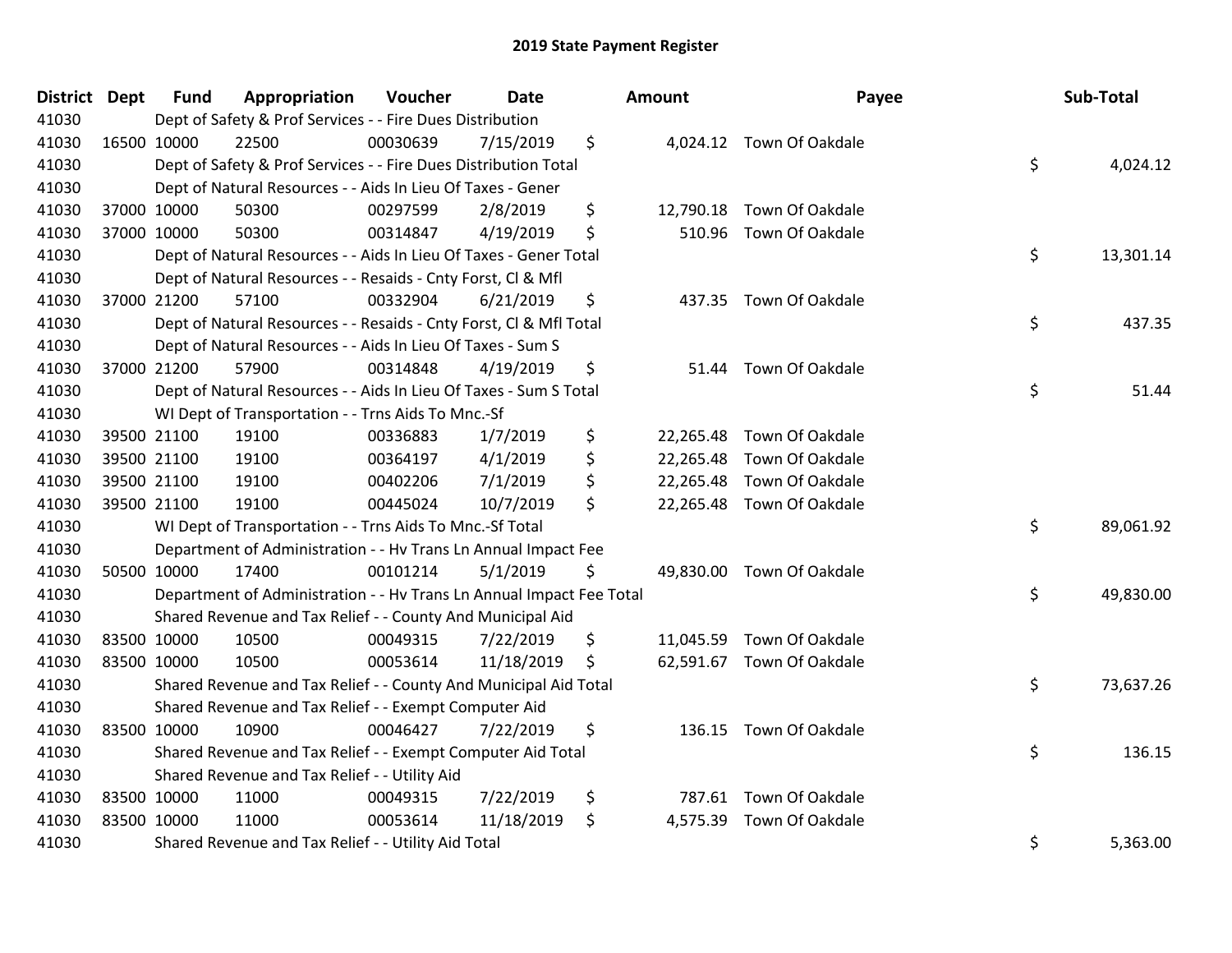# 2019 State Payment Register

| District | Dept | Fund | Appropriation | Voucher | Date | Amount | Payee | Sub-Total |
|---|---|---|---|---|---|---|---|---|
| 41030 | | | Dept of Safety & Prof Services - - Fire Dues Distribution | | | | | |
| 41030 | 16500 | 10000 | 22500 | 00030639 | 7/15/2019 | $ 4,024.12 | Town Of Oakdale | |
| 41030 | | | Dept of Safety & Prof Services - - Fire Dues Distribution Total | | | | | $ 4,024.12 |
| 41030 | | | Dept of Natural Resources - - Aids In Lieu Of Taxes - Gener | | | | | |
| 41030 | 37000 | 10000 | 50300 | 00297599 | 2/8/2019 | $ 12,790.18 | Town Of Oakdale | |
| 41030 | 37000 | 10000 | 50300 | 00314847 | 4/19/2019 | $ 510.96 | Town Of Oakdale | |
| 41030 | | | Dept of Natural Resources - - Aids In Lieu Of Taxes - Gener Total | | | | | $ 13,301.14 |
| 41030 | | | Dept of Natural Resources - - Resaids - Cnty Forst, Cl & Mfl | | | | | |
| 41030 | 37000 | 21200 | 57100 | 00332904 | 6/21/2019 | $ 437.35 | Town Of Oakdale | |
| 41030 | | | Dept of Natural Resources - - Resaids - Cnty Forst, Cl & Mfl Total | | | | | $ 437.35 |
| 41030 | | | Dept of Natural Resources - - Aids In Lieu Of Taxes - Sum S | | | | | |
| 41030 | 37000 | 21200 | 57900 | 00314848 | 4/19/2019 | $ 51.44 | Town Of Oakdale | |
| 41030 | | | Dept of Natural Resources - - Aids In Lieu Of Taxes - Sum S Total | | | | | $ 51.44 |
| 41030 | | | WI Dept of Transportation - - Trns Aids To Mnc.-Sf | | | | | |
| 41030 | 39500 | 21100 | 19100 | 00336883 | 1/7/2019 | $ 22,265.48 | Town Of Oakdale | |
| 41030 | 39500 | 21100 | 19100 | 00364197 | 4/1/2019 | $ 22,265.48 | Town Of Oakdale | |
| 41030 | 39500 | 21100 | 19100 | 00402206 | 7/1/2019 | $ 22,265.48 | Town Of Oakdale | |
| 41030 | 39500 | 21100 | 19100 | 00445024 | 10/7/2019 | $ 22,265.48 | Town Of Oakdale | |
| 41030 | | | WI Dept of Transportation - - Trns Aids To Mnc.-Sf Total | | | | | $ 89,061.92 |
| 41030 | | | Department of Administration - - Hv Trans Ln Annual Impact Fee | | | | | |
| 41030 | 50500 | 10000 | 17400 | 00101214 | 5/1/2019 | $ 49,830.00 | Town Of Oakdale | |
| 41030 | | | Department of Administration - - Hv Trans Ln Annual Impact Fee Total | | | | | $ 49,830.00 |
| 41030 | | | Shared Revenue and Tax Relief - - County And Municipal Aid | | | | | |
| 41030 | 83500 | 10000 | 10500 | 00049315 | 7/22/2019 | $ 11,045.59 | Town Of Oakdale | |
| 41030 | 83500 | 10000 | 10500 | 00053614 | 11/18/2019 | $ 62,591.67 | Town Of Oakdale | |
| 41030 | | | Shared Revenue and Tax Relief - - County And Municipal Aid Total | | | | | $ 73,637.26 |
| 41030 | | | Shared Revenue and Tax Relief - - Exempt Computer Aid | | | | | |
| 41030 | 83500 | 10000 | 10900 | 00046427 | 7/22/2019 | $ 136.15 | Town Of Oakdale | |
| 41030 | | | Shared Revenue and Tax Relief - - Exempt Computer Aid Total | | | | | $ 136.15 |
| 41030 | | | Shared Revenue and Tax Relief - - Utility Aid | | | | | |
| 41030 | 83500 | 10000 | 11000 | 00049315 | 7/22/2019 | $ 787.61 | Town Of Oakdale | |
| 41030 | 83500 | 10000 | 11000 | 00053614 | 11/18/2019 | $ 4,575.39 | Town Of Oakdale | |
| 41030 | | | Shared Revenue and Tax Relief - - Utility Aid Total | | | | | $ 5,363.00 |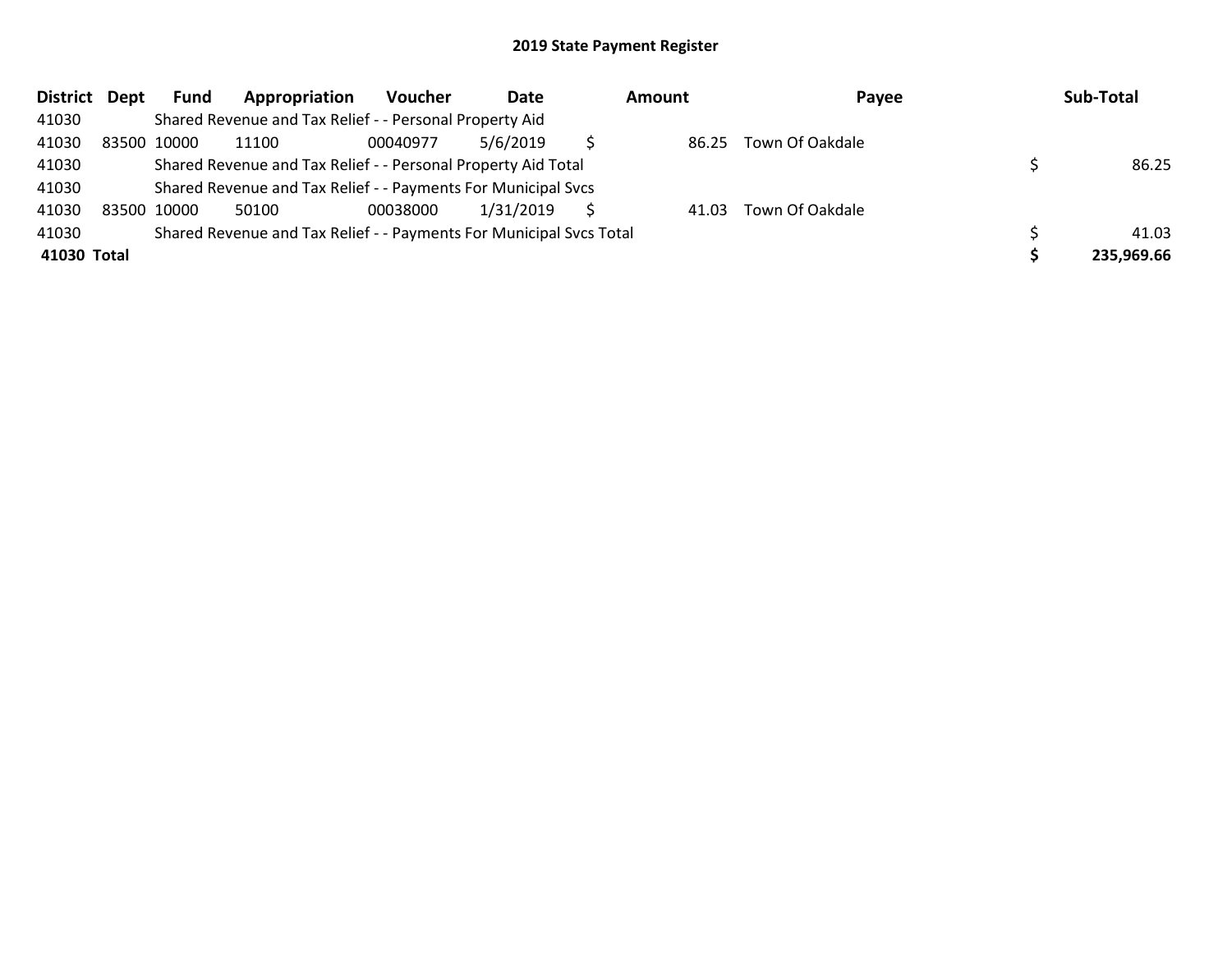## 2019 State Payment Register

| District | Dept | Fund | Appropriation | Voucher | Date | Amount | Payee | Sub-Total |
|---|---|---|---|---|---|---|---|---|
| 41030 | | Shared Revenue and Tax Relief - - Personal Property Aid | | | | | | |
| 41030 | 83500 | 10000 | 11100 | 00040977 | 5/6/2019 | $ 86.25 | Town Of Oakdale | |
| 41030 | | Shared Revenue and Tax Relief - - Personal Property Aid Total | | | | | | $ 86.25 |
| 41030 | | Shared Revenue and Tax Relief - - Payments For Municipal Svcs | | | | | | |
| 41030 | 83500 | 10000 | 50100 | 00038000 | 1/31/2019 | $ 41.03 | Town Of Oakdale | |
| 41030 | | Shared Revenue and Tax Relief - - Payments For Municipal Svcs Total | | | | | | $ 41.03 |
| **41030** | **Total** | | | | | | | **$ 235,969.66** |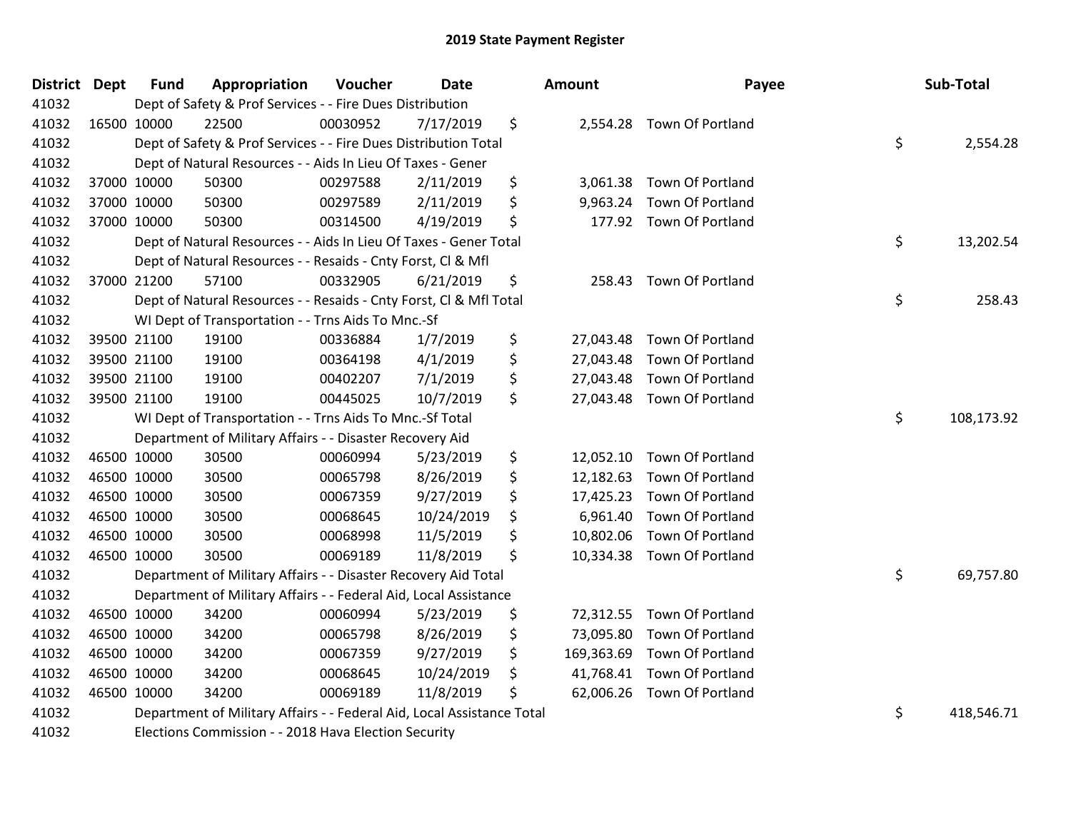# 2019 State Payment Register

| District | Dept | Fund | Appropriation | Voucher | Date | Amount | Payee | Sub-Total |
|---|---|---|---|---|---|---|---|---|
| 41032 | | Dept of Safety & Prof Services - - Fire Dues Distribution | | | | | | |
| 41032 | 16500 | 10000 | 22500 | 00030952 | 7/17/2019 | $ 2,554.28 | Town Of Portland | |
| 41032 | | Dept of Safety & Prof Services - - Fire Dues Distribution Total | | | | | | $ 2,554.28 |
| 41032 | | Dept of Natural Resources - - Aids In Lieu Of Taxes - Gener | | | | | | |
| 41032 | 37000 | 10000 | 50300 | 00297588 | 2/11/2019 | $ 3,061.38 | Town Of Portland | |
| 41032 | 37000 | 10000 | 50300 | 00297589 | 2/11/2019 | $ 9,963.24 | Town Of Portland | |
| 41032 | 37000 | 10000 | 50300 | 00314500 | 4/19/2019 | $ 177.92 | Town Of Portland | |
| 41032 | | Dept of Natural Resources - - Aids In Lieu Of Taxes - Gener Total | | | | | | $ 13,202.54 |
| 41032 | | Dept of Natural Resources - - Resaids - Cnty Forst, Cl & Mfl | | | | | | |
| 41032 | 37000 | 21200 | 57100 | 00332905 | 6/21/2019 | $ 258.43 | Town Of Portland | |
| 41032 | | Dept of Natural Resources - - Resaids - Cnty Forst, Cl & Mfl Total | | | | | | $ 258.43 |
| 41032 | | WI Dept of Transportation - - Trns Aids To Mnc.-Sf | | | | | | |
| 41032 | 39500 | 21100 | 19100 | 00336884 | 1/7/2019 | $ 27,043.48 | Town Of Portland | |
| 41032 | 39500 | 21100 | 19100 | 00364198 | 4/1/2019 | $ 27,043.48 | Town Of Portland | |
| 41032 | 39500 | 21100 | 19100 | 00402207 | 7/1/2019 | $ 27,043.48 | Town Of Portland | |
| 41032 | 39500 | 21100 | 19100 | 00445025 | 10/7/2019 | $ 27,043.48 | Town Of Portland | |
| 41032 | | WI Dept of Transportation - - Trns Aids To Mnc.-Sf Total | | | | | | $ 108,173.92 |
| 41032 | | Department of Military Affairs - - Disaster Recovery Aid | | | | | | |
| 41032 | 46500 | 10000 | 30500 | 00060994 | 5/23/2019 | $ 12,052.10 | Town Of Portland | |
| 41032 | 46500 | 10000 | 30500 | 00065798 | 8/26/2019 | $ 12,182.63 | Town Of Portland | |
| 41032 | 46500 | 10000 | 30500 | 00067359 | 9/27/2019 | $ 17,425.23 | Town Of Portland | |
| 41032 | 46500 | 10000 | 30500 | 00068645 | 10/24/2019 | $ 6,961.40 | Town Of Portland | |
| 41032 | 46500 | 10000 | 30500 | 00068998 | 11/5/2019 | $ 10,802.06 | Town Of Portland | |
| 41032 | 46500 | 10000 | 30500 | 00069189 | 11/8/2019 | $ 10,334.38 | Town Of Portland | |
| 41032 | | Department of Military Affairs - - Disaster Recovery Aid Total | | | | | | $ 69,757.80 |
| 41032 | | Department of Military Affairs - - Federal Aid, Local Assistance | | | | | | |
| 41032 | 46500 | 10000 | 34200 | 00060994 | 5/23/2019 | $ 72,312.55 | Town Of Portland | |
| 41032 | 46500 | 10000 | 34200 | 00065798 | 8/26/2019 | $ 73,095.80 | Town Of Portland | |
| 41032 | 46500 | 10000 | 34200 | 00067359 | 9/27/2019 | $ 169,363.69 | Town Of Portland | |
| 41032 | 46500 | 10000 | 34200 | 00068645 | 10/24/2019 | $ 41,768.41 | Town Of Portland | |
| 41032 | 46500 | 10000 | 34200 | 00069189 | 11/8/2019 | $ 62,006.26 | Town Of Portland | |
| 41032 | | Department of Military Affairs - - Federal Aid, Local Assistance Total | | | | | | $ 418,546.71 |
| 41032 | | Elections Commission - - 2018 Hava Election Security | | | | | | |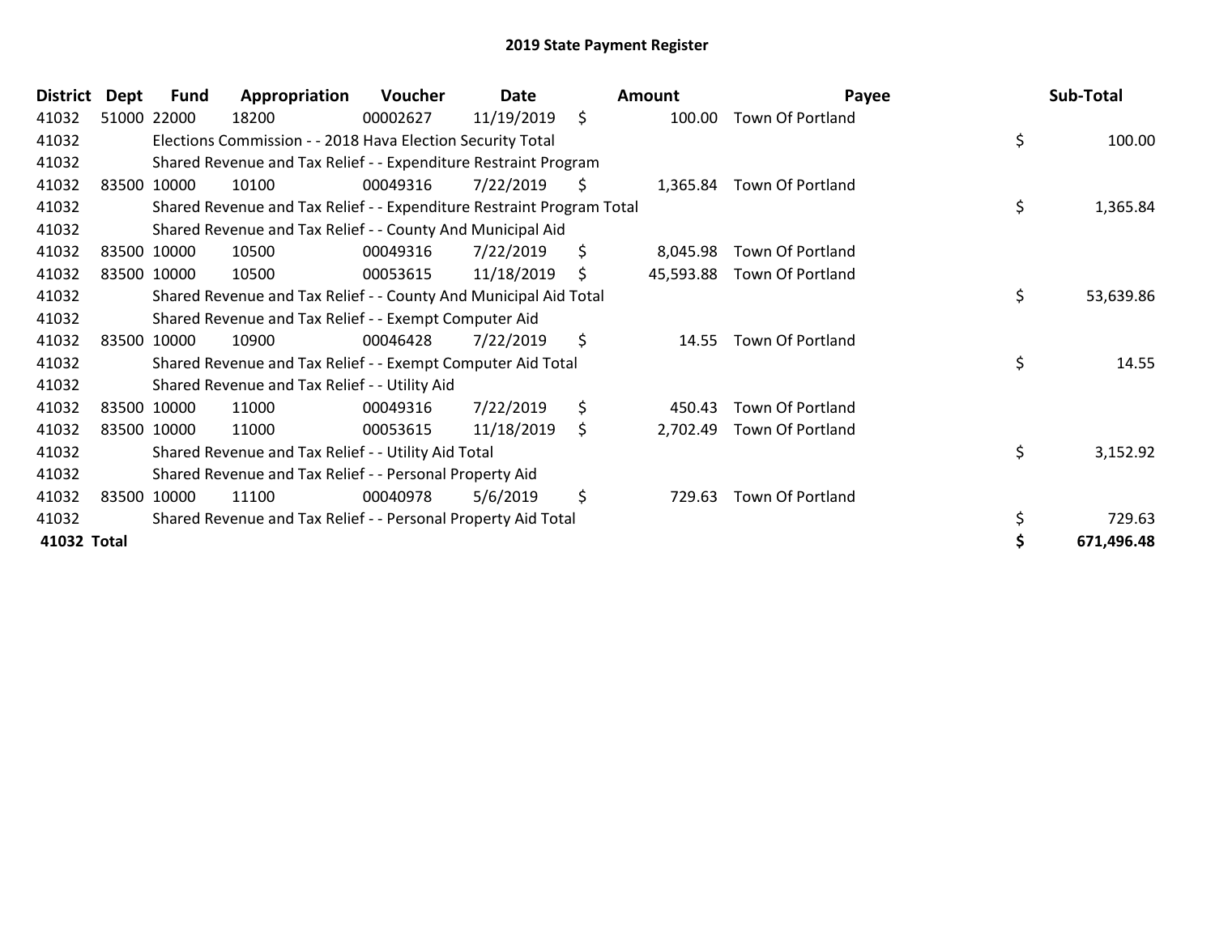# 2019 State Payment Register

| District | Dept | Fund | Appropriation | Voucher | Date | Amount | Payee | Sub-Total |
|---|---|---|---|---|---|---|---|---|
| 41032 | 51000 | 22000 | 18200 | 00002627 | 11/19/2019 | $ 100.00 | Town Of Portland | |
| 41032 | | Elections Commission - - 2018 Hava Election Security Total | | | | | | $ 100.00 |
| 41032 | | Shared Revenue and Tax Relief - - Expenditure Restraint Program | | | | | | |
| 41032 | 83500 | 10000 | 10100 | 00049316 | 7/22/2019 | $ 1,365.84 | Town Of Portland | |
| 41032 | | Shared Revenue and Tax Relief - - Expenditure Restraint Program Total | | | | | | $ 1,365.84 |
| 41032 | | Shared Revenue and Tax Relief - - County And Municipal Aid | | | | | | |
| 41032 | 83500 | 10000 | 10500 | 00049316 | 7/22/2019 | $ 8,045.98 | Town Of Portland | |
| 41032 | 83500 | 10000 | 10500 | 00053615 | 11/18/2019 | $ 45,593.88 | Town Of Portland | |
| 41032 | | Shared Revenue and Tax Relief - - County And Municipal Aid Total | | | | | | $ 53,639.86 |
| 41032 | | Shared Revenue and Tax Relief - - Exempt Computer Aid | | | | | | |
| 41032 | 83500 | 10000 | 10900 | 00046428 | 7/22/2019 | $ 14.55 | Town Of Portland | |
| 41032 | | Shared Revenue and Tax Relief - - Exempt Computer Aid Total | | | | | | $ 14.55 |
| 41032 | | Shared Revenue and Tax Relief - - Utility Aid | | | | | | |
| 41032 | 83500 | 10000 | 11000 | 00049316 | 7/22/2019 | $ 450.43 | Town Of Portland | |
| 41032 | 83500 | 10000 | 11000 | 00053615 | 11/18/2019 | $ 2,702.49 | Town Of Portland | |
| 41032 | | Shared Revenue and Tax Relief - - Utility Aid Total | | | | | | $ 3,152.92 |
| 41032 | | Shared Revenue and Tax Relief - - Personal Property Aid | | | | | | |
| 41032 | 83500 | 10000 | 11100 | 00040978 | 5/6/2019 | $ 729.63 | Town Of Portland | |
| 41032 | | Shared Revenue and Tax Relief - - Personal Property Aid Total | | | | | | $ 729.63 |
| **41032 Total** | | | | | | | | **$ 671,496.48** |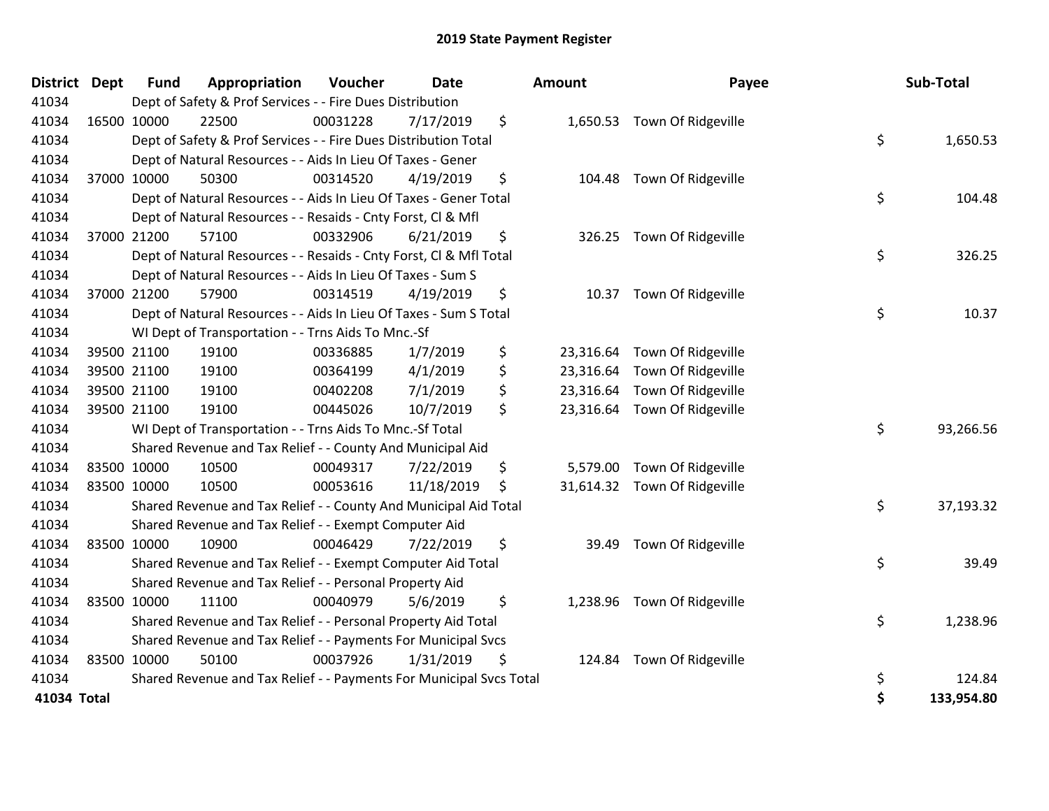# 2019 State Payment Register

| District | Dept | Fund | Appropriation | Voucher | Date | Amount | Payee | Sub-Total |
|---|---|---|---|---|---|---|---|---|
| 41034 | | Dept of Safety & Prof Services - - Fire Dues Distribution | | | | | | |
| 41034 | 16500 | 10000 | 22500 | 00031228 | 7/17/2019 | $ 1,650.53 | Town Of Ridgeville | |
| 41034 | | Dept of Safety & Prof Services - - Fire Dues Distribution Total | | | | | | $ 1,650.53 |
| 41034 | | Dept of Natural Resources - - Aids In Lieu Of Taxes - Gener | | | | | | |
| 41034 | 37000 | 10000 | 50300 | 00314520 | 4/19/2019 | $ 104.48 | Town Of Ridgeville | |
| 41034 | | Dept of Natural Resources - - Aids In Lieu Of Taxes - Gener Total | | | | | | $ 104.48 |
| 41034 | | Dept of Natural Resources - - Resaids - Cnty Forst, Cl & Mfl | | | | | | |
| 41034 | 37000 | 21200 | 57100 | 00332906 | 6/21/2019 | $ 326.25 | Town Of Ridgeville | |
| 41034 | | Dept of Natural Resources - - Resaids - Cnty Forst, Cl & Mfl Total | | | | | | $ 326.25 |
| 41034 | | Dept of Natural Resources - - Aids In Lieu Of Taxes - Sum S | | | | | | |
| 41034 | 37000 | 21200 | 57900 | 00314519 | 4/19/2019 | $ 10.37 | Town Of Ridgeville | |
| 41034 | | Dept of Natural Resources - - Aids In Lieu Of Taxes - Sum S Total | | | | | | $ 10.37 |
| 41034 | | WI Dept of Transportation - - Trns Aids To Mnc.-Sf | | | | | | |
| 41034 | 39500 | 21100 | 19100 | 00336885 | 1/7/2019 | $ 23,316.64 | Town Of Ridgeville | |
| 41034 | 39500 | 21100 | 19100 | 00364199 | 4/1/2019 | $ 23,316.64 | Town Of Ridgeville | |
| 41034 | 39500 | 21100 | 19100 | 00402208 | 7/1/2019 | $ 23,316.64 | Town Of Ridgeville | |
| 41034 | 39500 | 21100 | 19100 | 00445026 | 10/7/2019 | $ 23,316.64 | Town Of Ridgeville | |
| 41034 | | WI Dept of Transportation - - Trns Aids To Mnc.-Sf Total | | | | | | $ 93,266.56 |
| 41034 | | Shared Revenue and Tax Relief - - County And Municipal Aid | | | | | | |
| 41034 | 83500 | 10000 | 10500 | 00049317 | 7/22/2019 | $ 5,579.00 | Town Of Ridgeville | |
| 41034 | 83500 | 10000 | 10500 | 00053616 | 11/18/2019 | $ 31,614.32 | Town Of Ridgeville | |
| 41034 | | Shared Revenue and Tax Relief - - County And Municipal Aid Total | | | | | | $ 37,193.32 |
| 41034 | | Shared Revenue and Tax Relief - - Exempt Computer Aid | | | | | | |
| 41034 | 83500 | 10000 | 10900 | 00046429 | 7/22/2019 | $ 39.49 | Town Of Ridgeville | |
| 41034 | | Shared Revenue and Tax Relief - - Exempt Computer Aid Total | | | | | | $ 39.49 |
| 41034 | | Shared Revenue and Tax Relief - - Personal Property Aid | | | | | | |
| 41034 | 83500 | 10000 | 11100 | 00040979 | 5/6/2019 | $ 1,238.96 | Town Of Ridgeville | |
| 41034 | | Shared Revenue and Tax Relief - - Personal Property Aid Total | | | | | | $ 1,238.96 |
| 41034 | | Shared Revenue and Tax Relief - - Payments For Municipal Svcs | | | | | | |
| 41034 | 83500 | 10000 | 50100 | 00037926 | 1/31/2019 | $ 124.84 | Town Of Ridgeville | |
| 41034 | | Shared Revenue and Tax Relief - - Payments For Municipal Svcs Total | | | | | | $ 124.84 |
| **41034 Total** | | | | | | | | **$ 133,954.80** |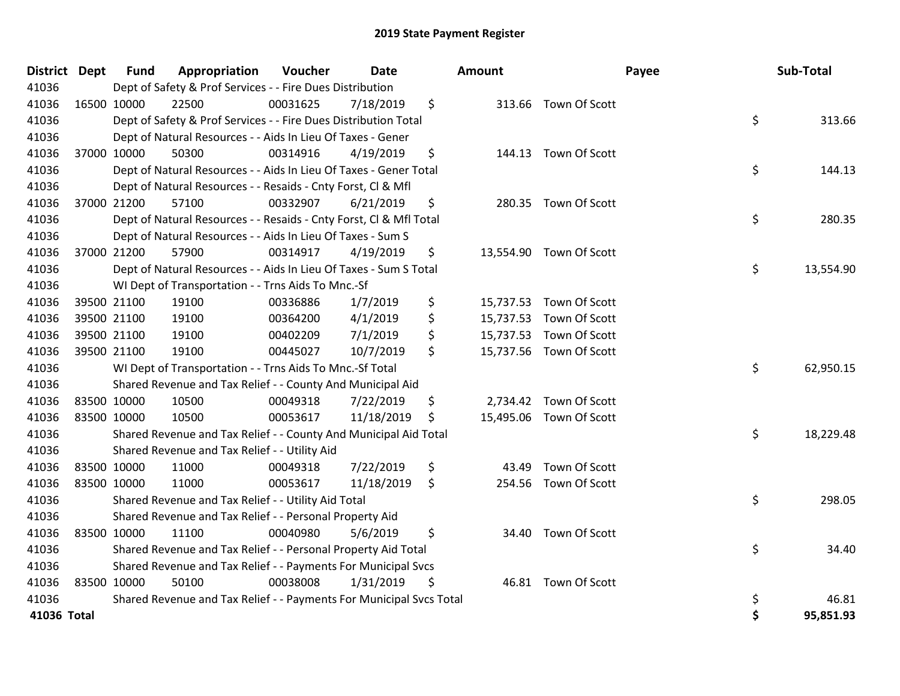## 2019 State Payment Register

| District | Dept | Fund | Appropriation | Voucher | Date | Amount | Payee | Sub-Total |
|---|---|---|---|---|---|---|---|---|
| 41036 | | Dept of Safety & Prof Services - - Fire Dues Distribution | | | | | | |
| 41036 | 16500 | 10000 | 22500 | 00031625 | 7/18/2019 | $ 313.66 | Town Of Scott | |
| 41036 | | Dept of Safety & Prof Services - - Fire Dues Distribution Total | | | | | | $ 313.66 |
| 41036 | | Dept of Natural Resources - - Aids In Lieu Of Taxes - Gener | | | | | | |
| 41036 | 37000 | 10000 | 50300 | 00314916 | 4/19/2019 | $ 144.13 | Town Of Scott | |
| 41036 | | Dept of Natural Resources - - Aids In Lieu Of Taxes - Gener Total | | | | | | $ 144.13 |
| 41036 | | Dept of Natural Resources - - Resaids - Cnty Forst, Cl & Mfl | | | | | | |
| 41036 | 37000 | 21200 | 57100 | 00332907 | 6/21/2019 | $ 280.35 | Town Of Scott | |
| 41036 | | Dept of Natural Resources - - Resaids - Cnty Forst, Cl & Mfl Total | | | | | | $ 280.35 |
| 41036 | | Dept of Natural Resources - - Aids In Lieu Of Taxes - Sum S | | | | | | |
| 41036 | 37000 | 21200 | 57900 | 00314917 | 4/19/2019 | $ 13,554.90 | Town Of Scott | |
| 41036 | | Dept of Natural Resources - - Aids In Lieu Of Taxes - Sum S Total | | | | | | $ 13,554.90 |
| 41036 | | WI Dept of Transportation - - Trns Aids To Mnc.-Sf | | | | | | |
| 41036 | 39500 | 21100 | 19100 | 00336886 | 1/7/2019 | $ 15,737.53 | Town Of Scott | |
| 41036 | 39500 | 21100 | 19100 | 00364200 | 4/1/2019 | $ 15,737.53 | Town Of Scott | |
| 41036 | 39500 | 21100 | 19100 | 00402209 | 7/1/2019 | $ 15,737.53 | Town Of Scott | |
| 41036 | 39500 | 21100 | 19100 | 00445027 | 10/7/2019 | $ 15,737.56 | Town Of Scott | |
| 41036 | | WI Dept of Transportation - - Trns Aids To Mnc.-Sf Total | | | | | | $ 62,950.15 |
| 41036 | | Shared Revenue and Tax Relief - - County And Municipal Aid | | | | | | |
| 41036 | 83500 | 10000 | 10500 | 00049318 | 7/22/2019 | $ 2,734.42 | Town Of Scott | |
| 41036 | 83500 | 10000 | 10500 | 00053617 | 11/18/2019 | $ 15,495.06 | Town Of Scott | |
| 41036 | | Shared Revenue and Tax Relief - - County And Municipal Aid Total | | | | | | $ 18,229.48 |
| 41036 | | Shared Revenue and Tax Relief - - Utility Aid | | | | | | |
| 41036 | 83500 | 10000 | 11000 | 00049318 | 7/22/2019 | $ 43.49 | Town Of Scott | |
| 41036 | 83500 | 10000 | 11000 | 00053617 | 11/18/2019 | $ 254.56 | Town Of Scott | |
| 41036 | | Shared Revenue and Tax Relief - - Utility Aid Total | | | | | | $ 298.05 |
| 41036 | | Shared Revenue and Tax Relief - - Personal Property Aid | | | | | | |
| 41036 | 83500 | 10000 | 11100 | 00040980 | 5/6/2019 | $ 34.40 | Town Of Scott | |
| 41036 | | Shared Revenue and Tax Relief - - Personal Property Aid Total | | | | | | $ 34.40 |
| 41036 | | Shared Revenue and Tax Relief - - Payments For Municipal Svcs | | | | | | |
| 41036 | 83500 | 10000 | 50100 | 00038008 | 1/31/2019 | $ 46.81 | Town Of Scott | |
| 41036 | | Shared Revenue and Tax Relief - - Payments For Municipal Svcs Total | | | | | | $ 46.81 |
| **41036 Total** | | | | | | | | **$ 95,851.93** |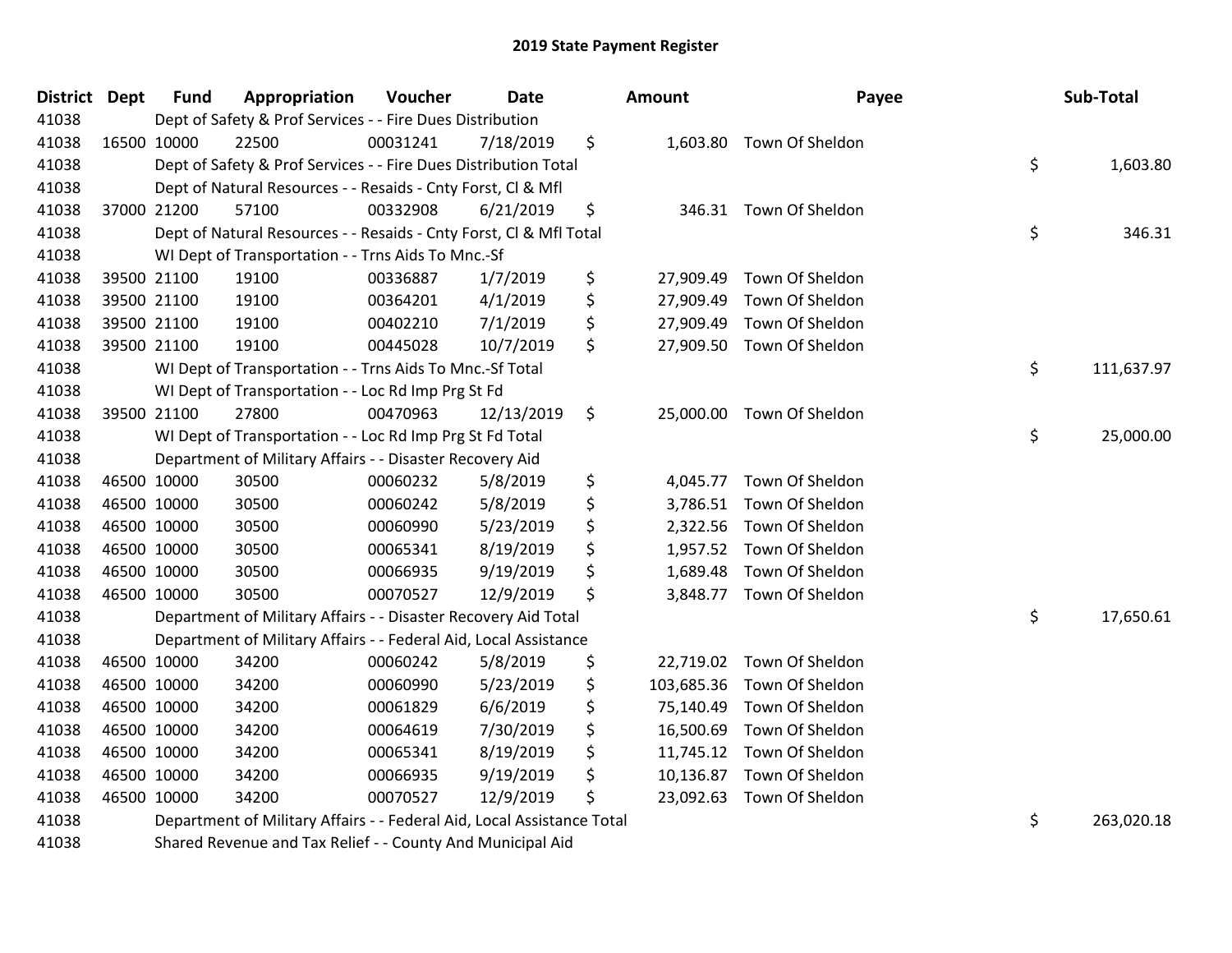# 2019 State Payment Register

| District | Dept | Fund | Appropriation | Voucher | Date | Amount | Payee | Sub-Total |
|---|---|---|---|---|---|---|---|---|
| 41038 | Dept of Safety & Prof Services - - Fire Dues Distribution | | | | | | | |
| 41038 | 16500 | 10000 | 22500 | 00031241 | 7/18/2019 | $ 1,603.80 | Town Of Sheldon | |
| 41038 | Dept of Safety & Prof Services - - Fire Dues Distribution Total | | | | | | | $ 1,603.80 |
| 41038 | Dept of Natural Resources - - Resaids - Cnty Forst, Cl & Mfl | | | | | | | |
| 41038 | 37000 | 21200 | 57100 | 00332908 | 6/21/2019 | $ 346.31 | Town Of Sheldon | |
| 41038 | Dept of Natural Resources - - Resaids - Cnty Forst, Cl & Mfl Total | | | | | | | $ 346.31 |
| 41038 | WI Dept of Transportation - - Trns Aids To Mnc.-Sf | | | | | | | |
| 41038 | 39500 | 21100 | 19100 | 00336887 | 1/7/2019 | $ 27,909.49 | Town Of Sheldon | |
| 41038 | 39500 | 21100 | 19100 | 00364201 | 4/1/2019 | $ 27,909.49 | Town Of Sheldon | |
| 41038 | 39500 | 21100 | 19100 | 00402210 | 7/1/2019 | $ 27,909.49 | Town Of Sheldon | |
| 41038 | 39500 | 21100 | 19100 | 00445028 | 10/7/2019 | $ 27,909.50 | Town Of Sheldon | |
| 41038 | WI Dept of Transportation - - Trns Aids To Mnc.-Sf Total | | | | | | | $ 111,637.97 |
| 41038 | WI Dept of Transportation - - Loc Rd Imp Prg St Fd | | | | | | | |
| 41038 | 39500 | 21100 | 27800 | 00470963 | 12/13/2019 | $ 25,000.00 | Town Of Sheldon | |
| 41038 | WI Dept of Transportation - - Loc Rd Imp Prg St Fd Total | | | | | | | $ 25,000.00 |
| 41038 | Department of Military Affairs - - Disaster Recovery Aid | | | | | | | |
| 41038 | 46500 | 10000 | 30500 | 00060232 | 5/8/2019 | $ 4,045.77 | Town Of Sheldon | |
| 41038 | 46500 | 10000 | 30500 | 00060242 | 5/8/2019 | $ 3,786.51 | Town Of Sheldon | |
| 41038 | 46500 | 10000 | 30500 | 00060990 | 5/23/2019 | $ 2,322.56 | Town Of Sheldon | |
| 41038 | 46500 | 10000 | 30500 | 00065341 | 8/19/2019 | $ 1,957.52 | Town Of Sheldon | |
| 41038 | 46500 | 10000 | 30500 | 00066935 | 9/19/2019 | $ 1,689.48 | Town Of Sheldon | |
| 41038 | 46500 | 10000 | 30500 | 00070527 | 12/9/2019 | $ 3,848.77 | Town Of Sheldon | |
| 41038 | Department of Military Affairs - - Disaster Recovery Aid Total | | | | | | | $ 17,650.61 |
| 41038 | Department of Military Affairs - - Federal Aid, Local Assistance | | | | | | | |
| 41038 | 46500 | 10000 | 34200 | 00060242 | 5/8/2019 | $ 22,719.02 | Town Of Sheldon | |
| 41038 | 46500 | 10000 | 34200 | 00060990 | 5/23/2019 | $ 103,685.36 | Town Of Sheldon | |
| 41038 | 46500 | 10000 | 34200 | 00061829 | 6/6/2019 | $ 75,140.49 | Town Of Sheldon | |
| 41038 | 46500 | 10000 | 34200 | 00064619 | 7/30/2019 | $ 16,500.69 | Town Of Sheldon | |
| 41038 | 46500 | 10000 | 34200 | 00065341 | 8/19/2019 | $ 11,745.12 | Town Of Sheldon | |
| 41038 | 46500 | 10000 | 34200 | 00066935 | 9/19/2019 | $ 10,136.87 | Town Of Sheldon | |
| 41038 | 46500 | 10000 | 34200 | 00070527 | 12/9/2019 | $ 23,092.63 | Town Of Sheldon | |
| 41038 | Department of Military Affairs - - Federal Aid, Local Assistance Total | | | | | | | $ 263,020.18 |
| 41038 | Shared Revenue and Tax Relief - - County And Municipal Aid | | | | | | | |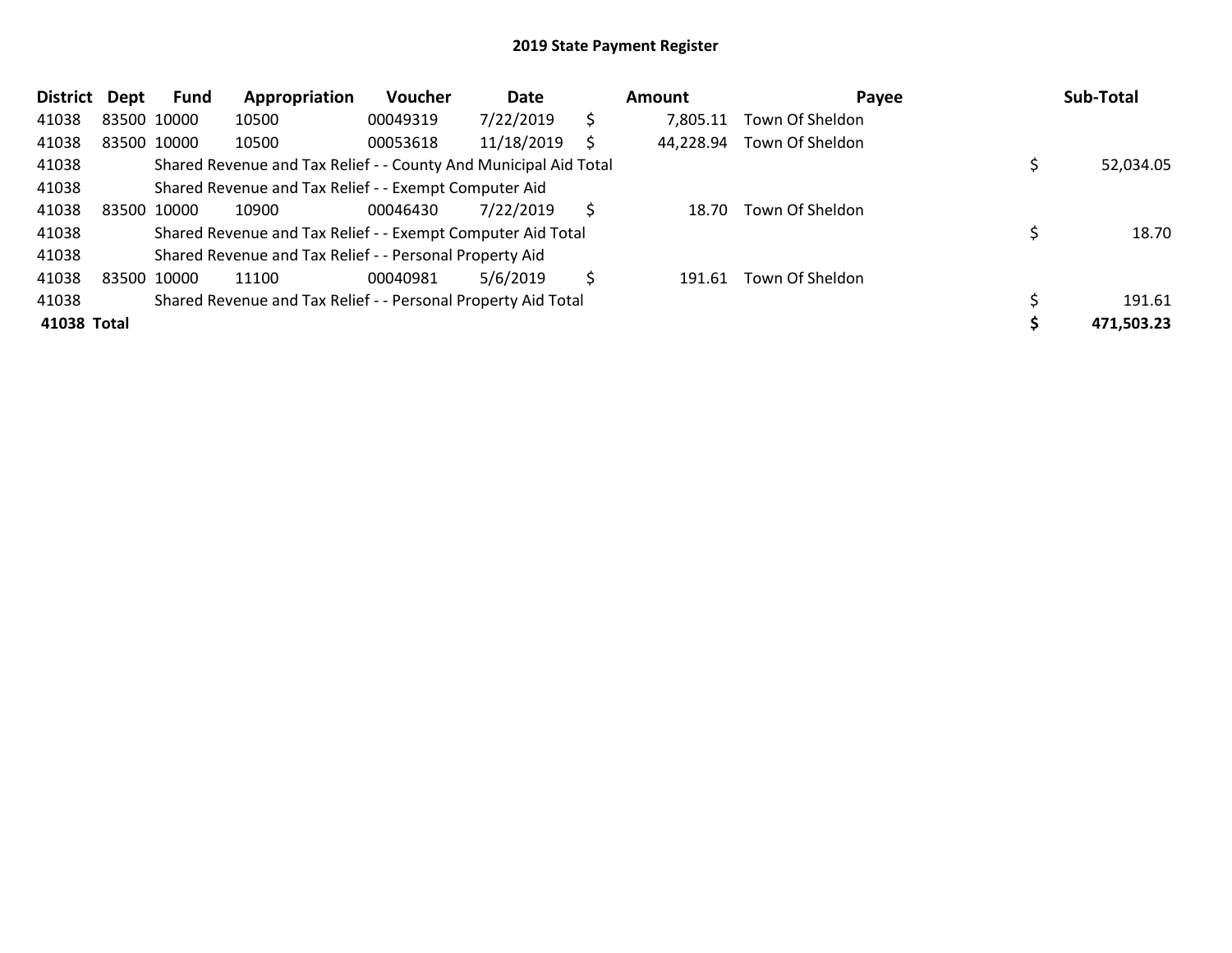## 2019 State Payment Register

| District | Dept | Fund | Appropriation | Voucher | Date | | Amount | Payee | | Sub-Total |
|---|---|---|---|---|---|---|---|---|---|---|
| 41038 | 83500 | 10000 | 10500 | 00049319 | 7/22/2019 | $ | 7,805.11 | Town Of Sheldon | | |
| 41038 | 83500 | 10000 | 10500 | 00053618 | 11/18/2019 | $ | 44,228.94 | Town Of Sheldon | | |
| 41038 | | Shared Revenue and Tax Relief - - County And Municipal Aid Total | | | | | | | $ | 52,034.05 |
| 41038 | | Shared Revenue and Tax Relief - - Exempt Computer Aid | | | | | | | | |
| 41038 | 83500 | 10000 | 10900 | 00046430 | 7/22/2019 | $ | 18.70 | Town Of Sheldon | | |
| 41038 | | Shared Revenue and Tax Relief - - Exempt Computer Aid Total | | | | | | | $ | 18.70 |
| 41038 | | Shared Revenue and Tax Relief - - Personal Property Aid | | | | | | | | |
| 41038 | 83500 | 10000 | 11100 | 00040981 | 5/6/2019 | $ | 191.61 | Town Of Sheldon | | |
| 41038 | | Shared Revenue and Tax Relief - - Personal Property Aid Total | | | | | | | $ | 191.61 |
| **41038 Total** | | | | | | | | | **$** | **471,503.23** |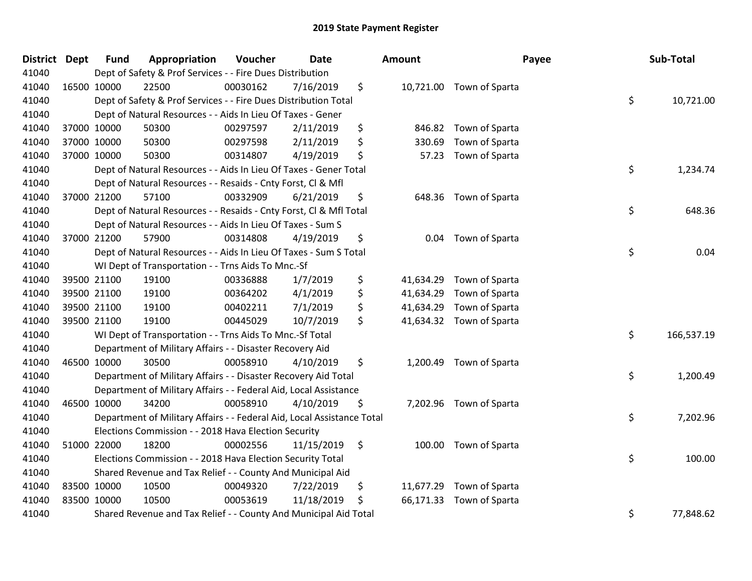# 2019 State Payment Register

| District | Dept | Fund | Appropriation | Voucher | Date | | Amount | Payee | | Sub-Total |
|---|---|---|---|---|---|---|---|---|---|---|
| 41040 | | Dept of Safety & Prof Services - - Fire Dues Distribution | | | | | | | | |
| 41040 | 16500 | 10000 | 22500 | 00030162 | 7/16/2019 | $ | 10,721.00 | Town of Sparta | | |
| 41040 | | Dept of Safety & Prof Services - - Fire Dues Distribution Total | | | | | | | $ | 10,721.00 |
| 41040 | | Dept of Natural Resources - - Aids In Lieu Of Taxes - Gener | | | | | | | | |
| 41040 | 37000 | 10000 | 50300 | 00297597 | 2/11/2019 | $ | 846.82 | Town of Sparta | | |
| 41040 | 37000 | 10000 | 50300 | 00297598 | 2/11/2019 | $ | 330.69 | Town of Sparta | | |
| 41040 | 37000 | 10000 | 50300 | 00314807 | 4/19/2019 | $ | 57.23 | Town of Sparta | | |
| 41040 | | Dept of Natural Resources - - Aids In Lieu Of Taxes - Gener Total | | | | | | | $ | 1,234.74 |
| 41040 | | Dept of Natural Resources - - Resaids - Cnty Forst, Cl & Mfl | | | | | | | | |
| 41040 | 37000 | 21200 | 57100 | 00332909 | 6/21/2019 | $ | 648.36 | Town of Sparta | | |
| 41040 | | Dept of Natural Resources - - Resaids - Cnty Forst, Cl & Mfl Total | | | | | | | $ | 648.36 |
| 41040 | | Dept of Natural Resources - - Aids In Lieu Of Taxes - Sum S | | | | | | | | |
| 41040 | 37000 | 21200 | 57900 | 00314808 | 4/19/2019 | $ | 0.04 | Town of Sparta | | |
| 41040 | | Dept of Natural Resources - - Aids In Lieu Of Taxes - Sum S Total | | | | | | | $ | 0.04 |
| 41040 | | WI Dept of Transportation - - Trns Aids To Mnc.-Sf | | | | | | | | |
| 41040 | 39500 | 21100 | 19100 | 00336888 | 1/7/2019 | $ | 41,634.29 | Town of Sparta | | |
| 41040 | 39500 | 21100 | 19100 | 00364202 | 4/1/2019 | $ | 41,634.29 | Town of Sparta | | |
| 41040 | 39500 | 21100 | 19100 | 00402211 | 7/1/2019 | $ | 41,634.29 | Town of Sparta | | |
| 41040 | 39500 | 21100 | 19100 | 00445029 | 10/7/2019 | $ | 41,634.32 | Town of Sparta | | |
| 41040 | | WI Dept of Transportation - - Trns Aids To Mnc.-Sf Total | | | | | | | $ | 166,537.19 |
| 41040 | | Department of Military Affairs - - Disaster Recovery Aid | | | | | | | | |
| 41040 | 46500 | 10000 | 30500 | 00058910 | 4/10/2019 | $ | 1,200.49 | Town of Sparta | | |
| 41040 | | Department of Military Affairs - - Disaster Recovery Aid Total | | | | | | | $ | 1,200.49 |
| 41040 | | Department of Military Affairs - - Federal Aid, Local Assistance | | | | | | | | |
| 41040 | 46500 | 10000 | 34200 | 00058910 | 4/10/2019 | $ | 7,202.96 | Town of Sparta | | |
| 41040 | | Department of Military Affairs - - Federal Aid, Local Assistance Total | | | | | | | $ | 7,202.96 |
| 41040 | | Elections Commission - - 2018 Hava Election Security | | | | | | | | |
| 41040 | 51000 | 22000 | 18200 | 00002556 | 11/15/2019 | $ | 100.00 | Town of Sparta | | |
| 41040 | | Elections Commission - - 2018 Hava Election Security Total | | | | | | | $ | 100.00 |
| 41040 | | Shared Revenue and Tax Relief - - County And Municipal Aid | | | | | | | | |
| 41040 | 83500 | 10000 | 10500 | 00049320 | 7/22/2019 | $ | 11,677.29 | Town of Sparta | | |
| 41040 | 83500 | 10000 | 10500 | 00053619 | 11/18/2019 | $ | 66,171.33 | Town of Sparta | | |
| 41040 | | Shared Revenue and Tax Relief - - County And Municipal Aid Total | | | | | | | $ | 77,848.62 |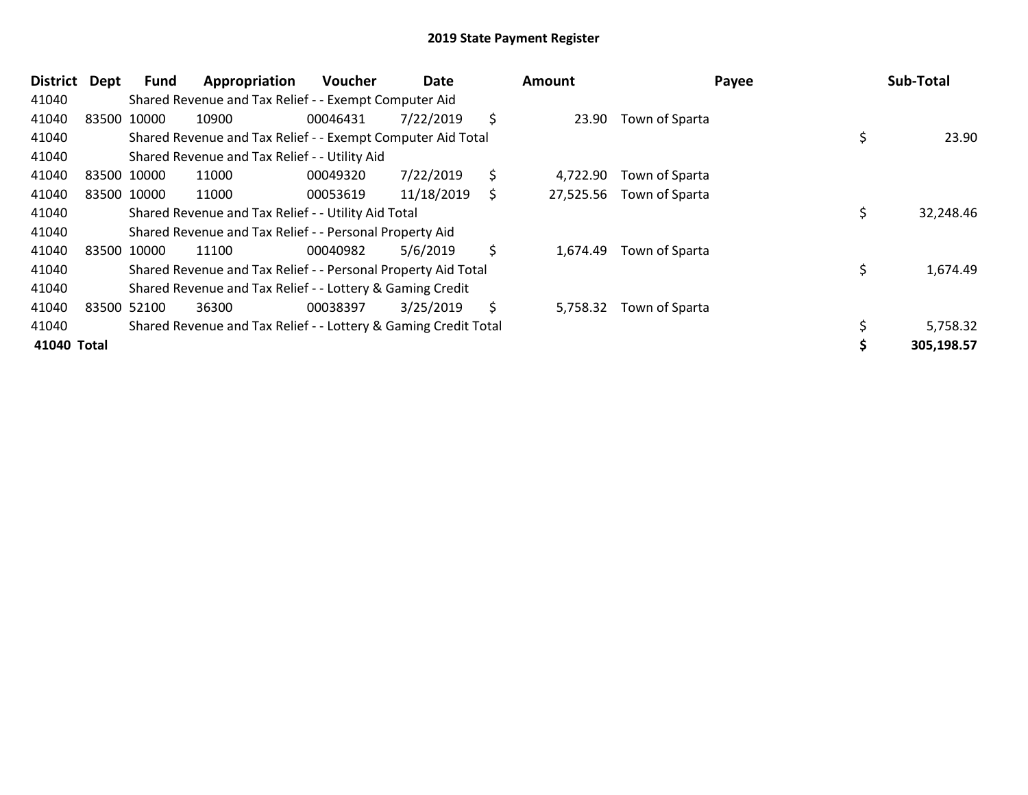## 2019 State Payment Register

| District | Dept | Fund | Appropriation | Voucher | Date | Amount | Payee | Sub-Total |
|---|---|---|---|---|---|---|---|---|
| 41040 | | Shared Revenue and Tax Relief - - Exempt Computer Aid | | | | | | |
| 41040 | 83500 | 10000 | 10900 | 00046431 | 7/22/2019 | $ 23.90 | Town of Sparta | |
| 41040 | | Shared Revenue and Tax Relief - - Exempt Computer Aid Total | | | | | | $ 23.90 |
| 41040 | | Shared Revenue and Tax Relief - - Utility Aid | | | | | | |
| 41040 | 83500 | 10000 | 11000 | 00049320 | 7/22/2019 | $ 4,722.90 | Town of Sparta | |
| 41040 | 83500 | 10000 | 11000 | 00053619 | 11/18/2019 | $ 27,525.56 | Town of Sparta | |
| 41040 | | Shared Revenue and Tax Relief - - Utility Aid Total | | | | | | $ 32,248.46 |
| 41040 | | Shared Revenue and Tax Relief - - Personal Property Aid | | | | | | |
| 41040 | 83500 | 10000 | 11100 | 00040982 | 5/6/2019 | $ 1,674.49 | Town of Sparta | |
| 41040 | | Shared Revenue and Tax Relief - - Personal Property Aid Total | | | | | | $ 1,674.49 |
| 41040 | | Shared Revenue and Tax Relief - - Lottery & Gaming Credit | | | | | | |
| 41040 | 83500 | 52100 | 36300 | 00038397 | 3/25/2019 | $ 5,758.32 | Town of Sparta | |
| 41040 | | Shared Revenue and Tax Relief - - Lottery & Gaming Credit Total | | | | | | $ 5,758.32 |
| **41040 Total** | | | | | | | | **$ 305,198.57** |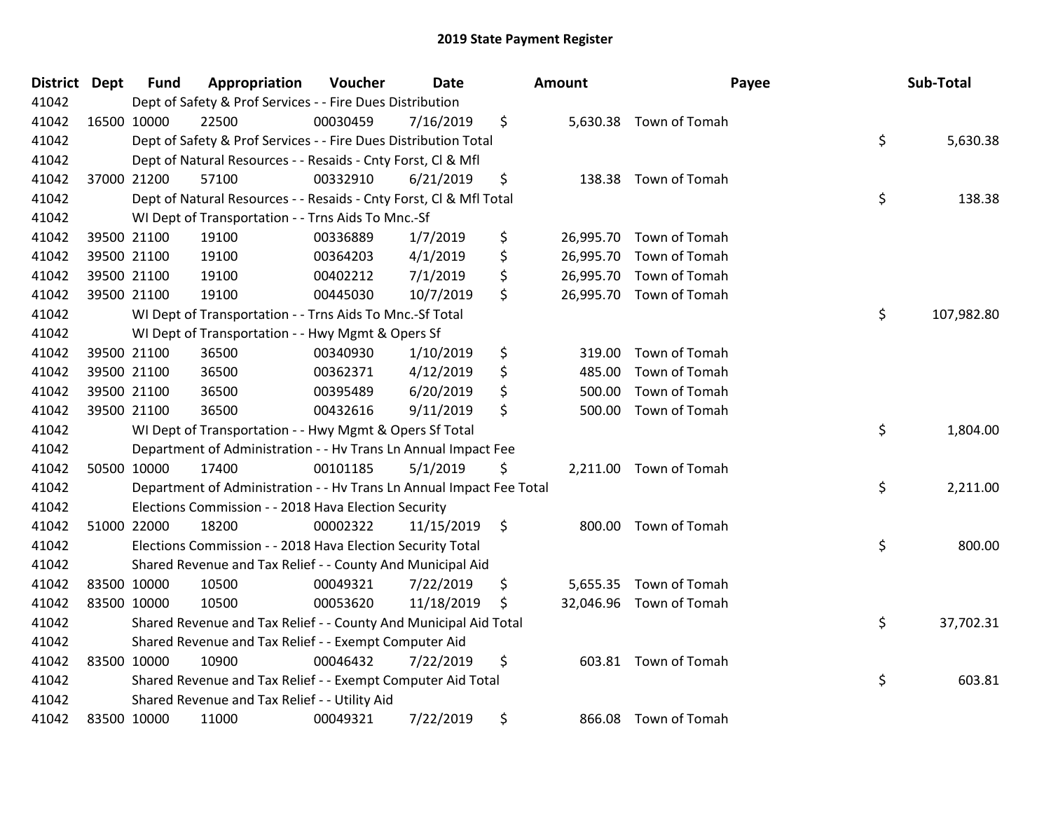# 2019 State Payment Register

| District | Dept | Fund | Appropriation | Voucher | Date | Amount | Payee | Sub-Total |
|---|---|---|---|---|---|---|---|---|
| 41042 | | Dept of Safety & Prof Services - - Fire Dues Distribution | | | | | | |
| 41042 | 16500 | 10000 | 22500 | 00030459 | 7/16/2019 | $ 5,630.38 | Town of Tomah | |
| 41042 | | Dept of Safety & Prof Services - - Fire Dues Distribution Total | | | | | | $ 5,630.38 |
| 41042 | | Dept of Natural Resources - - Resaids - Cnty Forst, Cl & Mfl | | | | | | |
| 41042 | 37000 | 21200 | 57100 | 00332910 | 6/21/2019 | $ 138.38 | Town of Tomah | |
| 41042 | | Dept of Natural Resources - - Resaids - Cnty Forst, Cl & Mfl Total | | | | | | $ 138.38 |
| 41042 | | WI Dept of Transportation - - Trns Aids To Mnc.-Sf | | | | | | |
| 41042 | 39500 | 21100 | 19100 | 00336889 | 1/7/2019 | $ 26,995.70 | Town of Tomah | |
| 41042 | 39500 | 21100 | 19100 | 00364203 | 4/1/2019 | $ 26,995.70 | Town of Tomah | |
| 41042 | 39500 | 21100 | 19100 | 00402212 | 7/1/2019 | $ 26,995.70 | Town of Tomah | |
| 41042 | 39500 | 21100 | 19100 | 00445030 | 10/7/2019 | $ 26,995.70 | Town of Tomah | |
| 41042 | | WI Dept of Transportation - - Trns Aids To Mnc.-Sf Total | | | | | | $ 107,982.80 |
| 41042 | | WI Dept of Transportation - - Hwy Mgmt & Opers Sf | | | | | | |
| 41042 | 39500 | 21100 | 36500 | 00340930 | 1/10/2019 | $ 319.00 | Town of Tomah | |
| 41042 | 39500 | 21100 | 36500 | 00362371 | 4/12/2019 | $ 485.00 | Town of Tomah | |
| 41042 | 39500 | 21100 | 36500 | 00395489 | 6/20/2019 | $ 500.00 | Town of Tomah | |
| 41042 | 39500 | 21100 | 36500 | 00432616 | 9/11/2019 | $ 500.00 | Town of Tomah | |
| 41042 | | WI Dept of Transportation - - Hwy Mgmt & Opers Sf Total | | | | | | $ 1,804.00 |
| 41042 | | Department of Administration - - Hv Trans Ln Annual Impact Fee | | | | | | |
| 41042 | 50500 | 10000 | 17400 | 00101185 | 5/1/2019 | $ 2,211.00 | Town of Tomah | |
| 41042 | | Department of Administration - - Hv Trans Ln Annual Impact Fee Total | | | | | | $ 2,211.00 |
| 41042 | | Elections Commission - - 2018 Hava Election Security | | | | | | |
| 41042 | 51000 | 22000 | 18200 | 00002322 | 11/15/2019 | $ 800.00 | Town of Tomah | |
| 41042 | | Elections Commission - - 2018 Hava Election Security Total | | | | | | $ 800.00 |
| 41042 | | Shared Revenue and Tax Relief - - County And Municipal Aid | | | | | | |
| 41042 | 83500 | 10000 | 10500 | 00049321 | 7/22/2019 | $ 5,655.35 | Town of Tomah | |
| 41042 | 83500 | 10000 | 10500 | 00053620 | 11/18/2019 | $ 32,046.96 | Town of Tomah | |
| 41042 | | Shared Revenue and Tax Relief - - County And Municipal Aid Total | | | | | | $ 37,702.31 |
| 41042 | | Shared Revenue and Tax Relief - - Exempt Computer Aid | | | | | | |
| 41042 | 83500 | 10000 | 10900 | 00046432 | 7/22/2019 | $ 603.81 | Town of Tomah | |
| 41042 | | Shared Revenue and Tax Relief - - Exempt Computer Aid Total | | | | | | $ 603.81 |
| 41042 | | Shared Revenue and Tax Relief - - Utility Aid | | | | | | |
| 41042 | 83500 | 10000 | 11000 | 00049321 | 7/22/2019 | $ 866.08 | Town of Tomah | |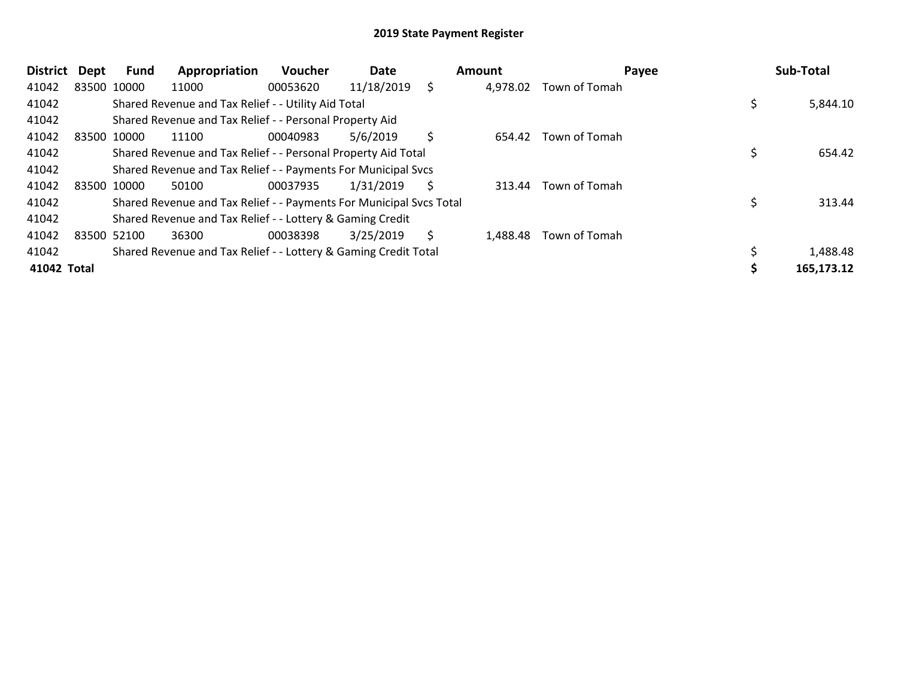## 2019 State Payment Register

| District | Dept | Fund | Appropriation | Voucher | Date | Amount | Payee | Sub-Total |
|---|---|---|---|---|---|---|---|---|
| 41042 | 83500 | 10000 | 11000 | 00053620 | 11/18/2019 | $ 4,978.02 | Town of Tomah | |
| 41042 | | Shared Revenue and Tax Relief - - Utility Aid Total | | | | | | $ 5,844.10 |
| 41042 | | Shared Revenue and Tax Relief - - Personal Property Aid | | | | | | |
| 41042 | 83500 | 10000 | 11100 | 00040983 | 5/6/2019 | $ 654.42 | Town of Tomah | |
| 41042 | | Shared Revenue and Tax Relief - - Personal Property Aid Total | | | | | | $ 654.42 |
| 41042 | | Shared Revenue and Tax Relief - - Payments For Municipal Svcs | | | | | | |
| 41042 | 83500 | 10000 | 50100 | 00037935 | 1/31/2019 | $ 313.44 | Town of Tomah | |
| 41042 | | Shared Revenue and Tax Relief - - Payments For Municipal Svcs Total | | | | | | $ 313.44 |
| 41042 | | Shared Revenue and Tax Relief - - Lottery & Gaming Credit | | | | | | |
| 41042 | 83500 | 52100 | 36300 | 00038398 | 3/25/2019 | $ 1,488.48 | Town of Tomah | |
| 41042 | | Shared Revenue and Tax Relief - - Lottery & Gaming Credit Total | | | | | | $ 1,488.48 |
| **41042 Total** | | | | | | | | **$ 165,173.12** |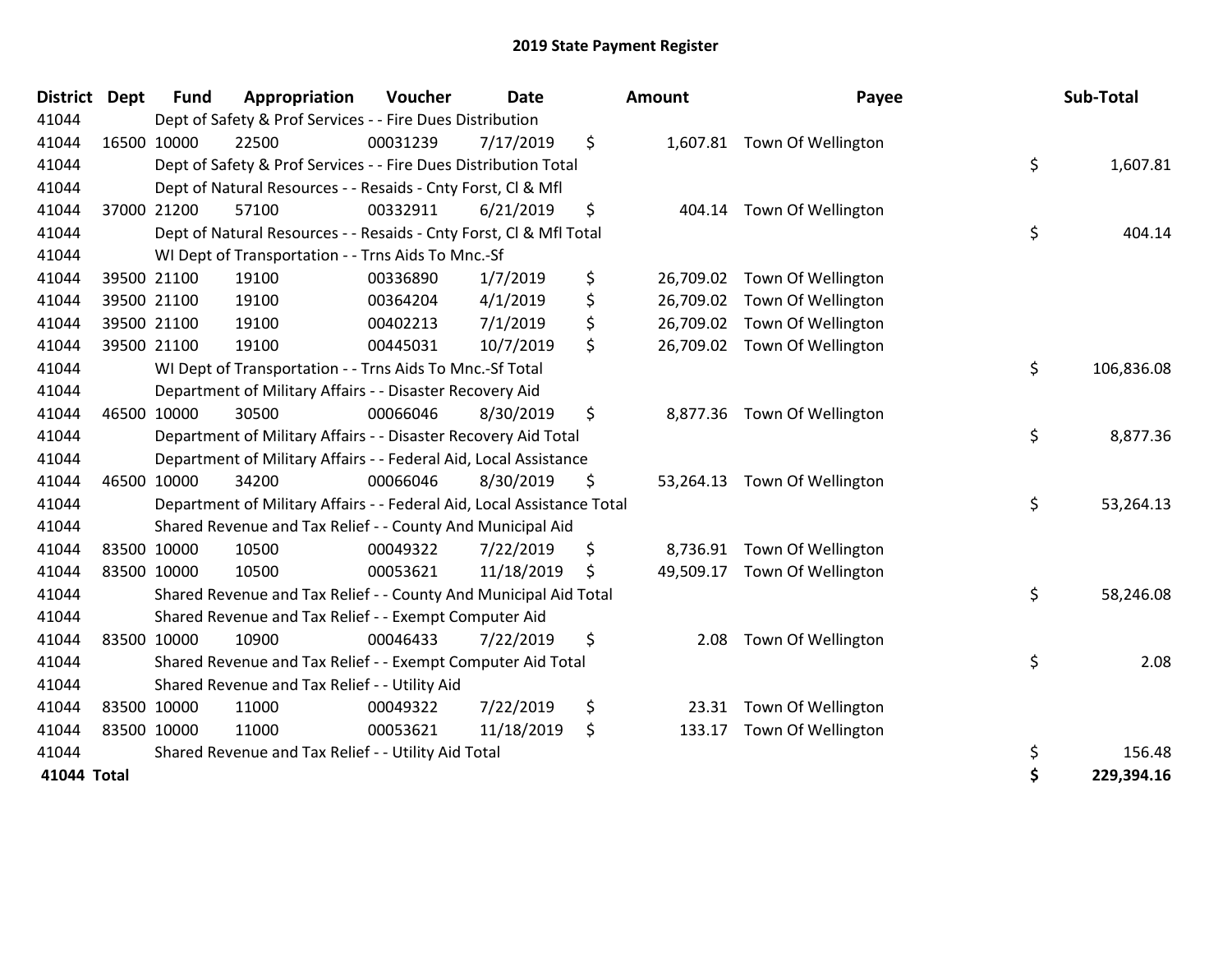# 2019 State Payment Register

| District | Dept | Fund | Appropriation | Voucher | Date | Amount | Payee | Sub-Total |
|---|---|---|---|---|---|---|---|---|
| 41044 | | Dept of Safety & Prof Services - - Fire Dues Distribution | | | | | | |
| 41044 | 16500 | 10000 | 22500 | 00031239 | 7/17/2019 | $ 1,607.81 | Town Of Wellington | |
| 41044 | | Dept of Safety & Prof Services - - Fire Dues Distribution Total | | | | | | $ 1,607.81 |
| 41044 | | Dept of Natural Resources - - Resaids - Cnty Forst, Cl & Mfl | | | | | | |
| 41044 | 37000 | 21200 | 57100 | 00332911 | 6/21/2019 | $ 404.14 | Town Of Wellington | |
| 41044 | | Dept of Natural Resources - - Resaids - Cnty Forst, Cl & Mfl Total | | | | | | $ 404.14 |
| 41044 | | WI Dept of Transportation - - Trns Aids To Mnc.-Sf | | | | | | |
| 41044 | 39500 | 21100 | 19100 | 00336890 | 1/7/2019 | $ 26,709.02 | Town Of Wellington | |
| 41044 | 39500 | 21100 | 19100 | 00364204 | 4/1/2019 | $ 26,709.02 | Town Of Wellington | |
| 41044 | 39500 | 21100 | 19100 | 00402213 | 7/1/2019 | $ 26,709.02 | Town Of Wellington | |
| 41044 | 39500 | 21100 | 19100 | 00445031 | 10/7/2019 | $ 26,709.02 | Town Of Wellington | |
| 41044 | | WI Dept of Transportation - - Trns Aids To Mnc.-Sf Total | | | | | | $ 106,836.08 |
| 41044 | | Department of Military Affairs - - Disaster Recovery Aid | | | | | | |
| 41044 | 46500 | 10000 | 30500 | 00066046 | 8/30/2019 | $ 8,877.36 | Town Of Wellington | |
| 41044 | | Department of Military Affairs - - Disaster Recovery Aid Total | | | | | | $ 8,877.36 |
| 41044 | | Department of Military Affairs - - Federal Aid, Local Assistance | | | | | | |
| 41044 | 46500 | 10000 | 34200 | 00066046 | 8/30/2019 | $ 53,264.13 | Town Of Wellington | |
| 41044 | | Department of Military Affairs - - Federal Aid, Local Assistance Total | | | | | | $ 53,264.13 |
| 41044 | | Shared Revenue and Tax Relief - - County And Municipal Aid | | | | | | |
| 41044 | 83500 | 10000 | 10500 | 00049322 | 7/22/2019 | $ 8,736.91 | Town Of Wellington | |
| 41044 | 83500 | 10000 | 10500 | 00053621 | 11/18/2019 | $ 49,509.17 | Town Of Wellington | |
| 41044 | | Shared Revenue and Tax Relief - - County And Municipal Aid Total | | | | | | $ 58,246.08 |
| 41044 | | Shared Revenue and Tax Relief - - Exempt Computer Aid | | | | | | |
| 41044 | 83500 | 10000 | 10900 | 00046433 | 7/22/2019 | $ 2.08 | Town Of Wellington | |
| 41044 | | Shared Revenue and Tax Relief - - Exempt Computer Aid Total | | | | | | $ 2.08 |
| 41044 | | Shared Revenue and Tax Relief - - Utility Aid | | | | | | |
| 41044 | 83500 | 10000 | 11000 | 00049322 | 7/22/2019 | $ 23.31 | Town Of Wellington | |
| 41044 | 83500 | 10000 | 11000 | 00053621 | 11/18/2019 | $ 133.17 | Town Of Wellington | |
| 41044 | | Shared Revenue and Tax Relief - - Utility Aid Total | | | | | | $ 156.48 |
| **41044 Total** | | | | | | | | **$ 229,394.16** |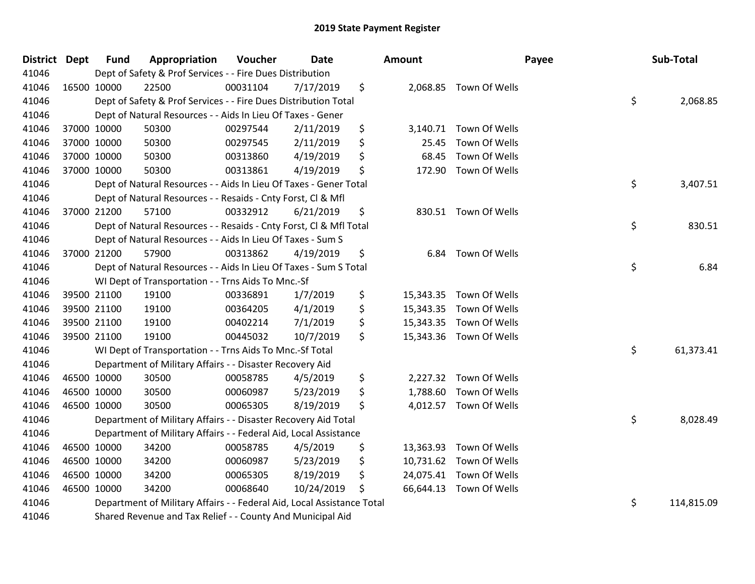# 2019 State Payment Register

| District | Dept | Fund | Appropriation | Voucher | Date | Amount | Payee | Sub-Total |
|---|---|---|---|---|---|---|---|---|
| 41046 | | Dept of Safety & Prof Services - - Fire Dues Distribution | | | | | | |
| 41046 | 16500 | 10000 | 22500 | 00031104 | 7/17/2019 | $ 2,068.85 | Town Of Wells | |
| 41046 | | Dept of Safety & Prof Services - - Fire Dues Distribution Total | | | | | | $ 2,068.85 |
| 41046 | | Dept of Natural Resources - - Aids In Lieu Of Taxes - Gener | | | | | | |
| 41046 | 37000 | 10000 | 50300 | 00297544 | 2/11/2019 | $ 3,140.71 | Town Of Wells | |
| 41046 | 37000 | 10000 | 50300 | 00297545 | 2/11/2019 | $ 25.45 | Town Of Wells | |
| 41046 | 37000 | 10000 | 50300 | 00313860 | 4/19/2019 | $ 68.45 | Town Of Wells | |
| 41046 | 37000 | 10000 | 50300 | 00313861 | 4/19/2019 | $ 172.90 | Town Of Wells | |
| 41046 | | Dept of Natural Resources - - Aids In Lieu Of Taxes - Gener Total | | | | | | $ 3,407.51 |
| 41046 | | Dept of Natural Resources - - Resaids - Cnty Forst, Cl & Mfl | | | | | | |
| 41046 | 37000 | 21200 | 57100 | 00332912 | 6/21/2019 | $ 830.51 | Town Of Wells | |
| 41046 | | Dept of Natural Resources - - Resaids - Cnty Forst, Cl & Mfl Total | | | | | | $ 830.51 |
| 41046 | | Dept of Natural Resources - - Aids In Lieu Of Taxes - Sum S | | | | | | |
| 41046 | 37000 | 21200 | 57900 | 00313862 | 4/19/2019 | $ 6.84 | Town Of Wells | |
| 41046 | | Dept of Natural Resources - - Aids In Lieu Of Taxes - Sum S Total | | | | | | $ 6.84 |
| 41046 | | WI Dept of Transportation - - Trns Aids To Mnc.-Sf | | | | | | |
| 41046 | 39500 | 21100 | 19100 | 00336891 | 1/7/2019 | $ 15,343.35 | Town Of Wells | |
| 41046 | 39500 | 21100 | 19100 | 00364205 | 4/1/2019 | $ 15,343.35 | Town Of Wells | |
| 41046 | 39500 | 21100 | 19100 | 00402214 | 7/1/2019 | $ 15,343.35 | Town Of Wells | |
| 41046 | 39500 | 21100 | 19100 | 00445032 | 10/7/2019 | $ 15,343.36 | Town Of Wells | |
| 41046 | | WI Dept of Transportation - - Trns Aids To Mnc.-Sf Total | | | | | | $ 61,373.41 |
| 41046 | | Department of Military Affairs - - Disaster Recovery Aid | | | | | | |
| 41046 | 46500 | 10000 | 30500 | 00058785 | 4/5/2019 | $ 2,227.32 | Town Of Wells | |
| 41046 | 46500 | 10000 | 30500 | 00060987 | 5/23/2019 | $ 1,788.60 | Town Of Wells | |
| 41046 | 46500 | 10000 | 30500 | 00065305 | 8/19/2019 | $ 4,012.57 | Town Of Wells | |
| 41046 | | Department of Military Affairs - - Disaster Recovery Aid Total | | | | | | $ 8,028.49 |
| 41046 | | Department of Military Affairs - - Federal Aid, Local Assistance | | | | | | |
| 41046 | 46500 | 10000 | 34200 | 00058785 | 4/5/2019 | $ 13,363.93 | Town Of Wells | |
| 41046 | 46500 | 10000 | 34200 | 00060987 | 5/23/2019 | $ 10,731.62 | Town Of Wells | |
| 41046 | 46500 | 10000 | 34200 | 00065305 | 8/19/2019 | $ 24,075.41 | Town Of Wells | |
| 41046 | 46500 | 10000 | 34200 | 00068640 | 10/24/2019 | $ 66,644.13 | Town Of Wells | |
| 41046 | | Department of Military Affairs - - Federal Aid, Local Assistance Total | | | | | | $ 114,815.09 |
| 41046 | | Shared Revenue and Tax Relief - - County And Municipal Aid | | | | | | |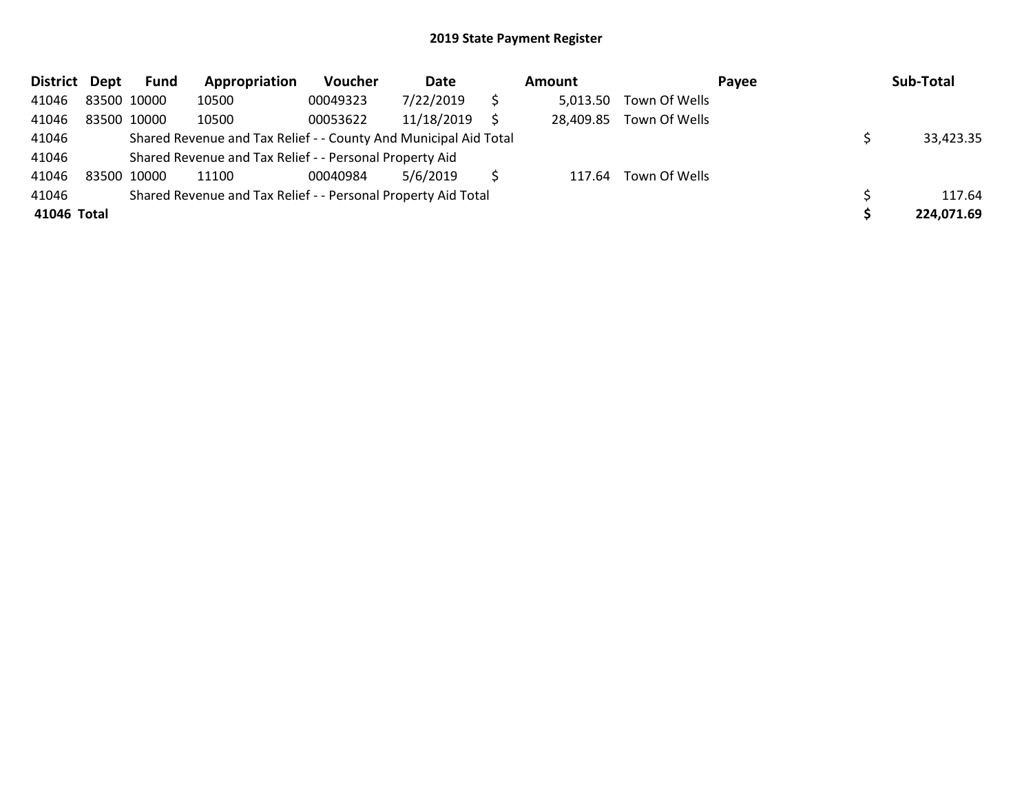## 2019 State Payment Register

| District | Dept | Fund | Appropriation | Voucher | Date | | Amount | Payee | | Sub-Total |
|---|---|---|---|---|---|---|---|---|---|---|
| 41046 | 83500 | 10000 | 10500 | 00049323 | 7/22/2019 | $ | 5,013.50 | Town Of Wells | | |
| 41046 | 83500 | 10000 | 10500 | 00053622 | 11/18/2019 | $ | 28,409.85 | Town Of Wells | | |
| 41046 | | Shared Revenue and Tax Relief - - County And Municipal Aid Total | | | | | | | $ | 33,423.35 |
| 41046 | | Shared Revenue and Tax Relief - - Personal Property Aid | | | | | | | | |
| 41046 | 83500 | 10000 | 11100 | 00040984 | 5/6/2019 | $ | 117.64 | Town Of Wells | | |
| 41046 | | Shared Revenue and Tax Relief - - Personal Property Aid Total | | | | | | | $ | 117.64 |
| **41046** | **Total** | | | | | | | | **$** | **224,071.69** |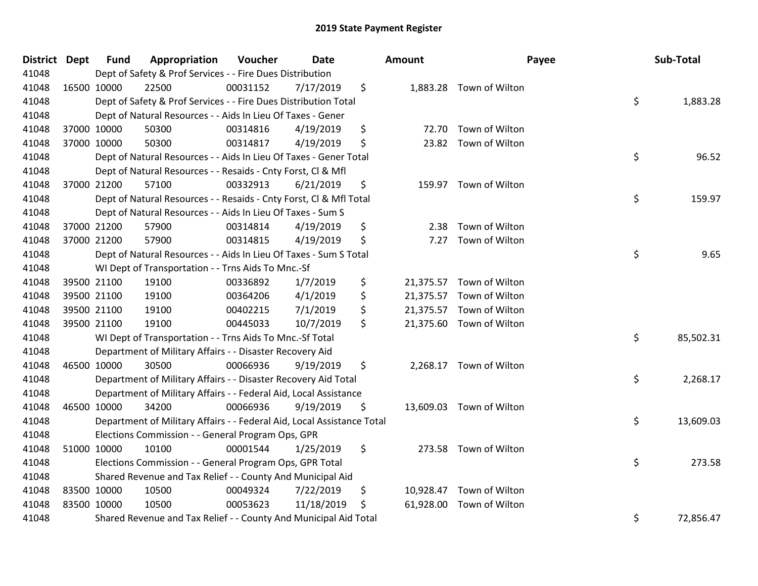# 2019 State Payment Register

| District | Dept | Fund | Appropriation | Voucher | Date | | Amount | Payee | | Sub-Total |
|---|---|---|---|---|---|---|---|---|---|---|
| 41048 | | Dept of Safety & Prof Services - - Fire Dues Distribution | | | | | | | | |
| 41048 | 16500 | 10000 | 22500 | 00031152 | 7/17/2019 | $ | 1,883.28 | Town of Wilton | | |
| 41048 | | Dept of Safety & Prof Services - - Fire Dues Distribution Total | | | | | | | $ | 1,883.28 |
| 41048 | | Dept of Natural Resources - - Aids In Lieu Of Taxes - Gener | | | | | | | | |
| 41048 | 37000 | 10000 | 50300 | 00314816 | 4/19/2019 | $ | 72.70 | Town of Wilton | | |
| 41048 | 37000 | 10000 | 50300 | 00314817 | 4/19/2019 | $ | 23.82 | Town of Wilton | | |
| 41048 | | Dept of Natural Resources - - Aids In Lieu Of Taxes - Gener Total | | | | | | | $ | 96.52 |
| 41048 | | Dept of Natural Resources - - Resaids - Cnty Forst, Cl & Mfl | | | | | | | | |
| 41048 | 37000 | 21200 | 57100 | 00332913 | 6/21/2019 | $ | 159.97 | Town of Wilton | | |
| 41048 | | Dept of Natural Resources - - Resaids - Cnty Forst, Cl & Mfl Total | | | | | | | $ | 159.97 |
| 41048 | | Dept of Natural Resources - - Aids In Lieu Of Taxes - Sum S | | | | | | | | |
| 41048 | 37000 | 21200 | 57900 | 00314814 | 4/19/2019 | $ | 2.38 | Town of Wilton | | |
| 41048 | 37000 | 21200 | 57900 | 00314815 | 4/19/2019 | $ | 7.27 | Town of Wilton | | |
| 41048 | | Dept of Natural Resources - - Aids In Lieu Of Taxes - Sum S Total | | | | | | | $ | 9.65 |
| 41048 | | WI Dept of Transportation - - Trns Aids To Mnc.-Sf | | | | | | | | |
| 41048 | 39500 | 21100 | 19100 | 00336892 | 1/7/2019 | $ | 21,375.57 | Town of Wilton | | |
| 41048 | 39500 | 21100 | 19100 | 00364206 | 4/1/2019 | $ | 21,375.57 | Town of Wilton | | |
| 41048 | 39500 | 21100 | 19100 | 00402215 | 7/1/2019 | $ | 21,375.57 | Town of Wilton | | |
| 41048 | 39500 | 21100 | 19100 | 00445033 | 10/7/2019 | $ | 21,375.60 | Town of Wilton | | |
| 41048 | | WI Dept of Transportation - - Trns Aids To Mnc.-Sf Total | | | | | | | $ | 85,502.31 |
| 41048 | | Department of Military Affairs - - Disaster Recovery Aid | | | | | | | | |
| 41048 | 46500 | 10000 | 30500 | 00066936 | 9/19/2019 | $ | 2,268.17 | Town of Wilton | | |
| 41048 | | Department of Military Affairs - - Disaster Recovery Aid Total | | | | | | | $ | 2,268.17 |
| 41048 | | Department of Military Affairs - - Federal Aid, Local Assistance | | | | | | | | |
| 41048 | 46500 | 10000 | 34200 | 00066936 | 9/19/2019 | $ | 13,609.03 | Town of Wilton | | |
| 41048 | | Department of Military Affairs - - Federal Aid, Local Assistance Total | | | | | | | $ | 13,609.03 |
| 41048 | | Elections Commission - - General Program Ops, GPR | | | | | | | | |
| 41048 | 51000 | 10000 | 10100 | 00001544 | 1/25/2019 | $ | 273.58 | Town of Wilton | | |
| 41048 | | Elections Commission - - General Program Ops, GPR Total | | | | | | | $ | 273.58 |
| 41048 | | Shared Revenue and Tax Relief - - County And Municipal Aid | | | | | | | | |
| 41048 | 83500 | 10000 | 10500 | 00049324 | 7/22/2019 | $ | 10,928.47 | Town of Wilton | | |
| 41048 | 83500 | 10000 | 10500 | 00053623 | 11/18/2019 | $ | 61,928.00 | Town of Wilton | | |
| 41048 | | Shared Revenue and Tax Relief - - County And Municipal Aid Total | | | | | | | $ | 72,856.47 |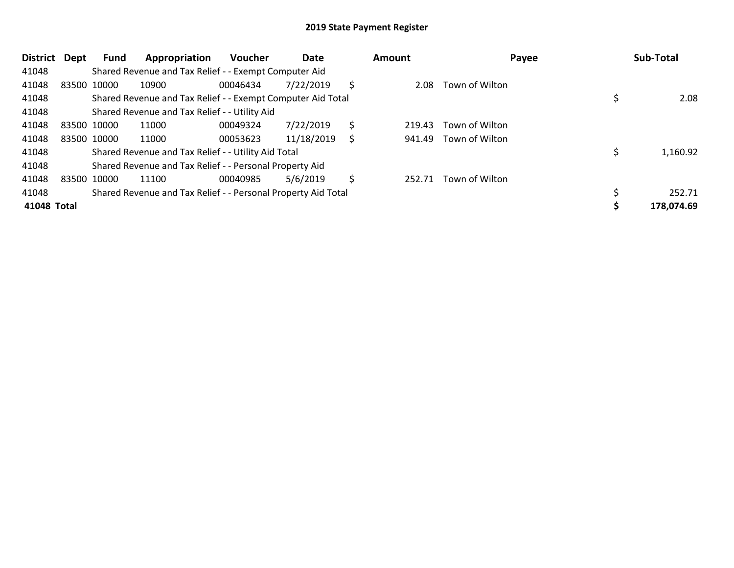# 2019 State Payment Register

| District | Dept | Fund | Appropriation | Voucher | Date | Amount | Payee | Sub-Total |
|---|---|---|---|---|---|---|---|---|
| 41048 | | Shared Revenue and Tax Relief - - Exempt Computer Aid | | | | | | |
| 41048 | 83500 | 10000 | 10900 | 00046434 | 7/22/2019 | $ 2.08 | Town of Wilton | |
| 41048 | | Shared Revenue and Tax Relief - - Exempt Computer Aid Total | | | | | | $ 2.08 |
| 41048 | | Shared Revenue and Tax Relief - - Utility Aid | | | | | | |
| 41048 | 83500 | 10000 | 11000 | 00049324 | 7/22/2019 | $ 219.43 | Town of Wilton | |
| 41048 | 83500 | 10000 | 11000 | 00053623 | 11/18/2019 | $ 941.49 | Town of Wilton | |
| 41048 | | Shared Revenue and Tax Relief - - Utility Aid Total | | | | | | $ 1,160.92 |
| 41048 | | Shared Revenue and Tax Relief - - Personal Property Aid | | | | | | |
| 41048 | 83500 | 10000 | 11100 | 00040985 | 5/6/2019 | $ 252.71 | Town of Wilton | |
| 41048 | | Shared Revenue and Tax Relief - - Personal Property Aid Total | | | | | | $ 252.71 |
| **41048 Total** | | | | | | | | **$ 178,074.69** |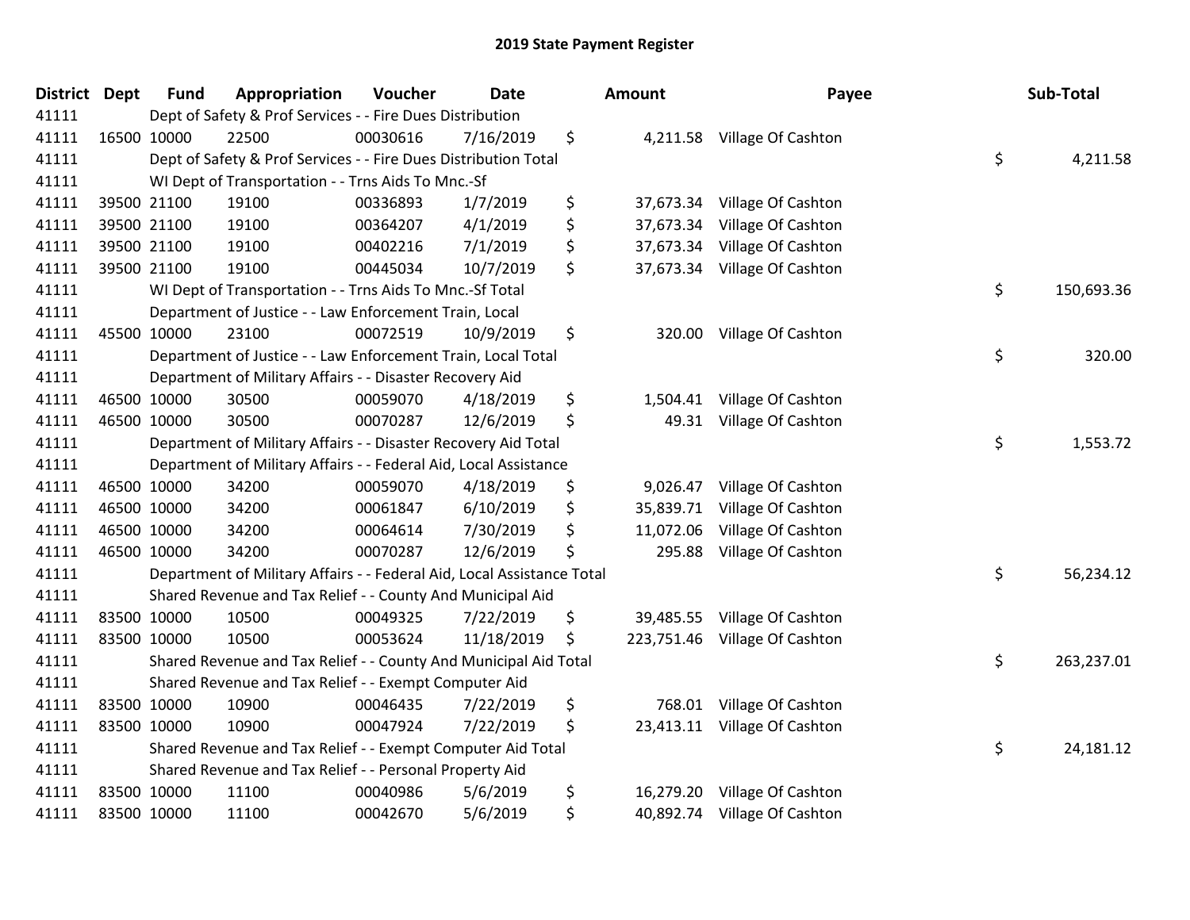# 2019 State Payment Register

| District | Dept | Fund | Appropriation | Voucher | Date | | Amount | Payee | | Sub-Total |
|---|---|---|---|---|---|---|---|---|---|---|
| 41111 | | Dept of Safety & Prof Services - - Fire Dues Distribution | | | | | | | | |
| 41111 | 16500 | 10000 | 22500 | 00030616 | 7/16/2019 | $ | 4,211.58 | Village Of Cashton | | |
| 41111 | | Dept of Safety & Prof Services - - Fire Dues Distribution Total | | | | | | | $ | 4,211.58 |
| 41111 | | WI Dept of Transportation - - Trns Aids To Mnc.-Sf | | | | | | | | |
| 41111 | 39500 | 21100 | 19100 | 00336893 | 1/7/2019 | $ | 37,673.34 | Village Of Cashton | | |
| 41111 | 39500 | 21100 | 19100 | 00364207 | 4/1/2019 | $ | 37,673.34 | Village Of Cashton | | |
| 41111 | 39500 | 21100 | 19100 | 00402216 | 7/1/2019 | $ | 37,673.34 | Village Of Cashton | | |
| 41111 | 39500 | 21100 | 19100 | 00445034 | 10/7/2019 | $ | 37,673.34 | Village Of Cashton | | |
| 41111 | | WI Dept of Transportation - - Trns Aids To Mnc.-Sf Total | | | | | | | $ | 150,693.36 |
| 41111 | | Department of Justice - - Law Enforcement Train, Local | | | | | | | | |
| 41111 | 45500 | 10000 | 23100 | 00072519 | 10/9/2019 | $ | 320.00 | Village Of Cashton | | |
| 41111 | | Department of Justice - - Law Enforcement Train, Local Total | | | | | | | $ | 320.00 |
| 41111 | | Department of Military Affairs - - Disaster Recovery Aid | | | | | | | | |
| 41111 | 46500 | 10000 | 30500 | 00059070 | 4/18/2019 | $ | 1,504.41 | Village Of Cashton | | |
| 41111 | 46500 | 10000 | 30500 | 00070287 | 12/6/2019 | $ | 49.31 | Village Of Cashton | | |
| 41111 | | Department of Military Affairs - - Disaster Recovery Aid Total | | | | | | | $ | 1,553.72 |
| 41111 | | Department of Military Affairs - - Federal Aid, Local Assistance | | | | | | | | |
| 41111 | 46500 | 10000 | 34200 | 00059070 | 4/18/2019 | $ | 9,026.47 | Village Of Cashton | | |
| 41111 | 46500 | 10000 | 34200 | 00061847 | 6/10/2019 | $ | 35,839.71 | Village Of Cashton | | |
| 41111 | 46500 | 10000 | 34200 | 00064614 | 7/30/2019 | $ | 11,072.06 | Village Of Cashton | | |
| 41111 | 46500 | 10000 | 34200 | 00070287 | 12/6/2019 | $ | 295.88 | Village Of Cashton | | |
| 41111 | | Department of Military Affairs - - Federal Aid, Local Assistance Total | | | | | | | $ | 56,234.12 |
| 41111 | | Shared Revenue and Tax Relief - - County And Municipal Aid | | | | | | | | |
| 41111 | 83500 | 10000 | 10500 | 00049325 | 7/22/2019 | $ | 39,485.55 | Village Of Cashton | | |
| 41111 | 83500 | 10000 | 10500 | 00053624 | 11/18/2019 | $ | 223,751.46 | Village Of Cashton | | |
| 41111 | | Shared Revenue and Tax Relief - - County And Municipal Aid Total | | | | | | | $ | 263,237.01 |
| 41111 | | Shared Revenue and Tax Relief - - Exempt Computer Aid | | | | | | | | |
| 41111 | 83500 | 10000 | 10900 | 00046435 | 7/22/2019 | $ | 768.01 | Village Of Cashton | | |
| 41111 | 83500 | 10000 | 10900 | 00047924 | 7/22/2019 | $ | 23,413.11 | Village Of Cashton | | |
| 41111 | | Shared Revenue and Tax Relief - - Exempt Computer Aid Total | | | | | | | $ | 24,181.12 |
| 41111 | | Shared Revenue and Tax Relief - - Personal Property Aid | | | | | | | | |
| 41111 | 83500 | 10000 | 11100 | 00040986 | 5/6/2019 | $ | 16,279.20 | Village Of Cashton | | |
| 41111 | 83500 | 10000 | 11100 | 00042670 | 5/6/2019 | $ | 40,892.74 | Village Of Cashton | | |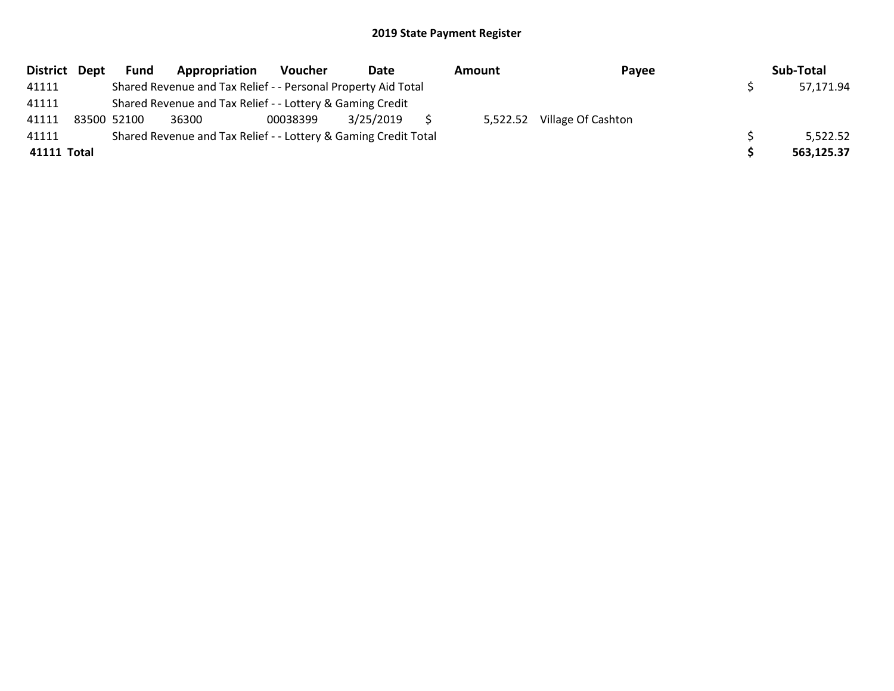## 2019 State Payment Register

| District | Dept | Fund | Appropriation | Voucher | Date | Amount | Payee | Sub-Total |
|---|---|---|---|---|---|---|---|---|
| 41111 | | Shared Revenue and Tax Relief - - Personal Property Aid Total | | | | | | $ 57,171.94 |
| 41111 | | Shared Revenue and Tax Relief - - Lottery & Gaming Credit | | | | | | |
| 41111 | 83500 | 52100 | 36300 | 00038399 | 3/25/2019 | $ 5,522.52 | Village Of Cashton | |
| 41111 | | Shared Revenue and Tax Relief - - Lottery & Gaming Credit Total | | | | | | $ 5,522.52 |
| **41111 Total** | | | | | | | | **$ 563,125.37** |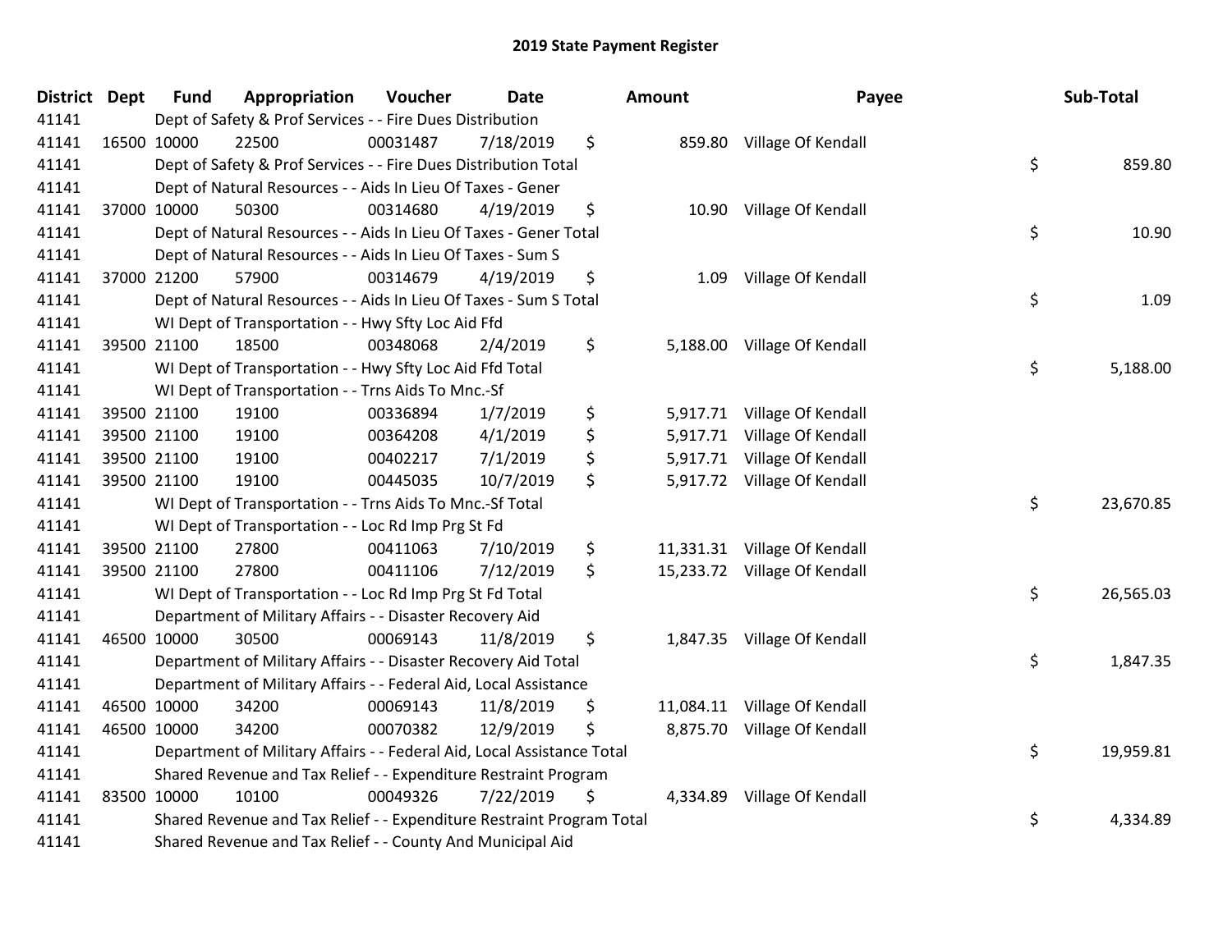# 2019 State Payment Register

| District | Dept | Fund | Appropriation | Voucher | Date | Amount | Payee | Sub-Total |
|---|---|---|---|---|---|---|---|---|
| 41141 | | Dept of Safety & Prof Services - - Fire Dues Distribution | | | | | | |
| 41141 | 16500 | 10000 | 22500 | 00031487 | 7/18/2019 | $ 859.80 | Village Of Kendall | |
| 41141 | | Dept of Safety & Prof Services - - Fire Dues Distribution Total | | | | | | $ 859.80 |
| 41141 | | Dept of Natural Resources - - Aids In Lieu Of Taxes - Gener | | | | | | |
| 41141 | 37000 | 10000 | 50300 | 00314680 | 4/19/2019 | $ 10.90 | Village Of Kendall | |
| 41141 | | Dept of Natural Resources - - Aids In Lieu Of Taxes - Gener Total | | | | | | $ 10.90 |
| 41141 | | Dept of Natural Resources - - Aids In Lieu Of Taxes - Sum S | | | | | | |
| 41141 | 37000 | 21200 | 57900 | 00314679 | 4/19/2019 | $ 1.09 | Village Of Kendall | |
| 41141 | | Dept of Natural Resources - - Aids In Lieu Of Taxes - Sum S Total | | | | | | $ 1.09 |
| 41141 | | WI Dept of Transportation - - Hwy Sfty Loc Aid Ffd | | | | | | |
| 41141 | 39500 | 21100 | 18500 | 00348068 | 2/4/2019 | $ 5,188.00 | Village Of Kendall | |
| 41141 | | WI Dept of Transportation - - Hwy Sfty Loc Aid Ffd Total | | | | | | $ 5,188.00 |
| 41141 | | WI Dept of Transportation - - Trns Aids To Mnc.-Sf | | | | | | |
| 41141 | 39500 | 21100 | 19100 | 00336894 | 1/7/2019 | $ 5,917.71 | Village Of Kendall | |
| 41141 | 39500 | 21100 | 19100 | 00364208 | 4/1/2019 | $ 5,917.71 | Village Of Kendall | |
| 41141 | 39500 | 21100 | 19100 | 00402217 | 7/1/2019 | $ 5,917.71 | Village Of Kendall | |
| 41141 | 39500 | 21100 | 19100 | 00445035 | 10/7/2019 | $ 5,917.72 | Village Of Kendall | |
| 41141 | | WI Dept of Transportation - - Trns Aids To Mnc.-Sf Total | | | | | | $ 23,670.85 |
| 41141 | | WI Dept of Transportation - - Loc Rd Imp Prg St Fd | | | | | | |
| 41141 | 39500 | 21100 | 27800 | 00411063 | 7/10/2019 | $ 11,331.31 | Village Of Kendall | |
| 41141 | 39500 | 21100 | 27800 | 00411106 | 7/12/2019 | $ 15,233.72 | Village Of Kendall | |
| 41141 | | WI Dept of Transportation - - Loc Rd Imp Prg St Fd Total | | | | | | $ 26,565.03 |
| 41141 | | Department of Military Affairs - - Disaster Recovery Aid | | | | | | |
| 41141 | 46500 | 10000 | 30500 | 00069143 | 11/8/2019 | $ 1,847.35 | Village Of Kendall | |
| 41141 | | Department of Military Affairs - - Disaster Recovery Aid Total | | | | | | $ 1,847.35 |
| 41141 | | Department of Military Affairs - - Federal Aid, Local Assistance | | | | | | |
| 41141 | 46500 | 10000 | 34200 | 00069143 | 11/8/2019 | $ 11,084.11 | Village Of Kendall | |
| 41141 | 46500 | 10000 | 34200 | 00070382 | 12/9/2019 | $ 8,875.70 | Village Of Kendall | |
| 41141 | | Department of Military Affairs - - Federal Aid, Local Assistance Total | | | | | | $ 19,959.81 |
| 41141 | | Shared Revenue and Tax Relief - - Expenditure Restraint Program | | | | | | |
| 41141 | 83500 | 10000 | 10100 | 00049326 | 7/22/2019 | $ 4,334.89 | Village Of Kendall | |
| 41141 | | Shared Revenue and Tax Relief - - Expenditure Restraint Program Total | | | | | | $ 4,334.89 |
| 41141 | | Shared Revenue and Tax Relief - - County And Municipal Aid | | | | | | |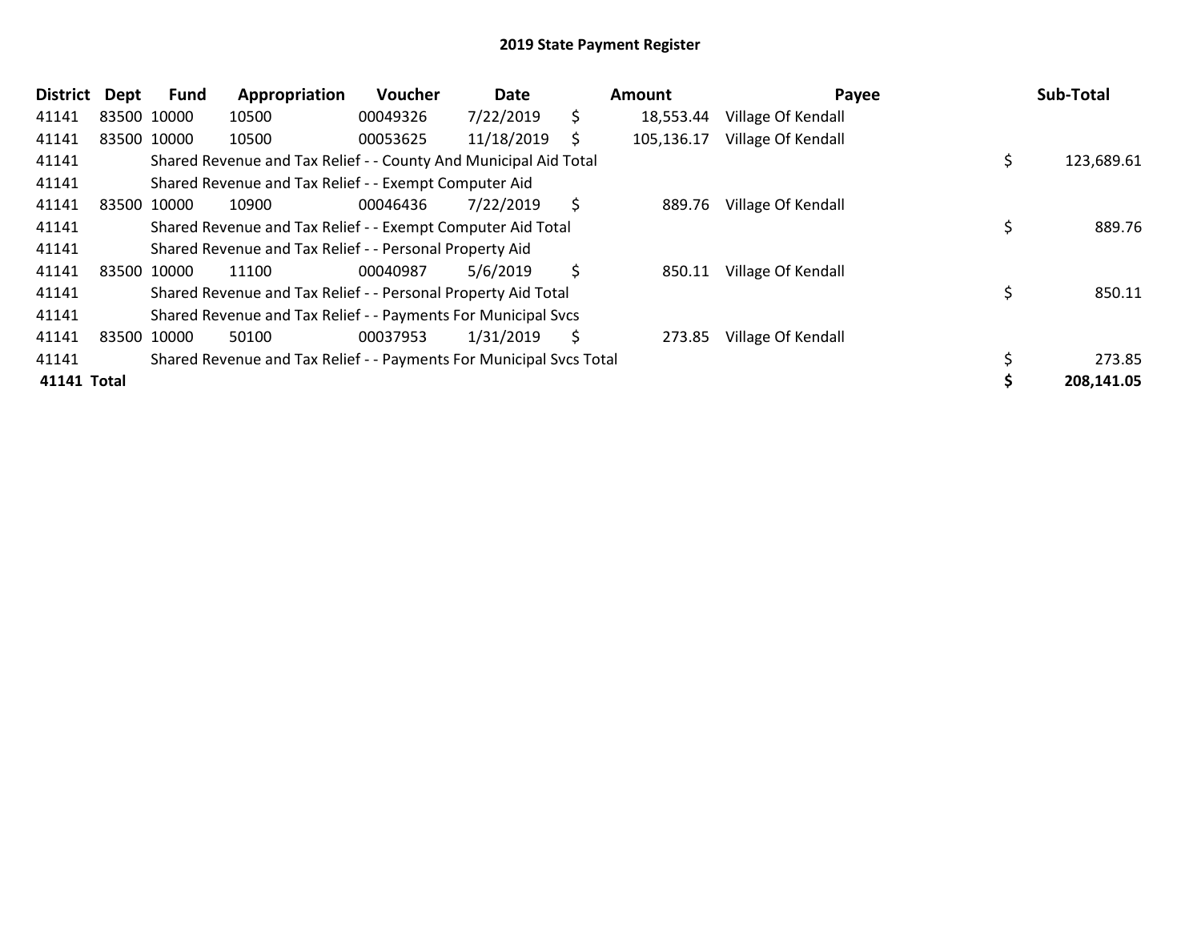# 2019 State Payment Register

| District | Dept | Fund | Appropriation | Voucher | Date | Amount | Payee | Sub-Total |
|---|---|---|---|---|---|---|---|---|
| 41141 | 83500 | 10000 | 10500 | 00049326 | 7/22/2019 | $ 18,553.44 | Village Of Kendall | |
| 41141 | 83500 | 10000 | 10500 | 00053625 | 11/18/2019 | $ 105,136.17 | Village Of Kendall | |
| 41141 | | Shared Revenue and Tax Relief - - County And Municipal Aid Total | | | | | | $ 123,689.61 |
| 41141 | | Shared Revenue and Tax Relief - - Exempt Computer Aid | | | | | | |
| 41141 | 83500 | 10000 | 10900 | 00046436 | 7/22/2019 | $ 889.76 | Village Of Kendall | |
| 41141 | | Shared Revenue and Tax Relief - - Exempt Computer Aid Total | | | | | | $ 889.76 |
| 41141 | | Shared Revenue and Tax Relief - - Personal Property Aid | | | | | | |
| 41141 | 83500 | 10000 | 11100 | 00040987 | 5/6/2019 | $ 850.11 | Village Of Kendall | |
| 41141 | | Shared Revenue and Tax Relief - - Personal Property Aid Total | | | | | | $ 850.11 |
| 41141 | | Shared Revenue and Tax Relief - - Payments For Municipal Svcs | | | | | | |
| 41141 | 83500 | 10000 | 50100 | 00037953 | 1/31/2019 | $ 273.85 | Village Of Kendall | |
| 41141 | | Shared Revenue and Tax Relief - - Payments For Municipal Svcs Total | | | | | | $ 273.85 |
| **41141 Total** | | | | | | | | **$ 208,141.05** |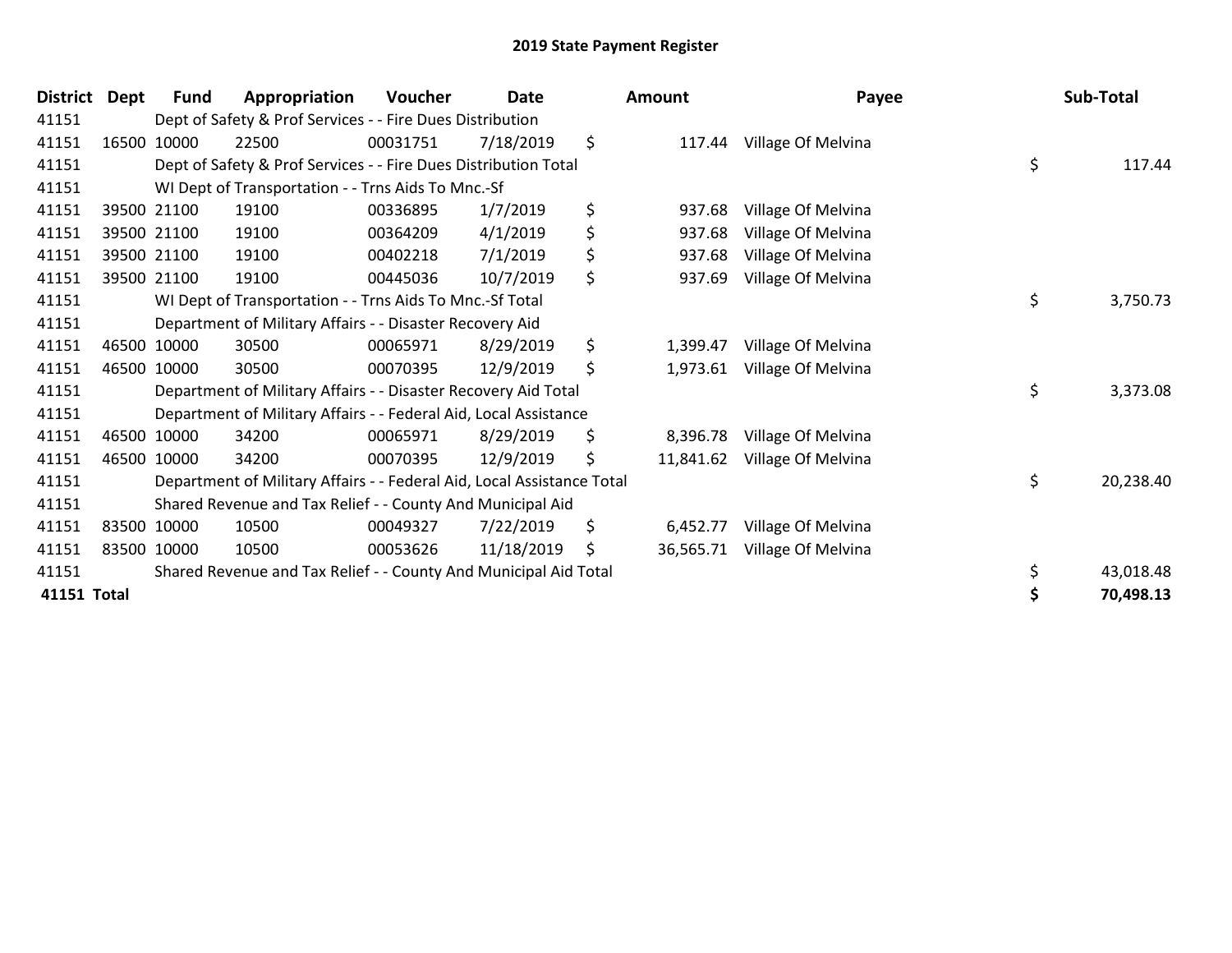# 2019 State Payment Register

| District | Dept | Fund | Appropriation | Voucher | Date | Amount | Payee | Sub-Total |
|---|---|---|---|---|---|---|---|---|
| 41151 | Dept of Safety & Prof Services - - Fire Dues Distribution | | | | | | | |
| 41151 | 16500 | 10000 | 22500 | 00031751 | 7/18/2019 | $ 117.44 | Village Of Melvina | |
| 41151 | Dept of Safety & Prof Services - - Fire Dues Distribution Total | | | | | | | $ 117.44 |
| 41151 | WI Dept of Transportation - - Trns Aids To Mnc.-Sf | | | | | | | |
| 41151 | 39500 | 21100 | 19100 | 00336895 | 1/7/2019 | $ 937.68 | Village Of Melvina | |
| 41151 | 39500 | 21100 | 19100 | 00364209 | 4/1/2019 | $ 937.68 | Village Of Melvina | |
| 41151 | 39500 | 21100 | 19100 | 00402218 | 7/1/2019 | $ 937.68 | Village Of Melvina | |
| 41151 | 39500 | 21100 | 19100 | 00445036 | 10/7/2019 | $ 937.69 | Village Of Melvina | |
| 41151 | WI Dept of Transportation - - Trns Aids To Mnc.-Sf Total | | | | | | | $ 3,750.73 |
| 41151 | Department of Military Affairs - - Disaster Recovery Aid | | | | | | | |
| 41151 | 46500 | 10000 | 30500 | 00065971 | 8/29/2019 | $ 1,399.47 | Village Of Melvina | |
| 41151 | 46500 | 10000 | 30500 | 00070395 | 12/9/2019 | $ 1,973.61 | Village Of Melvina | |
| 41151 | Department of Military Affairs - - Disaster Recovery Aid Total | | | | | | | $ 3,373.08 |
| 41151 | Department of Military Affairs - - Federal Aid, Local Assistance | | | | | | | |
| 41151 | 46500 | 10000 | 34200 | 00065971 | 8/29/2019 | $ 8,396.78 | Village Of Melvina | |
| 41151 | 46500 | 10000 | 34200 | 00070395 | 12/9/2019 | $ 11,841.62 | Village Of Melvina | |
| 41151 | Department of Military Affairs - - Federal Aid, Local Assistance Total | | | | | | | $ 20,238.40 |
| 41151 | Shared Revenue and Tax Relief - - County And Municipal Aid | | | | | | | |
| 41151 | 83500 | 10000 | 10500 | 00049327 | 7/22/2019 | $ 6,452.77 | Village Of Melvina | |
| 41151 | 83500 | 10000 | 10500 | 00053626 | 11/18/2019 | $ 36,565.71 | Village Of Melvina | |
| 41151 | Shared Revenue and Tax Relief - - County And Municipal Aid Total | | | | | | | $ 43,018.48 |
| **41151 Total** | | | | | | | | **$ 70,498.13** |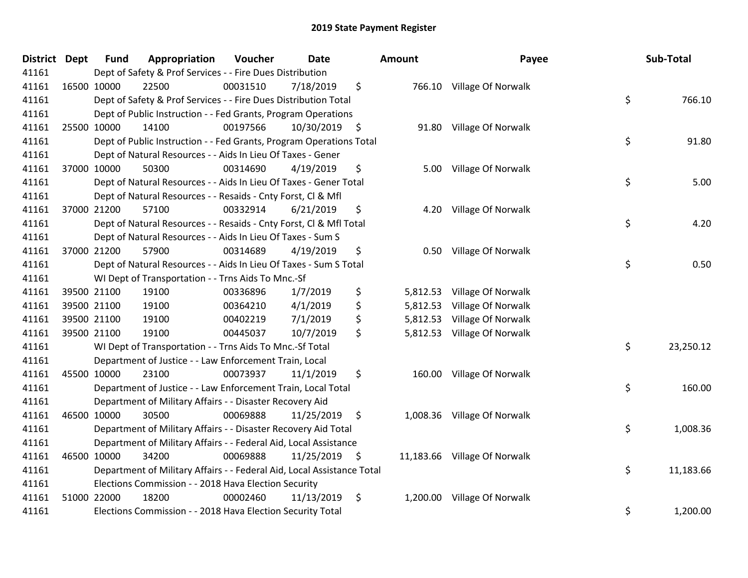# 2019 State Payment Register

| District | Dept | Fund | Appropriation | Voucher | Date | Amount | Payee | Sub-Total |
|---|---|---|---|---|---|---|---|---|
| 41161 | | Dept of Safety & Prof Services - - Fire Dues Distribution | | | | | | |
| 41161 | 16500 | 10000 | 22500 | 00031510 | 7/18/2019 | $ 766.10 | Village Of Norwalk | |
| 41161 | | Dept of Safety & Prof Services - - Fire Dues Distribution Total | | | | | | $ 766.10 |
| 41161 | | Dept of Public Instruction - - Fed Grants, Program Operations | | | | | | |
| 41161 | 25500 | 10000 | 14100 | 00197566 | 10/30/2019 | $ 91.80 | Village Of Norwalk | |
| 41161 | | Dept of Public Instruction - - Fed Grants, Program Operations Total | | | | | | $ 91.80 |
| 41161 | | Dept of Natural Resources - - Aids In Lieu Of Taxes - Gener | | | | | | |
| 41161 | 37000 | 10000 | 50300 | 00314690 | 4/19/2019 | $ 5.00 | Village Of Norwalk | |
| 41161 | | Dept of Natural Resources - - Aids In Lieu Of Taxes - Gener Total | | | | | | $ 5.00 |
| 41161 | | Dept of Natural Resources - - Resaids - Cnty Forst, Cl & Mfl | | | | | | |
| 41161 | 37000 | 21200 | 57100 | 00332914 | 6/21/2019 | $ 4.20 | Village Of Norwalk | |
| 41161 | | Dept of Natural Resources - - Resaids - Cnty Forst, Cl & Mfl Total | | | | | | $ 4.20 |
| 41161 | | Dept of Natural Resources - - Aids In Lieu Of Taxes - Sum S | | | | | | |
| 41161 | 37000 | 21200 | 57900 | 00314689 | 4/19/2019 | $ 0.50 | Village Of Norwalk | |
| 41161 | | Dept of Natural Resources - - Aids In Lieu Of Taxes - Sum S Total | | | | | | $ 0.50 |
| 41161 | | WI Dept of Transportation - - Trns Aids To Mnc.-Sf | | | | | | |
| 41161 | 39500 | 21100 | 19100 | 00336896 | 1/7/2019 | $ 5,812.53 | Village Of Norwalk | |
| 41161 | 39500 | 21100 | 19100 | 00364210 | 4/1/2019 | $ 5,812.53 | Village Of Norwalk | |
| 41161 | 39500 | 21100 | 19100 | 00402219 | 7/1/2019 | $ 5,812.53 | Village Of Norwalk | |
| 41161 | 39500 | 21100 | 19100 | 00445037 | 10/7/2019 | $ 5,812.53 | Village Of Norwalk | |
| 41161 | | WI Dept of Transportation - - Trns Aids To Mnc.-Sf Total | | | | | | $ 23,250.12 |
| 41161 | | Department of Justice - - Law Enforcement Train, Local | | | | | | |
| 41161 | 45500 | 10000 | 23100 | 00073937 | 11/1/2019 | $ 160.00 | Village Of Norwalk | |
| 41161 | | Department of Justice - - Law Enforcement Train, Local Total | | | | | | $ 160.00 |
| 41161 | | Department of Military Affairs - - Disaster Recovery Aid | | | | | | |
| 41161 | 46500 | 10000 | 30500 | 00069888 | 11/25/2019 | $ 1,008.36 | Village Of Norwalk | |
| 41161 | | Department of Military Affairs - - Disaster Recovery Aid Total | | | | | | $ 1,008.36 |
| 41161 | | Department of Military Affairs - - Federal Aid, Local Assistance | | | | | | |
| 41161 | 46500 | 10000 | 34200 | 00069888 | 11/25/2019 | $ 11,183.66 | Village Of Norwalk | |
| 41161 | | Department of Military Affairs - - Federal Aid, Local Assistance Total | | | | | | $ 11,183.66 |
| 41161 | | Elections Commission - - 2018 Hava Election Security | | | | | | |
| 41161 | 51000 | 22000 | 18200 | 00002460 | 11/13/2019 | $ 1,200.00 | Village Of Norwalk | |
| 41161 | | Elections Commission - - 2018 Hava Election Security Total | | | | | | $ 1,200.00 |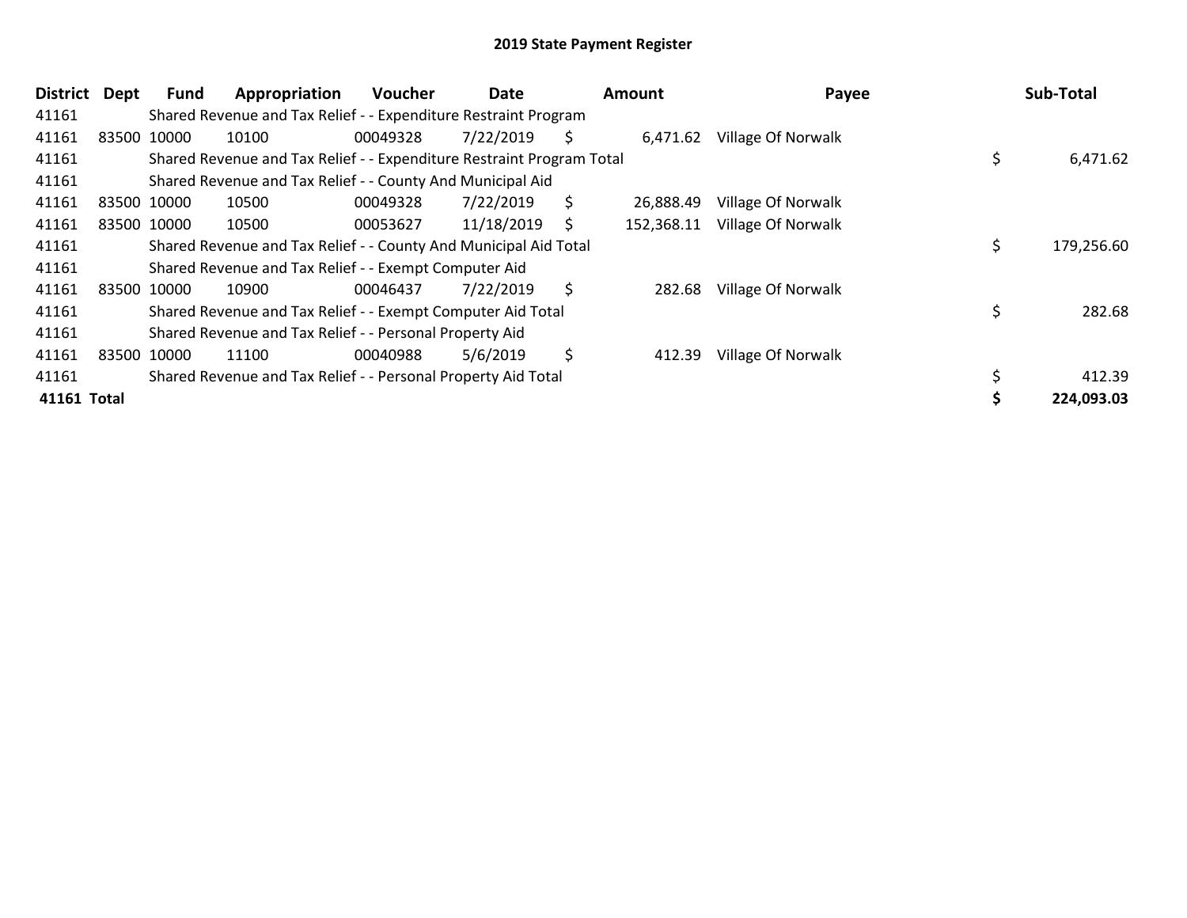# 2019 State Payment Register

| District | Dept | Fund | Appropriation | Voucher | Date | Amount | Payee | Sub-Total |
|---|---|---|---|---|---|---|---|---|
| 41161 | | Shared Revenue and Tax Relief - - Expenditure Restraint Program | | | | | | |
| 41161 | 83500 | 10000 | 10100 | 00049328 | 7/22/2019 | $ 6,471.62 | Village Of Norwalk | |
| 41161 | | Shared Revenue and Tax Relief - - Expenditure Restraint Program Total | | | | | | $ 6,471.62 |
| 41161 | | Shared Revenue and Tax Relief - - County And Municipal Aid | | | | | | |
| 41161 | 83500 | 10000 | 10500 | 00049328 | 7/22/2019 | $ 26,888.49 | Village Of Norwalk | |
| 41161 | 83500 | 10000 | 10500 | 00053627 | 11/18/2019 | $ 152,368.11 | Village Of Norwalk | |
| 41161 | | Shared Revenue and Tax Relief - - County And Municipal Aid Total | | | | | | $ 179,256.60 |
| 41161 | | Shared Revenue and Tax Relief - - Exempt Computer Aid | | | | | | |
| 41161 | 83500 | 10000 | 10900 | 00046437 | 7/22/2019 | $ 282.68 | Village Of Norwalk | |
| 41161 | | Shared Revenue and Tax Relief - - Exempt Computer Aid Total | | | | | | $ 282.68 |
| 41161 | | Shared Revenue and Tax Relief - - Personal Property Aid | | | | | | |
| 41161 | 83500 | 10000 | 11100 | 00040988 | 5/6/2019 | $ 412.39 | Village Of Norwalk | |
| 41161 | | Shared Revenue and Tax Relief - - Personal Property Aid Total | | | | | | $ 412.39 |
| **41161 Total** | | | | | | | | **$ 224,093.03** |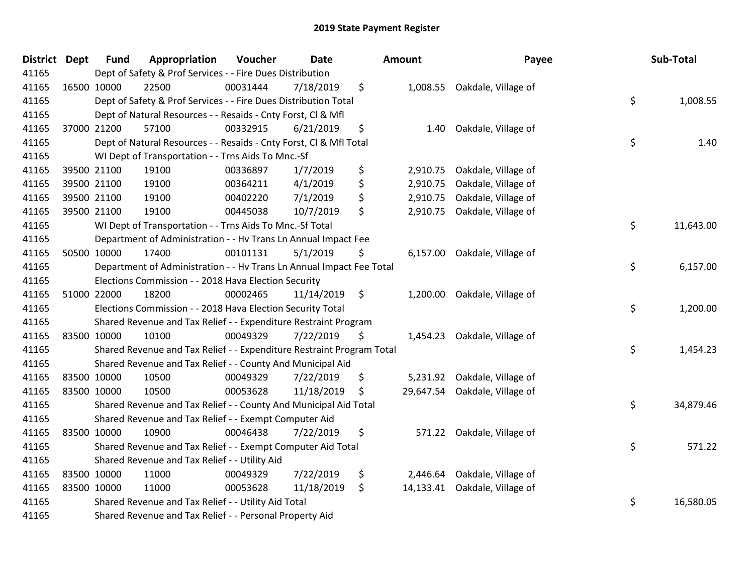## 2019 State Payment Register

| District | Dept | Fund | Appropriation | Voucher | Date | Amount | Payee | Sub-Total |
|---|---|---|---|---|---|---|---|---|
| 41165 | Dept of Safety & Prof Services - - Fire Dues Distribution | | | | | | | |
| 41165 | 16500 | 10000 | 22500 | 00031444 | 7/18/2019 | $ 1,008.55 | Oakdale, Village of | |
| 41165 | Dept of Safety & Prof Services - - Fire Dues Distribution Total | | | | | | | $ 1,008.55 |
| 41165 | Dept of Natural Resources - - Resaids - Cnty Forst, Cl & Mfl | | | | | | | |
| 41165 | 37000 | 21200 | 57100 | 00332915 | 6/21/2019 | $ 1.40 | Oakdale, Village of | |
| 41165 | Dept of Natural Resources - - Resaids - Cnty Forst, Cl & Mfl Total | | | | | | | $ 1.40 |
| 41165 | WI Dept of Transportation - - Trns Aids To Mnc.-Sf | | | | | | | |
| 41165 | 39500 | 21100 | 19100 | 00336897 | 1/7/2019 | $ 2,910.75 | Oakdale, Village of | |
| 41165 | 39500 | 21100 | 19100 | 00364211 | 4/1/2019 | $ 2,910.75 | Oakdale, Village of | |
| 41165 | 39500 | 21100 | 19100 | 00402220 | 7/1/2019 | $ 2,910.75 | Oakdale, Village of | |
| 41165 | 39500 | 21100 | 19100 | 00445038 | 10/7/2019 | $ 2,910.75 | Oakdale, Village of | |
| 41165 | WI Dept of Transportation - - Trns Aids To Mnc.-Sf Total | | | | | | | $ 11,643.00 |
| 41165 | Department of Administration - - Hv Trans Ln Annual Impact Fee | | | | | | | |
| 41165 | 50500 | 10000 | 17400 | 00101131 | 5/1/2019 | $ 6,157.00 | Oakdale, Village of | |
| 41165 | Department of Administration - - Hv Trans Ln Annual Impact Fee Total | | | | | | | $ 6,157.00 |
| 41165 | Elections Commission - - 2018 Hava Election Security | | | | | | | |
| 41165 | 51000 | 22000 | 18200 | 00002465 | 11/14/2019 | $ 1,200.00 | Oakdale, Village of | |
| 41165 | Elections Commission - - 2018 Hava Election Security Total | | | | | | | $ 1,200.00 |
| 41165 | Shared Revenue and Tax Relief - - Expenditure Restraint Program | | | | | | | |
| 41165 | 83500 | 10000 | 10100 | 00049329 | 7/22/2019 | $ 1,454.23 | Oakdale, Village of | |
| 41165 | Shared Revenue and Tax Relief - - Expenditure Restraint Program Total | | | | | | | $ 1,454.23 |
| 41165 | Shared Revenue and Tax Relief - - County And Municipal Aid | | | | | | | |
| 41165 | 83500 | 10000 | 10500 | 00049329 | 7/22/2019 | $ 5,231.92 | Oakdale, Village of | |
| 41165 | 83500 | 10000 | 10500 | 00053628 | 11/18/2019 | $ 29,647.54 | Oakdale, Village of | |
| 41165 | Shared Revenue and Tax Relief - - County And Municipal Aid Total | | | | | | | $ 34,879.46 |
| 41165 | Shared Revenue and Tax Relief - - Exempt Computer Aid | | | | | | | |
| 41165 | 83500 | 10000 | 10900 | 00046438 | 7/22/2019 | $ 571.22 | Oakdale, Village of | |
| 41165 | Shared Revenue and Tax Relief - - Exempt Computer Aid Total | | | | | | | $ 571.22 |
| 41165 | Shared Revenue and Tax Relief - - Utility Aid | | | | | | | |
| 41165 | 83500 | 10000 | 11000 | 00049329 | 7/22/2019 | $ 2,446.64 | Oakdale, Village of | |
| 41165 | 83500 | 10000 | 11000 | 00053628 | 11/18/2019 | $ 14,133.41 | Oakdale, Village of | |
| 41165 | Shared Revenue and Tax Relief - - Utility Aid Total | | | | | | | $ 16,580.05 |
| 41165 | Shared Revenue and Tax Relief - - Personal Property Aid | | | | | | | |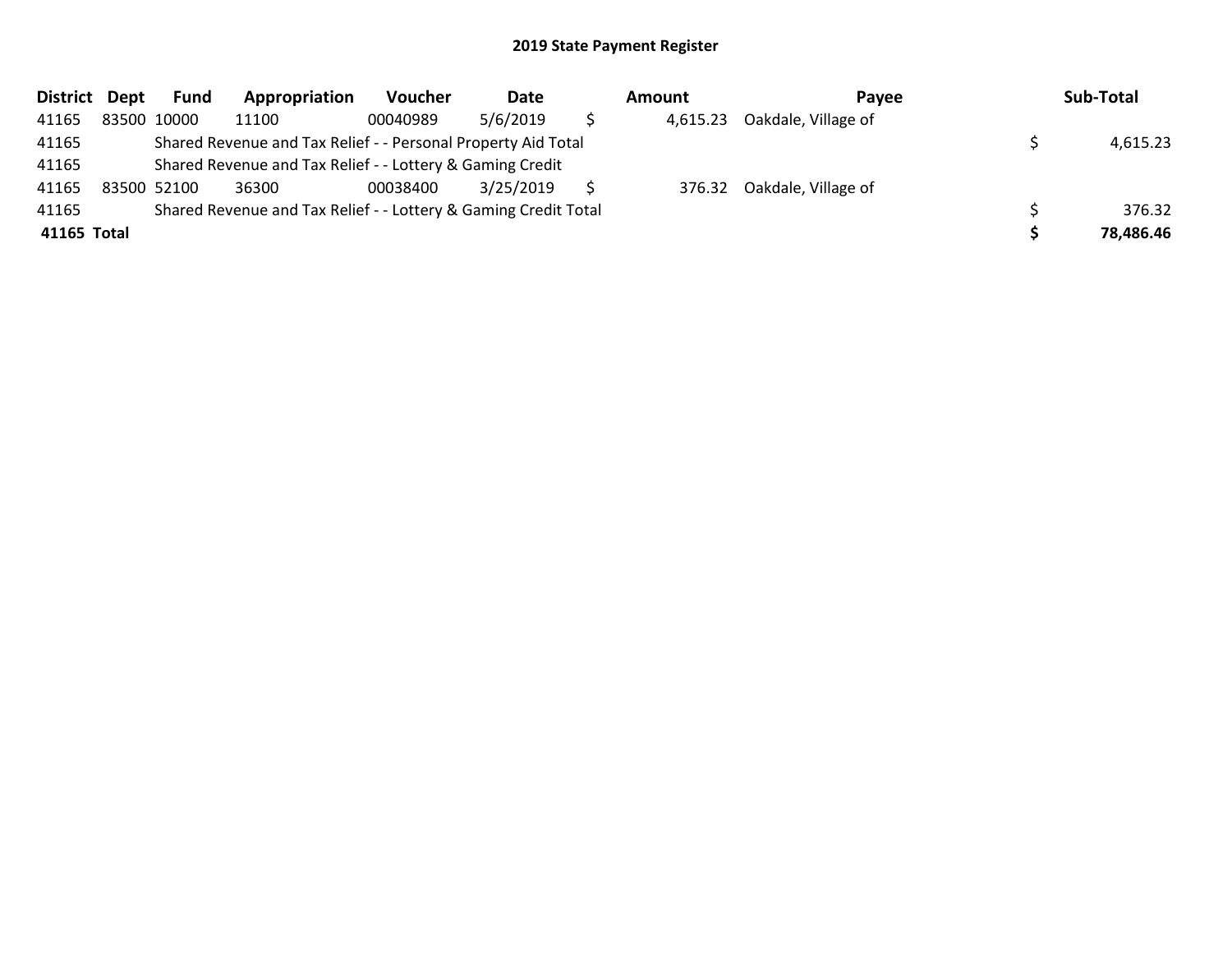## 2019 State Payment Register

| District | Dept | Fund | Appropriation | Voucher | Date | Amount | Payee | Sub-Total |
|---|---|---|---|---|---|---|---|---|
| 41165 | 83500 | 10000 | 11100 | 00040989 | 5/6/2019 | $ 4,615.23 | Oakdale, Village of | |
| 41165 | | Shared Revenue and Tax Relief - - Personal Property Aid Total | | | | | | $ 4,615.23 |
| 41165 | | Shared Revenue and Tax Relief - - Lottery & Gaming Credit | | | | | | |
| 41165 | 83500 | 52100 | 36300 | 00038400 | 3/25/2019 | $ 376.32 | Oakdale, Village of | |
| 41165 | | Shared Revenue and Tax Relief - - Lottery & Gaming Credit Total | | | | | | $ 376.32 |
| **41165** | **Total** | | | | | | | **$ 78,486.46** |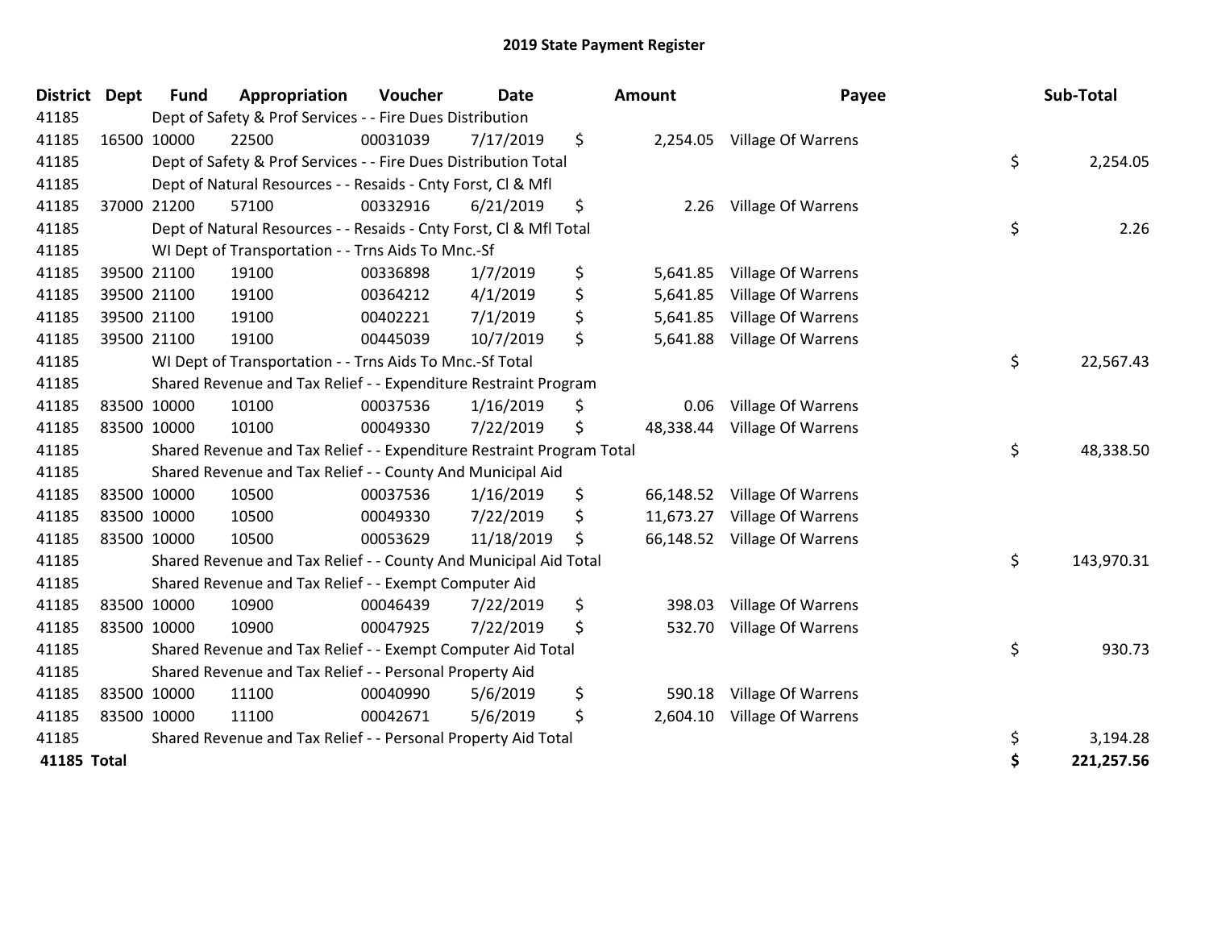# 2019 State Payment Register

| District | Dept | Fund | Appropriation | Voucher | Date | Amount | Payee | Sub-Total |
|---|---|---|---|---|---|---|---|---|
| 41185 | | Dept of Safety & Prof Services - - Fire Dues Distribution | | | | | | |
| 41185 | 16500 | 10000 | 22500 | 00031039 | 7/17/2019 | $ 2,254.05 | Village Of Warrens | |
| 41185 | | Dept of Safety & Prof Services - - Fire Dues Distribution Total | | | | | | $ 2,254.05 |
| 41185 | | Dept of Natural Resources - - Resaids - Cnty Forst, Cl & Mfl | | | | | | |
| 41185 | 37000 | 21200 | 57100 | 00332916 | 6/21/2019 | $ 2.26 | Village Of Warrens | |
| 41185 | | Dept of Natural Resources - - Resaids - Cnty Forst, Cl & Mfl Total | | | | | | $ 2.26 |
| 41185 | | WI Dept of Transportation - - Trns Aids To Mnc.-Sf | | | | | | |
| 41185 | 39500 | 21100 | 19100 | 00336898 | 1/7/2019 | $ 5,641.85 | Village Of Warrens | |
| 41185 | 39500 | 21100 | 19100 | 00364212 | 4/1/2019 | $ 5,641.85 | Village Of Warrens | |
| 41185 | 39500 | 21100 | 19100 | 00402221 | 7/1/2019 | $ 5,641.85 | Village Of Warrens | |
| 41185 | 39500 | 21100 | 19100 | 00445039 | 10/7/2019 | $ 5,641.88 | Village Of Warrens | |
| 41185 | | WI Dept of Transportation - - Trns Aids To Mnc.-Sf Total | | | | | | $ 22,567.43 |
| 41185 | | Shared Revenue and Tax Relief - - Expenditure Restraint Program | | | | | | |
| 41185 | 83500 | 10000 | 10100 | 00037536 | 1/16/2019 | $ 0.06 | Village Of Warrens | |
| 41185 | 83500 | 10000 | 10100 | 00049330 | 7/22/2019 | $ 48,338.44 | Village Of Warrens | |
| 41185 | | Shared Revenue and Tax Relief - - Expenditure Restraint Program Total | | | | | | $ 48,338.50 |
| 41185 | | Shared Revenue and Tax Relief - - County And Municipal Aid | | | | | | |
| 41185 | 83500 | 10000 | 10500 | 00037536 | 1/16/2019 | $ 66,148.52 | Village Of Warrens | |
| 41185 | 83500 | 10000 | 10500 | 00049330 | 7/22/2019 | $ 11,673.27 | Village Of Warrens | |
| 41185 | 83500 | 10000 | 10500 | 00053629 | 11/18/2019 | $ 66,148.52 | Village Of Warrens | |
| 41185 | | Shared Revenue and Tax Relief - - County And Municipal Aid Total | | | | | | $ 143,970.31 |
| 41185 | | Shared Revenue and Tax Relief - - Exempt Computer Aid | | | | | | |
| 41185 | 83500 | 10000 | 10900 | 00046439 | 7/22/2019 | $ 398.03 | Village Of Warrens | |
| 41185 | 83500 | 10000 | 10900 | 00047925 | 7/22/2019 | $ 532.70 | Village Of Warrens | |
| 41185 | | Shared Revenue and Tax Relief - - Exempt Computer Aid Total | | | | | | $ 930.73 |
| 41185 | | Shared Revenue and Tax Relief - - Personal Property Aid | | | | | | |
| 41185 | 83500 | 10000 | 11100 | 00040990 | 5/6/2019 | $ 590.18 | Village Of Warrens | |
| 41185 | 83500 | 10000 | 11100 | 00042671 | 5/6/2019 | $ 2,604.10 | Village Of Warrens | |
| 41185 | | Shared Revenue and Tax Relief - - Personal Property Aid Total | | | | | | $ 3,194.28 |
| **41185 Total** | | | | | | | | **$ 221,257.56** |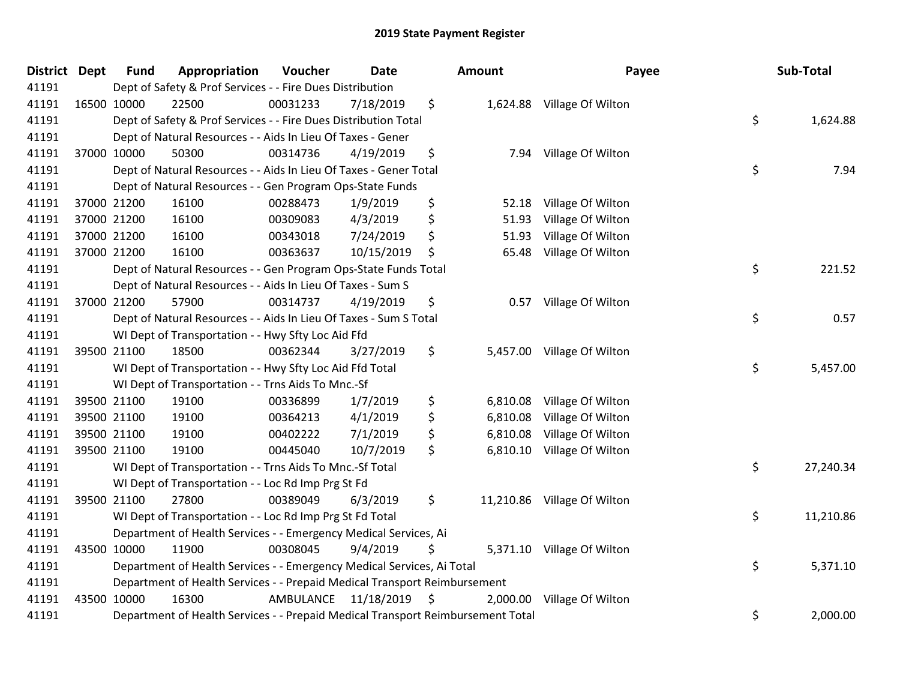# 2019 State Payment Register

| District | Dept | Fund | Appropriation | Voucher | Date | Amount | Payee | Sub-Total |
|---|---|---|---|---|---|---|---|---|
| 41191 | | Dept of Safety & Prof Services - - Fire Dues Distribution | | | | | | |
| 41191 | 16500 | 10000 | 22500 | 00031233 | 7/18/2019 | $ 1,624.88 | Village Of Wilton | |
| 41191 | | Dept of Safety & Prof Services - - Fire Dues Distribution Total | | | | | | $ 1,624.88 |
| 41191 | | Dept of Natural Resources - - Aids In Lieu Of Taxes - Gener | | | | | | |
| 41191 | 37000 | 10000 | 50300 | 00314736 | 4/19/2019 | $ 7.94 | Village Of Wilton | |
| 41191 | | Dept of Natural Resources - - Aids In Lieu Of Taxes - Gener Total | | | | | | $ 7.94 |
| 41191 | | Dept of Natural Resources - - Gen Program Ops-State Funds | | | | | | |
| 41191 | 37000 | 21200 | 16100 | 00288473 | 1/9/2019 | $ 52.18 | Village Of Wilton | |
| 41191 | 37000 | 21200 | 16100 | 00309083 | 4/3/2019 | $ 51.93 | Village Of Wilton | |
| 41191 | 37000 | 21200 | 16100 | 00343018 | 7/24/2019 | $ 51.93 | Village Of Wilton | |
| 41191 | 37000 | 21200 | 16100 | 00363637 | 10/15/2019 | $ 65.48 | Village Of Wilton | |
| 41191 | | Dept of Natural Resources - - Gen Program Ops-State Funds Total | | | | | | $ 221.52 |
| 41191 | | Dept of Natural Resources - - Aids In Lieu Of Taxes - Sum S | | | | | | |
| 41191 | 37000 | 21200 | 57900 | 00314737 | 4/19/2019 | $ 0.57 | Village Of Wilton | |
| 41191 | | Dept of Natural Resources - - Aids In Lieu Of Taxes - Sum S Total | | | | | | $ 0.57 |
| 41191 | | WI Dept of Transportation - - Hwy Sfty Loc Aid Ffd | | | | | | |
| 41191 | 39500 | 21100 | 18500 | 00362344 | 3/27/2019 | $ 5,457.00 | Village Of Wilton | |
| 41191 | | WI Dept of Transportation - - Hwy Sfty Loc Aid Ffd Total | | | | | | $ 5,457.00 |
| 41191 | | WI Dept of Transportation - - Trns Aids To Mnc.-Sf | | | | | | |
| 41191 | 39500 | 21100 | 19100 | 00336899 | 1/7/2019 | $ 6,810.08 | Village Of Wilton | |
| 41191 | 39500 | 21100 | 19100 | 00364213 | 4/1/2019 | $ 6,810.08 | Village Of Wilton | |
| 41191 | 39500 | 21100 | 19100 | 00402222 | 7/1/2019 | $ 6,810.08 | Village Of Wilton | |
| 41191 | 39500 | 21100 | 19100 | 00445040 | 10/7/2019 | $ 6,810.10 | Village Of Wilton | |
| 41191 | | WI Dept of Transportation - - Trns Aids To Mnc.-Sf Total | | | | | | $ 27,240.34 |
| 41191 | | WI Dept of Transportation - - Loc Rd Imp Prg St Fd | | | | | | |
| 41191 | 39500 | 21100 | 27800 | 00389049 | 6/3/2019 | $ 11,210.86 | Village Of Wilton | |
| 41191 | | WI Dept of Transportation - - Loc Rd Imp Prg St Fd Total | | | | | | $ 11,210.86 |
| 41191 | | Department of Health Services - - Emergency Medical Services, Ai | | | | | | |
| 41191 | 43500 | 10000 | 11900 | 00308045 | 9/4/2019 | $ 5,371.10 | Village Of Wilton | |
| 41191 | | Department of Health Services - - Emergency Medical Services, Ai Total | | | | | | $ 5,371.10 |
| 41191 | | Department of Health Services - - Prepaid Medical Transport Reimbursement | | | | | | |
| 41191 | 43500 | 10000 | 16300 | AMBULANCE | 11/18/2019 | $ 2,000.00 | Village Of Wilton | |
| 41191 | | Department of Health Services - - Prepaid Medical Transport Reimbursement Total | | | | | | $ 2,000.00 |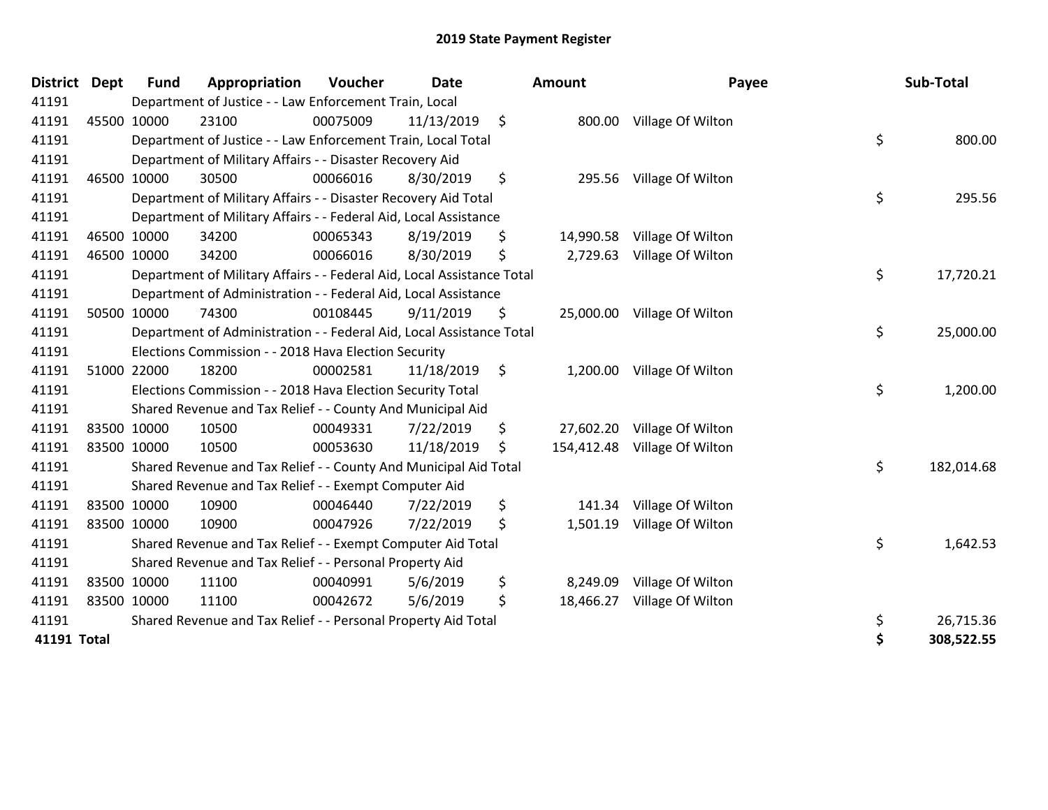# 2019 State Payment Register

| District | Dept | Fund | Appropriation | Voucher | Date | Amount | Payee | Sub-Total |
|---|---|---|---|---|---|---|---|---|
| 41191 | | Department of Justice - - Law Enforcement Train, Local | | | | | | |
| 41191 | 45500 | 10000 | 23100 | 00075009 | 11/13/2019 | $ 800.00 | Village Of Wilton | |
| 41191 | | Department of Justice - - Law Enforcement Train, Local Total | | | | | | $ 800.00 |
| 41191 | | Department of Military Affairs - - Disaster Recovery Aid | | | | | | |
| 41191 | 46500 | 10000 | 30500 | 00066016 | 8/30/2019 | $ 295.56 | Village Of Wilton | |
| 41191 | | Department of Military Affairs - - Disaster Recovery Aid Total | | | | | | $ 295.56 |
| 41191 | | Department of Military Affairs - - Federal Aid, Local Assistance | | | | | | |
| 41191 | 46500 | 10000 | 34200 | 00065343 | 8/19/2019 | $ 14,990.58 | Village Of Wilton | |
| 41191 | 46500 | 10000 | 34200 | 00066016 | 8/30/2019 | $ 2,729.63 | Village Of Wilton | |
| 41191 | | Department of Military Affairs - - Federal Aid, Local Assistance Total | | | | | | $ 17,720.21 |
| 41191 | | Department of Administration - - Federal Aid, Local Assistance | | | | | | |
| 41191 | 50500 | 10000 | 74300 | 00108445 | 9/11/2019 | $ 25,000.00 | Village Of Wilton | |
| 41191 | | Department of Administration - - Federal Aid, Local Assistance Total | | | | | | $ 25,000.00 |
| 41191 | | Elections Commission - - 2018 Hava Election Security | | | | | | |
| 41191 | 51000 | 22000 | 18200 | 00002581 | 11/18/2019 | $ 1,200.00 | Village Of Wilton | |
| 41191 | | Elections Commission - - 2018 Hava Election Security Total | | | | | | $ 1,200.00 |
| 41191 | | Shared Revenue and Tax Relief - - County And Municipal Aid | | | | | | |
| 41191 | 83500 | 10000 | 10500 | 00049331 | 7/22/2019 | $ 27,602.20 | Village Of Wilton | |
| 41191 | 83500 | 10000 | 10500 | 00053630 | 11/18/2019 | $ 154,412.48 | Village Of Wilton | |
| 41191 | | Shared Revenue and Tax Relief - - County And Municipal Aid Total | | | | | | $ 182,014.68 |
| 41191 | | Shared Revenue and Tax Relief - - Exempt Computer Aid | | | | | | |
| 41191 | 83500 | 10000 | 10900 | 00046440 | 7/22/2019 | $ 141.34 | Village Of Wilton | |
| 41191 | 83500 | 10000 | 10900 | 00047926 | 7/22/2019 | $ 1,501.19 | Village Of Wilton | |
| 41191 | | Shared Revenue and Tax Relief - - Exempt Computer Aid Total | | | | | | $ 1,642.53 |
| 41191 | | Shared Revenue and Tax Relief - - Personal Property Aid | | | | | | |
| 41191 | 83500 | 10000 | 11100 | 00040991 | 5/6/2019 | $ 8,249.09 | Village Of Wilton | |
| 41191 | 83500 | 10000 | 11100 | 00042672 | 5/6/2019 | $ 18,466.27 | Village Of Wilton | |
| 41191 | | Shared Revenue and Tax Relief - - Personal Property Aid Total | | | | | | $ 26,715.36 |
| **41191 Total** | | | | | | | | **$ 308,522.55** |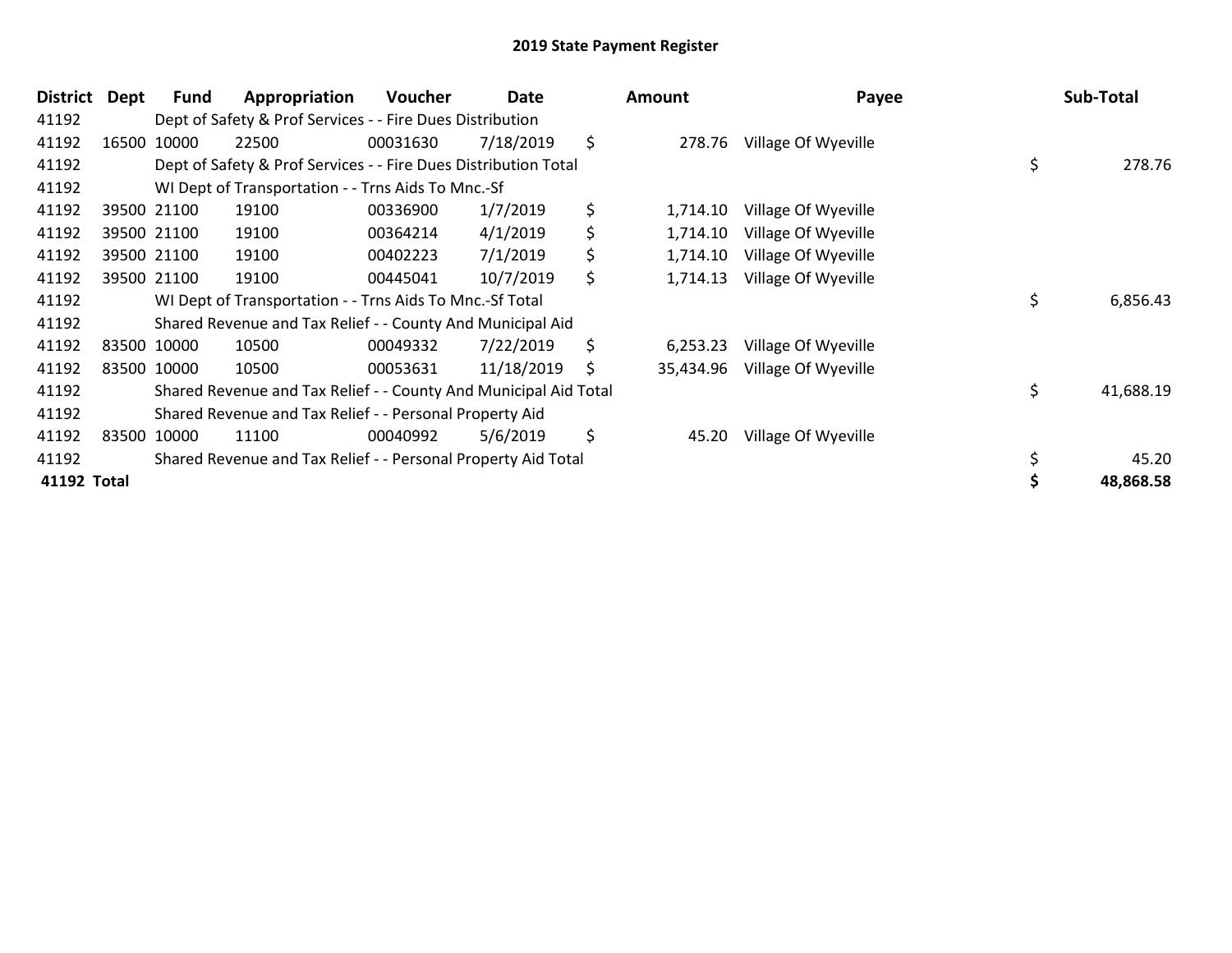## 2019 State Payment Register

| District | Dept | Fund | Appropriation | Voucher | Date | Amount | Payee | Sub-Total |
|---|---|---|---|---|---|---|---|---|
| 41192 | | Dept of Safety & Prof Services - - Fire Dues Distribution | | | | | | |
| 41192 | 16500 | 10000 | 22500 | 00031630 | 7/18/2019 | $ 278.76 | Village Of Wyeville | |
| 41192 | | Dept of Safety & Prof Services - - Fire Dues Distribution Total | | | | | | $ 278.76 |
| 41192 | | WI Dept of Transportation - - Trns Aids To Mnc.-Sf | | | | | | |
| 41192 | 39500 | 21100 | 19100 | 00336900 | 1/7/2019 | $ 1,714.10 | Village Of Wyeville | |
| 41192 | 39500 | 21100 | 19100 | 00364214 | 4/1/2019 | $ 1,714.10 | Village Of Wyeville | |
| 41192 | 39500 | 21100 | 19100 | 00402223 | 7/1/2019 | $ 1,714.10 | Village Of Wyeville | |
| 41192 | 39500 | 21100 | 19100 | 00445041 | 10/7/2019 | $ 1,714.13 | Village Of Wyeville | |
| 41192 | | WI Dept of Transportation - - Trns Aids To Mnc.-Sf Total | | | | | | $ 6,856.43 |
| 41192 | | Shared Revenue and Tax Relief - - County And Municipal Aid | | | | | | |
| 41192 | 83500 | 10000 | 10500 | 00049332 | 7/22/2019 | $ 6,253.23 | Village Of Wyeville | |
| 41192 | 83500 | 10000 | 10500 | 00053631 | 11/18/2019 | $ 35,434.96 | Village Of Wyeville | |
| 41192 | | Shared Revenue and Tax Relief - - County And Municipal Aid Total | | | | | | $ 41,688.19 |
| 41192 | | Shared Revenue and Tax Relief - - Personal Property Aid | | | | | | |
| 41192 | 83500 | 10000 | 11100 | 00040992 | 5/6/2019 | $ 45.20 | Village Of Wyeville | |
| 41192 | | Shared Revenue and Tax Relief - - Personal Property Aid Total | | | | | | $ 45.20 |
| **41192 Total** | | | | | | | | **$ 48,868.58** |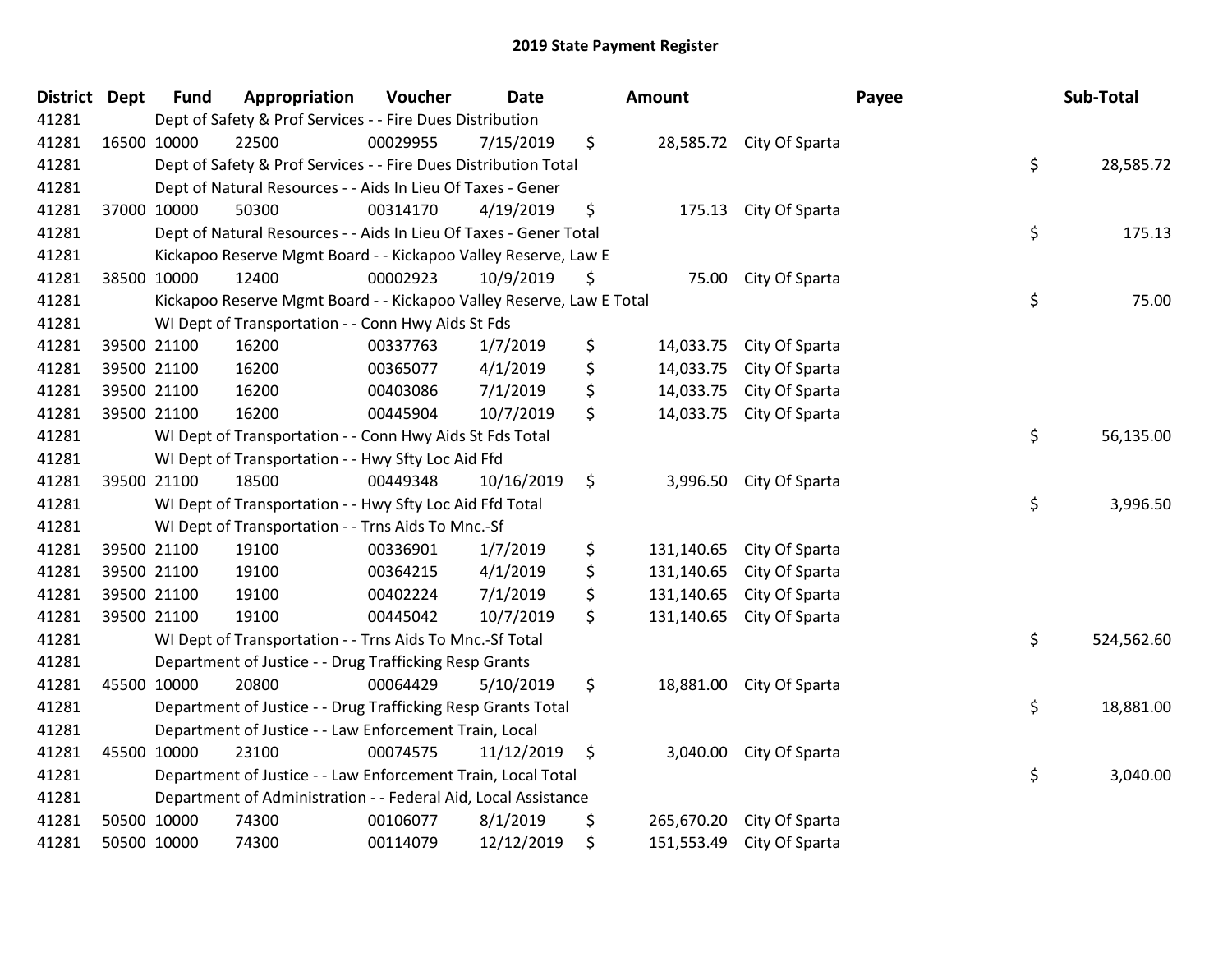# 2019 State Payment Register

| District | Dept | Fund | Appropriation | Voucher | Date | Amount | Payee | Sub-Total |
|---|---|---|---|---|---|---|---|---|
| 41281 | | Dept of Safety & Prof Services - - Fire Dues Distribution | | | | | | |
| 41281 | 16500 | 10000 | 22500 | 00029955 | 7/15/2019 | $ 28,585.72 | City Of Sparta | |
| 41281 | | Dept of Safety & Prof Services - - Fire Dues Distribution Total | | | | | | $ 28,585.72 |
| 41281 | | Dept of Natural Resources - - Aids In Lieu Of Taxes - Gener | | | | | | |
| 41281 | 37000 | 10000 | 50300 | 00314170 | 4/19/2019 | $ 175.13 | City Of Sparta | |
| 41281 | | Dept of Natural Resources - - Aids In Lieu Of Taxes - Gener Total | | | | | | $ 175.13 |
| 41281 | | Kickapoo Reserve Mgmt Board - - Kickapoo Valley Reserve, Law E | | | | | | |
| 41281 | 38500 | 10000 | 12400 | 00002923 | 10/9/2019 | $ 75.00 | City Of Sparta | |
| 41281 | | Kickapoo Reserve Mgmt Board - - Kickapoo Valley Reserve, Law E Total | | | | | | $ 75.00 |
| 41281 | | WI Dept of Transportation - - Conn Hwy Aids St Fds | | | | | | |
| 41281 | 39500 | 21100 | 16200 | 00337763 | 1/7/2019 | $ 14,033.75 | City Of Sparta | |
| 41281 | 39500 | 21100 | 16200 | 00365077 | 4/1/2019 | $ 14,033.75 | City Of Sparta | |
| 41281 | 39500 | 21100 | 16200 | 00403086 | 7/1/2019 | $ 14,033.75 | City Of Sparta | |
| 41281 | 39500 | 21100 | 16200 | 00445904 | 10/7/2019 | $ 14,033.75 | City Of Sparta | |
| 41281 | | WI Dept of Transportation - - Conn Hwy Aids St Fds Total | | | | | | $ 56,135.00 |
| 41281 | | WI Dept of Transportation - - Hwy Sfty Loc Aid Ffd | | | | | | |
| 41281 | 39500 | 21100 | 18500 | 00449348 | 10/16/2019 | $ 3,996.50 | City Of Sparta | |
| 41281 | | WI Dept of Transportation - - Hwy Sfty Loc Aid Ffd Total | | | | | | $ 3,996.50 |
| 41281 | | WI Dept of Transportation - - Trns Aids To Mnc.-Sf | | | | | | |
| 41281 | 39500 | 21100 | 19100 | 00336901 | 1/7/2019 | $ 131,140.65 | City Of Sparta | |
| 41281 | 39500 | 21100 | 19100 | 00364215 | 4/1/2019 | $ 131,140.65 | City Of Sparta | |
| 41281 | 39500 | 21100 | 19100 | 00402224 | 7/1/2019 | $ 131,140.65 | City Of Sparta | |
| 41281 | 39500 | 21100 | 19100 | 00445042 | 10/7/2019 | $ 131,140.65 | City Of Sparta | |
| 41281 | | WI Dept of Transportation - - Trns Aids To Mnc.-Sf Total | | | | | | $ 524,562.60 |
| 41281 | | Department of Justice - - Drug Trafficking Resp Grants | | | | | | |
| 41281 | 45500 | 10000 | 20800 | 00064429 | 5/10/2019 | $ 18,881.00 | City Of Sparta | |
| 41281 | | Department of Justice - - Drug Trafficking Resp Grants Total | | | | | | $ 18,881.00 |
| 41281 | | Department of Justice - - Law Enforcement Train, Local | | | | | | |
| 41281 | 45500 | 10000 | 23100 | 00074575 | 11/12/2019 | $ 3,040.00 | City Of Sparta | |
| 41281 | | Department of Justice - - Law Enforcement Train, Local Total | | | | | | $ 3,040.00 |
| 41281 | | Department of Administration - - Federal Aid, Local Assistance | | | | | | |
| 41281 | 50500 | 10000 | 74300 | 00106077 | 8/1/2019 | $ 265,670.20 | City Of Sparta | |
| 41281 | 50500 | 10000 | 74300 | 00114079 | 12/12/2019 | $ 151,553.49 | City Of Sparta | |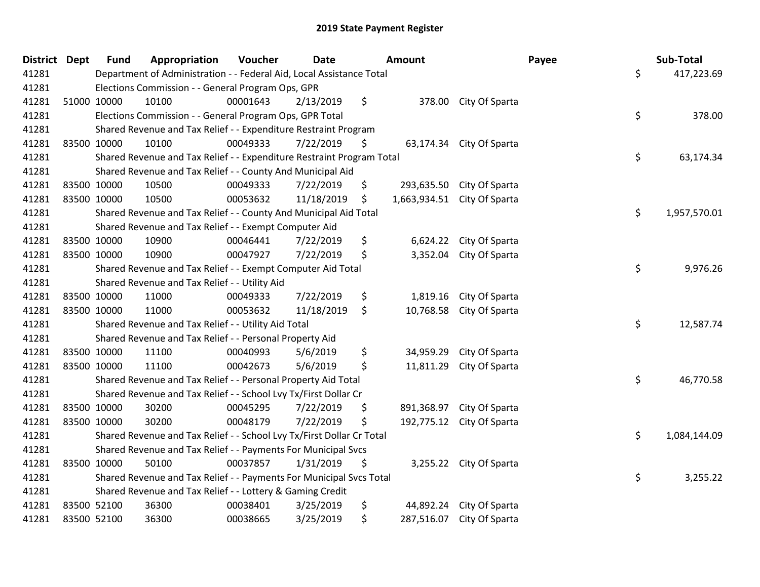# 2019 State Payment Register

| District | Dept | Fund | Appropriation | Voucher | Date | Amount | Payee | Sub-Total |
|---|---|---|---|---|---|---|---|---|
| 41281 | | Department of Administration - - Federal Aid, Local Assistance Total | | | | | | $ 417,223.69 |
| 41281 | | Elections Commission - - General Program Ops, GPR | | | | | | |
| 41281 | 51000 | 10000 | 10100 | 00001643 | 2/13/2019 | $ 378.00 | City Of Sparta | |
| 41281 | | Elections Commission - - General Program Ops, GPR Total | | | | | | $ 378.00 |
| 41281 | | Shared Revenue and Tax Relief - - Expenditure Restraint Program | | | | | | |
| 41281 | 83500 | 10000 | 10100 | 00049333 | 7/22/2019 | $ 63,174.34 | City Of Sparta | |
| 41281 | | Shared Revenue and Tax Relief - - Expenditure Restraint Program Total | | | | | | $ 63,174.34 |
| 41281 | | Shared Revenue and Tax Relief - - County And Municipal Aid | | | | | | |
| 41281 | 83500 | 10000 | 10500 | 00049333 | 7/22/2019 | $ 293,635.50 | City Of Sparta | |
| 41281 | 83500 | 10000 | 10500 | 00053632 | 11/18/2019 | $ 1,663,934.51 | City Of Sparta | |
| 41281 | | Shared Revenue and Tax Relief - - County And Municipal Aid Total | | | | | | $ 1,957,570.01 |
| 41281 | | Shared Revenue and Tax Relief - - Exempt Computer Aid | | | | | | |
| 41281 | 83500 | 10000 | 10900 | 00046441 | 7/22/2019 | $ 6,624.22 | City Of Sparta | |
| 41281 | 83500 | 10000 | 10900 | 00047927 | 7/22/2019 | $ 3,352.04 | City Of Sparta | |
| 41281 | | Shared Revenue and Tax Relief - - Exempt Computer Aid Total | | | | | | $ 9,976.26 |
| 41281 | | Shared Revenue and Tax Relief - - Utility Aid | | | | | | |
| 41281 | 83500 | 10000 | 11000 | 00049333 | 7/22/2019 | $ 1,819.16 | City Of Sparta | |
| 41281 | 83500 | 10000 | 11000 | 00053632 | 11/18/2019 | $ 10,768.58 | City Of Sparta | |
| 41281 | | Shared Revenue and Tax Relief - - Utility Aid Total | | | | | | $ 12,587.74 |
| 41281 | | Shared Revenue and Tax Relief - - Personal Property Aid | | | | | | |
| 41281 | 83500 | 10000 | 11100 | 00040993 | 5/6/2019 | $ 34,959.29 | City Of Sparta | |
| 41281 | 83500 | 10000 | 11100 | 00042673 | 5/6/2019 | $ 11,811.29 | City Of Sparta | |
| 41281 | | Shared Revenue and Tax Relief - - Personal Property Aid Total | | | | | | $ 46,770.58 |
| 41281 | | Shared Revenue and Tax Relief - - School Lvy Tx/First Dollar Cr | | | | | | |
| 41281 | 83500 | 10000 | 30200 | 00045295 | 7/22/2019 | $ 891,368.97 | City Of Sparta | |
| 41281 | 83500 | 10000 | 30200 | 00048179 | 7/22/2019 | $ 192,775.12 | City Of Sparta | |
| 41281 | | Shared Revenue and Tax Relief - - School Lvy Tx/First Dollar Cr Total | | | | | | $ 1,084,144.09 |
| 41281 | | Shared Revenue and Tax Relief - - Payments For Municipal Svcs | | | | | | |
| 41281 | 83500 | 10000 | 50100 | 00037857 | 1/31/2019 | $ 3,255.22 | City Of Sparta | |
| 41281 | | Shared Revenue and Tax Relief - - Payments For Municipal Svcs Total | | | | | | $ 3,255.22 |
| 41281 | | Shared Revenue and Tax Relief - - Lottery & Gaming Credit | | | | | | |
| 41281 | 83500 | 52100 | 36300 | 00038401 | 3/25/2019 | $ 44,892.24 | City Of Sparta | |
| 41281 | 83500 | 52100 | 36300 | 00038665 | 3/25/2019 | $ 287,516.07 | City Of Sparta | |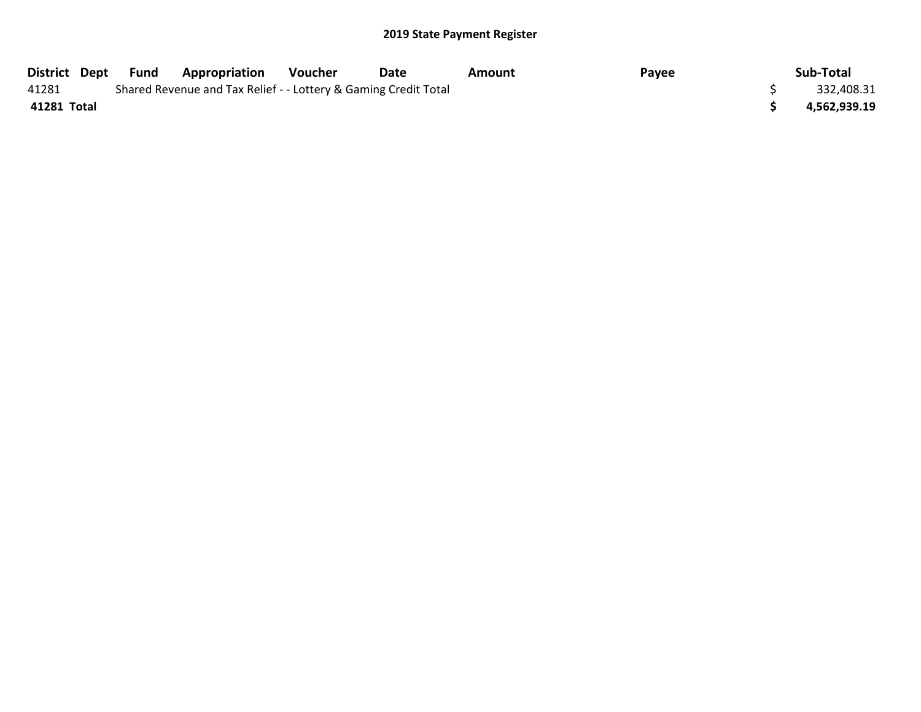## 2019 State Payment Register

| District | Dept | Fund | Appropriation | Voucher | Date | Amount | Payee | Sub-Total |
|---|---|---|---|---|---|---|---|---|
| 41281 | | Shared Revenue and Tax Relief - - Lottery & Gaming Credit Total | | | | | | $ 332,408.31 |
| **41281 Total** | | | | | | | | **$ 4,562,939.19** |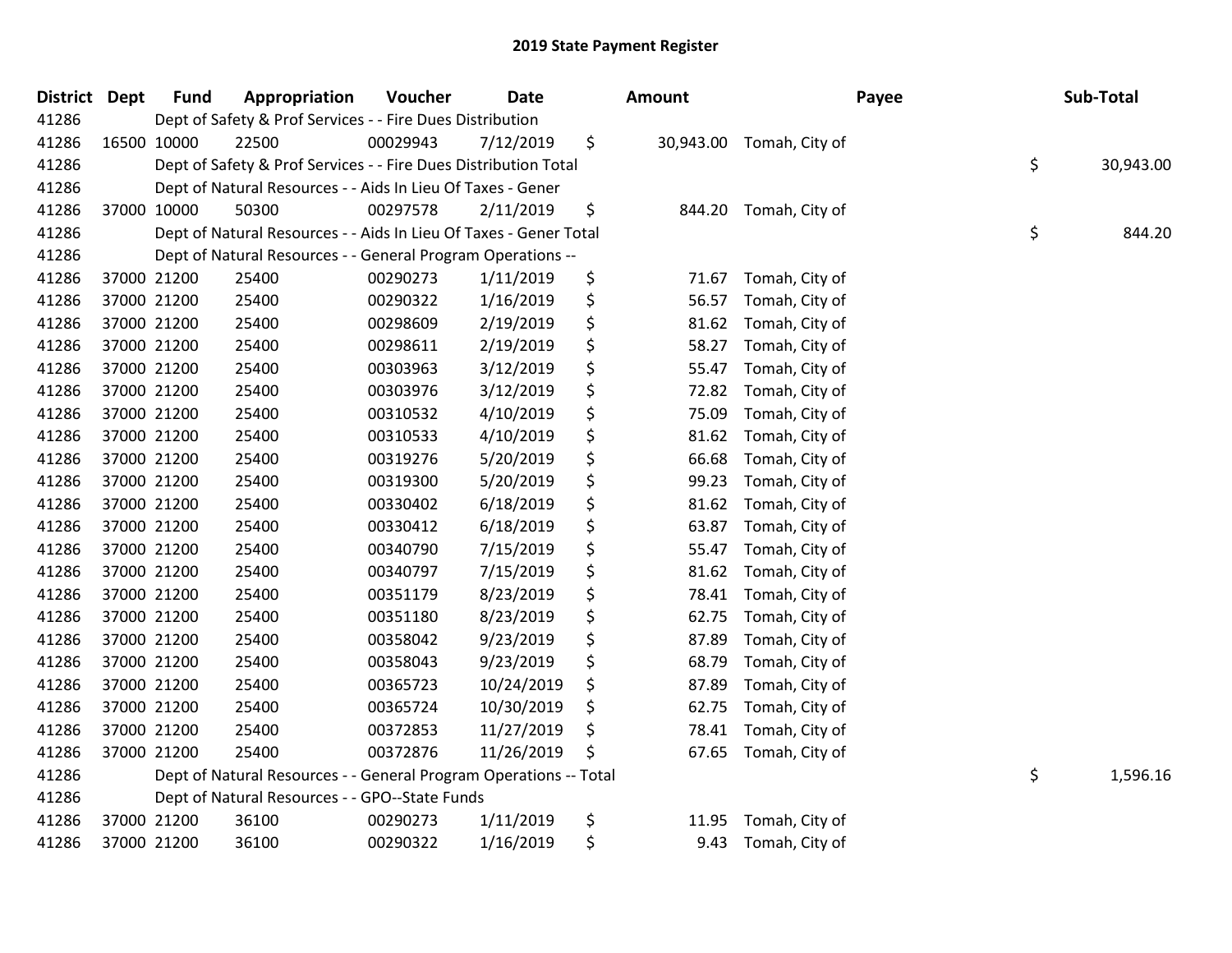# 2019 State Payment Register

| District | Dept | Fund | Appropriation | Voucher | Date | Amount | Payee | Sub-Total |
|---|---|---|---|---|---|---|---|---|
| 41286 | | Dept of Safety & Prof Services - - Fire Dues Distribution | | | | | | |
| 41286 | 16500 | 10000 | 22500 | 00029943 | 7/12/2019 | $ 30,943.00 | Tomah, City of | |
| 41286 | | Dept of Safety & Prof Services - - Fire Dues Distribution Total | | | | | | $ 30,943.00 |
| 41286 | | Dept of Natural Resources - - Aids In Lieu Of Taxes - Gener | | | | | | |
| 41286 | 37000 | 10000 | 50300 | 00297578 | 2/11/2019 | $ 844.20 | Tomah, City of | |
| 41286 | | Dept of Natural Resources - - Aids In Lieu Of Taxes - Gener Total | | | | | | $ 844.20 |
| 41286 | | Dept of Natural Resources - - General Program Operations -- | | | | | | |
| 41286 | 37000 | 21200 | 25400 | 00290273 | 1/11/2019 | $ 71.67 | Tomah, City of | |
| 41286 | 37000 | 21200 | 25400 | 00290322 | 1/16/2019 | $ 56.57 | Tomah, City of | |
| 41286 | 37000 | 21200 | 25400 | 00298609 | 2/19/2019 | $ 81.62 | Tomah, City of | |
| 41286 | 37000 | 21200 | 25400 | 00298611 | 2/19/2019 | $ 58.27 | Tomah, City of | |
| 41286 | 37000 | 21200 | 25400 | 00303963 | 3/12/2019 | $ 55.47 | Tomah, City of | |
| 41286 | 37000 | 21200 | 25400 | 00303976 | 3/12/2019 | $ 72.82 | Tomah, City of | |
| 41286 | 37000 | 21200 | 25400 | 00310532 | 4/10/2019 | $ 75.09 | Tomah, City of | |
| 41286 | 37000 | 21200 | 25400 | 00310533 | 4/10/2019 | $ 81.62 | Tomah, City of | |
| 41286 | 37000 | 21200 | 25400 | 00319276 | 5/20/2019 | $ 66.68 | Tomah, City of | |
| 41286 | 37000 | 21200 | 25400 | 00319300 | 5/20/2019 | $ 99.23 | Tomah, City of | |
| 41286 | 37000 | 21200 | 25400 | 00330402 | 6/18/2019 | $ 81.62 | Tomah, City of | |
| 41286 | 37000 | 21200 | 25400 | 00330412 | 6/18/2019 | $ 63.87 | Tomah, City of | |
| 41286 | 37000 | 21200 | 25400 | 00340790 | 7/15/2019 | $ 55.47 | Tomah, City of | |
| 41286 | 37000 | 21200 | 25400 | 00340797 | 7/15/2019 | $ 81.62 | Tomah, City of | |
| 41286 | 37000 | 21200 | 25400 | 00351179 | 8/23/2019 | $ 78.41 | Tomah, City of | |
| 41286 | 37000 | 21200 | 25400 | 00351180 | 8/23/2019 | $ 62.75 | Tomah, City of | |
| 41286 | 37000 | 21200 | 25400 | 00358042 | 9/23/2019 | $ 87.89 | Tomah, City of | |
| 41286 | 37000 | 21200 | 25400 | 00358043 | 9/23/2019 | $ 68.79 | Tomah, City of | |
| 41286 | 37000 | 21200 | 25400 | 00365723 | 10/24/2019 | $ 87.89 | Tomah, City of | |
| 41286 | 37000 | 21200 | 25400 | 00365724 | 10/30/2019 | $ 62.75 | Tomah, City of | |
| 41286 | 37000 | 21200 | 25400 | 00372853 | 11/27/2019 | $ 78.41 | Tomah, City of | |
| 41286 | 37000 | 21200 | 25400 | 00372876 | 11/26/2019 | $ 67.65 | Tomah, City of | |
| 41286 | | Dept of Natural Resources - - General Program Operations -- Total | | | | | | $ 1,596.16 |
| 41286 | | Dept of Natural Resources - - GPO--State Funds | | | | | | |
| 41286 | 37000 | 21200 | 36100 | 00290273 | 1/11/2019 | $ 11.95 | Tomah, City of | |
| 41286 | 37000 | 21200 | 36100 | 00290322 | 1/16/2019 | $ 9.43 | Tomah, City of | |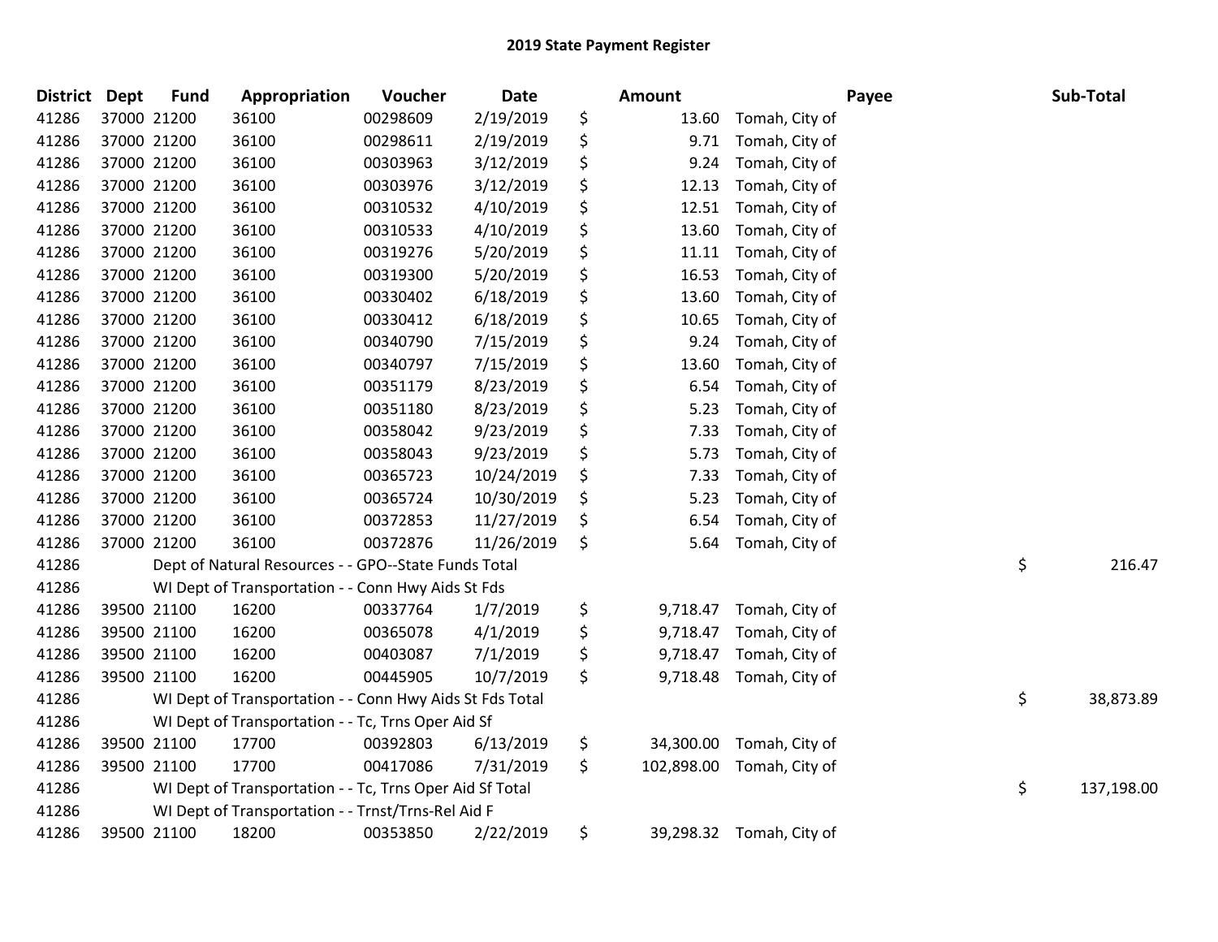# 2019 State Payment Register

| District | Dept | Fund | Appropriation | Voucher | Date | Amount | Payee | Sub-Total |
|---|---|---|---|---|---|---|---|---|
| 41286 | 37000 | 21200 | 36100 | 00298609 | 2/19/2019 | $ 13.60 | Tomah, City of | |
| 41286 | 37000 | 21200 | 36100 | 00298611 | 2/19/2019 | $ 9.71 | Tomah, City of | |
| 41286 | 37000 | 21200 | 36100 | 00303963 | 3/12/2019 | $ 9.24 | Tomah, City of | |
| 41286 | 37000 | 21200 | 36100 | 00303976 | 3/12/2019 | $ 12.13 | Tomah, City of | |
| 41286 | 37000 | 21200 | 36100 | 00310532 | 4/10/2019 | $ 12.51 | Tomah, City of | |
| 41286 | 37000 | 21200 | 36100 | 00310533 | 4/10/2019 | $ 13.60 | Tomah, City of | |
| 41286 | 37000 | 21200 | 36100 | 00319276 | 5/20/2019 | $ 11.11 | Tomah, City of | |
| 41286 | 37000 | 21200 | 36100 | 00319300 | 5/20/2019 | $ 16.53 | Tomah, City of | |
| 41286 | 37000 | 21200 | 36100 | 00330402 | 6/18/2019 | $ 13.60 | Tomah, City of | |
| 41286 | 37000 | 21200 | 36100 | 00330412 | 6/18/2019 | $ 10.65 | Tomah, City of | |
| 41286 | 37000 | 21200 | 36100 | 00340790 | 7/15/2019 | $ 9.24 | Tomah, City of | |
| 41286 | 37000 | 21200 | 36100 | 00340797 | 7/15/2019 | $ 13.60 | Tomah, City of | |
| 41286 | 37000 | 21200 | 36100 | 00351179 | 8/23/2019 | $ 6.54 | Tomah, City of | |
| 41286 | 37000 | 21200 | 36100 | 00351180 | 8/23/2019 | $ 5.23 | Tomah, City of | |
| 41286 | 37000 | 21200 | 36100 | 00358042 | 9/23/2019 | $ 7.33 | Tomah, City of | |
| 41286 | 37000 | 21200 | 36100 | 00358043 | 9/23/2019 | $ 5.73 | Tomah, City of | |
| 41286 | 37000 | 21200 | 36100 | 00365723 | 10/24/2019 | $ 7.33 | Tomah, City of | |
| 41286 | 37000 | 21200 | 36100 | 00365724 | 10/30/2019 | $ 5.23 | Tomah, City of | |
| 41286 | 37000 | 21200 | 36100 | 00372853 | 11/27/2019 | $ 6.54 | Tomah, City of | |
| 41286 | 37000 | 21200 | 36100 | 00372876 | 11/26/2019 | $ 5.64 | Tomah, City of | |
| 41286 | | Dept of Natural Resources - - GPO--State Funds Total | | | | | | $ 216.47 |
| 41286 | | WI Dept of Transportation - - Conn Hwy Aids St Fds | | | | | | |
| 41286 | 39500 | 21100 | 16200 | 00337764 | 1/7/2019 | $ 9,718.47 | Tomah, City of | |
| 41286 | 39500 | 21100 | 16200 | 00365078 | 4/1/2019 | $ 9,718.47 | Tomah, City of | |
| 41286 | 39500 | 21100 | 16200 | 00403087 | 7/1/2019 | $ 9,718.47 | Tomah, City of | |
| 41286 | 39500 | 21100 | 16200 | 00445905 | 10/7/2019 | $ 9,718.48 | Tomah, City of | |
| 41286 | | WI Dept of Transportation - - Conn Hwy Aids St Fds Total | | | | | | $ 38,873.89 |
| 41286 | | WI Dept of Transportation - - Tc, Trns Oper Aid Sf | | | | | | |
| 41286 | 39500 | 21100 | 17700 | 00392803 | 6/13/2019 | $ 34,300.00 | Tomah, City of | |
| 41286 | 39500 | 21100 | 17700 | 00417086 | 7/31/2019 | $ 102,898.00 | Tomah, City of | |
| 41286 | | WI Dept of Transportation - - Tc, Trns Oper Aid Sf Total | | | | | | $ 137,198.00 |
| 41286 | | WI Dept of Transportation - - Trnst/Trns-Rel Aid F | | | | | | |
| 41286 | 39500 | 21100 | 18200 | 00353850 | 2/22/2019 | $ 39,298.32 | Tomah, City of | |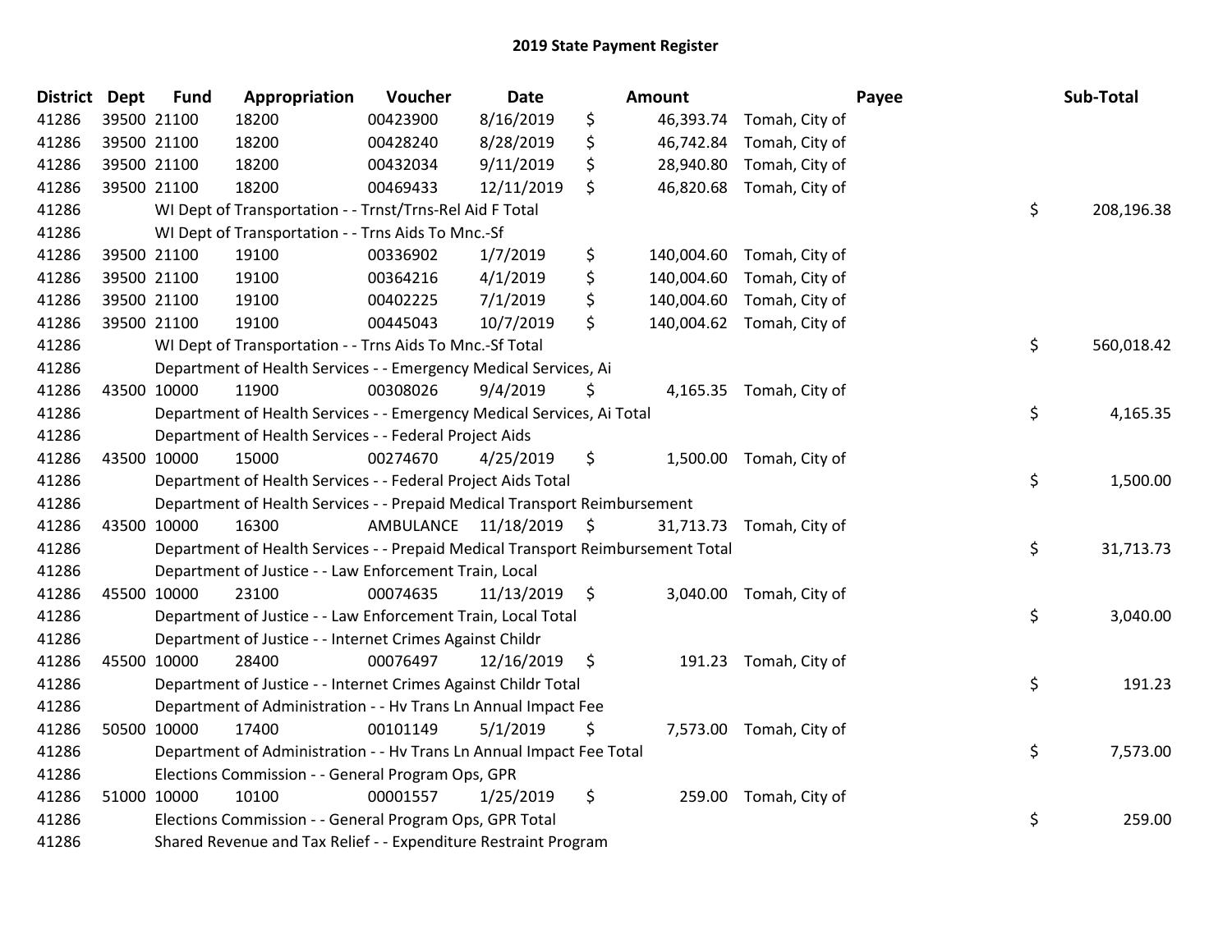# 2019 State Payment Register

| District | Dept | Fund | Appropriation | Voucher | Date | Amount | Payee | Sub-Total |
|---|---|---|---|---|---|---|---|---|
| 41286 | 39500 | 21100 | 18200 | 00423900 | 8/16/2019 | $ 46,393.74 | Tomah, City of | |
| 41286 | 39500 | 21100 | 18200 | 00428240 | 8/28/2019 | $ 46,742.84 | Tomah, City of | |
| 41286 | 39500 | 21100 | 18200 | 00432034 | 9/11/2019 | $ 28,940.80 | Tomah, City of | |
| 41286 | 39500 | 21100 | 18200 | 00469433 | 12/11/2019 | $ 46,820.68 | Tomah, City of | |
| 41286 | | | WI Dept of Transportation - - Trnst/Trns-Rel Aid F Total | | | | | $ 208,196.38 |
| 41286 | | | WI Dept of Transportation - - Trns Aids To Mnc.-Sf | | | | | |
| 41286 | 39500 | 21100 | 19100 | 00336902 | 1/7/2019 | $ 140,004.60 | Tomah, City of | |
| 41286 | 39500 | 21100 | 19100 | 00364216 | 4/1/2019 | $ 140,004.60 | Tomah, City of | |
| 41286 | 39500 | 21100 | 19100 | 00402225 | 7/1/2019 | $ 140,004.60 | Tomah, City of | |
| 41286 | 39500 | 21100 | 19100 | 00445043 | 10/7/2019 | $ 140,004.62 | Tomah, City of | |
| 41286 | | | WI Dept of Transportation - - Trns Aids To Mnc.-Sf Total | | | | | $ 560,018.42 |
| 41286 | | | Department of Health Services - - Emergency Medical Services, Ai | | | | | |
| 41286 | 43500 | 10000 | 11900 | 00308026 | 9/4/2019 | $ 4,165.35 | Tomah, City of | |
| 41286 | | | Department of Health Services - - Emergency Medical Services, Ai Total | | | | | $ 4,165.35 |
| 41286 | | | Department of Health Services - - Federal Project Aids | | | | | |
| 41286 | 43500 | 10000 | 15000 | 00274670 | 4/25/2019 | $ 1,500.00 | Tomah, City of | |
| 41286 | | | Department of Health Services - - Federal Project Aids Total | | | | | $ 1,500.00 |
| 41286 | | | Department of Health Services - - Prepaid Medical Transport Reimbursement | | | | | |
| 41286 | 43500 | 10000 | 16300 | AMBULANCE | 11/18/2019 | $ 31,713.73 | Tomah, City of | |
| 41286 | | | Department of Health Services - - Prepaid Medical Transport Reimbursement Total | | | | | $ 31,713.73 |
| 41286 | | | Department of Justice - - Law Enforcement Train, Local | | | | | |
| 41286 | 45500 | 10000 | 23100 | 00074635 | 11/13/2019 | $ 3,040.00 | Tomah, City of | |
| 41286 | | | Department of Justice - - Law Enforcement Train, Local Total | | | | | $ 3,040.00 |
| 41286 | | | Department of Justice - - Internet Crimes Against Childr | | | | | |
| 41286 | 45500 | 10000 | 28400 | 00076497 | 12/16/2019 | $ 191.23 | Tomah, City of | |
| 41286 | | | Department of Justice - - Internet Crimes Against Childr Total | | | | | $ 191.23 |
| 41286 | | | Department of Administration - - Hv Trans Ln Annual Impact Fee | | | | | |
| 41286 | 50500 | 10000 | 17400 | 00101149 | 5/1/2019 | $ 7,573.00 | Tomah, City of | |
| 41286 | | | Department of Administration - - Hv Trans Ln Annual Impact Fee Total | | | | | $ 7,573.00 |
| 41286 | | | Elections Commission - - General Program Ops, GPR | | | | | |
| 41286 | 51000 | 10000 | 10100 | 00001557 | 1/25/2019 | $ 259.00 | Tomah, City of | |
| 41286 | | | Elections Commission - - General Program Ops, GPR Total | | | | | $ 259.00 |
| 41286 | | | Shared Revenue and Tax Relief - - Expenditure Restraint Program | | | | | |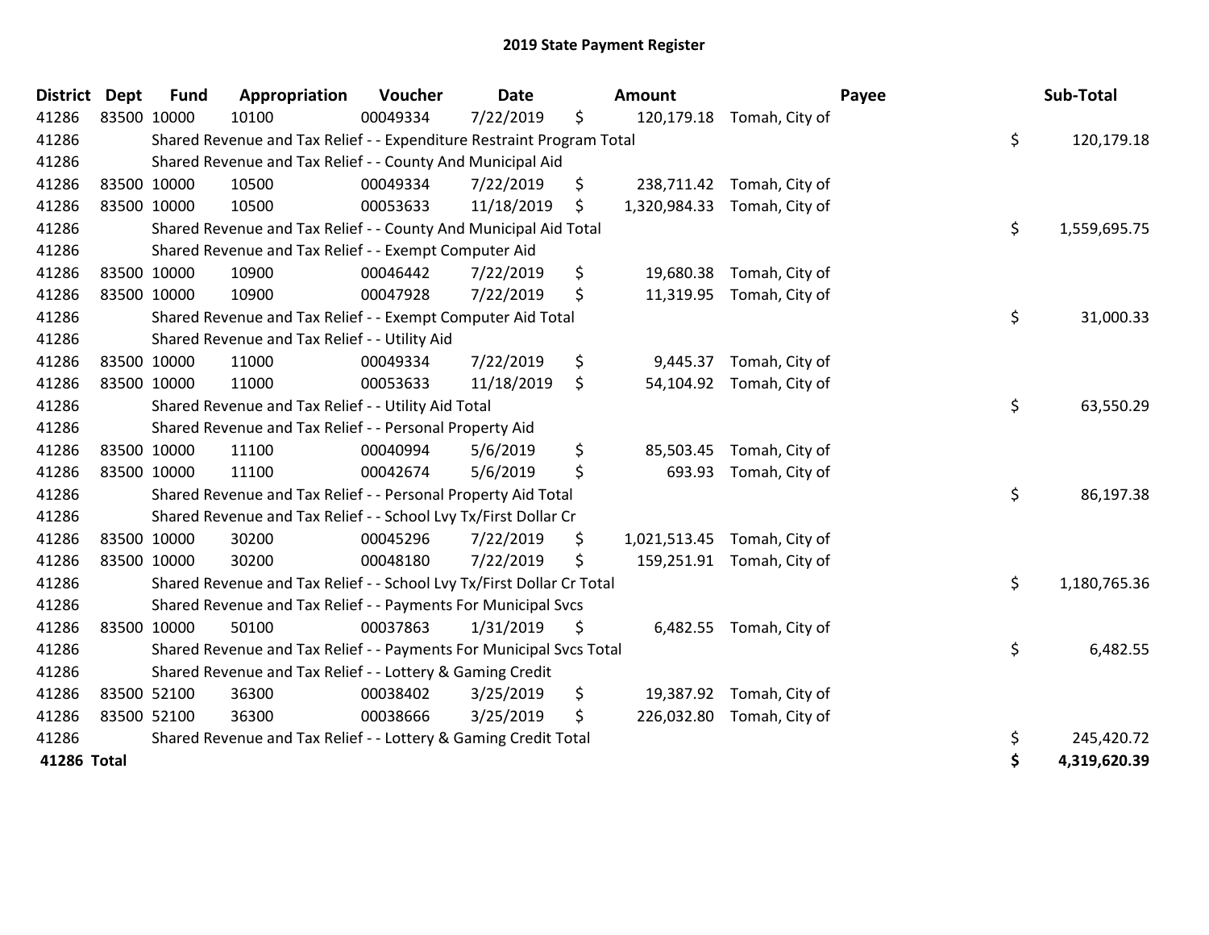# 2019 State Payment Register

| District | Dept | Fund | Appropriation | Voucher | Date | Amount | Payee | Sub-Total |
|---|---|---|---|---|---|---|---|---|
| 41286 | 83500 | 10000 | 10100 | 00049334 | 7/22/2019 | $ 120,179.18 | Tomah, City of | |
| 41286 | | Shared Revenue and Tax Relief - - Expenditure Restraint Program Total | | | | | | $ 120,179.18 |
| 41286 | | Shared Revenue and Tax Relief - - County And Municipal Aid | | | | | | |
| 41286 | 83500 | 10000 | 10500 | 00049334 | 7/22/2019 | $ 238,711.42 | Tomah, City of | |
| 41286 | 83500 | 10000 | 10500 | 00053633 | 11/18/2019 | $ 1,320,984.33 | Tomah, City of | |
| 41286 | | Shared Revenue and Tax Relief - - County And Municipal Aid Total | | | | | | $ 1,559,695.75 |
| 41286 | | Shared Revenue and Tax Relief - - Exempt Computer Aid | | | | | | |
| 41286 | 83500 | 10000 | 10900 | 00046442 | 7/22/2019 | $ 19,680.38 | Tomah, City of | |
| 41286 | 83500 | 10000 | 10900 | 00047928 | 7/22/2019 | $ 11,319.95 | Tomah, City of | |
| 41286 | | Shared Revenue and Tax Relief - - Exempt Computer Aid Total | | | | | | $ 31,000.33 |
| 41286 | | Shared Revenue and Tax Relief - - Utility Aid | | | | | | |
| 41286 | 83500 | 10000 | 11000 | 00049334 | 7/22/2019 | $ 9,445.37 | Tomah, City of | |
| 41286 | 83500 | 10000 | 11000 | 00053633 | 11/18/2019 | $ 54,104.92 | Tomah, City of | |
| 41286 | | Shared Revenue and Tax Relief - - Utility Aid Total | | | | | | $ 63,550.29 |
| 41286 | | Shared Revenue and Tax Relief - - Personal Property Aid | | | | | | |
| 41286 | 83500 | 10000 | 11100 | 00040994 | 5/6/2019 | $ 85,503.45 | Tomah, City of | |
| 41286 | 83500 | 10000 | 11100 | 00042674 | 5/6/2019 | $ 693.93 | Tomah, City of | |
| 41286 | | Shared Revenue and Tax Relief - - Personal Property Aid Total | | | | | | $ 86,197.38 |
| 41286 | | Shared Revenue and Tax Relief - - School Lvy Tx/First Dollar Cr | | | | | | |
| 41286 | 83500 | 10000 | 30200 | 00045296 | 7/22/2019 | $ 1,021,513.45 | Tomah, City of | |
| 41286 | 83500 | 10000 | 30200 | 00048180 | 7/22/2019 | $ 159,251.91 | Tomah, City of | |
| 41286 | | Shared Revenue and Tax Relief - - School Lvy Tx/First Dollar Cr Total | | | | | | $ 1,180,765.36 |
| 41286 | | Shared Revenue and Tax Relief - - Payments For Municipal Svcs | | | | | | |
| 41286 | 83500 | 10000 | 50100 | 00037863 | 1/31/2019 | $ 6,482.55 | Tomah, City of | |
| 41286 | | Shared Revenue and Tax Relief - - Payments For Municipal Svcs Total | | | | | | $ 6,482.55 |
| 41286 | | Shared Revenue and Tax Relief - - Lottery & Gaming Credit | | | | | | |
| 41286 | 83500 | 52100 | 36300 | 00038402 | 3/25/2019 | $ 19,387.92 | Tomah, City of | |
| 41286 | 83500 | 52100 | 36300 | 00038666 | 3/25/2019 | $ 226,032.80 | Tomah, City of | |
| 41286 | | Shared Revenue and Tax Relief - - Lottery & Gaming Credit Total | | | | | | $ 245,420.72 |
| **41286 Total** | | | | | | | | **$ 4,319,620.39** |